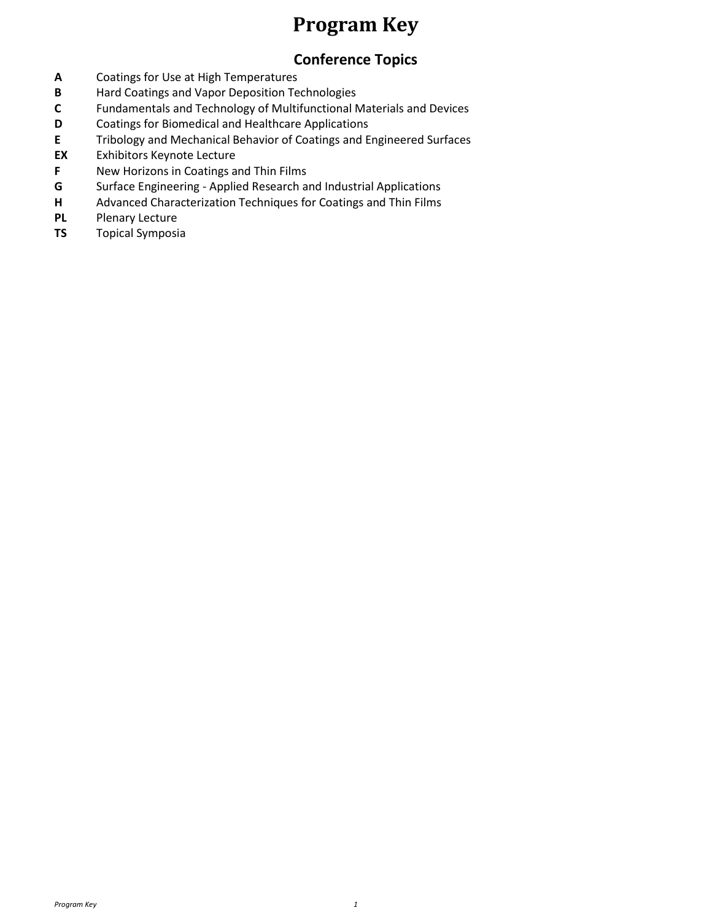# Program Key

## Conference Topics

| | |
|---|---|
| **A** | Coatings for Use at High Temperatures |
| **B** | Hard Coatings and Vapor Deposition Technologies |
| **C** | Fundamentals and Technology of Multifunctional Materials and Devices |
| **D** | Coatings for Biomedical and Healthcare Applications |
| **E** | Tribology and Mechanical Behavior of Coatings and Engineered Surfaces |
| **EX** | Exhibitors Keynote Lecture |
| **F** | New Horizons in Coatings and Thin Films |
| **G** | Surface Engineering - Applied Research and Industrial Applications |
| **H** | Advanced Characterization Techniques for Coatings and Thin Films |
| **PL** | Plenary Lecture |
| **TS** | Topical Symposia |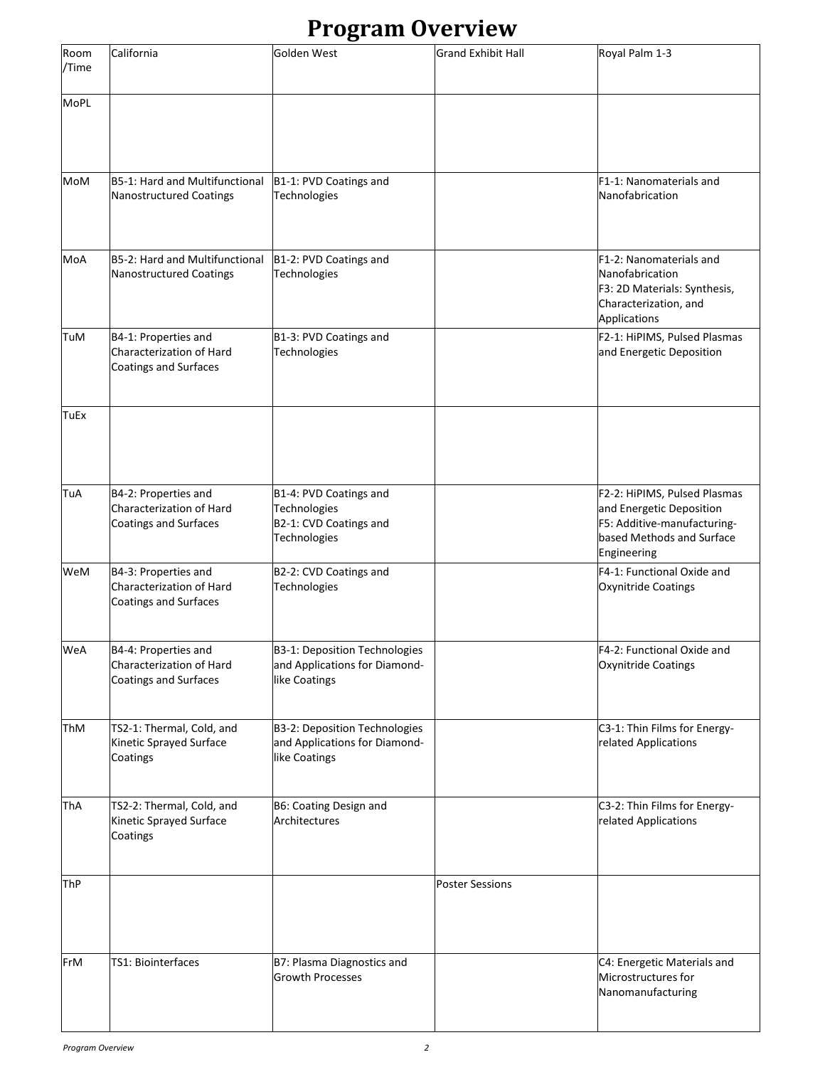# Program Overview

| Room /Time | California | Golden West | Grand Exhibit Hall | Royal Palm 1-3 |
| --- | --- | --- | --- | --- |
| MoPL | | | | |
| MoM | B5-1: Hard and Multifunctional Nanostructured Coatings | B1-1: PVD Coatings and Technologies | | F1-1: Nanomaterials and Nanofabrication |
| MoA | B5-2: Hard and Multifunctional Nanostructured Coatings | B1-2: PVD Coatings and Technologies | | F1-2: Nanomaterials and Nanofabrication<br>F3: 2D Materials: Synthesis, Characterization, and Applications |
| TuM | B4-1: Properties and Characterization of Hard Coatings and Surfaces | B1-3: PVD Coatings and Technologies | | F2-1: HiPIMS, Pulsed Plasmas and Energetic Deposition |
| TuEx | | | | |
| TuA | B4-2: Properties and Characterization of Hard Coatings and Surfaces | B1-4: PVD Coatings and Technologies<br>B2-1: CVD Coatings and Technologies | | F2-2: HiPIMS, Pulsed Plasmas and Energetic Deposition<br>F5: Additive-manufacturing-based Methods and Surface Engineering |
| WeM | B4-3: Properties and Characterization of Hard Coatings and Surfaces | B2-2: CVD Coatings and Technologies | | F4-1: Functional Oxide and Oxynitride Coatings |
| WeA | B4-4: Properties and Characterization of Hard Coatings and Surfaces | B3-1: Deposition Technologies and Applications for Diamond-like Coatings | | F4-2: Functional Oxide and Oxynitride Coatings |
| ThM | TS2-1: Thermal, Cold, and Kinetic Sprayed Surface Coatings | B3-2: Deposition Technologies and Applications for Diamond-like Coatings | | C3-1: Thin Films for Energy-related Applications |
| ThA | TS2-2: Thermal, Cold, and Kinetic Sprayed Surface Coatings | B6: Coating Design and Architectures | | C3-2: Thin Films for Energy-related Applications |
| ThP | | | Poster Sessions | |
| FrM | TS1: Biointerfaces | B7: Plasma Diagnostics and Growth Processes | | C4: Energetic Materials and Microstructures for Nanomanufacturing |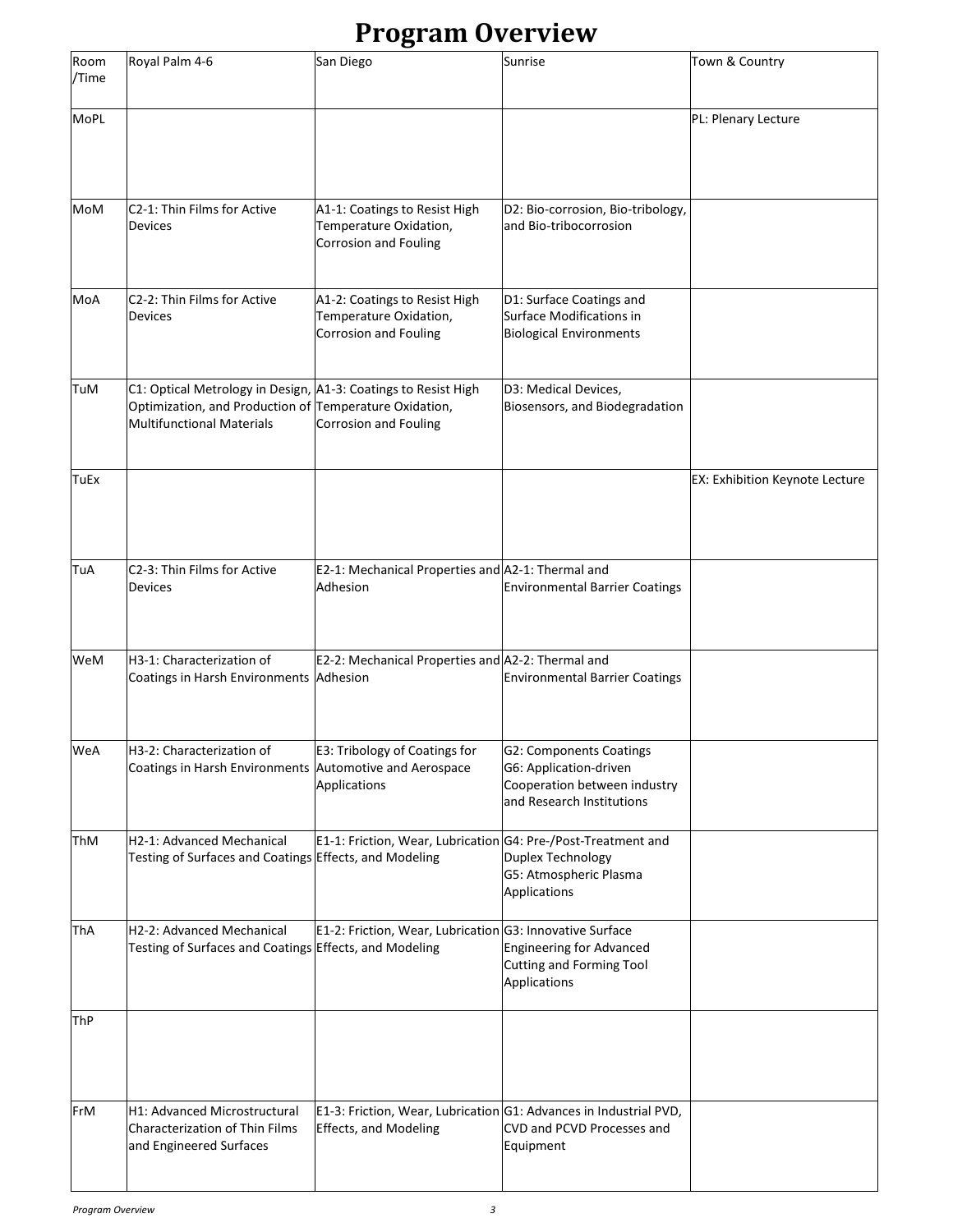# Program Overview

| Room /Time | Royal Palm 4-6 | San Diego | Sunrise | Town & Country |
|---|---|---|---|---|
| MoPL | | | | PL: Plenary Lecture |
| MoM | C2-1: Thin Films for Active Devices | A1-1: Coatings to Resist High Temperature Oxidation, Corrosion and Fouling | D2: Bio-corrosion, Bio-tribology, and Bio-tribocorrosion | |
| MoA | C2-2: Thin Films for Active Devices | A1-2: Coatings to Resist High Temperature Oxidation, Corrosion and Fouling | D1: Surface Coatings and Surface Modifications in Biological Environments | |
| TuM | C1: Optical Metrology in Design, Optimization, and Production of Multifunctional Materials | A1-3: Coatings to Resist High Temperature Oxidation, Corrosion and Fouling | D3: Medical Devices, Biosensors, and Biodegradation | |
| TuEx | | | | EX: Exhibition Keynote Lecture |
| TuA | C2-3: Thin Films for Active Devices | E2-1: Mechanical Properties and Adhesion | A2-1: Thermal and Environmental Barrier Coatings | |
| WeM | H3-1: Characterization of Coatings in Harsh Environments | E2-2: Mechanical Properties and Adhesion | A2-2: Thermal and Environmental Barrier Coatings | |
| WeA | H3-2: Characterization of Coatings in Harsh Environments | E3: Tribology of Coatings for Automotive and Aerospace Applications | G2: Components Coatings<br>G6: Application-driven Cooperation between industry and Research Institutions | |
| ThM | H2-1: Advanced Mechanical Testing of Surfaces and Coatings | E1-1: Friction, Wear, Lubrication Effects, and Modeling | G4: Pre-/Post-Treatment and Duplex Technology<br>G5: Atmospheric Plasma Applications | |
| ThA | H2-2: Advanced Mechanical Testing of Surfaces and Coatings | E1-2: Friction, Wear, Lubrication Effects, and Modeling | G3: Innovative Surface Engineering for Advanced Cutting and Forming Tool Applications | |
| ThP | | | | |
| FrM | H1: Advanced Microstructural Characterization of Thin Films and Engineered Surfaces | E1-3: Friction, Wear, Lubrication Effects, and Modeling | G1: Advances in Industrial PVD, CVD and PCVD Processes and Equipment | |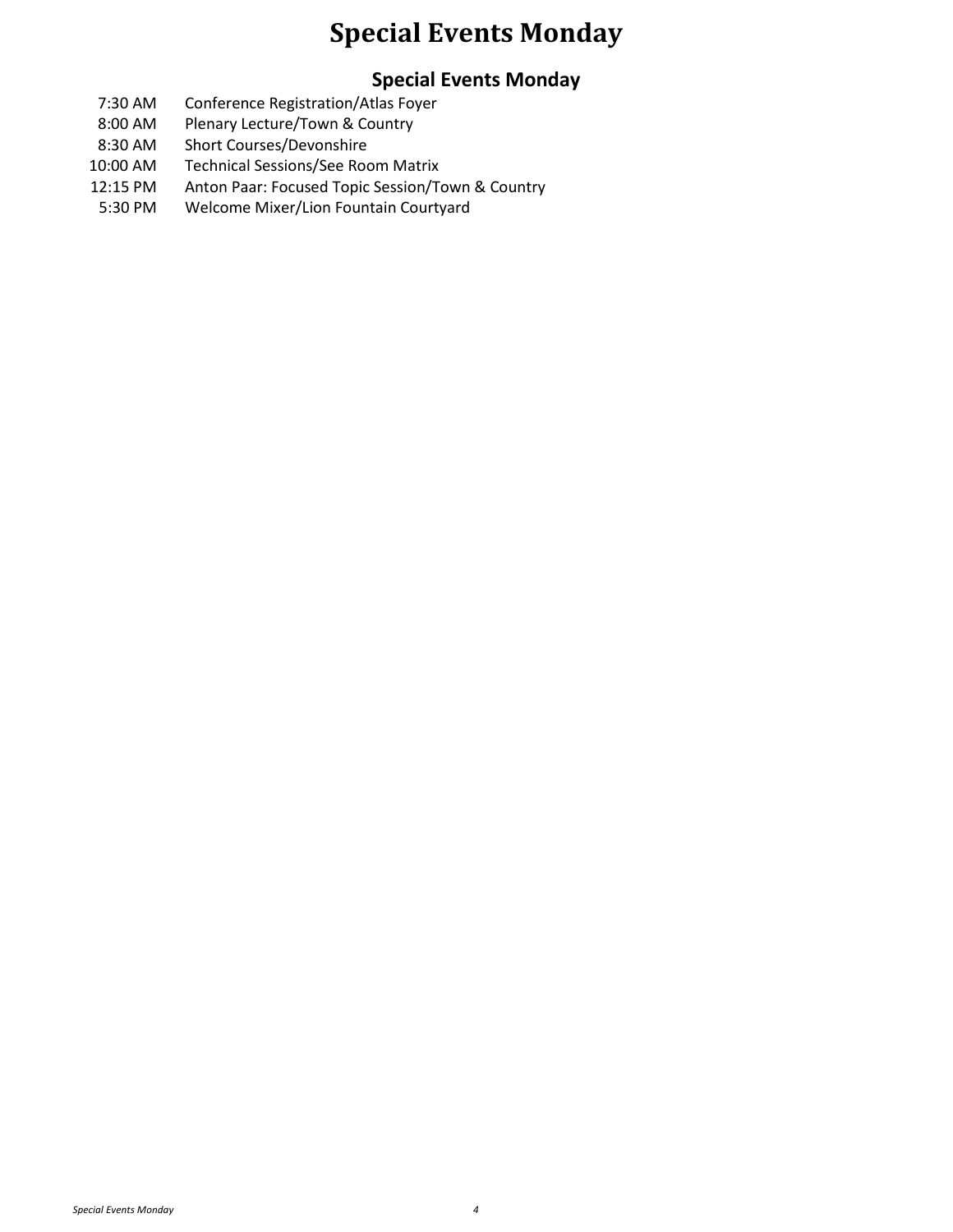# Special Events Monday

## Special Events Monday

| | |
|---|---|
| 7:30 AM | Conference Registration/Atlas Foyer |
| 8:00 AM | Plenary Lecture/Town & Country |
| 8:30 AM | Short Courses/Devonshire |
| 10:00 AM | Technical Sessions/See Room Matrix |
| 12:15 PM | Anton Paar: Focused Topic Session/Town & Country |
| 5:30 PM | Welcome Mixer/Lion Fountain Courtyard |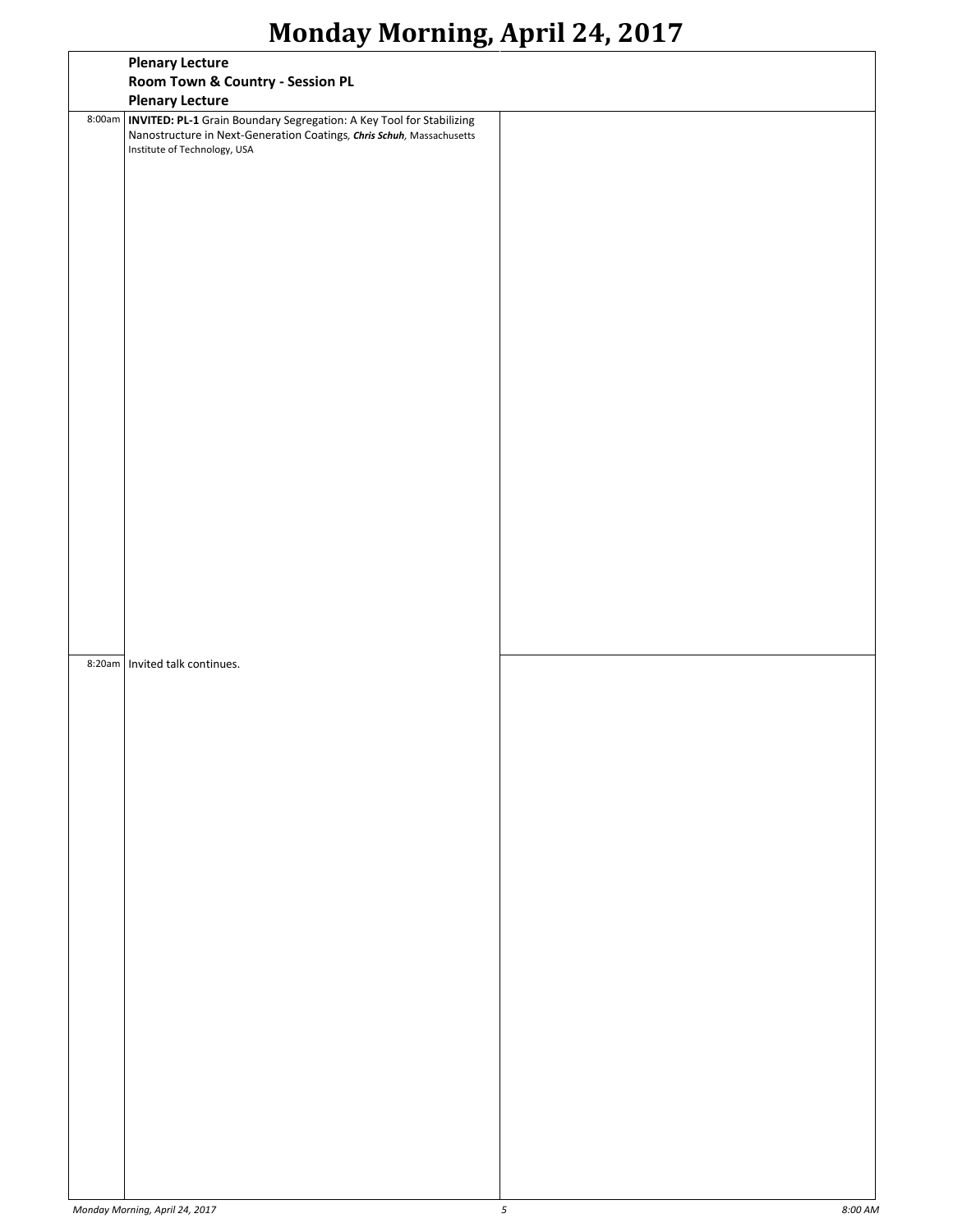# Monday Morning, April 24, 2017

## Plenary Lecture
### Room Town & Country - Session PL
### Plenary Lecture

8:00am **INVITED: PL-1** Grain Boundary Segregation: A Key Tool for Stabilizing Nanostructure in Next-Generation Coatings, ***Chris Schuh***, Massachusetts Institute of Technology, USA

8:20am Invited talk continues.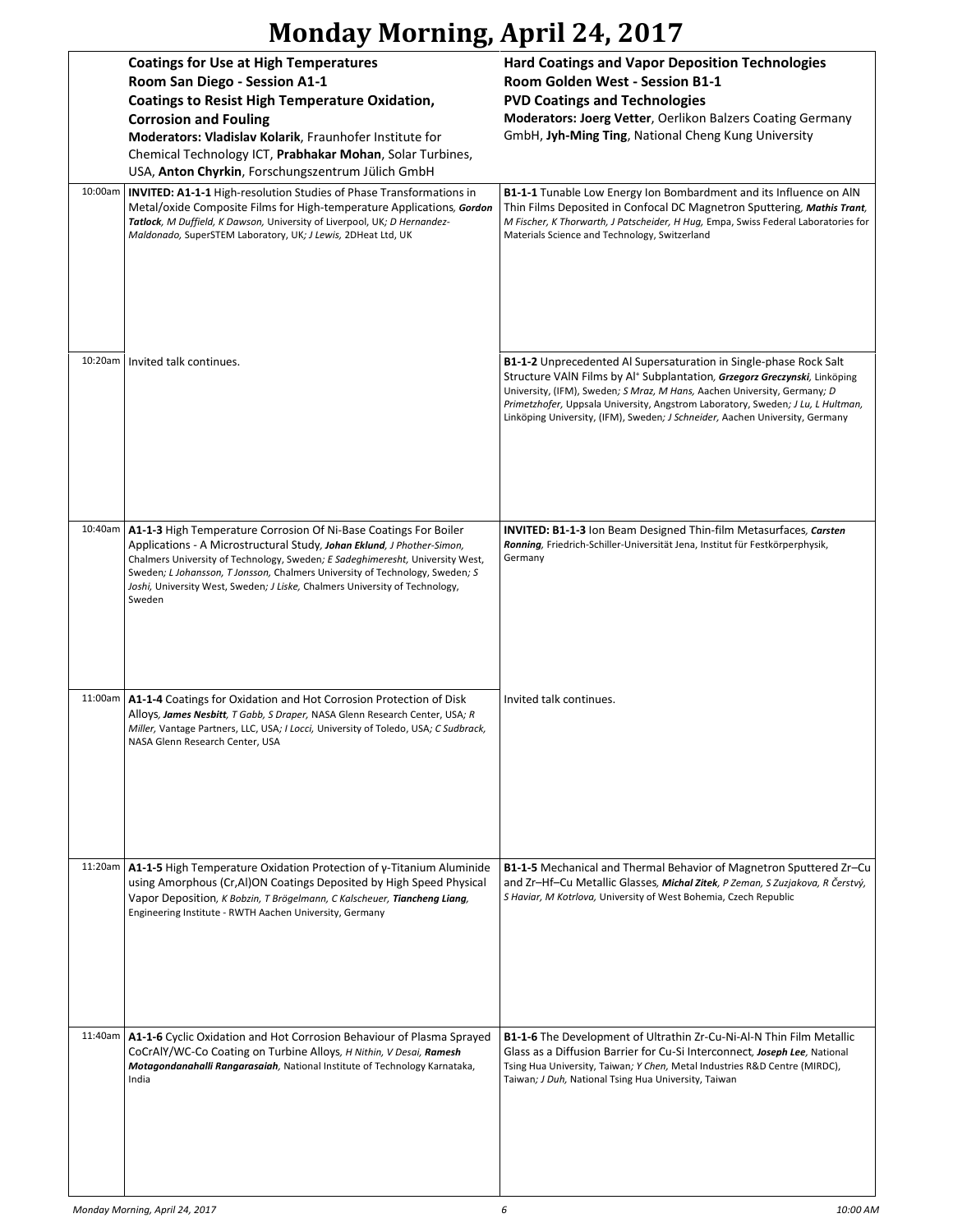# Monday Morning, April 24, 2017

| | **Coatings for Use at High Temperatures**<br>**Room San Diego - Session A1-1**<br>**Coatings to Resist High Temperature Oxidation, Corrosion and Fouling**<br>**Moderators: Vladislav Kolarik**, Fraunhofer Institute for Chemical Technology ICT, **Prabhakar Mohan**, Solar Turbines, USA, **Anton Chyrkin**, Forschungszentrum Jülich GmbH | **Hard Coatings and Vapor Deposition Technologies**<br>**Room Golden West - Session B1-1**<br>**PVD Coatings and Technologies**<br>**Moderators: Joerg Vetter**, Oerlikon Balzers Coating Germany GmbH, **Jyh-Ming Ting**, National Cheng Kung University |
|---|---|---|
| 10:00am | **INVITED: A1-1-1** High-resolution Studies of Phase Transformations in Metal/oxide Composite Films for High-temperature Applications, ***Gordon Tatlock***, *M Duffield, K Dawson,* University of Liverpool, UK*; D Hernandez-Maldonado,* SuperSTEM Laboratory, UK*; J Lewis,* 2DHeat Ltd, UK | **B1-1-1** Tunable Low Energy Ion Bombardment and its Influence on AlN Thin Films Deposited in Confocal DC Magnetron Sputtering, ***Mathis Trant***, *M Fischer, K Thorwarth, J Patscheider, H Hug,* Empa, Swiss Federal Laboratories for Materials Science and Technology, Switzerland |
| 10:20am | Invited talk continues. | **B1-1-2** Unprecedented Al Supersaturation in Single-phase Rock Salt Structure VAlN Films by $Al^+$ Subplantation, ***Grzegorz Greczynski***, Linköping University, (IFM), Sweden*; S Mraz, M Hans,* Aachen University, Germany*; D Primetzhofer,* Uppsala University, Angstrom Laboratory, Sweden*; J Lu, L Hultman,* Linköping University, (IFM), Sweden*; J Schneider,* Aachen University, Germany |
| 10:40am | **A1-1-3** High Temperature Corrosion Of Ni-Base Coatings For Boiler Applications - A Microstructural Study, ***Johan Eklund***, *J Phother-Simon,* Chalmers University of Technology, Sweden*; E Sadeghimeresht,* University West, Sweden*; L Johansson, T Jonsson,* Chalmers University of Technology, Sweden*; S Joshi,* University West, Sweden*; J Liske,* Chalmers University of Technology, Sweden | **INVITED: B1-1-3** Ion Beam Designed Thin-film Metasurfaces, ***Carsten Ronning***, Friedrich-Schiller-Universität Jena, Institut für Festkörperphysik, Germany |
| 11:00am | **A1-1-4** Coatings for Oxidation and Hot Corrosion Protection of Disk Alloys, ***James Nesbitt***, *T Gabb, S Draper,* NASA Glenn Research Center, USA*; R Miller,* Vantage Partners, LLC, USA*; I Locci,* University of Toledo, USA*; C Sudbrack,* NASA Glenn Research Center, USA | Invited talk continues. |
| 11:20am | **A1-1-5** High Temperature Oxidation Protection of γ-Titanium Aluminide using Amorphous (Cr,Al)ON Coatings Deposited by High Speed Physical Vapor Deposition, *K Bobzin, T Brögelmann, C Kalscheuer,* ***Tiancheng Liang***, Engineering Institute - RWTH Aachen University, Germany | **B1-1-5** Mechanical and Thermal Behavior of Magnetron Sputtered Zr–Cu and Zr–Hf–Cu Metallic Glasses, ***Michal Zitek***, *P Zeman, S Zuzjakova, R Čerstvý, S Haviar, M Kotrlova,* University of West Bohemia, Czech Republic |
| 11:40am | **A1-1-6** Cyclic Oxidation and Hot Corrosion Behaviour of Plasma Sprayed CoCrAlY/WC-Co Coating on Turbine Alloys, *H Nithin, V Desai,* ***Ramesh Motagondanahalli Rangarasaiah***, National Institute of Technology Karnataka, India | **B1-1-6** The Development of Ultrathin Zr-Cu-Ni-Al-N Thin Film Metallic Glass as a Diffusion Barrier for Cu-Si Interconnect, ***Joseph Lee***, National Tsing Hua University, Taiwan*; Y Chen,* Metal Industries R&D Centre (MIRDC), Taiwan*; J Duh,* National Tsing Hua University, Taiwan |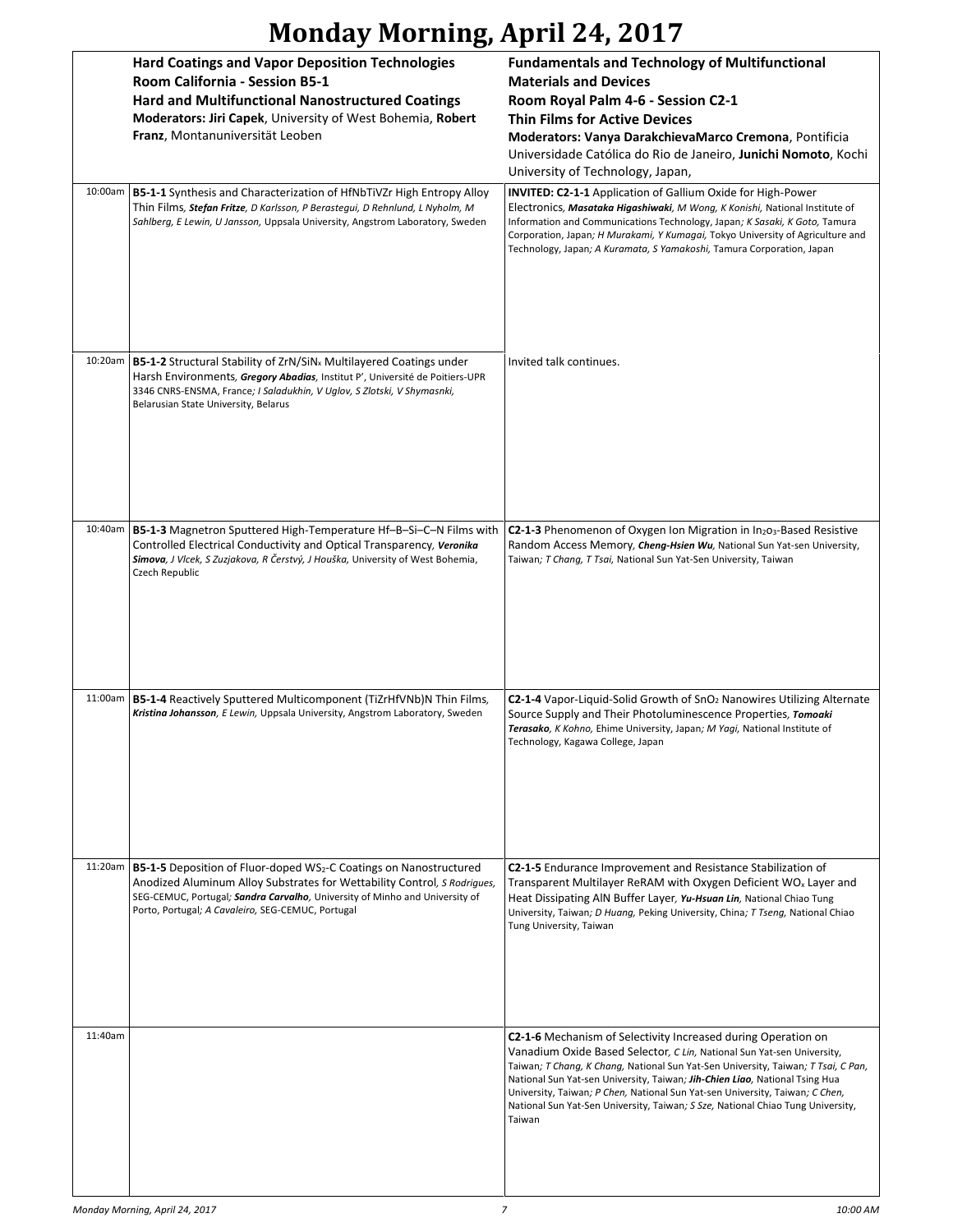# Monday Morning, April 24, 2017

| | Hard Coatings and Vapor Deposition Technologies<br>Room California - Session B5-1<br>Hard and Multifunctional Nanostructured Coatings<br>Moderators: Jiri Capek, University of West Bohemia, Robert Franz, Montanuniversität Leoben | Fundamentals and Technology of Multifunctional Materials and Devices<br>Room Royal Palm 4-6 - Session C2-1<br>Thin Films for Active Devices<br>Moderators: Vanya DarakchievaMarco Cremona, Pontificia Universidade Católica do Rio de Janeiro, Junichi Nomoto, Kochi University of Technology, Japan, |
|---|---|---|
| 10:00am | **B5-1-1** Synthesis and Characterization of HfNbTiVZr High Entropy Alloy Thin Films, ***Stefan Fritze**, D Karlsson, P Berastegui, D Rehnlund, L Nyholm, M Sahlberg, E Lewin, U Jansson,* Uppsala University, Angstrom Laboratory, Sweden | **INVITED: C2-1-1** Application of Gallium Oxide for High-Power Electronics, ***Masataka Higashiwaki**, M Wong, K Konishi,* National Institute of Information and Communications Technology, Japan*; K Sasaki, K Goto,* Tamura Corporation, Japan*; H Murakami, Y Kumagai,* Tokyo University of Agriculture and Technology, Japan*; A Kuramata, S Yamakoshi,* Tamura Corporation, Japan |
| 10:20am | **B5-1-2** Structural Stability of ZrN/$SiN_x$ Multilayered Coatings under Harsh Environments, ***Gregory Abadias**,* Institut P', Université de Poitiers-UPR 3346 CNRS-ENSMA, France*; I Saladukhin, V Uglov, S Zlotski, V Shymasnki,* Belarusian State University, Belarus | Invited talk continues. |
| 10:40am | **B5-1-3** Magnetron Sputtered High-Temperature Hf–B–Si–C–N Films with Controlled Electrical Conductivity and Optical Transparency, ***Veronika Simova**, J Vlcek, S Zuzjakova, R Čerstvý, J Houška,* University of West Bohemia, Czech Republic | **C2-1-3** Phenomenon of Oxygen Ion Migration in $In_2O_3$-Based Resistive Random Access Memory, ***Cheng-Hsien Wu**,* National Sun Yat-sen University, Taiwan*; T Chang, T Tsai,* National Sun Yat-Sen University, Taiwan |
| 11:00am | **B5-1-4** Reactively Sputtered Multicomponent (TiZrHfVNb)N Thin Films, ***Kristina Johansson**, E Lewin,* Uppsala University, Angstrom Laboratory, Sweden | **C2-1-4** Vapor-Liquid-Solid Growth of $SnO_2$ Nanowires Utilizing Alternate Source Supply and Their Photoluminescence Properties, ***Tomoaki Terasako**, K Kohno,* Ehime University, Japan*; M Yagi,* National Institute of Technology, Kagawa College, Japan |
| 11:20am | **B5-1-5** Deposition of Fluor-doped $WS_2$-C Coatings on Nanostructured Anodized Aluminum Alloy Substrates for Wettability Control, *S Rodrigues,* SEG-CEMUC, Portugal*; **Sandra Carvalho**,* University of Minho and University of Porto, Portugal*; A Cavaleiro,* SEG-CEMUC, Portugal | **C2-1-5** Endurance Improvement and Resistance Stabilization of Transparent Multilayer ReRAM with Oxygen Deficient $WO_x$ Layer and Heat Dissipating AlN Buffer Layer, ***Yu-Hsuan Lin**,* National Chiao Tung University, Taiwan*; D Huang,* Peking University, China*; T Tseng,* National Chiao Tung University, Taiwan |
| 11:40am | | **C2-1-6** Mechanism of Selectivity Increased during Operation on Vanadium Oxide Based Selector, *C Lin,* National Sun Yat-sen University, Taiwan*; T Chang, K Chang,* National Sun Yat-Sen University, Taiwan*; T Tsai, C Pan,* National Sun Yat-sen University, Taiwan*; **Jih-Chien Liao**,* National Tsing Hua University, Taiwan*; P Chen,* National Sun Yat-sen University, Taiwan*; C Chen,* National Sun Yat-Sen University, Taiwan*; S Sze,* National Chiao Tung University, Taiwan |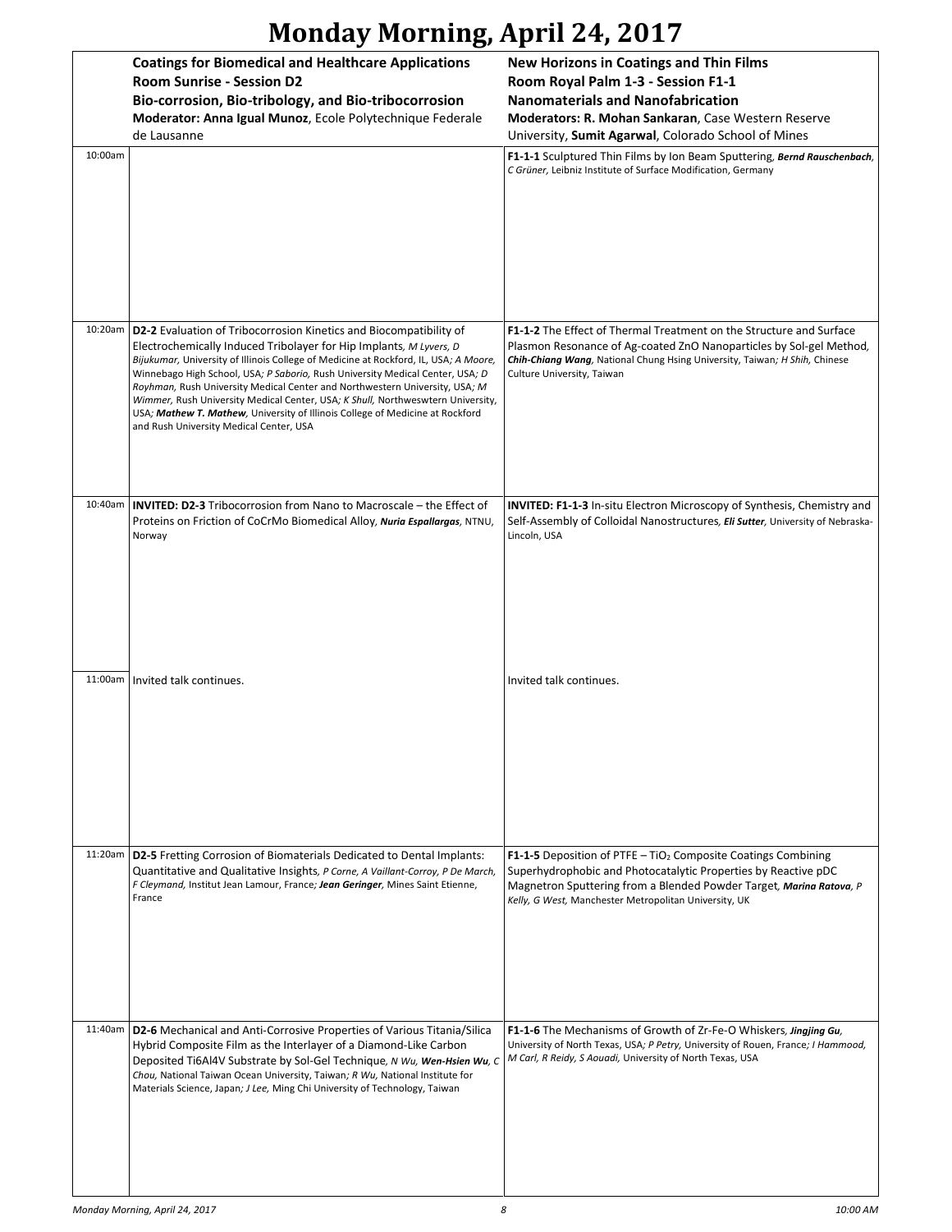# Monday Morning, April 24, 2017

| | Coatings for Biomedical and Healthcare Applications<br>Room Sunrise - Session D2<br>Bio-corrosion, Bio-tribology, and Bio-tribocorrosion<br>Moderator: Anna Igual Munoz, Ecole Polytechnique Federale de Lausanne | New Horizons in Coatings and Thin Films<br>Room Royal Palm 1-3 - Session F1-1<br>Nanomaterials and Nanofabrication<br>Moderators: R. Mohan Sankaran, Case Western Reserve University, Sumit Agarwal, Colorado School of Mines |
|---|---|---|
| 10:00am | | **F1-1-1** Sculptured Thin Films by Ion Beam Sputtering, ***Bernd Rauschenbach***, *C Grüner,* Leibniz Institute of Surface Modification, Germany |
| 10:20am | **D2-2** Evaluation of Tribocorrosion Kinetics and Biocompatibility of Electrochemically Induced Tribolayer for Hip Implants, *M Lyvers, D Bijukumar,* University of Illinois College of Medicine at Rockford, IL, USA*; A Moore,* Winnebago High School, USA*; P Saborio,* Rush University Medical Center, USA*; D Royhman,* Rush University Medical Center and Northwestern University, USA*; M Wimmer,* Rush University Medical Center, USA*; K Shull,* Northweswtern University, USA*; **Mathew T. Mathew**,* University of Illinois College of Medicine at Rockford and Rush University Medical Center, USA | **F1-1-2** The Effect of Thermal Treatment on the Structure and Surface Plasmon Resonance of Ag-coated ZnO Nanoparticles by Sol-gel Method, ***Chih-Chiang Wang***, National Chung Hsing University, Taiwan*; H Shih,* Chinese Culture University, Taiwan |
| 10:40am | **INVITED: D2-3** Tribocorrosion from Nano to Macroscale – the Effect of Proteins on Friction of CoCrMo Biomedical Alloy, ***Nuria Espallargas***, NTNU, Norway | **INVITED: F1-1-3** In-situ Electron Microscopy of Synthesis, Chemistry and Self-Assembly of Colloidal Nanostructures, ***Eli Sutter***, University of Nebraska-Lincoln, USA |
| 11:00am | Invited talk continues. | Invited talk continues. |
| 11:20am | **D2-5** Fretting Corrosion of Biomaterials Dedicated to Dental Implants: Quantitative and Qualitative Insights, *P Corne, A Vaillant-Corroy, P De March, F Cleymand,* Institut Jean Lamour, France*; **Jean Geringer**,* Mines Saint Etienne, France | **F1-1-5** Deposition of PTFE – $TiO_2$ Composite Coatings Combining Superhydrophobic and Photocatalytic Properties by Reactive pDC Magnetron Sputtering from a Blended Powder Target, ***Marina Ratova***, *P Kelly, G West,* Manchester Metropolitan University, UK |
| 11:40am | **D2-6** Mechanical and Anti-Corrosive Properties of Various Titania/Silica Hybrid Composite Film as the Interlayer of a Diamond-Like Carbon Deposited Ti6Al4V Substrate by Sol-Gel Technique, *N Wu, **Wen-Hsien Wu**, C Chou,* National Taiwan Ocean University, Taiwan*; R Wu,* National Institute for Materials Science, Japan*; J Lee,* Ming Chi University of Technology, Taiwan | **F1-1-6** The Mechanisms of Growth of Zr-Fe-O Whiskers, ***Jingjing Gu***, University of North Texas, USA*; P Petry,* University of Rouen, France*; I Hammood, M Carl, R Reidy, S Aouadi,* University of North Texas, USA |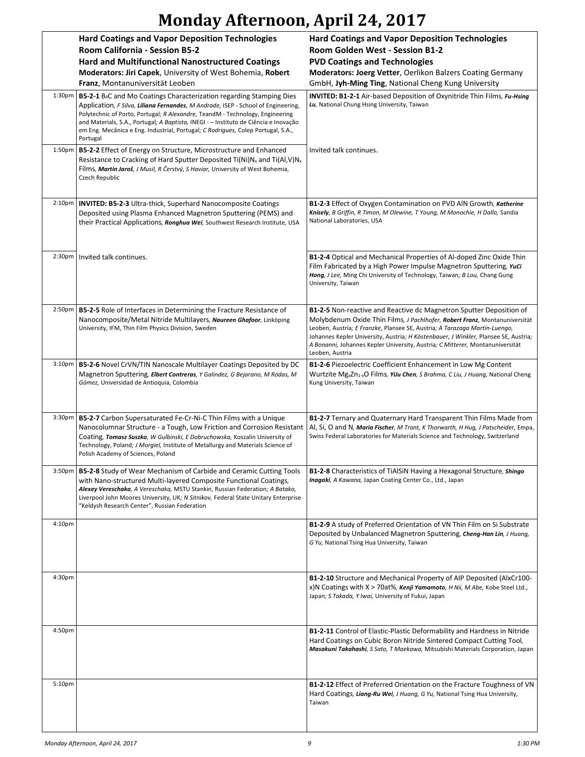# Monday Afternoon, April 24, 2017

| | **Hard Coatings and Vapor Deposition Technologies**<br>**Room California - Session B5-2**<br>**Hard and Multifunctional Nanostructured Coatings**<br>**Moderators: Jiri Capek**, University of West Bohemia, **Robert Franz**, Montanuniversität Leoben | **Hard Coatings and Vapor Deposition Technologies**<br>**Room Golden West - Session B1-2**<br>**PVD Coatings and Technologies**<br>**Moderators: Joerg Vetter**, Oerlikon Balzers Coating Germany GmbH, **Jyh-Ming Ting**, National Cheng Kung University |
|---|---|---|
| 1:30pm | **B5-2-1** $B_4C$ and Mo Coatings Characterization regarding Stamping Dies Application, *F Silva, **Liliana Fernandes**, M Andrade,* ISEP - School of Engineering, Polytechnic of Porto, Portugal; *R Alexandre,* TeandM - Technology, Engineering and Materials, S.A., Portugal; *A Baptista,* INEGI - – Instituto de Ciência e Inovação em Eng. Mecânica e Eng. Industrial, Portugal; *C Rodrigues,* Colep Portugal, S.A., Portugal | **INVITED: B1-2-1** Air-based Deposition of Oxynitride Thin Films, ***Fu-Hsing Lu***, National Chung Hsing University, Taiwan |
| 1:50pm | **B5-2-2** Effect of Energy on Structure, Microstructure and Enhanced Resistance to Cracking of Hard Sputter Deposited Ti(Ni)$N_x$ and Ti(Al,V)$N_x$ Films, ***Martin Jaroš**, J Musil, R Čerstvý, S Haviar,* University of West Bohemia, Czech Republic | Invited talk continues. |
| 2:10pm | **INVITED: B5-2-3** Ultra-thick, Superhard Nanocomposite Coatings Deposited using Plasma Enhanced Magnetron Sputtering (PEMS) and their Practical Applications, ***Ronghua Wei***, Southwest Research Institute, USA | **B1-2-3** Effect of Oxygen Contamination on PVD AlN Growth, ***Katherine Knisely**, B Griffin, R Timon, M Olewine, T Young, M Monochie, H Dallo,* Sandia National Laboratories, USA |
| 2:30pm | Invited talk continues. | **B1-2-4** Optical and Mechanical Properties of Al-doped Zinc Oxide Thin Film Fabricated by a High Power Impulse Magnetron Sputtering, ***YuCi Hong**, J Lee,* Ming Chi University of Technology, Taiwan; *B Lou,* Chang Gung University, Taiwan |
| 2:50pm | **B5-2-5** Role of Interfaces in Determining the Fracture Resistance of Nanocomposite/Metal Nitride Multilayers, ***Naureen Ghafoor***, Linköping University, IFM, Thin Film Physics Division, Sweden | **B1-2-5** Non-reactive and Reactive dc Magnetron Sputter Deposition of Molybdenum Oxide Thin Films, *J Pachlhofer, **Robert Franz**,* Montanuniversität Leoben, Austria; *E Franzke,* Plansee SE, Austria; *A Tarazaga Martín-Luengo,* Johannes Kepler University, Austria; *H Köstenbauer, J Winkler,* Plansee SE, Austria; *A Bonanni,* Johannes Kepler University, Austria; *C Mitterer,* Montanuniversität Leoben, Austria |
| 3:10pm | **B5-2-6** Novel CrVN/TiN Nanoscale Multilayer Coatings Deposited by DC Magnetron Sputtering, ***Elbert Contreras**, Y Galindez, G Bejarano, M Rodas, M Gómez,* Universidad de Antioquia, Colombia | **B1-2-6** Piezoelectric Coefficient Enhancement in Low Mg Content Wurtzite $Mg_xZn_{1-x}O$ Films, ***YiJu Chen**, S Brahma, C Liu, J Huang,* National Cheng Kung University, Taiwan |
| 3:30pm | **B5-2-7** Carbon Supersaturated Fe-Cr-Ni-C Thin Films with a Unique Nanocolumnar Structure - a Tough, Low Friction and Corrosion Resistant Coating, ***Tomasz Suszko**, W Gulbinski, E Dobruchowska,* Koszalin University of Technology, Poland; *J Morgiel,* Institute of Metallurgy and Materials Science of Polish Academy of Sciences, Poland | **B1-2-7** Ternary and Quaternary Hard Transparent Thin Films Made from Al, Si, O and N, ***Maria Fischer**, M Trant, K Thorwarth, H Hug, J Patscheider,* Empa, Swiss Federal Laboratories for Materials Science and Technology, Switzerland |
| 3:50pm | **B5-2-8** Study of Wear Mechanism of Carbide and Ceramic Cutting Tools with Nano-structured Multi-layered Composite Functional Coatings, ***Alexey Vereschaka**, A Vereschaka,* MSTU Stankin, Russian Federation; *A Batako,* Liverpool John Moores University, UK; *N Sitnikov,* Federal State Unitary Enterprise "Keldysh Research Center", Russian Federation | **B1-2-8** Characteristics of TiAlSiN Having a Hexagonal Structure, ***Shingo Inagaki**, A Kawana,* Japan Coating Center Co., Ltd., Japan |
| 4:10pm | | **B1-2-9** A study of Preferred Orientation of VN Thin Film on Si Substrate Deposited by Unbalanced Magnetron Sputtering, ***Cheng-Han Lin**, J Huang, G Yu,* National Tsing Hua University, Taiwan |
| 4:30pm | | **B1-2-10** Structure and Mechanical Property of AIP Deposited (AlxCr100-x)N Coatings with X > 70at%, ***Kenji Yamamoto**, H Nii, M Abe,* Kobe Steel Ltd., Japan; *S Takada, Y Iwai,* University of Fukui, Japan |
| 4:50pm | | **B1-2-11** Control of Elastic-Plastic Deformability and Hardness in Nitride Hard Coatings on Cubic Boron Nitride Sintered Compact Cutting Tool, ***Masakuni Takahashi**, S Sato, T Maekawa,* Mitsubishi Materials Corporation, Japan |
| 5:10pm | | **B1-2-12** Effect of Preferred Orientation on the Fracture Toughness of VN Hard Coatings, ***Liang-Ru Wei**, J Huang, G Yu,* National Tsing Hua University, Taiwan |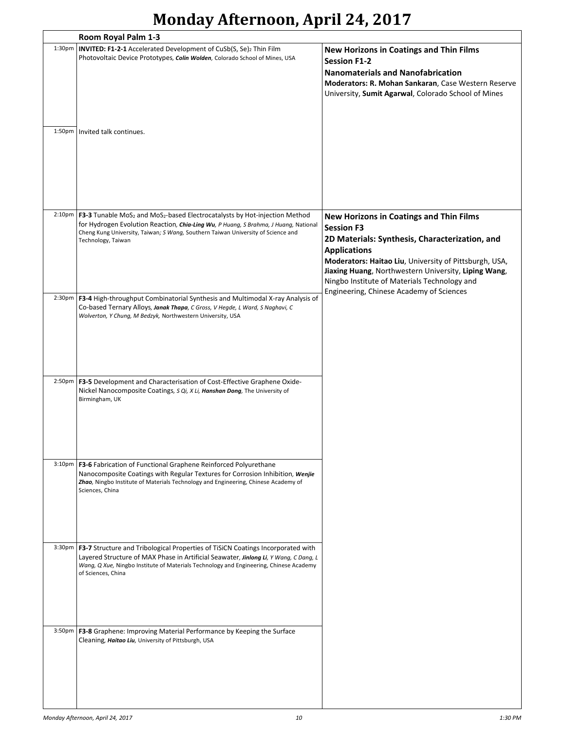# Monday Afternoon, April 24, 2017

## Room Royal Palm 1-3

### New Horizons in Coatings and Thin Films
### Session F1-2
### Nanomaterials and Nanofabrication

**Moderators: R. Mohan Sankaran**, Case Western Reserve University, **Sumit Agarwal**, Colorado School of Mines

1:30pm **INVITED: F1-2-1** Accelerated Development of $CuSb(S, Se)_2$ Thin Film Photovoltaic Device Prototypes, ***Colin Wolden***, Colorado School of Mines, USA

1:50pm Invited talk continues.

### New Horizons in Coatings and Thin Films
### Session F3
### 2D Materials: Synthesis, Characterization, and Applications

**Moderators: Haitao Liu**, University of Pittsburgh, USA, **Jiaxing Huang**, Northwestern University, **Liping Wang**, Ningbo Institute of Materials Technology and Engineering, Chinese Academy of Sciences

2:10pm **F3-3** Tunable $MoS_2$ and $MoS_2$-based Electrocatalysts by Hot-injection Method for Hydrogen Evolution Reaction, ***Chia-Ling Wu***, *P Huang, S Brahma, J Huang,* National Cheng Kung University, Taiwan; *S Wang,* Southern Taiwan University of Science and Technology, Taiwan

2:30pm **F3-4** High-throughput Combinatorial Synthesis and Multimodal X-ray Analysis of Co-based Ternary Alloys, ***Janak Thapa***, *C Gross, V Hegde, L Ward, S Naghavi, C Wolverton, Y Chung, M Bedzyk,* Northwestern University, USA

2:50pm **F3-5** Development and Characterisation of Cost-Effective Graphene Oxide-Nickel Nanocomposite Coatings, *S Qi, X Li,* ***Hanshan Dong***, The University of Birmingham, UK

3:10pm **F3-6** Fabrication of Functional Graphene Reinforced Polyurethane Nanocomposite Coatings with Regular Textures for Corrosion Inhibition, ***Wenjie Zhao***, Ningbo Institute of Materials Technology and Engineering, Chinese Academy of Sciences, China

3:30pm **F3-7** Structure and Tribological Properties of TiSiCN Coatings Incorporated with Layered Structure of MAX Phase in Artificial Seawater, ***Jinlong Li***, *Y Wang, C Dang, L Wang, Q Xue,* Ningbo Institute of Materials Technology and Engineering, Chinese Academy of Sciences, China

3:50pm **F3-8** Graphene: Improving Material Performance by Keeping the Surface Cleaning, ***Haitao Liu***, University of Pittsburgh, USA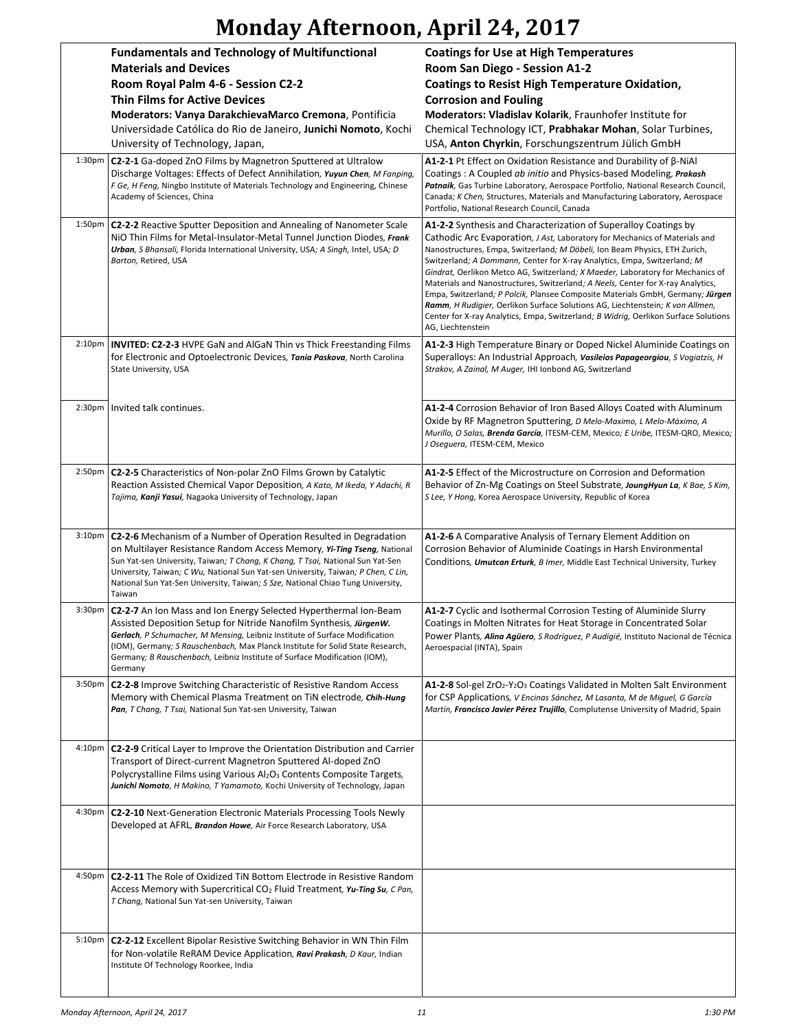# Monday Afternoon, April 24, 2017

| | **Fundamentals and Technology of Multifunctional Materials and Devices**<br>**Room Royal Palm 4-6 - Session C2-2**<br>**Thin Films for Active Devices**<br>**Moderators: Vanya DarakchievaMarco Cremona**, Pontificia Universidade Católica do Rio de Janeiro, **Junichi Nomoto**, Kochi University of Technology, Japan, | **Coatings for Use at High Temperatures**<br>**Room San Diego - Session A1-2**<br>**Coatings to Resist High Temperature Oxidation, Corrosion and Fouling**<br>**Moderators: Vladislav Kolarik**, Fraunhofer Institute for Chemical Technology ICT, **Prabhakar Mohan**, Solar Turbines, USA, **Anton Chyrkin**, Forschungszentrum Jülich GmbH |
|---|---|---|
| 1:30pm | **C2-2-1** Ga-doped ZnO Films by Magnetron Sputtered at Ultralow Discharge Voltages: Effects of Defect Annihilation, ***Yuyun Chen***, *M Fanping, F Ge, H Feng,* Ningbo Institute of Materials Technology and Engineering, Chinese Academy of Sciences, China | **A1-2-1** Pt Effect on Oxidation Resistance and Durability of β-NiAl Coatings : A Coupled *ab initio* and Physics-based Modeling, ***Prakash Patnaik***, Gas Turbine Laboratory, Aerospace Portfolio, National Research Council, Canada; *K Chen,* Structures, Materials and Manufacturing Laboratory, Aerospace Portfolio, National Research Council, Canada |
| 1:50pm | **C2-2-2** Reactive Sputter Deposition and Annealing of Nanometer Scale NiO Thin Films for Metal-Insulator-Metal Tunnel Junction Diodes, ***Frank Urban***, *S Bhansali,* Florida International University, USA; *A Singh,* Intel, USA; *D Barton,* Retired, USA | **A1-2-2** Synthesis and Characterization of Superalloy Coatings by Cathodic Arc Evaporation, *J Ast,* Laboratory for Mechanics of Materials and Nanostructures, Empa, Switzerland; *M Döbeli,* Ion Beam Physics, ETH Zurich, Switzerland; *A Dommann,* Center for X-ray Analytics, Empa, Switzerland; *M Gindrat,* Oerlikon Metco AG, Switzerland; *X Maeder,* Laboratory for Mechanics of Materials and Nanostructures, Switzerland; *A Neels,* Center for X-ray Analytics, Empa, Switzerland; *P Polcik,* Plansee Composite Materials GmbH, Germany; ***Jürgen Ramm***, *H Rudigier,* Oerlikon Surface Solutions AG, Liechtenstein; *K von Allmen,* Center for X-ray Analytics, Empa, Switzerland; *B Widrig,* Oerlikon Surface Solutions AG, Liechtenstein |
| 2:10pm | **INVITED: C2-2-3** HVPE GaN and AlGaN Thin vs Thick Freestanding Films for Electronic and Optoelectronic Devices, ***Tania Paskova***, North Carolina State University, USA | **A1-2-3** High Temperature Binary or Doped Nickel Aluminide Coatings on Superalloys: An Industrial Approach, ***Vasileios Papageorgiou***, *S Vogiatzis, H Strakov, A Zainal, M Auger,* IHI Ionbond AG, Switzerland |
| 2:30pm | Invited talk continues. | **A1-2-4** Corrosion Behavior of Iron Based Alloys Coated with Aluminum Oxide by RF Magnetron Sputtering, *D Melo-Maximo, L Melo-Máximo, A Murillo, O Salas,* ***Brenda García***, ITESM-CEM, Mexico; *E Uribe,* ITESM-QRO, Mexico; *J Oseguera,* ITESM-CEM, Mexico |
| 2:50pm | **C2-2-5** Characteristics of Non-polar ZnO Films Grown by Catalytic Reaction Assisted Chemical Vapor Deposition, *A Kato, M Ikeda, Y Adachi, R Tajima,* ***Kanji Yasui***, Nagaoka University of Technology, Japan | **A1-2-5** Effect of the Microstructure on Corrosion and Deformation Behavior of Zn-Mg Coatings on Steel Substrate, ***JoungHyun La***, *K Bae, S Kim, S Lee, Y Hong,* Korea Aerospace University, Republic of Korea |
| 3:10pm | **C2-2-6** Mechanism of a Number of Operation Resulted in Degradation on Multilayer Resistance Random Access Memory, ***Yi-Ting Tseng***, National Sun Yat-sen University, Taiwan; *T Chang, K Chang, T Tsai,* National Sun Yat-Sen University, Taiwan; *C Wu,* National Sun Yat-sen University, Taiwan; *P Chen, C Lin,* National Sun Yat-Sen University, Taiwan; *S Sze,* National Chiao Tung University, Taiwan | **A1-2-6** A Comparative Analysis of Ternary Element Addition on Corrosion Behavior of Aluminide Coatings in Harsh Environmental Conditions, ***Umutcan Erturk***, *B Imer,* Middle East Technical University, Turkey |
| 3:30pm | **C2-2-7** An Ion Mass and Ion Energy Selected Hyperthermal Ion-Beam Assisted Deposition Setup for Nitride Nanofilm Synthesis, ***JürgenW. Gerlach***, *P Schumacher, M Mensing,* Leibniz Institute of Surface Modification (IOM), Germany; *S Rauschenbach,* Max Planck Institute for Solid State Research, Germany; *B Rauschenbach,* Leibniz Institute of Surface Modification (IOM), Germany | **A1-2-7** Cyclic and Isothermal Corrosion Testing of Aluminide Slurry Coatings in Molten Nitrates for Heat Storage in Concentrated Solar Power Plants, ***Alina Agüero***, *S Rodríguez, P Audigié,* Instituto Nacional de Técnica Aeroespacial (INTA), Spain |
| 3:50pm | **C2-2-8** Improve Switching Characteristic of Resistive Random Access Memory with Chemical Plasma Treatment on TiN electrode, ***Chih-Hung Pan***, *T Chang, T Tsai,* National Sun Yat-sen University, Taiwan | **A1-2-8** Sol-gel $ZrO_2$-$Y_2O_3$ Coatings Validated in Molten Salt Environment for CSP Applications, *V Encinas Sánchez, M Lasanta, M de Miguel, G García Martín,* ***Francisco Javier Pérez Trujillo***, Complutense University of Madrid, Spain |
| 4:10pm | **C2-2-9** Critical Layer to Improve the Orientation Distribution and Carrier Transport of Direct-current Magnetron Sputtered Al-doped ZnO Polycrystalline Films using Various $Al_2O_3$ Contents Composite Targets, ***Junichi Nomoto***, *H Makino, T Yamamoto,* Kochi University of Technology, Japan | |
| 4:30pm | **C2-2-10** Next-Generation Electronic Materials Processing Tools Newly Developed at AFRL, ***Brandon Howe***, Air Force Research Laboratory, USA | |
| 4:50pm | **C2-2-11** The Role of Oxidized TiN Bottom Electrode in Resistive Random Access Memory with Supercritical $CO_2$ Fluid Treatment, ***Yu-Ting Su***, *C Pan, T Chang,* National Sun Yat-sen University, Taiwan | |
| 5:10pm | **C2-2-12** Excellent Bipolar Resistive Switching Behavior in WN Thin Film for Non-volatile ReRAM Device Application, ***Ravi Prakash***, *D Kaur,* Indian Institute Of Technology Roorkee, India | |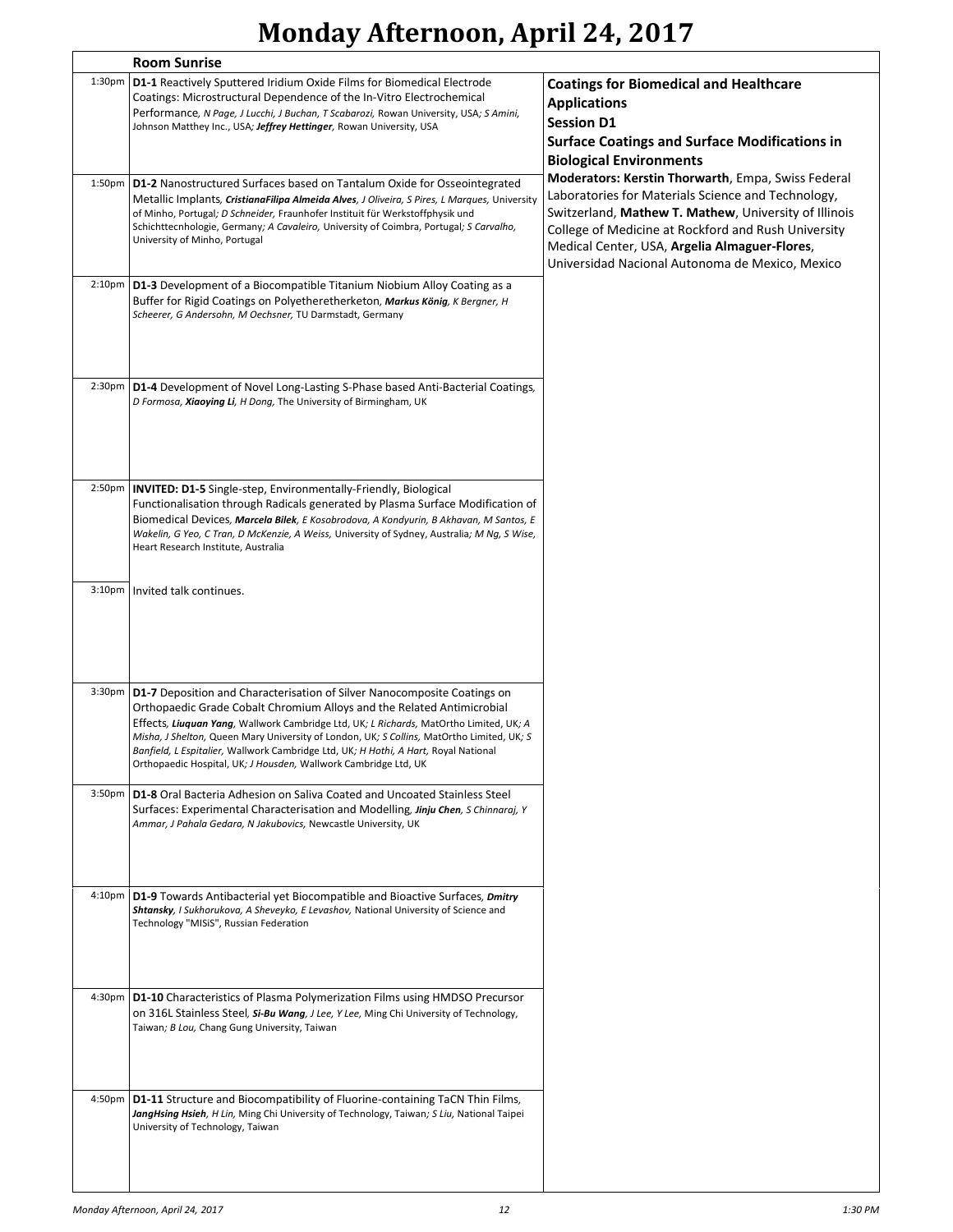# Monday Afternoon, April 24, 2017

## Room Sunrise

### Coatings for Biomedical and Healthcare Applications
### Session D1
### Surface Coatings and Surface Modifications in Biological Environments

**Moderators: Kerstin Thorwarth**, Empa, Swiss Federal Laboratories for Materials Science and Technology, Switzerland, **Mathew T. Mathew**, University of Illinois College of Medicine at Rockford and Rush University Medical Center, USA, **Argelia Almaguer-Flores**, Universidad Nacional Autonoma de Mexico, Mexico

| Time | Presentation |
|---|---|
| 1:30pm | **D1-1** Reactively Sputtered Iridium Oxide Films for Biomedical Electrode Coatings: Microstructural Dependence of the In-Vitro Electrochemical Performance, *N Page, J Lucchi, J Buchan, T Scabarozi,* Rowan University, USA*; S Amini,* Johnson Matthey Inc., USA*; **Jeffrey Hettinger**,* Rowan University, USA |
| 1:50pm | **D1-2** Nanostructured Surfaces based on Tantalum Oxide for Osseointegrated Metallic Implants, ***CristianaFilipa Almeida Alves**, J Oliveira, S Pires, L Marques,* University of Minho, Portugal*; D Schneider,* Fraunhofer Instituit für Werkstoffphysik und Schichttecnhologie, Germany*; A Cavaleiro,* University of Coimbra, Portugal*; S Carvalho,* University of Minho, Portugal |
| 2:10pm | **D1-3** Development of a Biocompatible Titanium Niobium Alloy Coating as a Buffer for Rigid Coatings on Polyetheretherketon, ***Markus König**, K Bergner, H Scheerer, G Andersohn, M Oechsner,* TU Darmstadt, Germany |
| 2:30pm | **D1-4** Development of Novel Long-Lasting S-Phase based Anti-Bacterial Coatings, *D Formosa, **Xiaoying Li**, H Dong,* The University of Birmingham, UK |
| 2:50pm | **INVITED: D1-5** Single-step, Environmentally-Friendly, Biological Functionalisation through Radicals generated by Plasma Surface Modification of Biomedical Devices, ***Marcela Bilek**, E Kosobrodova, A Kondyurin, B Akhavan, M Santos, E Wakelin, G Yeo, C Tran, D McKenzie, A Weiss,* University of Sydney, Australia*; M Ng, S Wise,* Heart Research Institute, Australia |
| 3:10pm | Invited talk continues. |
| 3:30pm | **D1-7** Deposition and Characterisation of Silver Nanocomposite Coatings on Orthopaedic Grade Cobalt Chromium Alloys and the Related Antimicrobial Effects, ***Liuquan Yang**,* Wallwork Cambridge Ltd, UK*; L Richards,* MatOrtho Limited, UK*; A Misha, J Shelton,* Queen Mary University of London, UK*; S Collins,* MatOrtho Limited, UK*; S Banfield, L Espitalier,* Wallwork Cambridge Ltd, UK*; H Hothi, A Hart,* Royal National Orthopaedic Hospital, UK*; J Housden,* Wallwork Cambridge Ltd, UK |
| 3:50pm | **D1-8** Oral Bacteria Adhesion on Saliva Coated and Uncoated Stainless Steel Surfaces: Experimental Characterisation and Modelling, ***Jinju Chen**, S Chinnaraj, Y Ammar, J Pahala Gedara, N Jakubovics,* Newcastle University, UK |
| 4:10pm | **D1-9** Towards Antibacterial yet Biocompatible and Bioactive Surfaces, ***Dmitry Shtansky**, I Sukhorukova, A Sheveyko, E Levashov,* National University of Science and Technology "MISiS", Russian Federation |
| 4:30pm | **D1-10** Characteristics of Plasma Polymerization Films using HMDSO Precursor on 316L Stainless Steel, ***Si-Bu Wang**, J Lee, Y Lee,* Ming Chi University of Technology, Taiwan*; B Lou,* Chang Gung University, Taiwan |
| 4:50pm | **D1-11** Structure and Biocompatibility of Fluorine-containing TaCN Thin Films, ***JangHsing Hsieh**, H Lin,* Ming Chi University of Technology, Taiwan*; S Liu,* National Taipei University of Technology, Taiwan |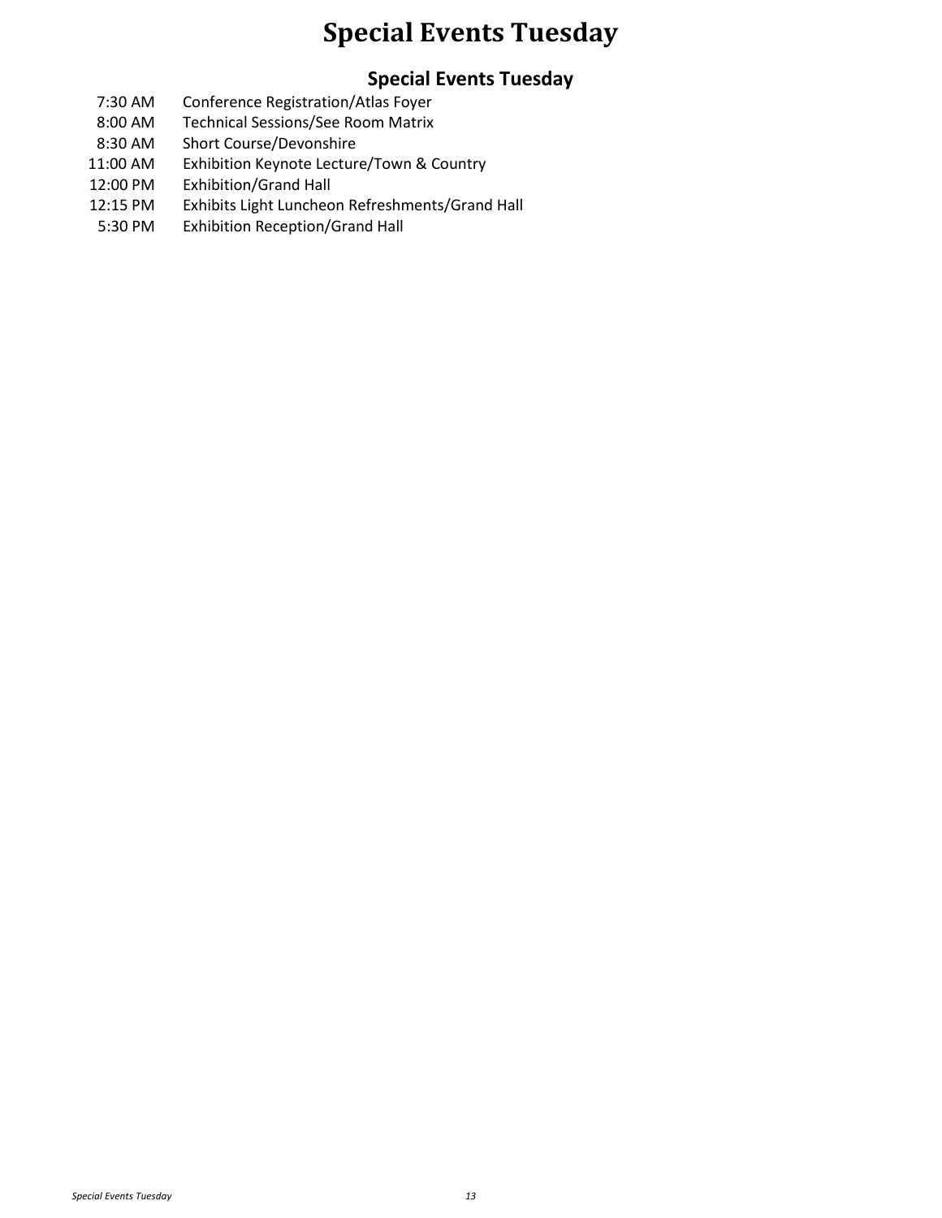# Special Events Tuesday

## Special Events Tuesday

| | |
|---|---|
| 7:30 AM | Conference Registration/Atlas Foyer |
| 8:00 AM | Technical Sessions/See Room Matrix |
| 8:30 AM | Short Course/Devonshire |
| 11:00 AM | Exhibition Keynote Lecture/Town & Country |
| 12:00 PM | Exhibition/Grand Hall |
| 12:15 PM | Exhibits Light Luncheon Refreshments/Grand Hall |
| 5:30 PM | Exhibition Reception/Grand Hall |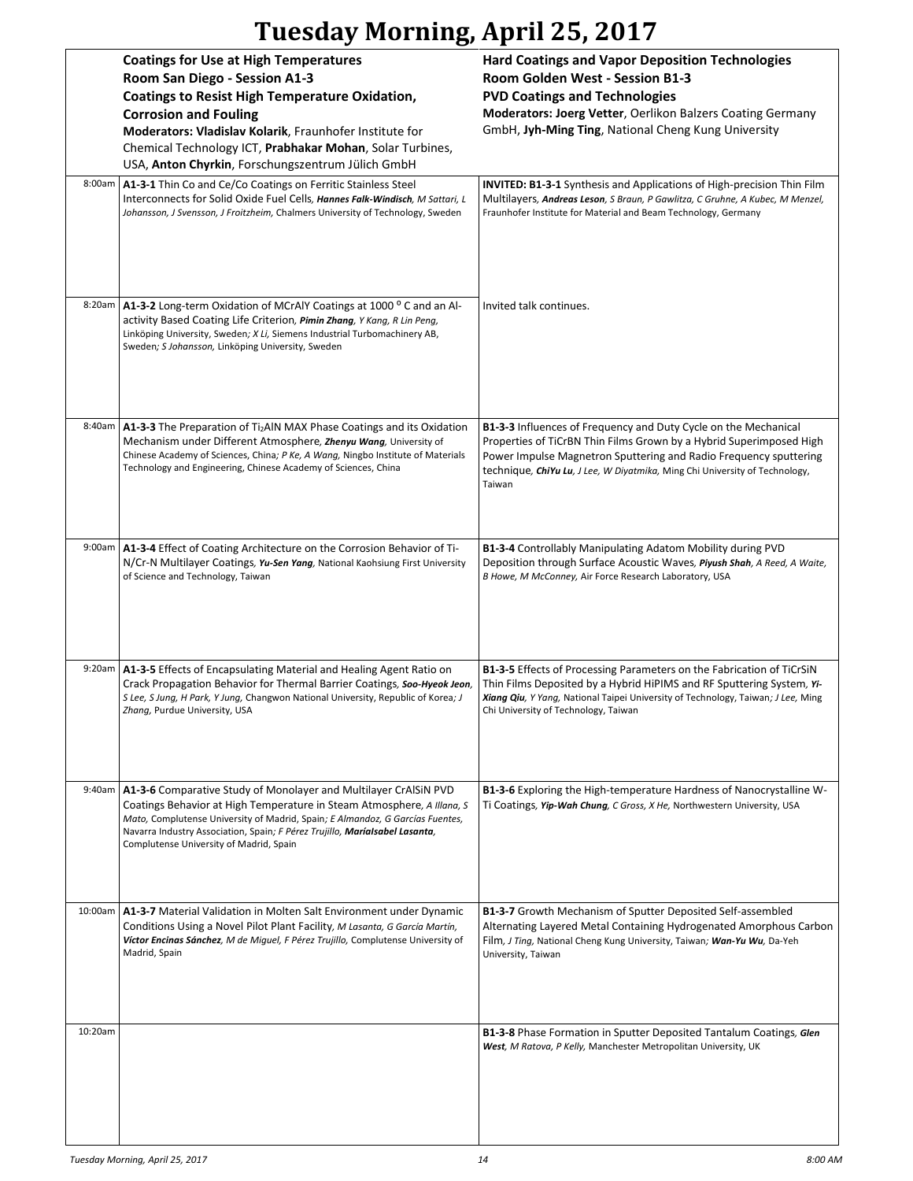# Tuesday Morning, April 25, 2017

| | **Coatings for Use at High Temperatures**<br>**Room San Diego - Session A1-3**<br>**Coatings to Resist High Temperature Oxidation, Corrosion and Fouling**<br>**Moderators: Vladislav Kolarik**, Fraunhofer Institute for Chemical Technology ICT, **Prabhakar Mohan**, Solar Turbines, USA, **Anton Chyrkin**, Forschungszentrum Jülich GmbH | **Hard Coatings and Vapor Deposition Technologies**<br>**Room Golden West - Session B1-3**<br>**PVD Coatings and Technologies**<br>**Moderators: Joerg Vetter**, Oerlikon Balzers Coating Germany GmbH, **Jyh-Ming Ting**, National Cheng Kung University |
|---|---|---|
| 8:00am | **A1-3-1** Thin Co and Ce/Co Coatings on Ferritic Stainless Steel Interconnects for Solid Oxide Fuel Cells, ***Hannes Falk-Windisch***, *M Sattari, L Johansson, J Svensson, J Froitzheim,* Chalmers University of Technology, Sweden | **INVITED: B1-3-1** Synthesis and Applications of High-precision Thin Film Multilayers, ***Andreas Leson***, *S Braun, P Gawlitza, C Gruhne, A Kubec, M Menzel,* Fraunhofer Institute for Material and Beam Technology, Germany |
| 8:20am | **A1-3-2** Long-term Oxidation of MCrAlY Coatings at 1000 $^{o}$ C and an Al-activity Based Coating Life Criterion, ***Pimin Zhang***, *Y Kang, R Lin Peng,* Linköping University, Sweden*; X Li,* Siemens Industrial Turbomachinery AB, Sweden*; S Johansson,* Linköping University, Sweden | Invited talk continues. |
| 8:40am | **A1-3-3** The Preparation of $Ti_2AlN$ MAX Phase Coatings and its Oxidation Mechanism under Different Atmosphere, ***Zhenyu Wang***, University of Chinese Academy of Sciences, China*; P Ke, A Wang,* Ningbo Institute of Materials Technology and Engineering, Chinese Academy of Sciences, China | **B1-3-3** Influences of Frequency and Duty Cycle on the Mechanical Properties of TiCrBN Thin Films Grown by a Hybrid Superimposed High Power Impulse Magnetron Sputtering and Radio Frequency sputtering technique, ***ChiYu Lu***, *J Lee, W Diyatmika,* Ming Chi University of Technology, Taiwan |
| 9:00am | **A1-3-4** Effect of Coating Architecture on the Corrosion Behavior of Ti-N/Cr-N Multilayer Coatings, ***Yu-Sen Yang***, National Kaohsiung First University of Science and Technology, Taiwan | **B1-3-4** Controllably Manipulating Adatom Mobility during PVD Deposition through Surface Acoustic Waves, ***Piyush Shah***, *A Reed, A Waite, B Howe, M McConney,* Air Force Research Laboratory, USA |
| 9:20am | **A1-3-5** Effects of Encapsulating Material and Healing Agent Ratio on Crack Propagation Behavior for Thermal Barrier Coatings, ***Soo-Hyeok Jeon***, *S Lee, S Jung, H Park, Y Jung,* Changwon National University, Republic of Korea*; J Zhang,* Purdue University, USA | **B1-3-5** Effects of Processing Parameters on the Fabrication of TiCrSiN Thin Films Deposited by a Hybrid HiPIMS and RF Sputtering System, ***Yi-Xiang Qiu***, *Y Yang,* National Taipei University of Technology, Taiwan*; J Lee,* Ming Chi University of Technology, Taiwan |
| 9:40am | **A1-3-6** Comparative Study of Monolayer and Multilayer CrAlSiN PVD Coatings Behavior at High Temperature in Steam Atmosphere, *A Illana, S Mato,* Complutense University of Madrid, Spain*; E Almandoz, G Garcías Fuentes,* Navarra Industry Association, Spain*; F Pérez Trujillo,* ***MaríaIsabel Lasanta***, Complutense University of Madrid, Spain | **B1-3-6** Exploring the High-temperature Hardness of Nanocrystalline W-Ti Coatings, ***Yip-Wah Chung***, *C Gross, X He,* Northwestern University, USA |
| 10:00am | **A1-3-7** Material Validation in Molten Salt Environment under Dynamic Conditions Using a Novel Pilot Plant Facility, *M Lasanta, G García Martín,* ***Víctor Encinas Sánchez***, *M de Miguel, F Pérez Trujillo,* Complutense University of Madrid, Spain | **B1-3-7** Growth Mechanism of Sputter Deposited Self-assembled Alternating Layered Metal Containing Hydrogenated Amorphous Carbon Film, *J Ting,* National Cheng Kung University, Taiwan*;* ***Wan-Yu Wu***, Da-Yeh University, Taiwan |
| 10:20am | | **B1-3-8** Phase Formation in Sputter Deposited Tantalum Coatings, ***Glen West***, *M Ratova, P Kelly,* Manchester Metropolitan University, UK |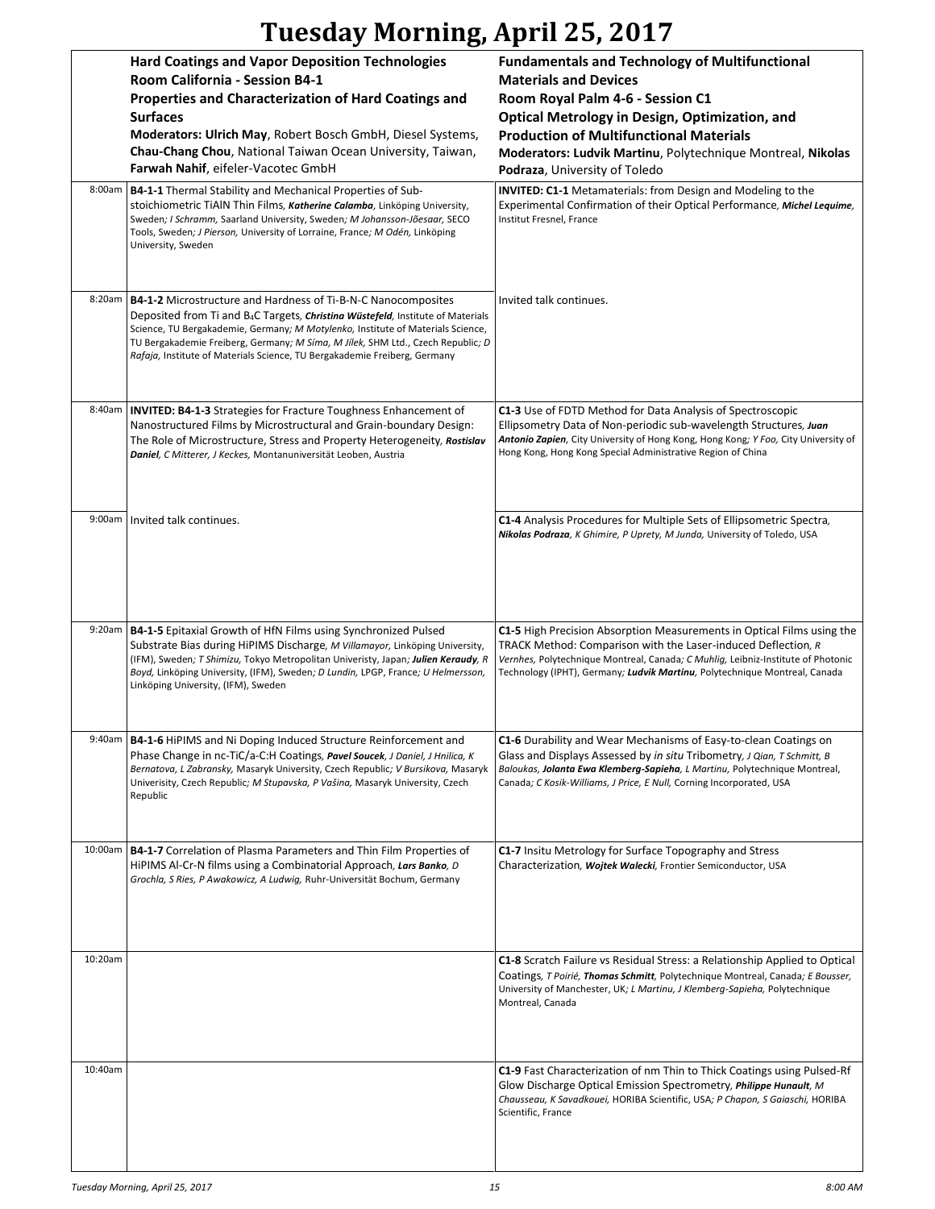# Tuesday Morning, April 25, 2017

| | **Hard Coatings and Vapor Deposition Technologies**<br>**Room California - Session B4-1**<br>**Properties and Characterization of Hard Coatings and Surfaces**<br>**Moderators: Ulrich May**, Robert Bosch GmbH, Diesel Systems, **Chau-Chang Chou**, National Taiwan Ocean University, Taiwan, **Farwah Nahif**, eifeler-Vacotec GmbH | **Fundamentals and Technology of Multifunctional Materials and Devices**<br>**Room Royal Palm 4-6 - Session C1**<br>**Optical Metrology in Design, Optimization, and Production of Multifunctional Materials**<br>**Moderators: Ludvik Martinu**, Polytechnique Montreal, **Nikolas Podraza**, University of Toledo |
|---|---|---|
| 8:00am | **B4-1-1** Thermal Stability and Mechanical Properties of Sub-stoichiometric TiAlN Thin Films, ***Katherine Calamba***, Linköping University, Sweden; *I Schramm*, Saarland University, Sweden; *M Johansson-Jõesaar*, SECO Tools, Sweden; *J Pierson*, University of Lorraine, France; *M Odén*, Linköping University, Sweden | **INVITED: C1-1** Metamaterials: from Design and Modeling to the Experimental Confirmation of their Optical Performance, ***Michel Lequime***, Institut Fresnel, France |
| 8:20am | **B4-1-2** Microstructure and Hardness of Ti-B-N-C Nanocomposites Deposited from Ti and $B_4C$ Targets, ***Christina Wüstefeld***, Institute of Materials Science, TU Bergakademie, Germany; *M Motylenko*, Institute of Materials Science, TU Bergakademie Freiberg, Germany; *M Síma, M Jílek*, SHM Ltd., Czech Republic; *D Rafaja*, Institute of Materials Science, TU Bergakademie Freiberg, Germany | Invited talk continues. |
| 8:40am | **INVITED: B4-1-3** Strategies for Fracture Toughness Enhancement of Nanostructured Films by Microstructural and Grain-boundary Design: The Role of Microstructure, Stress and Property Heterogeneity, ***Rostislav Daniel***, *C Mitterer, J Keckes*, Montanuniversität Leoben, Austria | **C1-3** Use of FDTD Method for Data Analysis of Spectroscopic Ellipsometry Data of Non-periodic sub-wavelength Structures, ***Juan Antonio Zapien***, City University of Hong Kong, Hong Kong; *Y Foo*, City University of Hong Kong, Hong Kong Special Administrative Region of China |
| 9:00am | Invited talk continues. | **C1-4** Analysis Procedures for Multiple Sets of Ellipsometric Spectra, ***Nikolas Podraza***, *K Ghimire, P Uprety, M Junda*, University of Toledo, USA |
| 9:20am | **B4-1-5** Epitaxial Growth of HfN Films using Synchronized Pulsed Substrate Bias during HiPIMS Discharge, *M Villamayor*, Linköping University, (IFM), Sweden; *T Shimizu*, Tokyo Metropolitan Univeristy, Japan; ***Julien Keraudy***, *R Boyd*, Linköping University, (IFM), Sweden; *D Lundin*, LPGP, France; *U Helmersson*, Linköping University, (IFM), Sweden | **C1-5** High Precision Absorption Measurements in Optical Films using the TRACK Method: Comparison with the Laser-induced Deflection, *R Vernhes*, Polytechnique Montreal, Canada; *C Muhlig*, Leibniz-Institute of Photonic Technology (IPHT), Germany; ***Ludvik Martinu***, Polytechnique Montreal, Canada |
| 9:40am | **B4-1-6** HiPIMS and Ni Doping Induced Structure Reinforcement and Phase Change in nc-TiC/a-C:H Coatings, ***Pavel Soucek***, *J Daniel, J Hnilica, K Bernatova, L Zabransky*, Masaryk University, Czech Republic; *V Bursikova*, Masaryk Univerisity, Czech Republic; *M Stupavska, P Vašina*, Masaryk University, Czech Republic | **C1-6** Durability and Wear Mechanisms of Easy-to-clean Coatings on Glass and Displays Assessed by *in situ* Tribometry, *J Qian, T Schmitt, B Baloukas*, ***Jolanta Ewa Klemberg-Sapieha***, *L Martinu*, Polytechnique Montreal, Canada; *C Kosik-Williams, J Price, E Null*, Corning Incorporated, USA |
| 10:00am | **B4-1-7** Correlation of Plasma Parameters and Thin Film Properties of HiPIMS Al-Cr-N films using a Combinatorial Approach, ***Lars Banko***, *D Grochla, S Ries, P Awakowicz, A Ludwig*, Ruhr-Universität Bochum, Germany | **C1-7** Insitu Metrology for Surface Topography and Stress Characterization, ***Wojtek Walecki***, Frontier Semiconductor, USA |
| 10:20am | | **C1-8** Scratch Failure vs Residual Stress: a Relationship Applied to Optical Coatings, *T Poirié*, ***Thomas Schmitt***, Polytechnique Montreal, Canada; *E Bousser*, University of Manchester, UK; *L Martinu, J Klemberg-Sapieha*, Polytechnique Montreal, Canada |
| 10:40am | | **C1-9** Fast Characterization of nm Thin to Thick Coatings using Pulsed-Rf Glow Discharge Optical Emission Spectrometry, ***Philippe Hunault***, *M Chausseau, K Savadkouei*, HORIBA Scientific, USA; *P Chapon, S Gaiaschi*, HORIBA Scientific, France |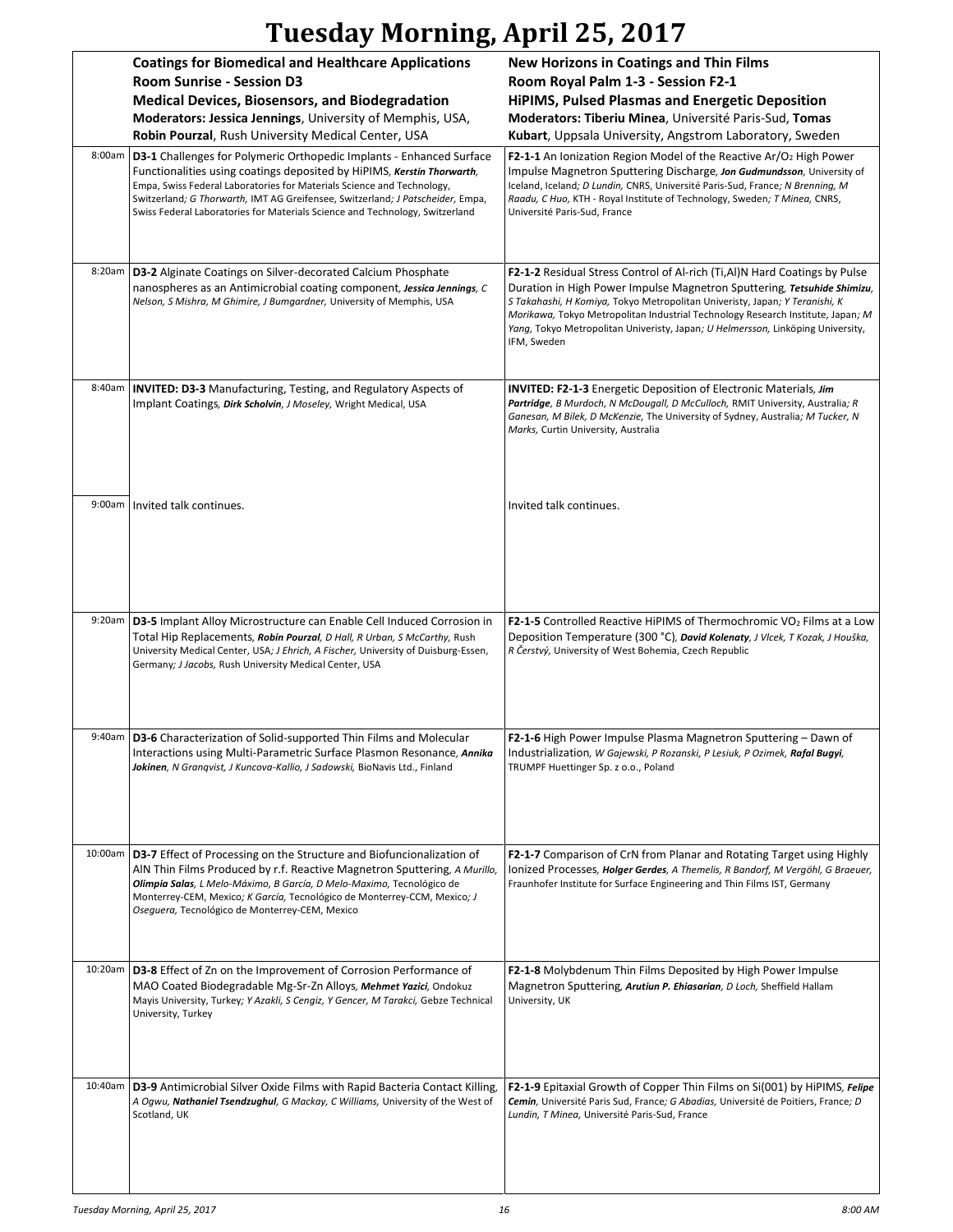# Tuesday Morning, April 25, 2017

| | Coatings for Biomedical and Healthcare Applications<br>Room Sunrise - Session D3<br>Medical Devices, Biosensors, and Biodegradation<br>Moderators: Jessica Jennings, University of Memphis, USA, Robin Pourzal, Rush University Medical Center, USA | New Horizons in Coatings and Thin Films<br>Room Royal Palm 1-3 - Session F2-1<br>HiPIMS, Pulsed Plasmas and Energetic Deposition<br>Moderators: Tiberiu Minea, Université Paris-Sud, Tomas Kubart, Uppsala University, Angstrom Laboratory, Sweden |
|---|---|---|
| 8:00am | **D3-1** Challenges for Polymeric Orthopedic Implants - Enhanced Surface Functionalities using coatings deposited by HiPIMS, ***Kerstin Thorwarth***, Empa, Swiss Federal Laboratories for Materials Science and Technology, Switzerland; *G Thorwarth,* IMT AG Greifensee, Switzerland; *J Patscheider,* Empa, Swiss Federal Laboratories for Materials Science and Technology, Switzerland | **F2-1-1** An Ionization Region Model of the Reactive Ar/$O_2$ High Power Impulse Magnetron Sputtering Discharge, ***Jon Gudmundsson***, University of Iceland, Iceland; *D Lundin,* CNRS, Université Paris-Sud, France; *N Brenning, M Raadu, C Huo,* KTH - Royal Institute of Technology, Sweden; *T Minea,* CNRS, Université Paris-Sud, France |
| 8:20am | **D3-2** Alginate Coatings on Silver-decorated Calcium Phosphate nanospheres as an Antimicrobial coating component, ***Jessica Jennings***, *C Nelson, S Mishra, M Ghimire, J Bumgardner,* University of Memphis, USA | **F2-1-2** Residual Stress Control of Al-rich (Ti,Al)N Hard Coatings by Pulse Duration in High Power Impulse Magnetron Sputtering, ***Tetsuhide Shimizu***, *S Takahashi, H Komiya,* Tokyo Metropolitan Univeristy, Japan; *Y Teranishi, K Morikawa,* Tokyo Metropolitan Industrial Technology Research Institute, Japan; *M Yang,* Tokyo Metropolitan Univeristy, Japan; *U Helmersson,* Linköping University, IFM, Sweden |
| 8:40am | **INVITED: D3-3** Manufacturing, Testing, and Regulatory Aspects of Implant Coatings, ***Dirk Scholvin***, *J Moseley,* Wright Medical, USA | **INVITED: F2-1-3** Energetic Deposition of Electronic Materials, ***Jim Partridge***, *B Murdoch, N McDougall, D McCulloch,* RMIT University, Australia; *R Ganesan, M Bilek, D McKenzie,* The University of Sydney, Australia; *M Tucker, N Marks,* Curtin University, Australia |
| 9:00am | Invited talk continues. | Invited talk continues. |
| 9:20am | **D3-5** Implant Alloy Microstructure can Enable Cell Induced Corrosion in Total Hip Replacements, ***Robin Pourzal***, *D Hall, R Urban, S McCarthy,* Rush University Medical Center, USA; *J Ehrich, A Fischer,* University of Duisburg-Essen, Germany; *J Jacobs,* Rush University Medical Center, USA | **F2-1-5** Controlled Reactive HiPIMS of Thermochromic $VO_2$ Films at a Low Deposition Temperature (300 °C), ***David Kolenaty***, *J Vlcek, T Kozak, J Houška, R Čerstvý,* University of West Bohemia, Czech Republic |
| 9:40am | **D3-6** Characterization of Solid-supported Thin Films and Molecular Interactions using Multi-Parametric Surface Plasmon Resonance, ***Annika Jokinen***, *N Granqvist, J Kuncova-Kallio, J Sadowski,* BioNavis Ltd., Finland | **F2-1-6** High Power Impulse Plasma Magnetron Sputtering – Dawn of Industrialization, *W Gajewski, P Rozanski, P Lesiuk, P Ozimek,* ***Rafal Bugyi***, TRUMPF Huettinger Sp. z o.o., Poland |
| 10:00am | **D3-7** Effect of Processing on the Structure and Biofuncionalization of AlN Thin Films Produced by r.f. Reactive Magnetron Sputtering, *A Murillo,* ***Olimpia Salas***, *L Melo-Máximo, B García, D Melo-Maximo,* Tecnológico de Monterrey-CEM, Mexico; *K García,* Tecnológico de Monterrey-CCM, Mexico; *J Oseguera,* Tecnológico de Monterrey-CEM, Mexico | **F2-1-7** Comparison of CrN from Planar and Rotating Target using Highly Ionized Processes, ***Holger Gerdes***, *A Themelis, R Bandorf, M Vergöhl, G Braeuer,* Fraunhofer Institute for Surface Engineering and Thin Films IST, Germany |
| 10:20am | **D3-8** Effect of Zn on the Improvement of Corrosion Performance of MAO Coated Biodegradable Mg-Sr-Zn Alloys, ***Mehmet Yazici***, Ondokuz Mayis University, Turkey; *Y Azakli, S Cengiz, Y Gencer, M Tarakci,* Gebze Technical University, Turkey | **F2-1-8** Molybdenum Thin Films Deposited by High Power Impulse Magnetron Sputtering, ***Arutiun P. Ehiasarian***, *D Loch,* Sheffield Hallam University, UK |
| 10:40am | **D3-9** Antimicrobial Silver Oxide Films with Rapid Bacteria Contact Killing, *A Ogwu,* ***Nathaniel Tsendzughul***, *G Mackay, C Williams,* University of the West of Scotland, UK | **F2-1-9** Epitaxial Growth of Copper Thin Films on Si(001) by HiPIMS, ***Felipe Cemin***, Université Paris Sud, France; *G Abadias,* Université de Poitiers, France; *D Lundin, T Minea,* Université Paris-Sud, France |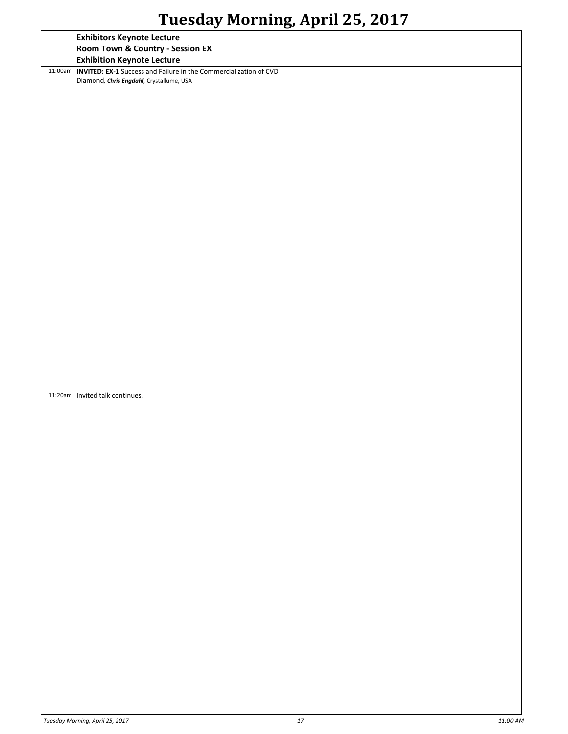# Tuesday Morning, April 25, 2017

**Exhibitors Keynote Lecture**
**Room Town & Country - Session EX**
**Exhibition Keynote Lecture**

11:00am **INVITED: EX-1** Success and Failure in the Commercialization of CVD Diamond, ***Chris Engdahl***, Crystallume, USA

11:20am Invited talk continues.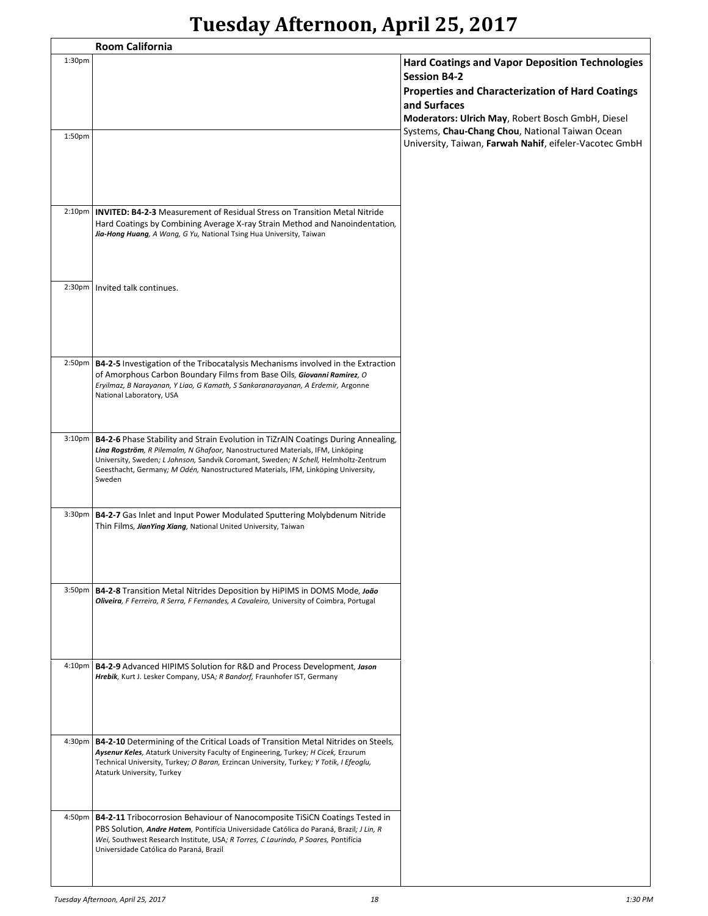# Tuesday Afternoon, April 25, 2017

**Room California**

**Hard Coatings and Vapor Deposition Technologies**
**Session B4-2**
**Properties and Characterization of Hard Coatings and Surfaces**
**Moderators: Ulrich May**, Robert Bosch GmbH, Diesel Systems, **Chau-Chang Chou**, National Taiwan Ocean University, Taiwan, **Farwah Nahif**, eifeler-Vacotec GmbH

| Time | Session |
|---|---|
| 1:30pm | |
| 1:50pm | |
| 2:10pm | **INVITED: B4-2-3** Measurement of Residual Stress on Transition Metal Nitride Hard Coatings by Combining Average X-ray Strain Method and Nanoindentation, ***Jia-Hong Huang**, A Wang, G Yu,* National Tsing Hua University, Taiwan |
| 2:30pm | Invited talk continues. |
| 2:50pm | **B4-2-5** Investigation of the Tribocatalysis Mechanisms involved in the Extraction of Amorphous Carbon Boundary Films from Base Oils, ***Giovanni Ramirez**, O Eryilmaz, B Narayanan, Y Liao, G Kamath, S Sankaranarayanan, A Erdemir,* Argonne National Laboratory, USA |
| 3:10pm | **B4-2-6** Phase Stability and Strain Evolution in TiZrAlN Coatings During Annealing, ***Lina Rogström**, R Pilemalm, N Ghafoor,* Nanostructured Materials, IFM, Linköping University, Sweden*; L Johnson,* Sandvik Coromant, Sweden*; N Schell,* Helmholtz-Zentrum Geesthacht, Germany*; M Odén,* Nanostructured Materials, IFM, Linköping University, Sweden |
| 3:30pm | **B4-2-7** Gas Inlet and Input Power Modulated Sputtering Molybdenum Nitride Thin Films, ***JianYing Xiang***, National United University, Taiwan |
| 3:50pm | **B4-2-8** Transition Metal Nitrides Deposition by HiPIMS in DOMS Mode, ***João Oliveira**, F Ferreira, R Serra, F Fernandes, A Cavaleiro,* University of Coimbra, Portugal |
| 4:10pm | **B4-2-9** Advanced HIPIMS Solution for R&D and Process Development, ***Jason Hrebik***, Kurt J. Lesker Company, USA*; R Bandorf,* Fraunhofer IST, Germany |
| 4:30pm | **B4-2-10** Determining of the Critical Loads of Transition Metal Nitrides on Steels, ***Aysenur Keles***, Ataturk University Faculty of Engineering, Turkey*; H Cicek,* Erzurum Technical University, Turkey*; O Baran,* Erzincan University, Turkey*; Y Totik, I Efeoglu,* Ataturk University, Turkey |
| 4:50pm | **B4-2-11** Tribocorrosion Behaviour of Nanocomposite TiSiCN Coatings Tested in PBS Solution, ***Andre Hatem***, Pontifícia Universidade Católica do Paraná, Brazil*; J Lin, R Wei,* Southwest Research Institute, USA*; R Torres, C Laurindo, P Soares,* Pontifícia Universidade Católica do Paraná, Brazil |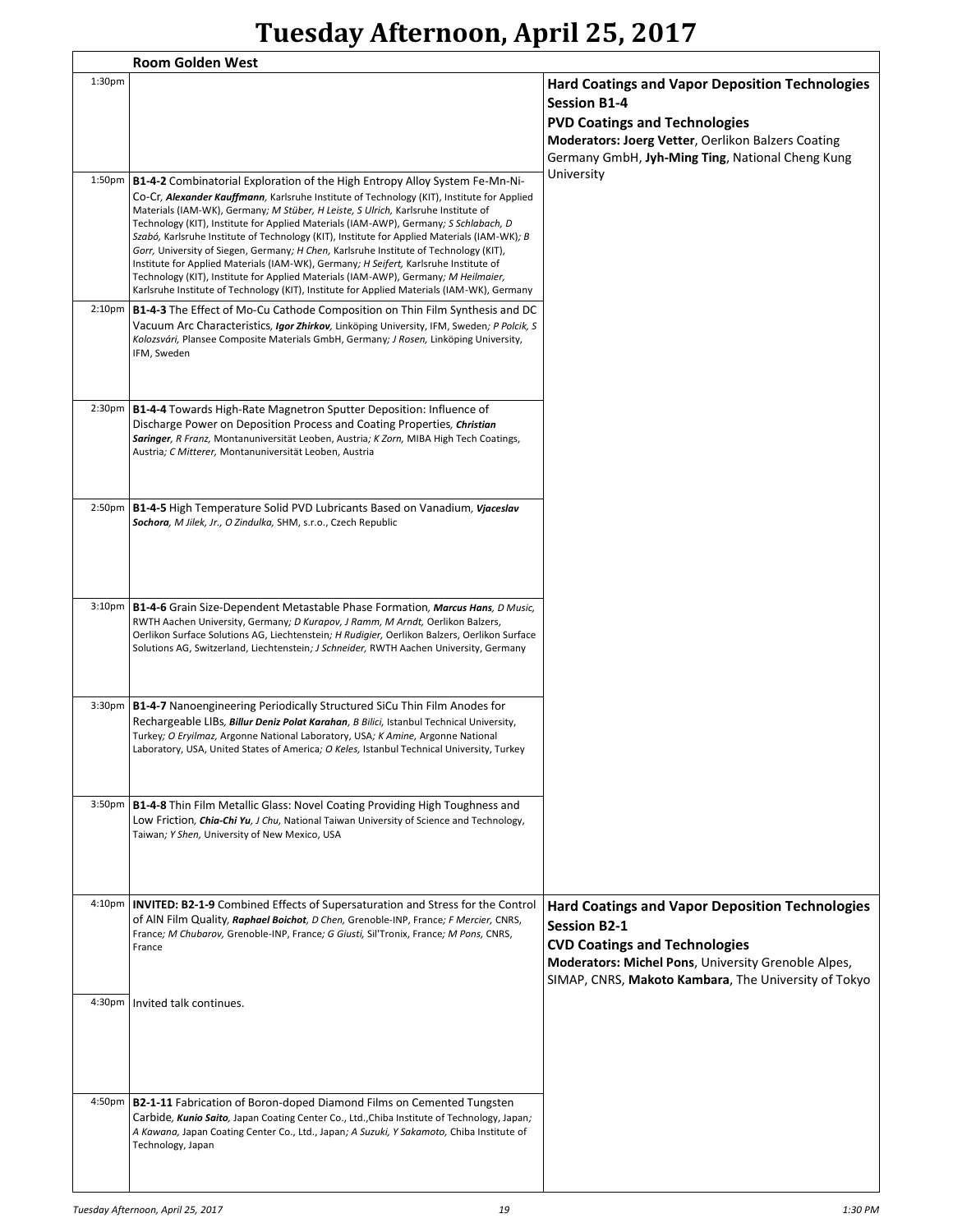# Tuesday Afternoon, April 25, 2017

## Room Golden West

### Hard Coatings and Vapor Deposition Technologies
### Session B1-4
### PVD Coatings and Technologies

**Moderators: Joerg Vetter**, Oerlikon Balzers Coating Germany GmbH, **Jyh-Ming Ting**, National Cheng Kung University

1:30pm

1:50pm **B1-4-2** Combinatorial Exploration of the High Entropy Alloy System Fe-Mn-Ni-Co-Cr, ***Alexander Kauffmann***, Karlsruhe Institute of Technology (KIT), Institute for Applied Materials (IAM-WK), Germany; *M Stüber, H Leiste, S Ulrich,* Karlsruhe Institute of Technology (KIT), Institute for Applied Materials (IAM-AWP), Germany; *S Schlabach, D Szabó,* Karlsruhe Institute of Technology (KIT), Institute for Applied Materials (IAM-WK); *B Gorr,* University of Siegen, Germany; *H Chen,* Karlsruhe Institute of Technology (KIT), Institute for Applied Materials (IAM-WK), Germany; *H Seifert,* Karlsruhe Institute of Technology (KIT), Institute for Applied Materials (IAM-AWP), Germany; *M Heilmaier,* Karlsruhe Institute of Technology (KIT), Institute for Applied Materials (IAM-WK), Germany

2:10pm **B1-4-3** The Effect of Mo-Cu Cathode Composition on Thin Film Synthesis and DC Vacuum Arc Characteristics, ***Igor Zhirkov***, Linköping University, IFM, Sweden; *P Polcik, S Kolozsvári,* Plansee Composite Materials GmbH, Germany; *J Rosen,* Linköping University, IFM, Sweden

2:30pm **B1-4-4** Towards High-Rate Magnetron Sputter Deposition: Influence of Discharge Power on Deposition Process and Coating Properties, ***Christian Saringer***, *R Franz,* Montanuniversität Leoben, Austria; *K Zorn,* MIBA High Tech Coatings, Austria; *C Mitterer,* Montanuniversität Leoben, Austria

2:50pm **B1-4-5** High Temperature Solid PVD Lubricants Based on Vanadium, ***Vjaceslav Sochora***, *M Jilek, Jr., O Zindulka,* SHM, s.r.o., Czech Republic

3:10pm **B1-4-6** Grain Size-Dependent Metastable Phase Formation, ***Marcus Hans***, *D Music,* RWTH Aachen University, Germany; *D Kurapov, J Ramm, M Arndt,* Oerlikon Balzers, Oerlikon Surface Solutions AG, Liechtenstein; *H Rudigier,* Oerlikon Balzers, Oerlikon Surface Solutions AG, Switzerland, Liechtenstein; *J Schneider,* RWTH Aachen University, Germany

3:30pm **B1-4-7** Nanoengineering Periodically Structured SiCu Thin Film Anodes for Rechargeable LIBs, ***Billur Deniz Polat Karahan***, *B Bilici,* Istanbul Technical University, Turkey; *O Eryilmaz,* Argonne National Laboratory, USA; *K Amine,* Argonne National Laboratory, USA, United States of America; *O Keles,* Istanbul Technical University, Turkey

3:50pm **B1-4-8** Thin Film Metallic Glass: Novel Coating Providing High Toughness and Low Friction, ***Chia-Chi Yu***, *J Chu,* National Taiwan University of Science and Technology, Taiwan; *Y Shen,* University of New Mexico, USA

### Hard Coatings and Vapor Deposition Technologies
### Session B2-1
### CVD Coatings and Technologies

**Moderators: Michel Pons**, University Grenoble Alpes, SIMAP, CNRS, **Makoto Kambara**, The University of Tokyo

4:10pm **INVITED: B2-1-9** Combined Effects of Supersaturation and Stress for the Control of AlN Film Quality, ***Raphael Boichot***, *D Chen,* Grenoble-INP, France; *F Mercier,* CNRS, France; *M Chubarov,* Grenoble-INP, France; *G Giusti,* Sil'Tronix, France; *M Pons,* CNRS, France

4:30pm Invited talk continues.

4:50pm **B2-1-11** Fabrication of Boron-doped Diamond Films on Cemented Tungsten Carbide, ***Kunio Saito***, Japan Coating Center Co., Ltd.,Chiba Institute of Technology, Japan; *A Kawana,* Japan Coating Center Co., Ltd., Japan; *A Suzuki, Y Sakamoto,* Chiba Institute of Technology, Japan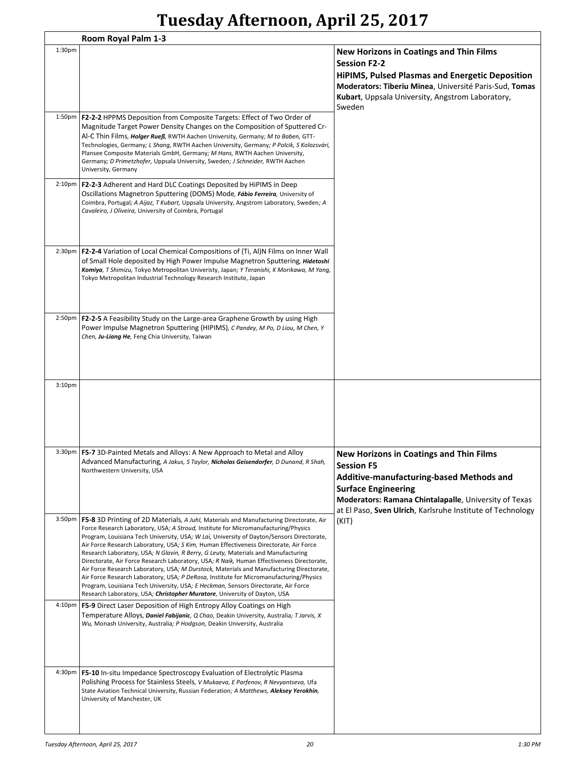# Tuesday Afternoon, April 25, 2017

**Room Royal Palm 1-3**

## New Horizons in Coatings and Thin Films
### Session F2-2
### HiPIMS, Pulsed Plasmas and Energetic Deposition

**Moderators: Tiberiu Minea**, Université Paris-Sud, **Tomas Kubart**, Uppsala University, Angstrom Laboratory, Sweden

1:30pm

1:50pm **F2-2-2** HPPMS Deposition from Composite Targets: Effect of Two Order of Magnitude Target Power Density Changes on the Composition of Sputtered Cr-Al-C Thin Films, ***Holger Rueß***, RWTH Aachen University, Germany; *M to Baben*, GTT-Technologies, Germany; *L Shang*, RWTH Aachen University, Germany; *P Polcik, S Kolozsvári*, Plansee Composite Materials GmbH, Germany; *M Hans*, RWTH Aachen University, Germany; *D Primetzhofer*, Uppsala University, Sweden; *J Schneider*, RWTH Aachen University, Germany

2:10pm **F2-2-3** Adherent and Hard DLC Coatings Deposited by HiPIMS in Deep Oscillations Magnetron Sputtering (DOMS) Mode, ***Fábio Ferreira***, University of Coimbra, Portugal; *A Aijaz, T Kubart*, Uppsala University, Angstrom Laboratory, Sweden; *A Cavaleiro, J Oliveira*, University of Coimbra, Portugal

2:30pm **F2-2-4** Variation of Local Chemical Compositions of (Ti, Al)N Films on Inner Wall of Small Hole deposited by High Power Impulse Magnetron Sputtering, ***Hidetoshi Komiya***, *T Shimizu*, Tokyo Metropolitan Univeristy, Japan; *Y Teranishi, K Morikawa, M Yang*, Tokyo Metropolitan Industrial Technology Research Institute, Japan

2:50pm **F2-2-5** A Feasibility Study on the Large-area Graphene Growth by using High Power Impulse Magnetron Sputtering (HIPIMS), *C Pandey, M Po, D Liou, M Chen, Y Chen*, ***Ju-Liang He***, Feng Chia University, Taiwan

3:10pm

## New Horizons in Coatings and Thin Films
### Session F5
### Additive-manufacturing-based Methods and Surface Engineering

**Moderators: Ramana Chintalapalle**, University of Texas at El Paso, **Sven Ulrich**, Karlsruhe Institute of Technology (KIT)

3:30pm **F5-7** 3D-Painted Metals and Alloys: A New Approach to Metal and Alloy Advanced Manufacturing, *A Jakus, S Taylor*, ***Nicholas Geisendorfer***, *D Dunand, R Shah*, Northwestern University, USA

3:50pm **F5-8** 3D Printing of 2D Materials, *A Juhl*, Materials and Manufacturing Directorate, Air Force Research Laboratory, USA; *A Stroud*, Institute for Micromanufacturing/Physics Program, Louisiana Tech University, USA; *W Lai*, University of Dayton/Sensors Directorate, Air Force Research Laboratory, USA; *S Kim*, Human Effectiveness Directorate, Air Force Research Laboratory, USA; *N Glavin, R Berry, G Leuty*, Materials and Manufacturing Directorate, Air Force Research Laboratory, USA; *R Naik*, Human Effectiveness Directorate, Air Force Research Laboratory, USA; *M Durstock*, Materials and Manufacturing Directorate, Air Force Research Laboratory, USA; *P DeRosa*, Institute for Micromanufacturing/Physics Program, Louisiana Tech University, USA; *E Heckman*, Sensors Directorate, Air Force Research Laboratory, USA; ***Christopher Muratore***, University of Dayton, USA

4:10pm **F5-9** Direct Laser Deposition of High Entropy Alloy Coatings on High Temperature Alloys, ***Daniel Fabijanic***, *Q Chao*, Deakin University, Australia; *T Jarvis, X Wu*, Monash University, Australia; *P Hodgson*, Deakin University, Australia

4:30pm **F5-10** In-situ Impedance Spectroscopy Evaluation of Electrolytic Plasma Polishing Process for Stainless Steels, *V Mukaeva, E Parfenov, R Nevyantseva*, Ufa State Aviation Technical University, Russian Federation; *A Matthews*, ***Aleksey Yerokhin***, University of Manchester, UK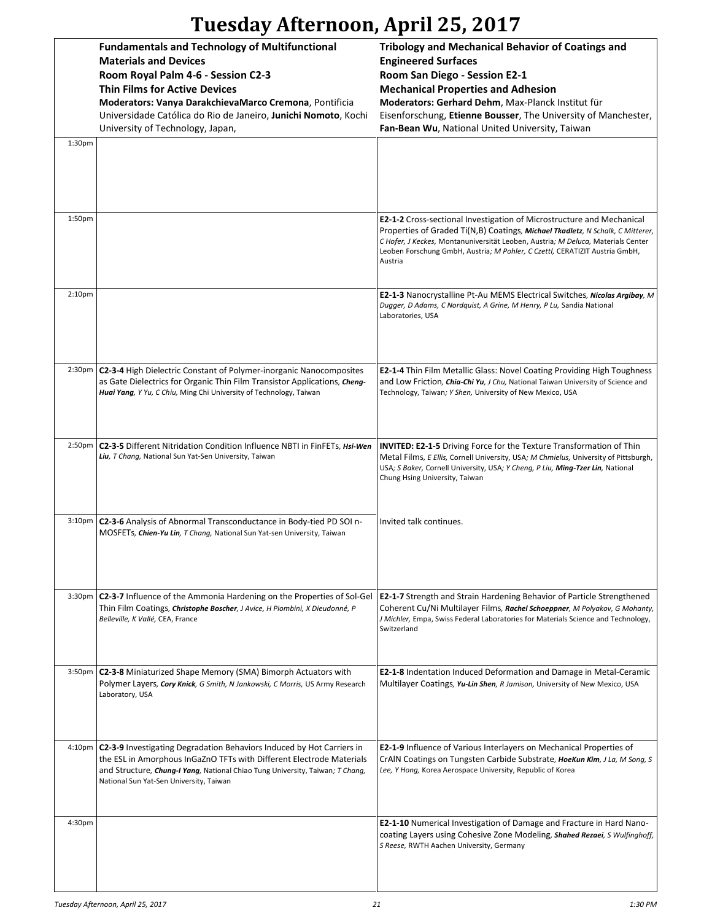# Tuesday Afternoon, April 25, 2017

| | **Fundamentals and Technology of Multifunctional Materials and Devices**<br>**Room Royal Palm 4-6 - Session C2-3**<br>**Thin Films for Active Devices**<br>**Moderators: Vanya DarakchievaMarco Cremona**, Pontificia Universidade Católica do Rio de Janeiro, **Junichi Nomoto**, Kochi University of Technology, Japan, | **Tribology and Mechanical Behavior of Coatings and Engineered Surfaces**<br>**Room San Diego - Session E2-1**<br>**Mechanical Properties and Adhesion**<br>**Moderators: Gerhard Dehm**, Max-Planck Institut für Eisenforschung, **Etienne Bousser**, The University of Manchester, **Fan-Bean Wu**, National United University, Taiwan |
|---|---|---|
| 1:30pm | | |
| 1:50pm | | **E2-1-2** Cross-sectional Investigation of Microstructure and Mechanical Properties of Graded Ti(N,B) Coatings, ***Michael Tkadletz**, N Schalk, C Mitterer, C Hofer, J Keckes,* Montanuniversität Leoben, Austria*; M Deluca,* Materials Center Leoben Forschung GmbH, Austria*; M Pohler, C Czettl,* CERATIZIT Austria GmbH, Austria |
| 2:10pm | | **E2-1-3** Nanocrystalline Pt-Au MEMS Electrical Switches, ***Nicolas Argibay**, M Dugger, D Adams, C Nordquist, A Grine, M Henry, P Lu,* Sandia National Laboratories, USA |
| 2:30pm | **C2-3-4** High Dielectric Constant of Polymer-inorganic Nanocomposites as Gate Dielectrics for Organic Thin Film Transistor Applications, ***Cheng-Huai Yang**, Y Yu, C Chiu,* Ming Chi University of Technology, Taiwan | **E2-1-4** Thin Film Metallic Glass: Novel Coating Providing High Toughness and Low Friction, ***Chia-Chi Yu**, J Chu,* National Taiwan University of Science and Technology, Taiwan*; Y Shen,* University of New Mexico, USA |
| 2:50pm | **C2-3-5** Different Nitridation Condition Influence NBTI in FinFETs, ***Hsi-Wen Liu**, T Chang,* National Sun Yat-Sen University, Taiwan | **INVITED: E2-1-5** Driving Force for the Texture Transformation of Thin Metal Films, *E Ellis,* Cornell University, USA*; M Chmielus,* University of Pittsburgh, USA*; S Baker,* Cornell University, USA*; Y Cheng, P Liu, **Ming-Tzer Lin**,* National Chung Hsing University, Taiwan |
| 3:10pm | **C2-3-6** Analysis of Abnormal Transconductance in Body-tied PD SOI n-MOSFETs, ***Chien-Yu Lin**, T Chang,* National Sun Yat-sen University, Taiwan | Invited talk continues. |
| 3:30pm | **C2-3-7** Influence of the Ammonia Hardening on the Properties of Sol-Gel Thin Film Coatings, ***Christophe Boscher**, J Avice, H Piombini, X Dieudonné, P Belleville, K Vallé,* CEA, France | **E2-1-7** Strength and Strain Hardening Behavior of Particle Strengthened Coherent Cu/Ni Multilayer Films, ***Rachel Schoeppner**, M Polyakov, G Mohanty, J Michler,* Empa, Swiss Federal Laboratories for Materials Science and Technology, Switzerland |
| 3:50pm | **C2-3-8** Miniaturized Shape Memory (SMA) Bimorph Actuators with Polymer Layers, ***Cory Knick**, G Smith, N Jankowski, C Morris,* US Army Research Laboratory, USA | **E2-1-8** Indentation Induced Deformation and Damage in Metal-Ceramic Multilayer Coatings, ***Yu-Lin Shen**, R Jamison,* University of New Mexico, USA |
| 4:10pm | **C2-3-9** Investigating Degradation Behaviors Induced by Hot Carriers in the ESL in Amorphous InGaZnO TFTs with Different Electrode Materials and Structure, ***Chung-I Yang**,* National Chiao Tung University, Taiwan*; T Chang,* National Sun Yat-Sen University, Taiwan | **E2-1-9** Influence of Various Interlayers on Mechanical Properties of CrAlN Coatings on Tungsten Carbide Substrate, ***HoeKun Kim**, J La, M Song, S Lee, Y Hong,* Korea Aerospace University, Republic of Korea |
| 4:30pm | | **E2-1-10** Numerical Investigation of Damage and Fracture in Hard Nano-coating Layers using Cohesive Zone Modeling, ***Shahed Rezaei**, S Wulfinghoff, S Reese,* RWTH Aachen University, Germany |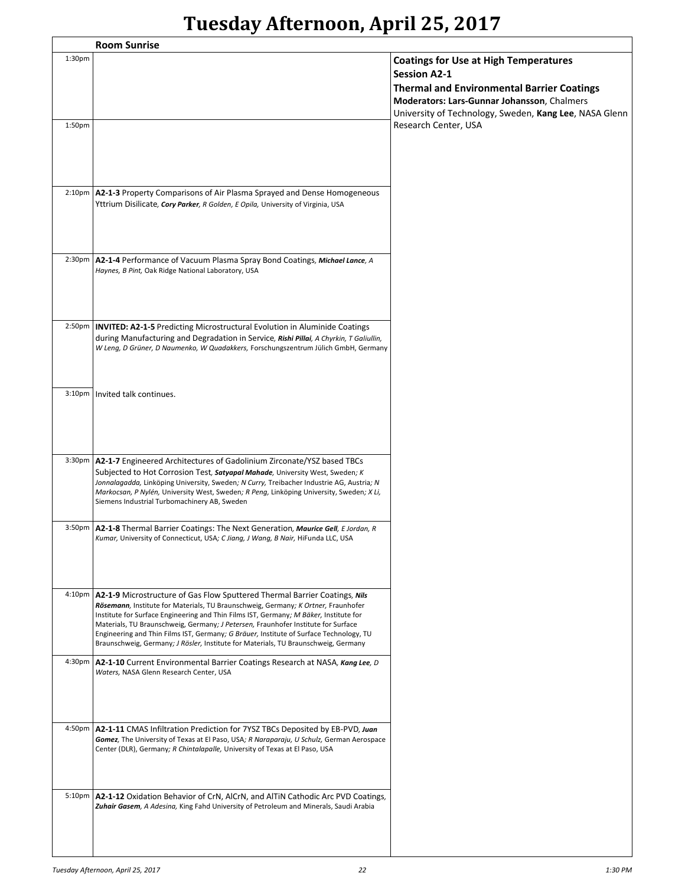# Tuesday Afternoon, April 25, 2017

## Room Sunrise

### Coatings for Use at High Temperatures
### Session A2-1
### Thermal and Environmental Barrier Coatings

**Moderators: Lars-Gunnar Johansson**, Chalmers University of Technology, Sweden, **Kang Lee**, NASA Glenn Research Center, USA

| Time | Presentation |
|---|---|
| 1:30pm | |
| 1:50pm | |
| 2:10pm | **A2-1-3** Property Comparisons of Air Plasma Sprayed and Dense Homogeneous Yttrium Disilicate, ***Cory Parker**, R Golden, E Opila,* University of Virginia, USA |
| 2:30pm | **A2-1-4** Performance of Vacuum Plasma Spray Bond Coatings, ***Michael Lance**, A Haynes, B Pint,* Oak Ridge National Laboratory, USA |
| 2:50pm | **INVITED: A2-1-5** Predicting Microstructural Evolution in Aluminide Coatings during Manufacturing and Degradation in Service, ***Rishi Pillai**, A Chyrkin, T Galiullin, W Leng, D Grüner, D Naumenko, W Quadakkers,* Forschungszentrum Jülich GmbH, Germany |
| 3:10pm | Invited talk continues. |
| 3:30pm | **A2-1-7** Engineered Architectures of Gadolinium Zirconate/YSZ based TBCs Subjected to Hot Corrosion Test, ***Satyapal Mahade**,* University West, Sweden*; K Jonnalagadda,* Linköping University, Sweden*; N Curry,* Treibacher Industrie AG, Austria*; N Markocsan, P Nylén,* University West, Sweden*; R Peng,* Linköping University, Sweden*; X Li,* Siemens Industrial Turbomachinery AB, Sweden |
| 3:50pm | **A2-1-8** Thermal Barrier Coatings: The Next Generation, ***Maurice Gell**, E Jordan, R Kumar,* University of Connecticut, USA*; C Jiang, J Wang, B Nair,* HiFunda LLC, USA |
| 4:10pm | **A2-1-9** Microstructure of Gas Flow Sputtered Thermal Barrier Coatings, ***Nils Rösemann**,* Institute for Materials, TU Braunschweig, Germany*; K Ortner,* Fraunhofer Institute for Surface Engineering and Thin Films IST, Germany*; M Bäker,* Institute for Materials, TU Braunschweig, Germany*; J Petersen,* Fraunhofer Institute for Surface Engineering and Thin Films IST, Germany*; G Bräuer,* Institute of Surface Technology, TU Braunschweig, Germany*; J Rösler,* Institute for Materials, TU Braunschweig, Germany |
| 4:30pm | **A2-1-10** Current Environmental Barrier Coatings Research at NASA, ***Kang Lee**, D Waters,* NASA Glenn Research Center, USA |
| 4:50pm | **A2-1-11** CMAS Infiltration Prediction for 7YSZ TBCs Deposited by EB-PVD, ***Juan Gomez**,* The University of Texas at El Paso, USA*; R Naraparaju, U Schulz,* German Aerospace Center (DLR), Germany*; R Chintalapalle,* University of Texas at El Paso, USA |
| 5:10pm | **A2-1-12** Oxidation Behavior of CrN, AlCrN, and AlTiN Cathodic Arc PVD Coatings, ***Zuhair Gasem**, A Adesina,* King Fahd University of Petroleum and Minerals, Saudi Arabia |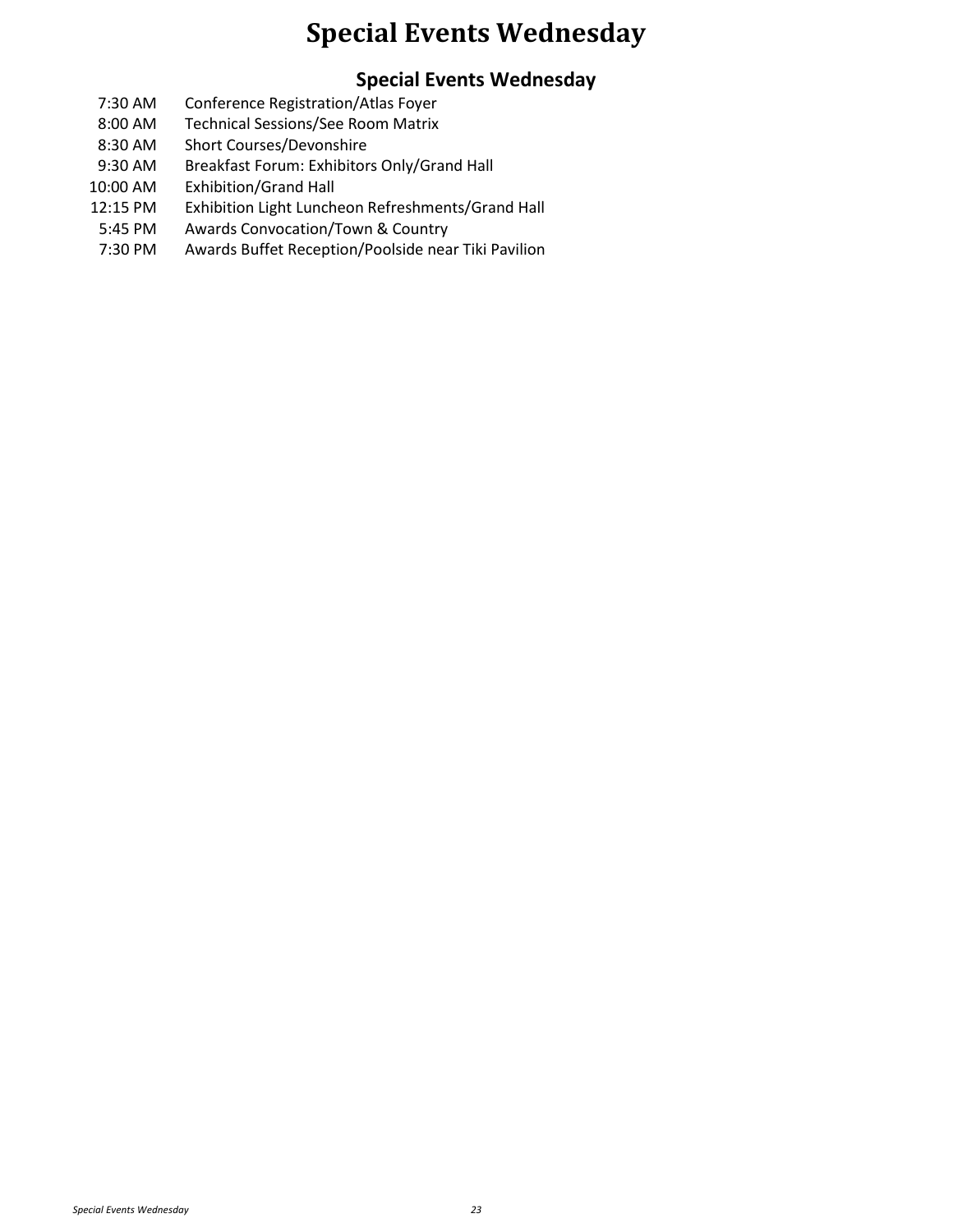# Special Events Wednesday

## Special Events Wednesday

| | |
|---|---|
| 7:30 AM | Conference Registration/Atlas Foyer |
| 8:00 AM | Technical Sessions/See Room Matrix |
| 8:30 AM | Short Courses/Devonshire |
| 9:30 AM | Breakfast Forum: Exhibitors Only/Grand Hall |
| 10:00 AM | Exhibition/Grand Hall |
| 12:15 PM | Exhibition Light Luncheon Refreshments/Grand Hall |
| 5:45 PM | Awards Convocation/Town & Country |
| 7:30 PM | Awards Buffet Reception/Poolside near Tiki Pavilion |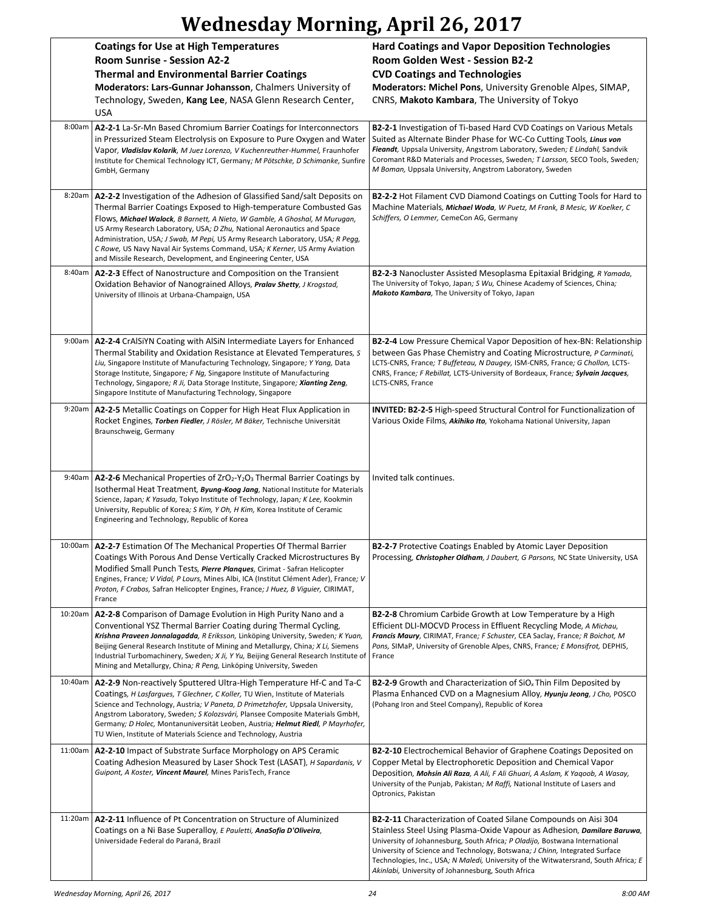# Wednesday Morning, April 26, 2017

| | **Coatings for Use at High Temperatures**<br>**Room Sunrise - Session A2-2**<br>**Thermal and Environmental Barrier Coatings**<br>**Moderators: Lars-Gunnar Johansson**, Chalmers University of Technology, Sweden, **Kang Lee**, NASA Glenn Research Center, USA | **Hard Coatings and Vapor Deposition Technologies**<br>**Room Golden West - Session B2-2**<br>**CVD Coatings and Technologies**<br>**Moderators: Michel Pons**, University Grenoble Alpes, SIMAP, CNRS, **Makoto Kambara**, The University of Tokyo |
|---|---|---|
| 8:00am | **A2-2-1** La-Sr-Mn Based Chromium Barrier Coatings for Interconnectors in Pressurized Steam Electrolysis on Exposure to Pure Oxygen and Water Vapor, ***Vladislav Kolarik***, *M Juez Lorenzo, V Kuchenreuther-Hummel,* Fraunhofer Institute for Chemical Technology ICT, Germany*; M Pötschke, D Schimanke,* Sunfire GmbH, Germany | **B2-2-1** Investigation of Ti-based Hard CVD Coatings on Various Metals Suited as Alternate Binder Phase for WC-Co Cutting Tools, ***Linus von Fieandt***, Uppsala University, Angstrom Laboratory, Sweden*; E Lindahl,* Sandvik Coromant R&D Materials and Processes, Sweden*; T Larsson,* SECO Tools, Sweden*; M Boman,* Uppsala University, Angstrom Laboratory, Sweden |
| 8:20am | **A2-2-2** Investigation of the Adhesion of Glassified Sand/salt Deposits on Thermal Barrier Coatings Exposed to High-temperature Combusted Gas Flows, ***Michael Walock***, *B Barnett, A Nieto, W Gamble, A Ghoshal, M Murugan,* US Army Research Laboratory, USA*; D Zhu,* National Aeronautics and Space Administration, USA*; J Swab, M Pepi,* US Army Research Laboratory, USA*; R Pegg, C Rowe,* US Navy Naval Air Systems Command, USA*; K Kerner,* US Army Aviation and Missile Research, Development, and Engineering Center, USA | **B2-2-2** Hot Filament CVD Diamond Coatings on Cutting Tools for Hard to Machine Materials, ***Michael Woda***, *W Puetz, M Frank, B Mesic, W Koelker, C Schiffers, O Lemmer,* CemeCon AG, Germany |
| 8:40am | **A2-2-3** Effect of Nanostructure and Composition on the Transient Oxidation Behavior of Nanograined Alloys, ***Pralav Shetty***, *J Krogstad,* University of Illinois at Urbana-Champaign, USA | **B2-2-3** Nanocluster Assisted Mesoplasma Epitaxial Bridging, *R Yamada,* The University of Tokyo, Japan*; S Wu,* Chinese Academy of Sciences, China*; **Makoto Kambara**,* The University of Tokyo, Japan |
| 9:00am | **A2-2-4** CrAlSiYN Coating with AlSiN Intermediate Layers for Enhanced Thermal Stability and Oxidation Resistance at Elevated Temperatures, *S Liu,* Singapore Institute of Manufacturing Technology, Singapore*; Y Yang,* Data Storage Institute, Singapore*; F Ng,* Singapore Institute of Manufacturing Technology, Singapore*; R Ji,* Data Storage Institute, Singapore*; **Xianting Zeng**,* Singapore Institute of Manufacturing Technology, Singapore | **B2-2-4** Low Pressure Chemical Vapor Deposition of hex-BN: Relationship between Gas Phase Chemistry and Coating Microstructure, *P Carminati,* LCTS-CNRS, France*; T Buffeteau, N Daugey,* ISM-CNRS, France*; G Chollon,* LCTS-CNRS, France*; F Rebillat,* LCTS-University of Bordeaux, France*; **Sylvain Jacques**,* LCTS-CNRS, France |
| 9:20am | **A2-2-5** Metallic Coatings on Copper for High Heat Flux Application in Rocket Engines, ***Torben Fiedler***, *J Rösler, M Bäker,* Technische Universität Braunschweig, Germany | **INVITED: B2-2-5** High-speed Structural Control for Functionalization of Various Oxide Films, ***Akihiko Ito***, Yokohama National University, Japan |
| 9:40am | **A2-2-6** Mechanical Properties of $ZrO_2$-$Y_2O_3$ Thermal Barrier Coatings by Isothermal Heat Treatment, ***Byung-Koog Jang***, National Institute for Materials Science, Japan*; K Yasuda,* Tokyo Institute of Technology, Japan*; K Lee,* Kookmin University, Republic of Korea*; S Kim, Y Oh, H Kim,* Korea Institute of Ceramic Engineering and Technology, Republic of Korea | Invited talk continues. |
| 10:00am | **A2-2-7** Estimation Of The Mechanical Properties Of Thermal Barrier Coatings With Porous And Dense Vertically Cracked Microstructures By Modified Small Punch Tests, ***Pierre Planques***, Cirimat - Safran Helicopter Engines, France*; V Vidal, P Lours,* Mines Albi, ICA (Institut Clément Ader), France*; V Proton, F Crabos,* Safran Helicopter Engines, France*; J Huez, B Viguier,* CIRIMAT, France | **B2-2-7** Protective Coatings Enabled by Atomic Layer Deposition Processing, ***Christopher Oldham***, *J Daubert, G Parsons,* NC State University, USA |
| 10:20am | **A2-2-8** Comparison of Damage Evolution in High Purity Nano and a Conventional YSZ Thermal Barrier Coating during Thermal Cycling, ***Krishna Praveen Jonnalagadda***, *R Eriksson,* Linköping University, Sweden*; K Yuan,* Beijing General Research Institute of Mining and Metallurgy, China*; X Li,* Siemens Industrial Turbomachinery, Sweden*; X Ji, Y Yu,* Beijing General Research Institute of Mining and Metallurgy, China*; R Peng,* Linköping University, Sweden | **B2-2-8** Chromium Carbide Growth at Low Temperature by a High Efficient DLI-MOCVD Process in Effluent Recycling Mode, *A Michau, **Francis Maury**,* CIRIMAT, France*; F Schuster,* CEA Saclay, France*; R Boichot, M Pons,* SIMaP, University of Grenoble Alpes, CNRS, France*; E Monsifrot,* DEPHIS, France |
| 10:40am | **A2-2-9** Non-reactively Sputtered Ultra-High Temperature Hf-C and Ta-C Coatings, *H Lasfargues, T Glechner, C Koller,* TU Wien, Institute of Materials Science and Technology, Austria*; V Paneta, D Primetzhofer,* Uppsala University, Angstrom Laboratory, Sweden*; S Kolozsvári,* Plansee Composite Materials GmbH, Germany*; D Holec,* Montanuniversität Leoben, Austria*; **Helmut Riedl**, P Mayrhofer,* TU Wien, Institute of Materials Science and Technology, Austria | **B2-2-9** Growth and Characterization of $SiO_x$ Thin Film Deposited by Plasma Enhanced CVD on a Magnesium Alloy, ***Hyunju Jeong***, *J Cho,* POSCO (Pohang Iron and Steel Company), Republic of Korea |
| 11:00am | **A2-2-10** Impact of Substrate Surface Morphology on APS Ceramic Coating Adhesion Measured by Laser Shock Test (LASAT), *H Sapardanis, V Guipont, A Koster, **Vincent Maurel**,* Mines ParisTech, France | **B2-2-10** Electrochemical Behavior of Graphene Coatings Deposited on Copper Metal by Electrophoretic Deposition and Chemical Vapor Deposition, ***Mohsin Ali Raza***, *A Ali, F Ali Ghuari, A Aslam, K Yaqoob, A Wasay,* University of the Punjab, Pakistan*; M Raffi,* National Institute of Lasers and Optronics, Pakistan |
| 11:20am | **A2-2-11** Influence of Pt Concentration on Structure of Aluminized Coatings on a Ni Base Superalloy, *E Pauletti, **AnaSofia D'Oliveira**,* Universidade Federal do Paraná, Brazil | **B2-2-11** Characterization of Coated Silane Compounds on Aisi 304 Stainless Steel Using Plasma-Oxide Vapour as Adhesion, ***Damilare Baruwa***, University of Johannesburg, South Africa*; P Oladijo,* Bostwana International University of Science and Technology, Botswana*; J Chinn,* Integrated Surface Technologies, Inc., USA*; N Maledi,* University of the Witwatersrand, South Africa*; E Akinlabi,* University of Johannesburg, South Africa |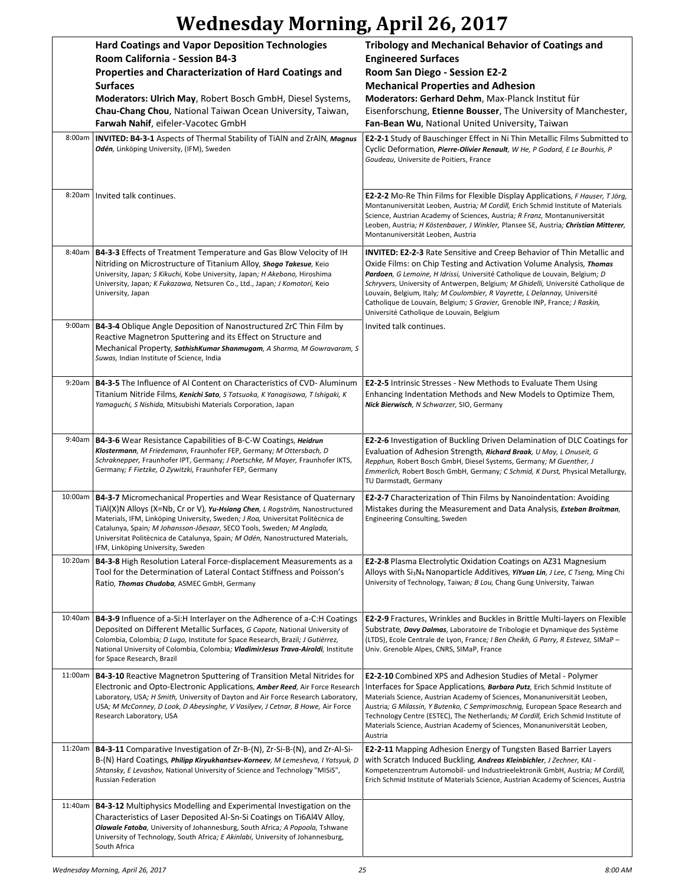# Wednesday Morning, April 26, 2017

| | Hard Coatings and Vapor Deposition Technologies<br>Room California - Session B4-3<br>Properties and Characterization of Hard Coatings and Surfaces<br>Moderators: **Ulrich May**, Robert Bosch GmbH, Diesel Systems, **Chau-Chang Chou**, National Taiwan Ocean University, Taiwan, **Farwah Nahif**, eifeler-Vacotec GmbH | Tribology and Mechanical Behavior of Coatings and Engineered Surfaces<br>Room San Diego - Session E2-2<br>Mechanical Properties and Adhesion<br>Moderators: **Gerhard Dehm**, Max-Planck Institut für Eisenforschung, **Etienne Bousser**, The University of Manchester, **Fan-Bean Wu**, National United University, Taiwan |
|---|---|---|
| 8:00am | **INVITED: B4-3-1** Aspects of Thermal Stability of TiAlN and ZrAlN, ***Magnus Odén***, Linköping University, (IFM), Sweden | **E2-2-1** Study of Bauschinger Effect in Ni Thin Metallic Films Submitted to Cyclic Deformation, ***Pierre-Olivier Renault***, *W He, P Godard, E Le Bourhis, P Goudeau,* Universite de Poitiers, France |
| 8:20am | Invited talk continues. | **E2-2-2** Mo-Re Thin Films for Flexible Display Applications, *F Hauser, T Jörg,* Montanuniversität Leoben, Austria; *M Cordill,* Erich Schmid Institute of Materials Science, Austrian Academy of Sciences, Austria; *R Franz,* Montanuniversität Leoben, Austria; *H Köstenbauer, J Winkler,* Plansee SE, Austria; ***Christian Mitterer***, Montanuniversität Leoben, Austria |
| 8:40am | **B4-3-3** Effects of Treatment Temperature and Gas Blow Velocity of IH Nitriding on Microstructure of Titanium Alloy, ***Shogo Takesue***, Keio University, Japan; *S Kikuchi,* Kobe University, Japan; *H Akebono,* Hiroshima University, Japan; *K Fukazawa,* Netsuren Co., Ltd., Japan; *J Komotori,* Keio University, Japan | **INVITED: E2-2-3** Rate Sensitive and Creep Behavior of Thin Metallic and Oxide Films: on Chip Testing and Activation Volume Analysis, ***Thomas Pardoen***, *G Lemoine, H Idrissi,* Université Catholique de Louvain, Belgium; *D Schryvers,* University of Antwerpen, Belgium; *M Ghidelli,* Université Catholique de Louvain, Belgium, Italy; *M Coulombier, R Vayrette, L Delannay,* Université Catholique de Louvain, Belgium; *S Gravier,* Grenoble INP, France; *J Raskin,* Université Catholique de Louvain, Belgium |
| 9:00am | **B4-3-4** Oblique Angle Deposition of Nanostructured ZrC Thin Film by Reactive Magnetron Sputtering and its Effect on Structure and Mechanical Property, ***SathishKumar Shanmugam***, *A Sharma, M Gowravaram, S Suwas,* Indian Institute of Science, India | Invited talk continues. |
| 9:20am | **B4-3-5** The Influence of Al Content on Characteristics of CVD- Aluminum Titanium Nitride Films, ***Kenichi Sato***, *S Tatsuoka, K Yanagisawa, T Ishigaki, K Yamaguchi, S Nishida,* Mitsubishi Materials Corporation, Japan | **E2-2-5** Intrinsic Stresses - New Methods to Evaluate Them Using Enhancing Indentation Methods and New Models to Optimize Them, ***Nick Bierwisch***, *N Schwarzer,* SIO, Germany |
| 9:40am | **B4-3-6** Wear Resistance Capabilities of B-C-W Coatings, ***Heidrun Klostermann***, *M Friedemann,* Fraunhofer FEP, Germany; *M Ottersbach, D Schraknepper,* Fraunhofer IPT, Germany; *J Poetschke, M Mayer,* Fraunhofer IKTS, Germany; *F Fietzke, O Zywitzki,* Fraunhofer FEP, Germany | **E2-2-6** Investigation of Buckling Driven Delamination of DLC Coatings for Evaluation of Adhesion Strength, ***Richard Braak***, *U May, L Onuseit, G Repphun,* Robert Bosch GmbH, Diesel Systems, Germany; *M Guenther, J Emmerlich,* Robert Bosch GmbH, Germany; *C Schmid, K Durst,* Physical Metallurgy, TU Darmstadt, Germany |
| 10:00am | **B4-3-7** Micromechanical Properties and Wear Resistance of Quaternary TiAl(X)N Alloys (X=Nb, Cr or V), ***Yu-Hsiang Chen***, *L Rogström,* Nanostructured Materials, IFM, Linköping University, Sweden; *J Roa,* Universitat Politècnica de Catalunya, Spain; *M Johansson-Jõesaar,* SECO Tools, Sweden; *M Anglada,* Universitat Politècnica de Catalunya, Spain; *M Odén,* Nanostructured Materials, IFM, Linköping University, Sweden | **E2-2-7** Characterization of Thin Films by Nanoindentation: Avoiding Mistakes during the Measurement and Data Analysis, ***Esteban Broitman***, Engineering Consulting, Sweden |
| 10:20am | **B4-3-8** High Resolution Lateral Force-displacement Measurements as a Tool for the Determination of Lateral Contact Stiffness and Poisson's Ratio, ***Thomas Chudoba***, ASMEC GmbH, Germany | **E2-2-8** Plasma Electrolytic Oxidation Coatings on AZ31 Magnesium Alloys with $Si_3N_4$ Nanoparticle Additives, ***YiYuan Lin***, *J Lee, C Tseng,* Ming Chi University of Technology, Taiwan; *B Lou,* Chang Gung University, Taiwan |
| 10:40am | **B4-3-9** Influence of a-Si:H Interlayer on the Adherence of a-C:H Coatings Deposited on Different Metallic Surfaces, *G Capote,* National University of Colombia, Colombia; *D Lugo,* Institute for Space Research, Brazil; *J Gutiérrez,* National University of Colombia, Colombia; ***VladimirJesus Trava-Airoldi***, Institute for Space Research, Brazil | **E2-2-9** Fractures, Wrinkles and Buckles in Brittle Multi-layers on Flexible Substrate, ***Davy Dalmas***, Laboratoire de Tribologie et Dynamique des Système (LTDS), Ecole Centrale de Lyon, France; *I Ben Cheikh, G Parry, R Estevez,* SIMaP – Univ. Grenoble Alpes, CNRS, SIMaP, France |
| 11:00am | **B4-3-10** Reactive Magnetron Sputtering of Transition Metal Nitrides for Electronic and Opto-Electronic Applications, ***Amber Reed***, Air Force Research Laboratory, USA; *H Smith,* University of Dayton and Air Force Research Laboratory, USA; *M McConney, D Look, D Abeysinghe, V Vasilyev, J Cetnar, B Howe,* Air Force Research Laboratory, USA | **E2-2-10** Combined XPS and Adhesion Studies of Metal - Polymer Interfaces for Space Applications, ***Barbara Putz***, Erich Schmid Institute of Materials Science, Austrian Academy of Sciences, Monanuniversität Leoben, Austria; *G Milassin, Y Butenko, C Semprimoschnig,* European Space Research and Technology Centre (ESTEC), The Netherlands; *M Cordill,* Erich Schmid Institute of Materials Science, Austrian Academy of Sciences, Monanuniversität Leoben, Austria |
| 11:20am | **B4-3-11** Comparative Investigation of Zr-B-(N), Zr-Si-B-(N), and Zr-Al-Si-B-(N) Hard Coatings, ***Philipp Kiryukhantsev-Korneev***, *M Lemesheva, I Yatsyuk, D Shtansky, E Levashov,* National University of Science and Technology "MISiS", Russian Federation | **E2-2-11** Mapping Adhesion Energy of Tungsten Based Barrier Layers with Scratch Induced Buckling, ***Andreas Kleinbichler***, *J Zechner,* KAI - Kompetenzzentrum Automobil- und Industrieelektronik GmbH, Austria; *M Cordill,* Erich Schmid Institute of Materials Science, Austrian Academy of Sciences, Austria |
| 11:40am | **B4-3-12** Multiphysics Modelling and Experimental Investigation on the Characteristics of Laser Deposited Al-Sn-Si Coatings on Ti6Al4V Alloy, ***Olawale Fatoba***, University of Johannesburg, South Africa; *A Popoola,* Tshwane University of Technology, South Africa; *E Akinlabi,* University of Johannesburg, South Africa | |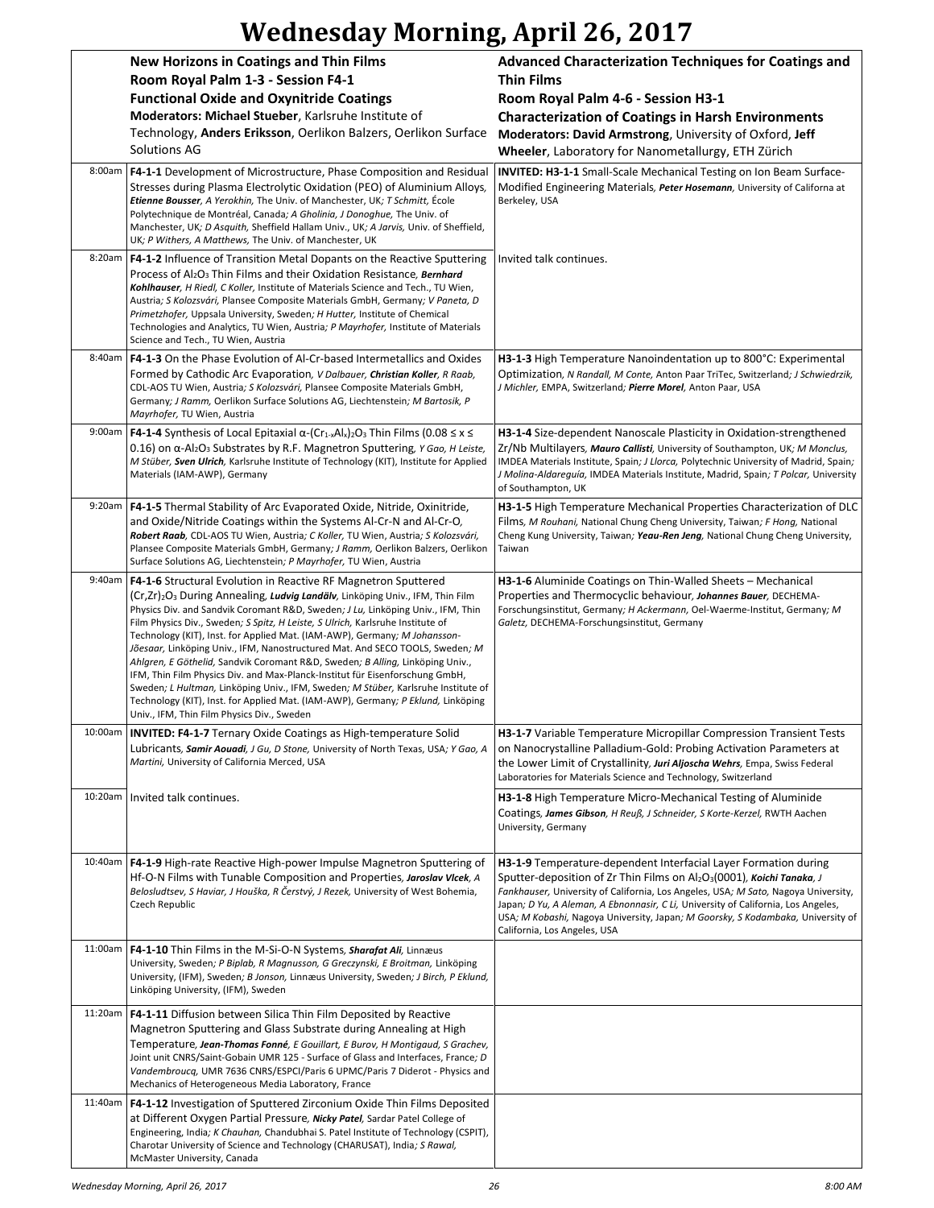# Wednesday Morning, April 26, 2017

| | New Horizons in Coatings and Thin Films<br>Room Royal Palm 1-3 - Session F4-1<br>Functional Oxide and Oxynitride Coatings<br>Moderators: Michael Stueber, Karlsruhe Institute of Technology, Anders Eriksson, Oerlikon Balzers, Oerlikon Surface Solutions AG | Advanced Characterization Techniques for Coatings and Thin Films<br>Room Royal Palm 4-6 - Session H3-1<br>Characterization of Coatings in Harsh Environments<br>Moderators: David Armstrong, University of Oxford, Jeff Wheeler, Laboratory for Nanometallurgy, ETH Zürich |
|---|---|---|
| 8:00am | **F4-1-1** Development of Microstructure, Phase Composition and Residual Stresses during Plasma Electrolytic Oxidation (PEO) of Aluminium Alloys, ***Etienne Bousser***, *A Yerokhin,* The Univ. of Manchester, UK*; T Schmitt,* École Polytechnique de Montréal, Canada*; A Gholinia, J Donoghue,* The Univ. of Manchester, UK*; D Asquith,* Sheffield Hallam Univ., UK*; A Jarvis,* Univ. of Sheffield, UK*; P Withers, A Matthews,* The Univ. of Manchester, UK | **INVITED: H3-1-1** Small-Scale Mechanical Testing on Ion Beam Surface-Modified Engineering Materials, ***Peter Hosemann***, University of Californa at Berkeley, USA |
| 8:20am | **F4-1-2** Influence of Transition Metal Dopants on the Reactive Sputtering Process of $Al_2O_3$ Thin Films and their Oxidation Resistance, ***Bernhard Kohlhauser***, *H Riedl, C Koller,* Institute of Materials Science and Tech., TU Wien, Austria*; S Kolozsvári,* Plansee Composite Materials GmbH, Germany*; V Paneta, D Primetzhofer,* Uppsala University, Sweden*; H Hutter,* Institute of Chemical Technologies and Analytics, TU Wien, Austria*; P Mayrhofer,* Institute of Materials Science and Tech., TU Wien, Austria | Invited talk continues. |
| 8:40am | **F4-1-3** On the Phase Evolution of Al-Cr-based Intermetallics and Oxides Formed by Cathodic Arc Evaporation, *V Dalbauer,* ***Christian Koller***, *R Raab,* CDL-AOS TU Wien, Austria*; S Kolozsvári,* Plansee Composite Materials GmbH, Germany*; J Ramm,* Oerlikon Surface Solutions AG, Liechtenstein*; M Bartosik, P Mayrhofer,* TU Wien, Austria | **H3-1-3** High Temperature Nanoindentation up to 800°C: Experimental Optimization, *N Randall, M Conte,* Anton Paar TriTec, Switzerland*; J Schwiedrzik, J Michler,* EMPA, Switzerland*;* ***Pierre Morel***, Anton Paar, USA |
| 9:00am | **F4-1-4** Synthesis of Local Epitaxial α-$(Cr_{1-x}Al_x)_2O_3$ Thin Films ($0.08 \leq x \leq 0.16$) on α-$Al_2O_3$ Substrates by R.F. Magnetron Sputtering, *Y Gao, H Leiste, M Stüber,* ***Sven Ulrich***, Karlsruhe Institute of Technology (KIT), Institute for Applied Materials (IAM-AWP), Germany | **H3-1-4** Size-dependent Nanoscale Plasticity in Oxidation-strengthened Zr/Nb Multilayers, ***Mauro Callisti***, University of Southampton, UK*; M Monclus,* IMDEA Materials Institute, Spain*; J Llorca,* Polytechnic University of Madrid, Spain*; J Molina-Aldareguía,* IMDEA Materials Institute, Madrid, Spain*; T Polcar,* University of Southampton, UK |
| 9:20am | **F4-1-5** Thermal Stability of Arc Evaporated Oxide, Nitride, Oxinitride, and Oxide/Nitride Coatings within the Systems Al-Cr-N and Al-Cr-O, ***Robert Raab***, CDL-AOS TU Wien, Austria*; C Koller,* TU Wien, Austria*; S Kolozsvári,* Plansee Composite Materials GmbH, Germany*; J Ramm,* Oerlikon Balzers, Oerlikon Surface Solutions AG, Liechtenstein*; P Mayrhofer,* TU Wien, Austria | **H3-1-5** High Temperature Mechanical Properties Characterization of DLC Films, *M Rouhani,* National Chung Cheng University, Taiwan*; F Hong,* National Cheng Kung University, Taiwan*;* ***Yeau-Ren Jeng***, National Chung Cheng University, Taiwan |
| 9:40am | **F4-1-6** Structural Evolution in Reactive RF Magnetron Sputtered $(Cr,Zr)_2O_3$ During Annealing, ***Ludvig Landälv***, Linköping Univ., IFM, Thin Film Physics Div. and Sandvik Coromant R&D, Sweden*; J Lu,* Linköping Univ., IFM, Thin Film Physics Div., Sweden*; S Spitz, H Leiste, S Ulrich,* Karlsruhe Institute of Technology (KIT), Inst. for Applied Mat. (IAM-AWP), Germany*; M Johansson-Jõesaar,* Linköping Univ., IFM, Nanostructured Mat. And SECO TOOLS, Sweden*; M Ahlgren, E Göthelid,* Sandvik Coromant R&D, Sweden*; B Alling,* Linköping Univ., IFM, Thin Film Physics Div. and Max-Planck-Institut für Eisenforschung GmbH, Sweden*; L Hultman,* Linköping Univ., IFM, Sweden*; M Stüber,* Karlsruhe Institute of Technology (KIT), Inst. for Applied Mat. (IAM-AWP), Germany*; P Eklund,* Linköping Univ., IFM, Thin Film Physics Div., Sweden | **H3-1-6** Aluminide Coatings on Thin-Walled Sheets – Mechanical Properties and Thermocyclic behaviour, ***Johannes Bauer***, DECHEMA-Forschungsinstitut, Germany*; H Ackermann,* Oel-Waerme-Institut, Germany*; M Galetz,* DECHEMA-Forschungsinstitut, Germany |
| 10:00am | **INVITED: F4-1-7** Ternary Oxide Coatings as High-temperature Solid Lubricants, ***Samir Aouadi***, *J Gu, D Stone,* University of North Texas, USA*; Y Gao, A Martini,* University of California Merced, USA | **H3-1-7** Variable Temperature Micropillar Compression Transient Tests on Nanocrystalline Palladium-Gold: Probing Activation Parameters at the Lower Limit of Crystallinity, ***Juri Aljoscha Wehrs***, Empa, Swiss Federal Laboratories for Materials Science and Technology, Switzerland |
| 10:20am | Invited talk continues. | **H3-1-8** High Temperature Micro-Mechanical Testing of Aluminide Coatings, ***James Gibson***, *H Reuß, J Schneider, S Korte-Kerzel,* RWTH Aachen University, Germany |
| 10:40am | **F4-1-9** High-rate Reactive High-power Impulse Magnetron Sputtering of Hf-O-N Films with Tunable Composition and Properties, ***Jaroslav Vlcek***, *A Belosludtsev, S Haviar, J Houška, R Čerstvý, J Rezek,* University of West Bohemia, Czech Republic | **H3-1-9** Temperature-dependent Interfacial Layer Formation during Sputter-deposition of Zr Thin Films on $Al_2O_3(0001)$, ***Koichi Tanaka***, *J Fankhauser,* University of California, Los Angeles, USA*; M Sato,* Nagoya University, Japan*; D Yu, A Aleman, A Ebnonnasir, C Li,* University of California, Los Angeles, USA*; M Kobashi,* Nagoya University, Japan*; M Goorsky, S Kodambaka,* University of California, Los Angeles, USA |
| 11:00am | **F4-1-10** Thin Films in the M-Si-O-N Systems, ***Sharafat Ali***, Linnæus University, Sweden*; P Biplab, R Magnusson, G Greczynski, E Broitman,* Linköping University, (IFM), Sweden*; B Jonson,* Linnæus University, Sweden*; J Birch, P Eklund,* Linköping University, (IFM), Sweden | |
| 11:20am | **F4-1-11** Diffusion between Silica Thin Film Deposited by Reactive Magnetron Sputtering and Glass Substrate during Annealing at High Temperature, ***Jean-Thomas Fonné***, *E Gouillart, E Burov, H Montigaud, S Grachev,* Joint unit CNRS/Saint-Gobain UMR 125 - Surface of Glass and Interfaces, France*; D Vandembroucq,* UMR 7636 CNRS/ESPCI/Paris 6 UPMC/Paris 7 Diderot - Physics and Mechanics of Heterogeneous Media Laboratory, France | |
| 11:40am | **F4-1-12** Investigation of Sputtered Zirconium Oxide Thin Films Deposited at Different Oxygen Partial Pressure, ***Nicky Patel***, Sardar Patel College of Engineering, India*; K Chauhan,* Chandubhai S. Patel Institute of Technology (CSPIT), Charotar University of Science and Technology (CHARUSAT), India*; S Rawal,* McMaster University, Canada | |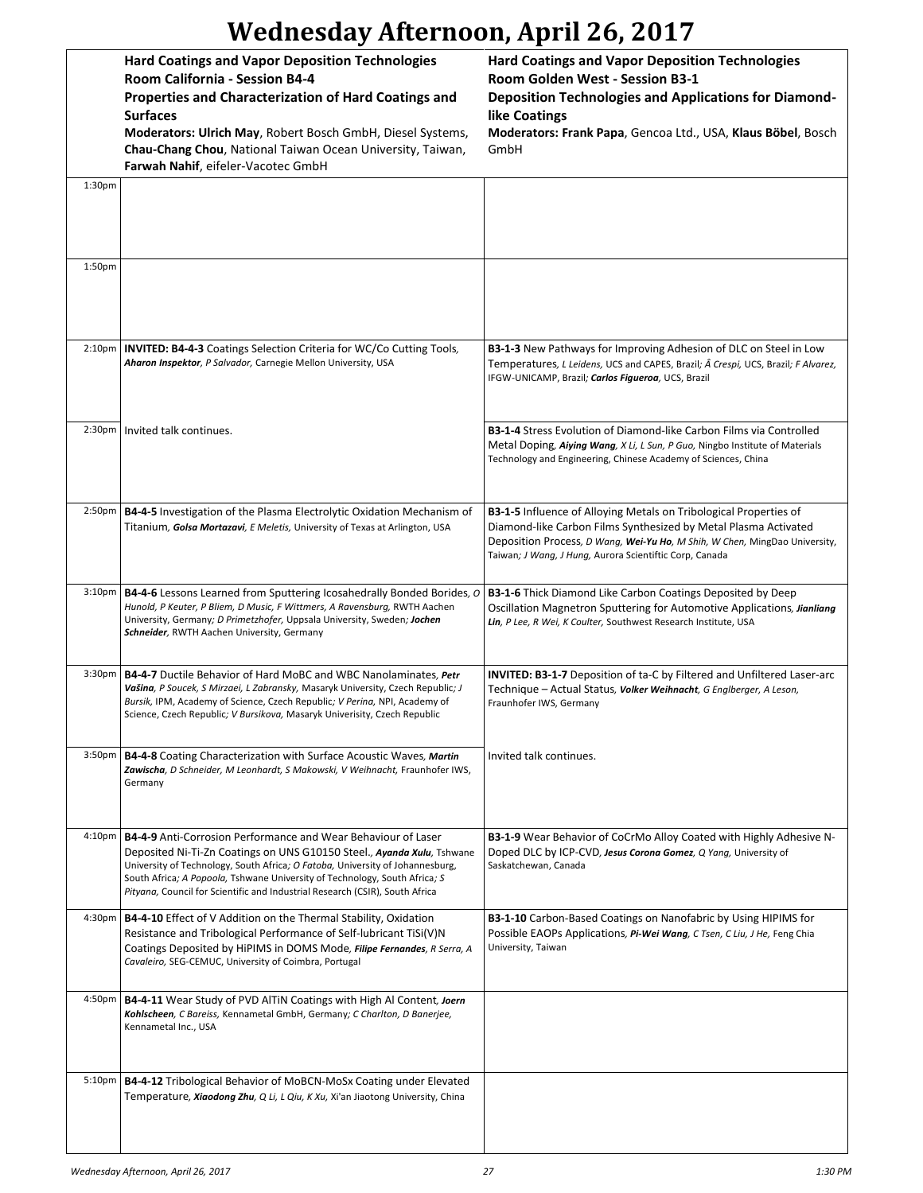# Wednesday Afternoon, April 26, 2017

| | **Hard Coatings and Vapor Deposition Technologies**<br>**Room California - Session B4-4**<br>**Properties and Characterization of Hard Coatings and Surfaces**<br>**Moderators: Ulrich May**, Robert Bosch GmbH, Diesel Systems, **Chau-Chang Chou**, National Taiwan Ocean University, Taiwan, **Farwah Nahif**, eifeler-Vacotec GmbH | **Hard Coatings and Vapor Deposition Technologies**<br>**Room Golden West - Session B3-1**<br>**Deposition Technologies and Applications for Diamond-like Coatings**<br>**Moderators: Frank Papa**, Gencoa Ltd., USA, **Klaus Böbel**, Bosch GmbH |
|---|---|---|
| 1:30pm | | |
| 1:50pm | | |
| 2:10pm | **INVITED: B4-4-3** Coatings Selection Criteria for WC/Co Cutting Tools, ***Aharon Inspektor***, *P Salvador,* Carnegie Mellon University, USA | **B3-1-3** New Pathways for Improving Adhesion of DLC on Steel in Low Temperatures, *L Leidens,* UCS and CAPES, Brazil; *Â Crespi,* UCS, Brazil; *F Alvarez,* IFGW-UNICAMP, Brazil; ***Carlos Figueroa***, UCS, Brazil |
| 2:30pm | Invited talk continues. | **B3-1-4** Stress Evolution of Diamond-like Carbon Films via Controlled Metal Doping, ***Aiying Wang***, *X Li, L Sun, P Guo,* Ningbo Institute of Materials Technology and Engineering, Chinese Academy of Sciences, China |
| 2:50pm | **B4-4-5** Investigation of the Plasma Electrolytic Oxidation Mechanism of Titanium, ***Golsa Mortazavi***, *E Meletis,* University of Texas at Arlington, USA | **B3-1-5** Influence of Alloying Metals on Tribological Properties of Diamond-like Carbon Films Synthesized by Metal Plasma Activated Deposition Process, *D Wang,* ***Wei-Yu Ho***, *M Shih, W Chen,* MingDao University, Taiwan; *J Wang, J Hung,* Aurora Scientiftic Corp, Canada |
| 3:10pm | **B4-4-6** Lessons Learned from Sputtering Icosahedrally Bonded Borides, *O Hunold, P Keuter, P Bliem, D Music, F Wittmers, A Ravensburg,* RWTH Aachen University, Germany; *D Primetzhofer,* Uppsala University, Sweden; ***Jochen Schneider***, RWTH Aachen University, Germany | **B3-1-6** Thick Diamond Like Carbon Coatings Deposited by Deep Oscillation Magnetron Sputtering for Automotive Applications, ***Jianliang Lin***, *P Lee, R Wei, K Coulter,* Southwest Research Institute, USA |
| 3:30pm | **B4-4-7** Ductile Behavior of Hard MoBC and WBC Nanolaminates, ***Petr Vašina***, *P Soucek, S Mirzaei, L Zabransky,* Masaryk University, Czech Republic; *J Bursik,* IPM, Academy of Science, Czech Republic; *V Perina,* NPI, Academy of Science, Czech Republic; *V Bursikova,* Masaryk Univerisity, Czech Republic | **INVITED: B3-1-7** Deposition of ta-C by Filtered and Unfiltered Laser-arc Technique – Actual Status, ***Volker Weihnacht***, *G Englberger, A Leson,* Fraunhofer IWS, Germany |
| 3:50pm | **B4-4-8** Coating Characterization with Surface Acoustic Waves, ***Martin Zawischa***, *D Schneider, M Leonhardt, S Makowski, V Weihnacht,* Fraunhofer IWS, Germany | Invited talk continues. |
| 4:10pm | **B4-4-9** Anti-Corrosion Performance and Wear Behaviour of Laser Deposited Ni-Ti-Zn Coatings on UNS G10150 Steel., ***Ayanda Xulu***, Tshwane University of Technology, South Africa; *O Fatoba,* University of Johannesburg, South Africa; *A Popoola,* Tshwane University of Technology, South Africa; *S Pityana,* Council for Scientific and Industrial Research (CSIR), South Africa | **B3-1-9** Wear Behavior of CoCrMo Alloy Coated with Highly Adhesive N-Doped DLC by ICP-CVD, ***Jesus Corona Gomez***, *Q Yang,* University of Saskatchewan, Canada |
| 4:30pm | **B4-4-10** Effect of V Addition on the Thermal Stability, Oxidation Resistance and Tribological Performance of Self-lubricant TiSi(V)N Coatings Deposited by HiPIMS in DOMS Mode, ***Filipe Fernandes***, *R Serra, A Cavaleiro,* SEG-CEMUC, University of Coimbra, Portugal | **B3-1-10** Carbon-Based Coatings on Nanofabric by Using HIPIMS for Possible EAOPs Applications, ***Pi-Wei Wang***, *C Tsen, C Liu, J He,* Feng Chia University, Taiwan |
| 4:50pm | **B4-4-11** Wear Study of PVD AlTiN Coatings with High Al Content, ***Joern Kohlscheen***, *C Bareiss,* Kennametal GmbH, Germany; *C Charlton, D Banerjee,* Kennametal Inc., USA | |
| 5:10pm | **B4-4-12** Tribological Behavior of MoBCN-MoSx Coating under Elevated Temperature, ***Xiaodong Zhu***, *Q Li, L Qiu, K Xu,* Xi'an Jiaotong University, China | |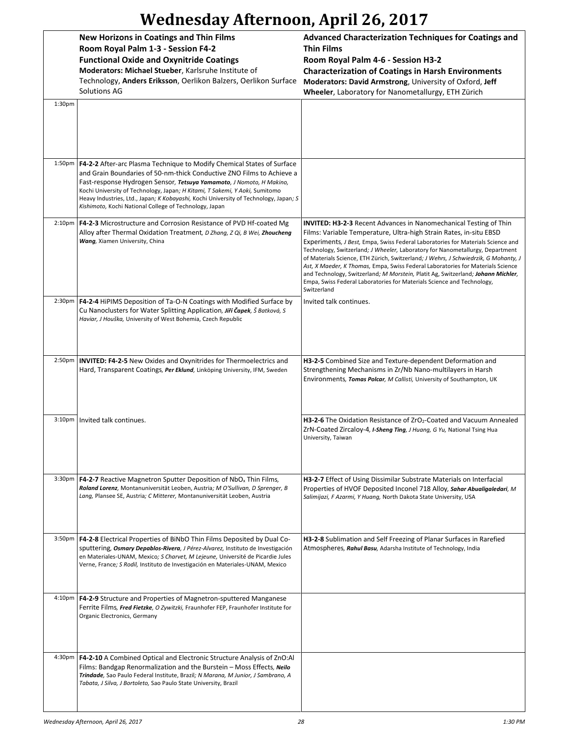# Wednesday Afternoon, April 26, 2017

| | New Horizons in Coatings and Thin Films<br>Room Royal Palm 1-3 - Session F4-2<br>Functional Oxide and Oxynitride Coatings<br>Moderators: Michael Stueber, Karlsruhe Institute of Technology, Anders Eriksson, Oerlikon Balzers, Oerlikon Surface Solutions AG | Advanced Characterization Techniques for Coatings and Thin Films<br>Room Royal Palm 4-6 - Session H3-2<br>Characterization of Coatings in Harsh Environments<br>Moderators: David Armstrong, University of Oxford, Jeff Wheeler, Laboratory for Nanometallurgy, ETH Zürich |
|---|---|---|
| 1:30pm | | |
| 1:50pm | **F4-2-2** After-arc Plasma Technique to Modify Chemical States of Surface and Grain Boundaries of 50-nm-thick Conductive ZNO Films to Achieve a Fast-response Hydrogen Sensor, ***Tetsuya Yamamoto***, *J Nomoto, H Makino,* Kochi University of Technology, Japan; *H Kitami, T Sakemi, Y Aoki,* Sumitomo Heavy Industries, Ltd., Japan; *K Kobayashi,* Kochi University of Technology, Japan; *S Kishimoto,* Kochi National College of Technology, Japan | |
| 2:10pm | **F4-2-3** Microstructure and Corrosion Resistance of PVD Hf-coated Mg Alloy after Thermal Oxidation Treatment, *D Zhang, Z Qi, B Wei,* ***Zhoucheng Wang***, Xiamen University, China | **INVITED: H3-2-3** Recent Advances in Nanomechanical Testing of Thin Films: Variable Temperature, Ultra-high Strain Rates, in-situ EBSD Experiments, *J Best,* Empa, Swiss Federal Laboratories for Materials Science and Technology, Switzerland; *J Wheeler,* Laboratory for Nanometallurgy, Department of Materials Science, ETH Zürich, Switzerland; *J Wehrs, J Schwiedrzik, G Mohanty, J Ast, X Maeder, K Thomas,* Empa, Swiss Federal Laboratories for Materials Science and Technology, Switzerland; *M Morstein,* Platit Ag, Switzerland; ***Johann Michler***, Empa, Swiss Federal Laboratories for Materials Science and Technology, Switzerland |
| 2:30pm | **F4-2-4** HiPIMS Deposition of Ta-O-N Coatings with Modified Surface by Cu Nanoclusters for Water Splitting Application, ***Jiří Čapek***, *Š Batková, S Haviar, J Houška,* University of West Bohemia, Czech Republic | Invited talk continues. |
| 2:50pm | **INVITED: F4-2-5** New Oxides and Oxynitrides for Thermoelectrics and Hard, Transparent Coatings, ***Per Eklund***, Linköping University, IFM, Sweden | **H3-2-5** Combined Size and Texture-dependent Deformation and Strengthening Mechanisms in Zr/Nb Nano-multilayers in Harsh Environments, ***Tomas Polcar***, *M Callisti,* University of Southampton, UK |
| 3:10pm | Invited talk continues. | **H3-2-6** The Oxidation Resistance of $ZrO_2$-Coated and Vacuum Annealed ZrN-Coated Zircaloy-4, ***I-Sheng Ting***, *J Huang, G Yu,* National Tsing Hua University, Taiwan |
| 3:30pm | **F4-2-7** Reactive Magnetron Sputter Deposition of $NbO_x$ Thin Films, ***Roland Lorenz***, Montanuniversität Leoben, Austria; *M O'Sullivan, D Sprenger, B Lang,* Plansee SE, Austria; *C Mitterer,* Montanuniversität Leoben, Austria | **H3-2-7** Effect of Using Dissimilar Substrate Materials on Interfacial Properties of HVOF Deposited Inconel 718 Alloy, ***Sahar Abualigaledari***, *M Salimijazi, F Azarmi, Y Huang,* North Dakota State University, USA |
| 3:50pm | **F4-2-8** Electrical Properties of BiNbO Thin Films Deposited by Dual Co-sputtering, ***Osmary Depablos-Rivera***, *J Pérez-Alvarez,* Instituto de Investigación en Materiales-UNAM, Mexico; *S Charvet, M Lejeune,* Université de Picardie Jules Verne, France; *S Rodil,* Instituto de Investigación en Materiales-UNAM, Mexico | **H3-2-8** Sublimation and Self Freezing of Planar Surfaces in Rarefied Atmospheres, ***Rahul Basu***, Adarsha Institute of Technology, India |
| 4:10pm | **F4-2-9** Structure and Properties of Magnetron-sputtered Manganese Ferrite Films, ***Fred Fietzke***, *O Zywitzki,* Fraunhofer FEP, Fraunhofer Institute for Organic Electronics, Germany | |
| 4:30pm | **F4-2-10** A Combined Optical and Electronic Structure Analysis of ZnO:Al Films: Bandgap Renormalization and the Burstein – Moss Effects, ***Neilo Trindade***, Sao Paulo Federal Institute, Brazil; *N Marana, M Junior, J Sambrano, A Tabata, J Silva, J Bortoleto,* Sao Paulo State University, Brazil | |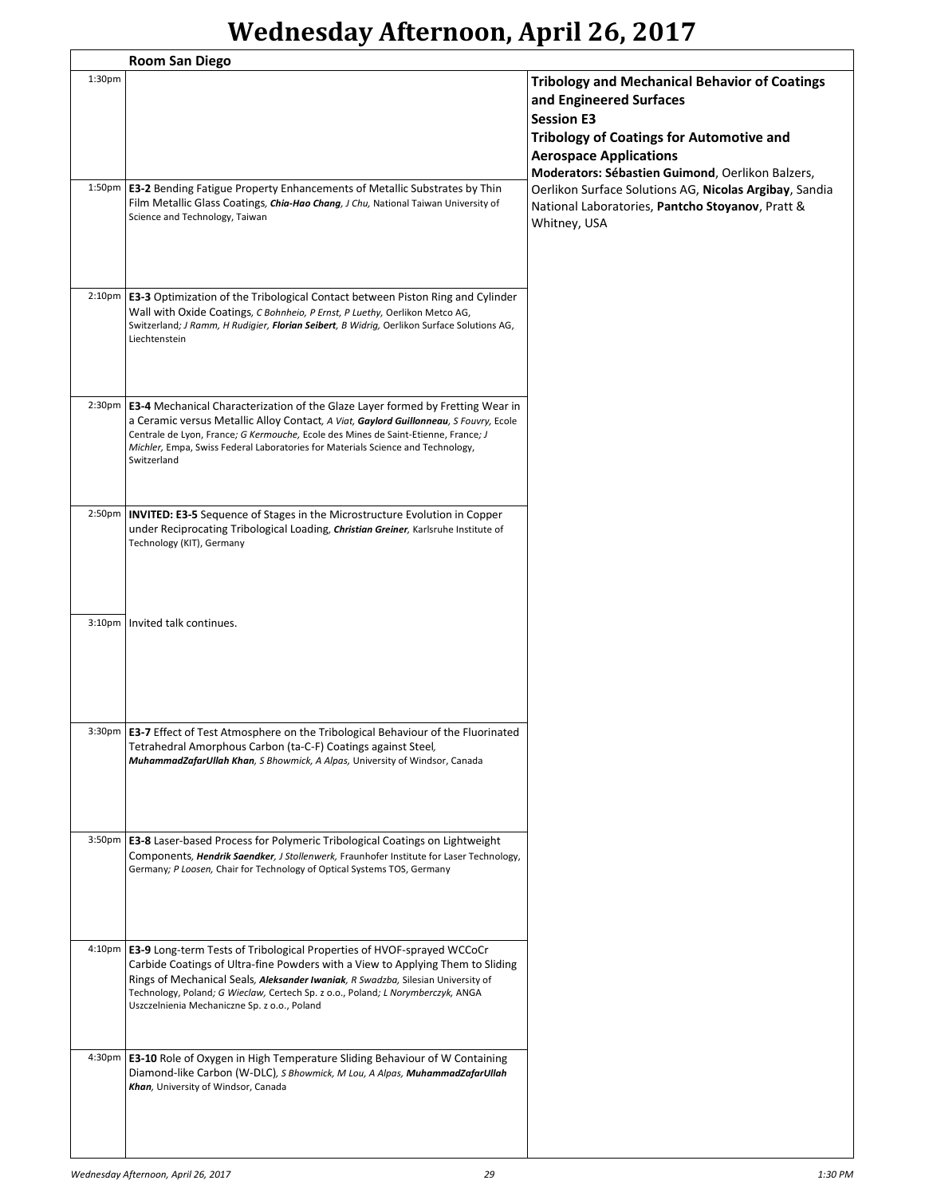# Wednesday Afternoon, April 26, 2017

**Room San Diego**

## Tribology and Mechanical Behavior of Coatings and Engineered Surfaces

### Session E3

### Tribology of Coatings for Automotive and Aerospace Applications

**Moderators: Sébastien Guimond**, Oerlikon Balzers, Oerlikon Surface Solutions AG, **Nicolas Argibay**, Sandia National Laboratories, **Pantcho Stoyanov**, Pratt & Whitney, USA

1:30pm

1:50pm **E3-2** Bending Fatigue Property Enhancements of Metallic Substrates by Thin Film Metallic Glass Coatings, ***Chia-Hao Chang***, *J Chu,* National Taiwan University of Science and Technology, Taiwan

2:10pm **E3-3** Optimization of the Tribological Contact between Piston Ring and Cylinder Wall with Oxide Coatings, *C Bohnheio, P Ernst, P Luethy,* Oerlikon Metco AG, Switzerland*; J Ramm, H Rudigier,* ***Florian Seibert****, B Widrig,* Oerlikon Surface Solutions AG, Liechtenstein

2:30pm **E3-4** Mechanical Characterization of the Glaze Layer formed by Fretting Wear in a Ceramic versus Metallic Alloy Contact, *A Viat,* ***Gaylord Guillonneau****, S Fouvry,* Ecole Centrale de Lyon, France*; G Kermouche,* Ecole des Mines de Saint-Etienne, France*; J Michler,* Empa, Swiss Federal Laboratories for Materials Science and Technology, Switzerland

2:50pm **INVITED: E3-5** Sequence of Stages in the Microstructure Evolution in Copper under Reciprocating Tribological Loading, ***Christian Greiner***, Karlsruhe Institute of Technology (KIT), Germany

3:10pm Invited talk continues.

3:30pm **E3-7** Effect of Test Atmosphere on the Tribological Behaviour of the Fluorinated Tetrahedral Amorphous Carbon (ta-C-F) Coatings against Steel, ***MuhammadZafarUllah Khan****, S Bhowmick, A Alpas,* University of Windsor, Canada

3:50pm **E3-8** Laser-based Process for Polymeric Tribological Coatings on Lightweight Components, ***Hendrik Saendker****, J Stollenwerk,* Fraunhofer Institute for Laser Technology, Germany*; P Loosen,* Chair for Technology of Optical Systems TOS, Germany

4:10pm **E3-9** Long-term Tests of Tribological Properties of HVOF-sprayed WCCoCr Carbide Coatings of Ultra-fine Powders with a View to Applying Them to Sliding Rings of Mechanical Seals, ***Aleksander Iwaniak****, R Swadzba,* Silesian University of Technology, Poland*; G Wieclaw,* Certech Sp. z o.o., Poland*; L Norymberczyk,* ANGA Uszczelnienia Mechaniczne Sp. z o.o., Poland

4:30pm **E3-10** Role of Oxygen in High Temperature Sliding Behaviour of W Containing Diamond-like Carbon (W-DLC), *S Bhowmick, M Lou, A Alpas,* ***MuhammadZafarUllah Khan***, University of Windsor, Canada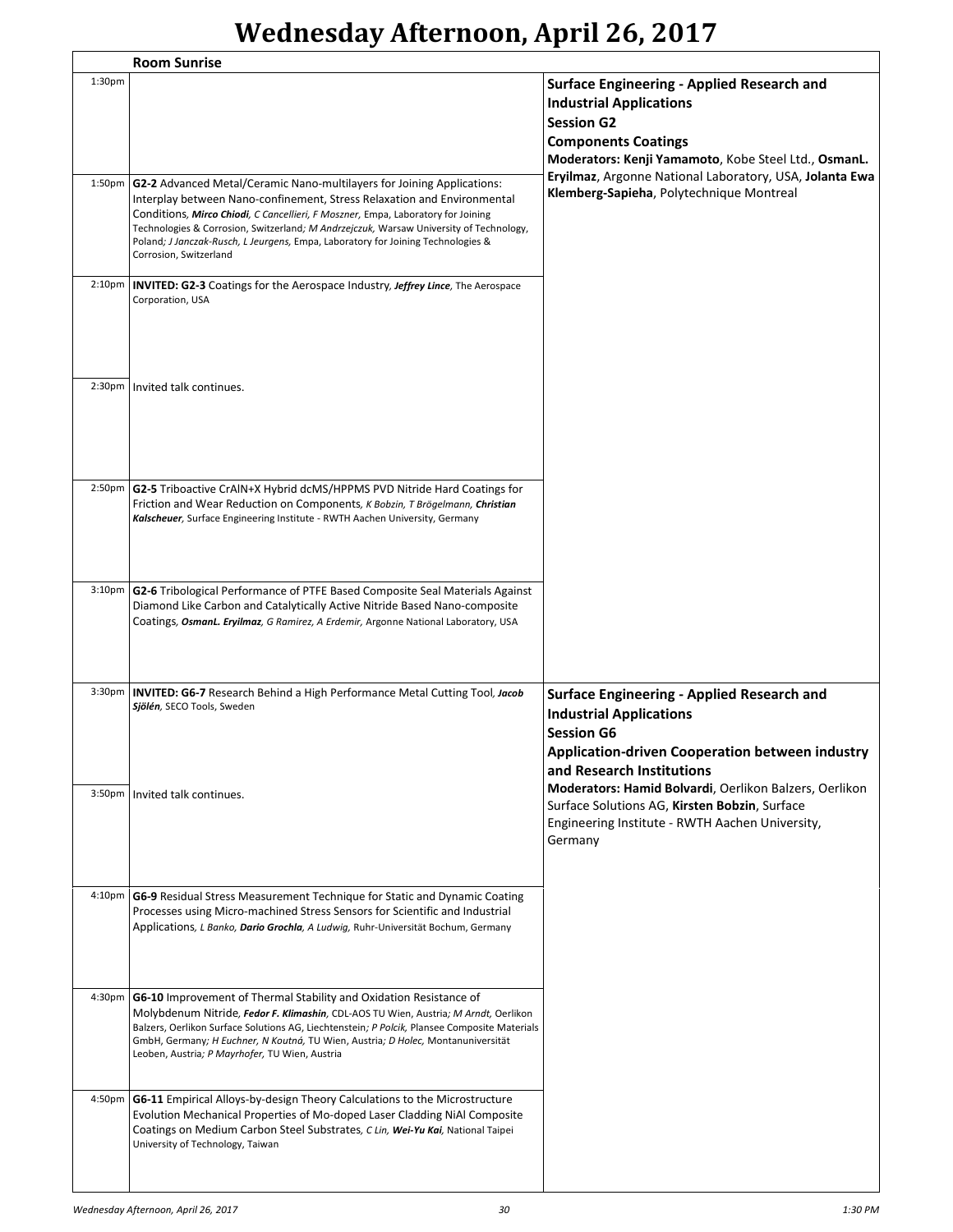# Wednesday Afternoon, April 26, 2017

**Room Sunrise**

## Surface Engineering - Applied Research and Industrial Applications
## Session G2
## Components Coatings

**Moderators: Kenji Yamamoto**, Kobe Steel Ltd., **OsmanL. Eryilmaz**, Argonne National Laboratory, USA, **Jolanta Ewa Klemberg-Sapieha**, Polytechnique Montreal

| Time | Presentation |
| --- | --- |
| 1:30pm | |
| 1:50pm | **G2-2** Advanced Metal/Ceramic Nano-multilayers for Joining Applications: Interplay between Nano-confinement, Stress Relaxation and Environmental Conditions, ***Mirco Chiodi***, *C Cancellieri, F Moszner,* Empa, Laboratory for Joining Technologies & Corrosion, Switzerland*; M Andrzejczuk,* Warsaw University of Technology, Poland*; J Janczak-Rusch, L Jeurgens,* Empa, Laboratory for Joining Technologies & Corrosion, Switzerland |
| 2:10pm | **INVITED: G2-3** Coatings for the Aerospace Industry*, **Jeffrey Lince***, The Aerospace Corporation, USA |
| 2:30pm | Invited talk continues. |
| 2:50pm | **G2-5** Triboactive CrAlN+X Hybrid dcMS/HPPMS PVD Nitride Hard Coatings for Friction and Wear Reduction on Components*, K Bobzin, T Brögelmann, **Christian Kalscheuer***, Surface Engineering Institute - RWTH Aachen University, Germany |
| 3:10pm | **G2-6** Tribological Performance of PTFE Based Composite Seal Materials Against Diamond Like Carbon and Catalytically Active Nitride Based Nano-composite Coatings*, **OsmanL. Eryilmaz**, G Ramirez, A Erdemir,* Argonne National Laboratory, USA |

## Surface Engineering - Applied Research and Industrial Applications
## Session G6
## Application-driven Cooperation between industry and Research Institutions

**Moderators: Hamid Bolvardi**, Oerlikon Balzers, Oerlikon Surface Solutions AG, **Kirsten Bobzin**, Surface Engineering Institute - RWTH Aachen University, Germany

| Time | Presentation |
| --- | --- |
| 3:30pm | **INVITED: G6-7** Research Behind a High Performance Metal Cutting Tool*, **Jacob Sjölén***, SECO Tools, Sweden |
| 3:50pm | Invited talk continues. |
| 4:10pm | **G6-9** Residual Stress Measurement Technique for Static and Dynamic Coating Processes using Micro-machined Stress Sensors for Scientific and Industrial Applications*, L Banko, **Dario Grochla**, A Ludwig,* Ruhr-Universität Bochum, Germany |
| 4:30pm | **G6-10** Improvement of Thermal Stability and Oxidation Resistance of Molybdenum Nitride*, **Fedor F. Klimashin***, CDL-AOS TU Wien, Austria*; M Arndt,* Oerlikon Balzers, Oerlikon Surface Solutions AG, Liechtenstein*; P Polcik,* Plansee Composite Materials GmbH, Germany*; H Euchner, N Koutná,* TU Wien, Austria*; D Holec,* Montanuniversität Leoben, Austria*; P Mayrhofer,* TU Wien, Austria |
| 4:50pm | **G6-11** Empirical Alloys-by-design Theory Calculations to the Microstructure Evolution Mechanical Properties of Mo-doped Laser Cladding NiAl Composite Coatings on Medium Carbon Steel Substrates*, C Lin, **Wei-Yu Kai***, National Taipei University of Technology, Taiwan |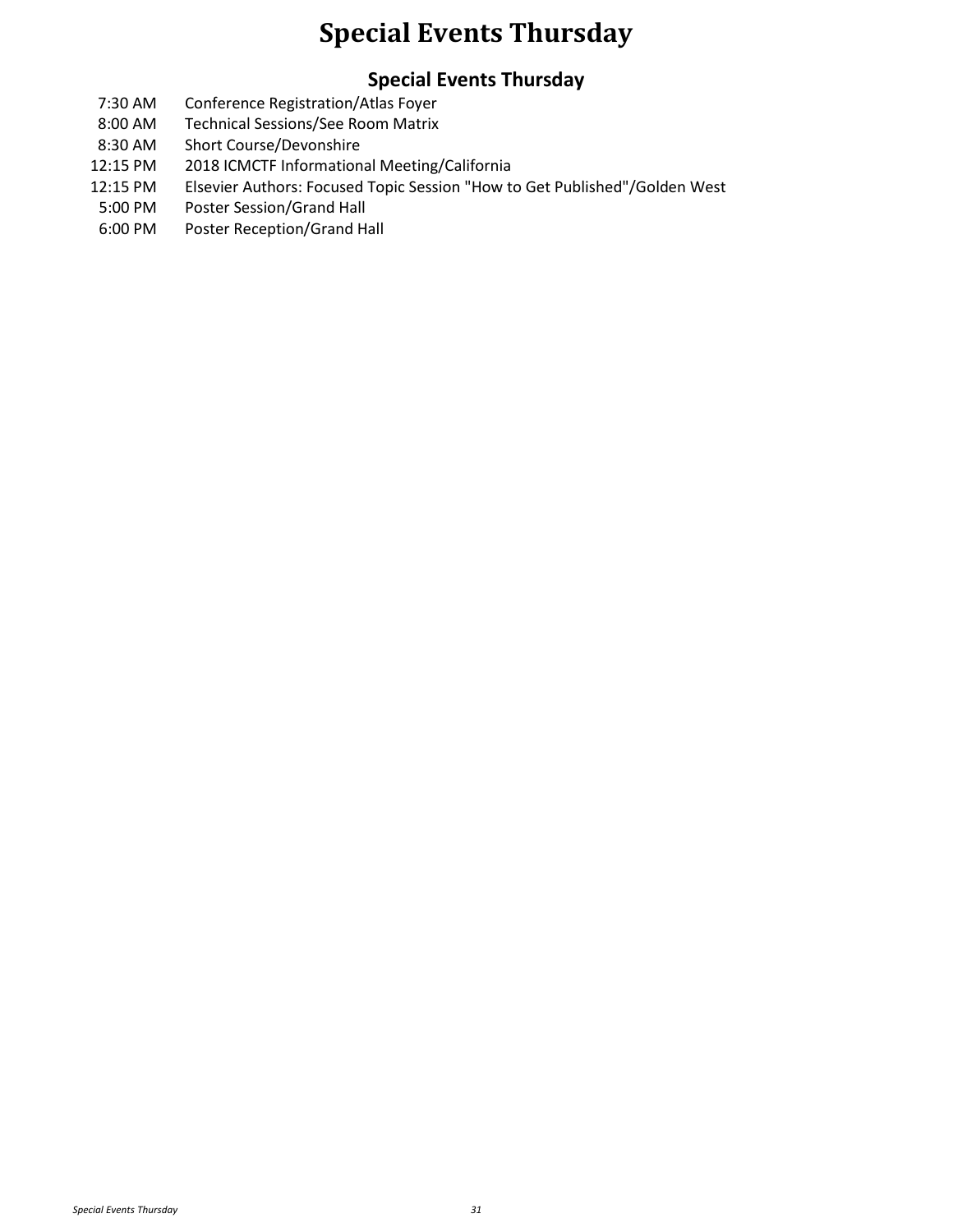# Special Events Thursday

## Special Events Thursday

| | |
|---|---|
| 7:30 AM | Conference Registration/Atlas Foyer |
| 8:00 AM | Technical Sessions/See Room Matrix |
| 8:30 AM | Short Course/Devonshire |
| 12:15 PM | 2018 ICMCTF Informational Meeting/California |
| 12:15 PM | Elsevier Authors: Focused Topic Session "How to Get Published"/Golden West |
| 5:00 PM | Poster Session/Grand Hall |
| 6:00 PM | Poster Reception/Grand Hall |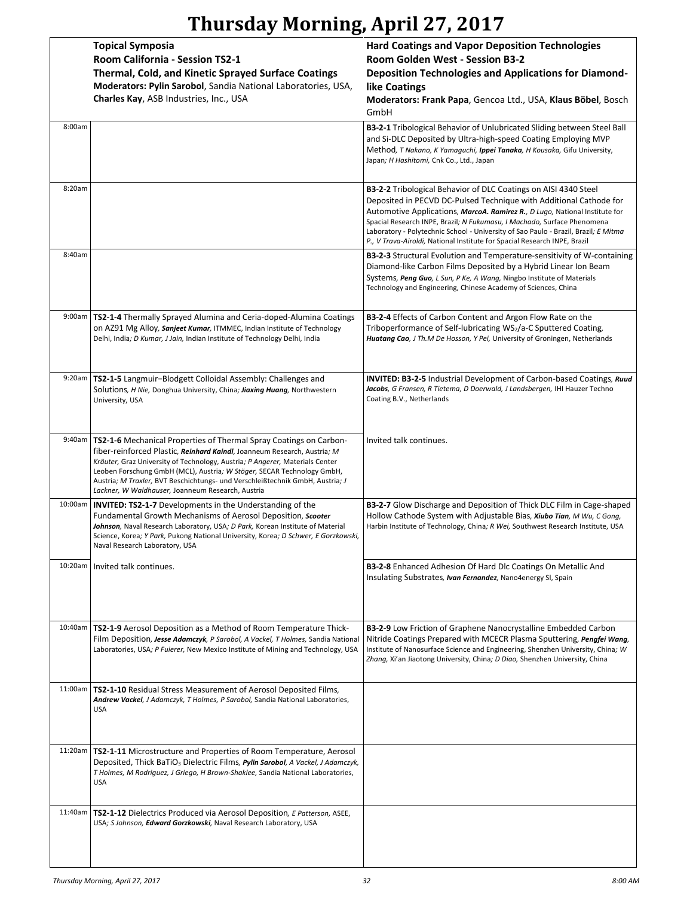# Thursday Morning, April 27, 2017

| | **Topical Symposia**<br>**Room California - Session TS2-1**<br>**Thermal, Cold, and Kinetic Sprayed Surface Coatings**<br>**Moderators: Pylin Sarobol**, Sandia National Laboratories, USA, **Charles Kay**, ASB Industries, Inc., USA | **Hard Coatings and Vapor Deposition Technologies**<br>**Room Golden West - Session B3-2**<br>**Deposition Technologies and Applications for Diamond-like Coatings**<br>**Moderators: Frank Papa**, Gencoa Ltd., USA, **Klaus Böbel**, Bosch GmbH |
|---|---|---|
| 8:00am | | **B3-2-1** Tribological Behavior of Unlubricated Sliding between Steel Ball and Si-DLC Deposited by Ultra-high-speed Coating Employing MVP Method, *T Nakano, K Yamaguchi,* ***Ippei Tanaka****, H Kousaka,* Gifu University, Japan*; H Hashitomi,* Cnk Co., Ltd., Japan |
| 8:20am | | **B3-2-2** Tribological Behavior of DLC Coatings on AISI 4340 Steel Deposited in PECVD DC-Pulsed Technique with Additional Cathode for Automotive Applications, ***MarcoA. Ramirez R.****, D Lugo,* National Institute for Spacial Research INPE, Brazil*; N Fukumasu, I Machado,* Surface Phenomena Laboratory - Polytechnic School - University of Sao Paulo - Brazil, Brazil*; E Mitma P., V Trava-Airoldi,* National Institute for Spacial Research INPE, Brazil |
| 8:40am | | **B3-2-3** Structural Evolution and Temperature-sensitivity of W-containing Diamond-like Carbon Films Deposited by a Hybrid Linear Ion Beam Systems, ***Peng Guo****, L Sun, P Ke, A Wang,* Ningbo Institute of Materials Technology and Engineering, Chinese Academy of Sciences, China |
| 9:00am | **TS2-1-4** Thermally Sprayed Alumina and Ceria-doped-Alumina Coatings on AZ91 Mg Alloy, ***Sanjeet Kumar****,* ITMMEC, Indian Institute of Technology Delhi, India*; D Kumar, J Jain,* Indian Institute of Technology Delhi, India | **B3-2-4** Effects of Carbon Content and Argon Flow Rate on the Triboperformance of Self-lubricating $WS_2$/a-C Sputtered Coating, ***Huatang Cao****, J Th.M De Hosson, Y Pei,* University of Groningen, Netherlands |
| 9:20am | **TS2-1-5** Langmuir–Blodgett Colloidal Assembly: Challenges and Solutions, *H Nie,* Donghua University, China*;* ***Jiaxing Huang****,* Northwestern University, USA | **INVITED: B3-2-5** Industrial Development of Carbon-based Coatings, ***Ruud Jacobs****, G Fransen, R Tietema, D Doerwald, J Landsbergen,* IHI Hauzer Techno Coating B.V., Netherlands |
| 9:40am | **TS2-1-6** Mechanical Properties of Thermal Spray Coatings on Carbon-fiber-reinforced Plastic, ***Reinhard Kaindl****,* Joanneum Research, Austria*; M Kräuter,* Graz University of Technology, Austria*; P Angerer,* Materials Center Leoben Forschung GmbH (MCL), Austria*; W Stöger,* SECAR Technology GmbH, Austria*; M Traxler,* BVT Beschichtungs- und Verschleißtechnik GmbH, Austria*; J Lackner, W Waldhauser,* Joanneum Research, Austria | Invited talk continues. |
| 10:00am | **INVITED: TS2-1-7** Developments in the Understanding of the Fundamental Growth Mechanisms of Aerosol Deposition, ***Scooter Johnson****,* Naval Research Laboratory, USA*; D Park,* Korean Institute of Material Science, Korea*; Y Park,* Pukong National University, Korea*; D Schwer, E Gorzkowski,* Naval Research Laboratory, USA | **B3-2-7** Glow Discharge and Deposition of Thick DLC Film in Cage-shaped Hollow Cathode System with Adjustable Bias, ***Xiubo Tian****, M Wu, C Gong,* Harbin Institute of Technology, China*; R Wei,* Southwest Research Institute, USA |
| 10:20am | Invited talk continues. | **B3-2-8** Enhanced Adhesion Of Hard Dlc Coatings On Metallic And Insulating Substrates, ***Ivan Fernandez****,* Nano4energy Sl, Spain |
| 10:40am | **TS2-1-9** Aerosol Deposition as a Method of Room Temperature Thick-Film Deposition, ***Jesse Adamczyk****, P Sarobol, A Vackel, T Holmes,* Sandia National Laboratories, USA*; P Fuierer,* New Mexico Institute of Mining and Technology, USA | **B3-2-9** Low Friction of Graphene Nanocrystalline Embedded Carbon Nitride Coatings Prepared with MCECR Plasma Sputtering, ***Pengfei Wang****,* Institute of Nanosurface Science and Engineering, Shenzhen University, China*; W Zhang,* Xi'an Jiaotong University, China*; D Diao,* Shenzhen University, China |
| 11:00am | **TS2-1-10** Residual Stress Measurement of Aerosol Deposited Films, ***Andrew Vackel****, J Adamczyk, T Holmes, P Sarobol,* Sandia National Laboratories, USA | |
| 11:20am | **TS2-1-11** Microstructure and Properties of Room Temperature, Aerosol Deposited, Thick $BaTiO_3$ Dielectric Films, ***Pylin Sarobol****, A Vackel, J Adamczyk, T Holmes, M Rodriguez, J Griego, H Brown-Shaklee,* Sandia National Laboratories, USA | |
| 11:40am | **TS2-1-12** Dielectrics Produced via Aerosol Deposition, *E Patterson,* ASEE, USA*; S Johnson,* ***Edward Gorzkowski****,* Naval Research Laboratory, USA | |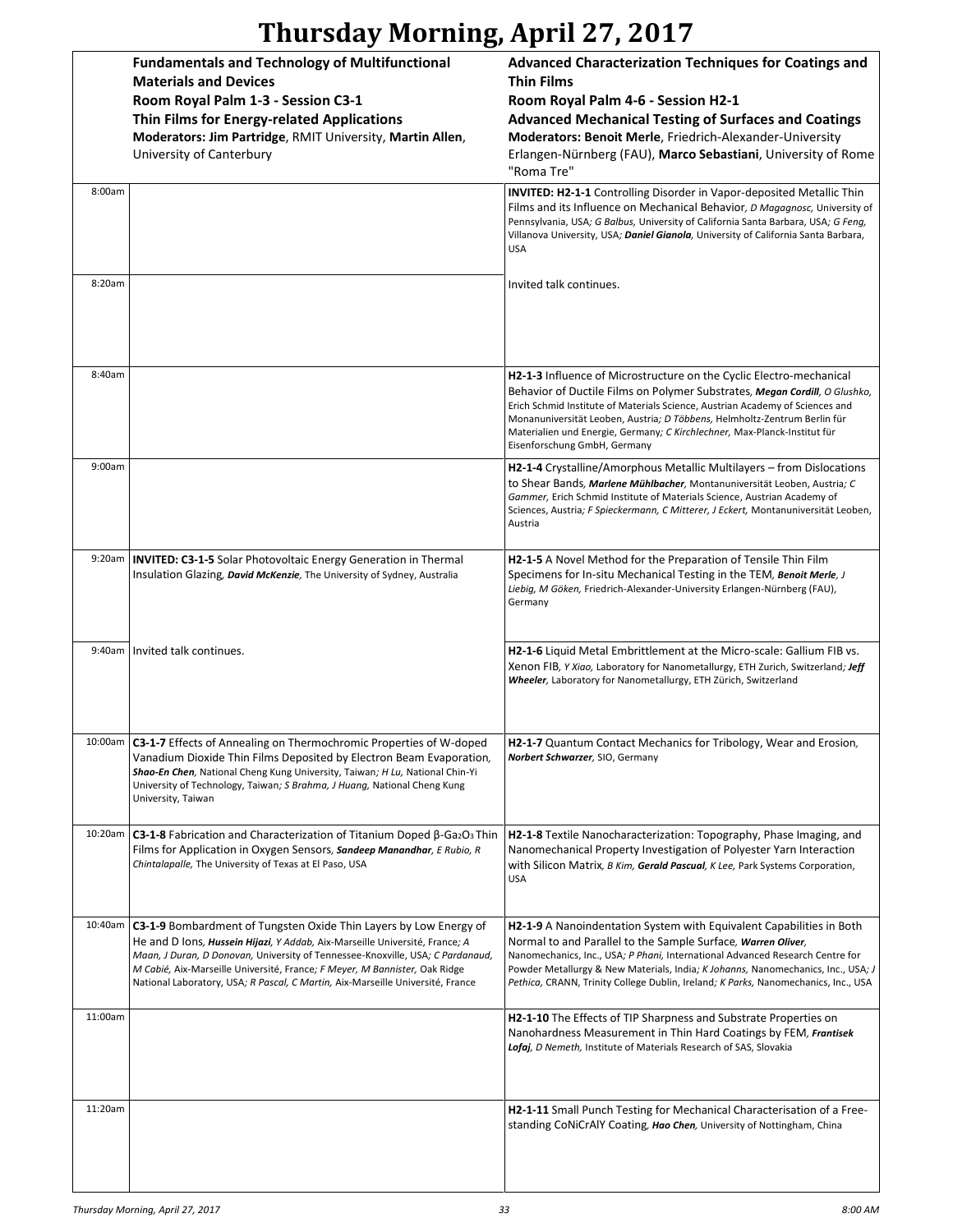# Thursday Morning, April 27, 2017

| | **Fundamentals and Technology of Multifunctional Materials and Devices**<br>**Room Royal Palm 1-3 - Session C3-1**<br>**Thin Films for Energy-related Applications**<br>**Moderators: Jim Partridge**, RMIT University, **Martin Allen**, University of Canterbury | **Advanced Characterization Techniques for Coatings and Thin Films**<br>**Room Royal Palm 4-6 - Session H2-1**<br>**Advanced Mechanical Testing of Surfaces and Coatings**<br>**Moderators: Benoit Merle**, Friedrich-Alexander-University Erlangen-Nürnberg (FAU), **Marco Sebastiani**, University of Rome "Roma Tre" |
|---|---|---|
| 8:00am | | **INVITED: H2-1-1** Controlling Disorder in Vapor-deposited Metallic Thin Films and its Influence on Mechanical Behavior, *D Magagnosc,* University of Pennsylvania, USA*; G Balbus,* University of California Santa Barbara, USA*; G Feng,* Villanova University, USA*; **Daniel Gianola**,* University of California Santa Barbara, USA |
| 8:20am | | Invited talk continues. |
| 8:40am | | **H2-1-3** Influence of Microstructure on the Cyclic Electro-mechanical Behavior of Ductile Films on Polymer Substrates, ***Megan Cordill**, O Glushko,* Erich Schmid Institute of Materials Science, Austrian Academy of Sciences and Monanuniversität Leoben, Austria*; D Többens,* Helmholtz-Zentrum Berlin für Materialien und Energie, Germany*; C Kirchlechner,* Max-Planck-Institut für Eisenforschung GmbH, Germany |
| 9:00am | | **H2-1-4** Crystalline/Amorphous Metallic Multilayers – from Dislocations to Shear Bands, ***Marlene Mühlbacher**,* Montanuniversität Leoben, Austria*; C Gammer,* Erich Schmid Institute of Materials Science, Austrian Academy of Sciences, Austria*; F Spieckermann, C Mitterer, J Eckert,* Montanuniversität Leoben, Austria |
| 9:20am | **INVITED: C3-1-5** Solar Photovoltaic Energy Generation in Thermal Insulation Glazing, ***David McKenzie**,* The University of Sydney, Australia | **H2-1-5** A Novel Method for the Preparation of Tensile Thin Film Specimens for In-situ Mechanical Testing in the TEM, ***Benoit Merle**, J Liebig, M Göken,* Friedrich-Alexander-University Erlangen-Nürnberg (FAU), Germany |
| 9:40am | Invited talk continues. | **H2-1-6** Liquid Metal Embrittlement at the Micro-scale: Gallium FIB vs. Xenon FIB, *Y Xiao,* Laboratory for Nanometallurgy, ETH Zurich, Switzerland*; **Jeff Wheeler**,* Laboratory for Nanometallurgy, ETH Zürich, Switzerland |
| 10:00am | **C3-1-7** Effects of Annealing on Thermochromic Properties of W-doped Vanadium Dioxide Thin Films Deposited by Electron Beam Evaporation, ***Shao-En Chen**,* National Cheng Kung University, Taiwan*; H Lu,* National Chin-Yi University of Technology, Taiwan*; S Brahma, J Huang,* National Cheng Kung University, Taiwan | **H2-1-7** Quantum Contact Mechanics for Tribology, Wear and Erosion, ***Norbert Schwarzer**,* SIO, Germany |
| 10:20am | **C3-1-8** Fabrication and Characterization of Titanium Doped β-$Ga_2O_3$ Thin Films for Application in Oxygen Sensors, ***Sandeep Manandhar**, E Rubio, R Chintalapalle,* The University of Texas at El Paso, USA | **H2-1-8** Textile Nanocharacterization: Topography, Phase Imaging, and Nanomechanical Property Investigation of Polyester Yarn Interaction with Silicon Matrix, *B Kim, **Gerald Pascual**, K Lee,* Park Systems Corporation, USA |
| 10:40am | **C3-1-9** Bombardment of Tungsten Oxide Thin Layers by Low Energy of He and D Ions, ***Hussein Hijazi**, Y Addab,* Aix-Marseille Université, France*; A Maan, J Duran, D Donovan,* University of Tennessee-Knoxville, USA*; C Pardanaud, M Cabié,* Aix-Marseille Université, France*; F Meyer, M Bannister,* Oak Ridge National Laboratory, USA*; R Pascal, C Martin,* Aix-Marseille Université, France | **H2-1-9** A Nanoindentation System with Equivalent Capabilities in Both Normal to and Parallel to the Sample Surface, ***Warren Oliver**,* Nanomechanics, Inc., USA*; P Phani,* International Advanced Research Centre for Powder Metallurgy & New Materials, India*; K Johanns,* Nanomechanics, Inc., USA*; J Pethica,* CRANN, Trinity College Dublin, Ireland*; K Parks,* Nanomechanics, Inc., USA |
| 11:00am | | **H2-1-10** The Effects of TIP Sharpness and Substrate Properties on Nanohardness Measurement in Thin Hard Coatings by FEM, ***Frantisek Lofaj**, D Nemeth,* Institute of Materials Research of SAS, Slovakia |
| 11:20am | | **H2-1-11** Small Punch Testing for Mechanical Characterisation of a Free-standing CoNiCrAlY Coating, ***Hao Chen**,* University of Nottingham, China |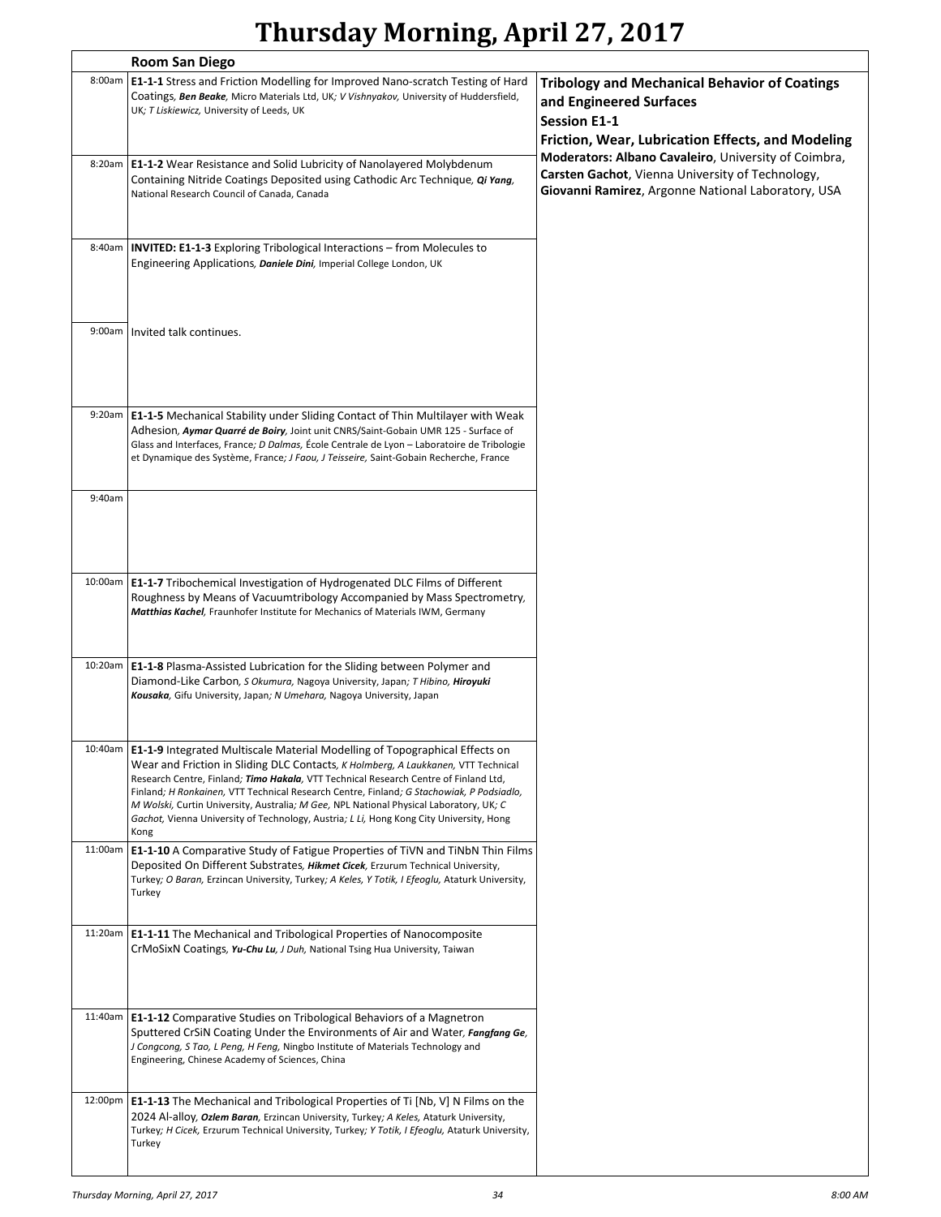# Thursday Morning, April 27, 2017

**Room San Diego**

## Tribology and Mechanical Behavior of Coatings and Engineered Surfaces

### Session E1-1

### Friction, Wear, Lubrication Effects, and Modeling

**Moderators: Albano Cavaleiro**, University of Coimbra, **Carsten Gachot**, Vienna University of Technology, **Giovanni Ramirez**, Argonne National Laboratory, USA

| Time | Presentation |
|---|---|
| 8:00am | **E1-1-1** Stress and Friction Modelling for Improved Nano-scratch Testing of Hard Coatings, ***Ben Beake***, Micro Materials Ltd, UK; *V Vishnyakov,* University of Huddersfield, UK; *T Liskiewicz,* University of Leeds, UK |
| 8:20am | **E1-1-2** Wear Resistance and Solid Lubricity of Nanolayered Molybdenum Containing Nitride Coatings Deposited using Cathodic Arc Technique, ***Qi Yang***, National Research Council of Canada, Canada |
| 8:40am | **INVITED: E1-1-3** Exploring Tribological Interactions – from Molecules to Engineering Applications, ***Daniele Dini***, Imperial College London, UK |
| 9:00am | Invited talk continues. |
| 9:20am | **E1-1-5** Mechanical Stability under Sliding Contact of Thin Multilayer with Weak Adhesion, ***Aymar Quarré de Boiry***, Joint unit CNRS/Saint-Gobain UMR 125 - Surface of Glass and Interfaces, France; *D Dalmas,* École Centrale de Lyon – Laboratoire de Tribologie et Dynamique des Système, France; *J Faou, J Teisseire,* Saint-Gobain Recherche, France |
| 9:40am | |
| 10:00am | **E1-1-7** Tribochemical Investigation of Hydrogenated DLC Films of Different Roughness by Means of Vacuumtribology Accompanied by Mass Spectrometry, ***Matthias Kachel***, Fraunhofer Institute for Mechanics of Materials IWM, Germany |
| 10:20am | **E1-1-8** Plasma-Assisted Lubrication for the Sliding between Polymer and Diamond-Like Carbon, *S Okumura,* Nagoya University, Japan; *T Hibino,* ***Hiroyuki Kousaka***, Gifu University, Japan; *N Umehara,* Nagoya University, Japan |
| 10:40am | **E1-1-9** Integrated Multiscale Material Modelling of Topographical Effects on Wear and Friction in Sliding DLC Contacts, *K Holmberg, A Laukkanen,* VTT Technical Research Centre, Finland; ***Timo Hakala***, VTT Technical Research Centre of Finland Ltd, Finland; *H Ronkainen,* VTT Technical Research Centre, Finland; *G Stachowiak, P Podsiadlo, M Wolski,* Curtin University, Australia; *M Gee,* NPL National Physical Laboratory, UK; *C Gachot,* Vienna University of Technology, Austria; *L Li,* Hong Kong City University, Hong Kong |
| 11:00am | **E1-1-10** A Comparative Study of Fatigue Properties of TiVN and TiNbN Thin Films Deposited On Different Substrates, ***Hikmet Cicek***, Erzurum Technical University, Turkey; *O Baran,* Erzincan University, Turkey; *A Keles, Y Totik, I Efeoglu,* Ataturk University, Turkey |
| 11:20am | **E1-1-11** The Mechanical and Tribological Properties of Nanocomposite CrMoSixN Coatings, ***Yu-Chu Lu***, *J Duh,* National Tsing Hua University, Taiwan |
| 11:40am | **E1-1-12** Comparative Studies on Tribological Behaviors of a Magnetron Sputtered CrSiN Coating Under the Environments of Air and Water, ***Fangfang Ge***, *J Congcong, S Tao, L Peng, H Feng,* Ningbo Institute of Materials Technology and Engineering, Chinese Academy of Sciences, China |
| 12:00pm | **E1-1-13** The Mechanical and Tribological Properties of Ti [Nb, V] N Films on the 2024 Al-alloy, ***Ozlem Baran***, Erzincan University, Turkey; *A Keles,* Ataturk University, Turkey; *H Cicek,* Erzurum Technical University, Turkey; *Y Totik, I Efeoglu,* Ataturk University, Turkey |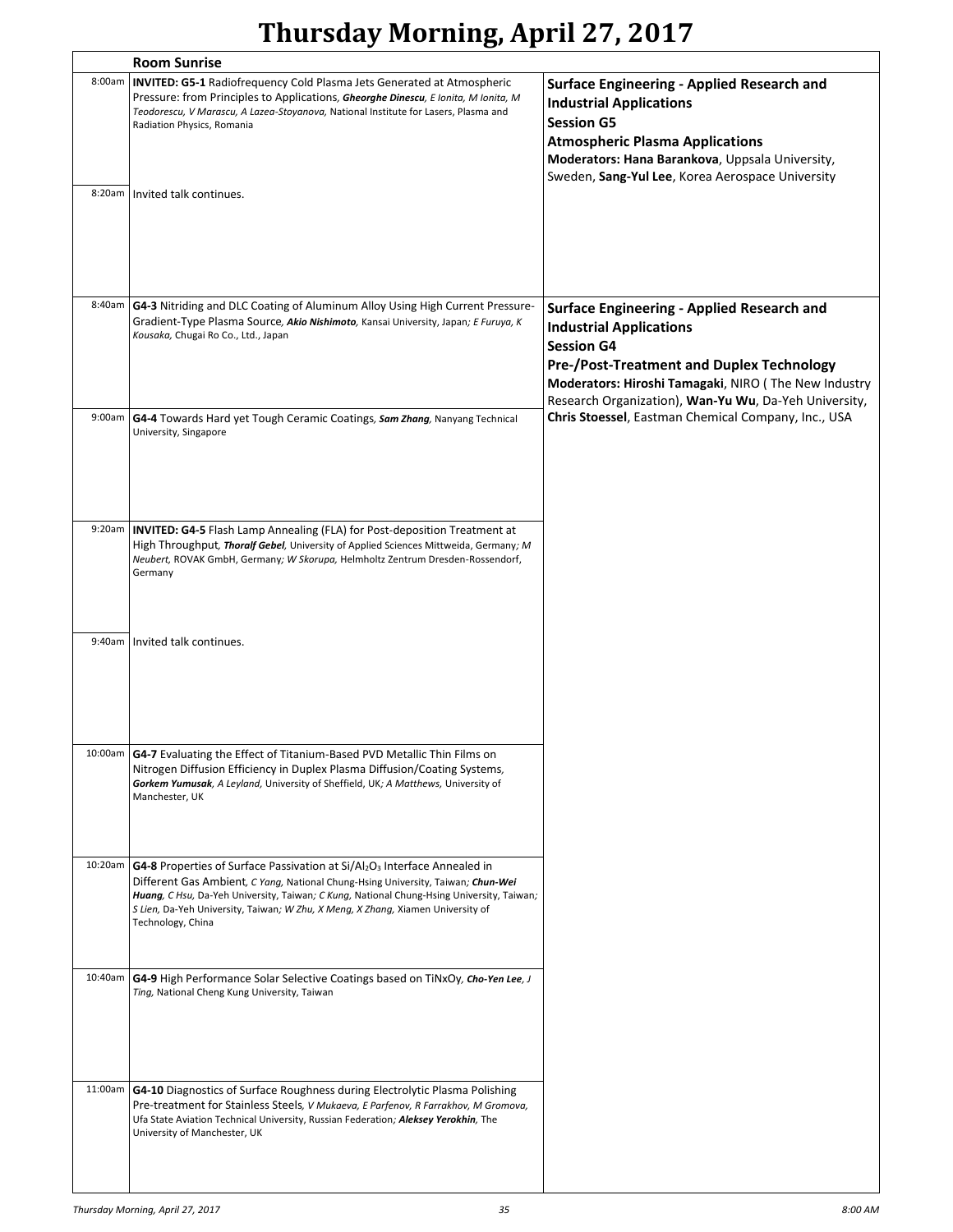# Thursday Morning, April 27, 2017

**Room Sunrise**

## Surface Engineering - Applied Research and Industrial Applications
### Session G5
### Atmospheric Plasma Applications
**Moderators: Hana Barankova**, Uppsala University, Sweden, **Sang-Yul Lee**, Korea Aerospace University

**8:00am** **INVITED: G5-1** Radiofrequency Cold Plasma Jets Generated at Atmospheric Pressure: from Principles to Applications, ***Gheorghe Dinescu***, *E Ionita, M Ionita, M Teodorescu, V Marascu, A Lazea-Stoyanova,* National Institute for Lasers, Plasma and Radiation Physics, Romania

**8:20am** Invited talk continues.

## Surface Engineering - Applied Research and Industrial Applications
### Session G4
### Pre-/Post-Treatment and Duplex Technology
**Moderators: Hiroshi Tamagaki**, NIRO ( The New Industry Research Organization), **Wan-Yu Wu**, Da-Yeh University, **Chris Stoessel**, Eastman Chemical Company, Inc., USA

**8:40am** **G4-3** Nitriding and DLC Coating of Aluminum Alloy Using High Current Pressure-Gradient-Type Plasma Source, ***Akio Nishimoto***, Kansai University, Japan; *E Furuya, K Kousaka,* Chugai Ro Co., Ltd., Japan

**9:00am** **G4-4** Towards Hard yet Tough Ceramic Coatings, ***Sam Zhang***, Nanyang Technical University, Singapore

**9:20am** **INVITED: G4-5** Flash Lamp Annealing (FLA) for Post-deposition Treatment at High Throughput, ***Thoralf Gebel***, University of Applied Sciences Mittweida, Germany; *M Neubert,* ROVAK GmbH, Germany; *W Skorupa,* Helmholtz Zentrum Dresden-Rossendorf, Germany

**9:40am** Invited talk continues.

**10:00am** **G4-7** Evaluating the Effect of Titanium-Based PVD Metallic Thin Films on Nitrogen Diffusion Efficiency in Duplex Plasma Diffusion/Coating Systems, ***Gorkem Yumusak***, *A Leyland,* University of Sheffield, UK; *A Matthews,* University of Manchester, UK

**10:20am** **G4-8** Properties of Surface Passivation at Si/$Al_2O_3$ Interface Annealed in Different Gas Ambient, *C Yang,* National Chung-Hsing University, Taiwan; ***Chun-Wei Huang***, *C Hsu,* Da-Yeh University, Taiwan; *C Kung,* National Chung-Hsing University, Taiwan; *S Lien,* Da-Yeh University, Taiwan; *W Zhu, X Meng, X Zhang,* Xiamen University of Technology, China

**10:40am** **G4-9** High Performance Solar Selective Coatings based on TiNxOy, ***Cho-Yen Lee***, *J Ting,* National Cheng Kung University, Taiwan

**11:00am** **G4-10** Diagnostics of Surface Roughness during Electrolytic Plasma Polishing Pre-treatment for Stainless Steels, *V Mukaeva, E Parfenov, R Farrakhov, M Gromova,* Ufa State Aviation Technical University, Russian Federation; ***Aleksey Yerokhin***, The University of Manchester, UK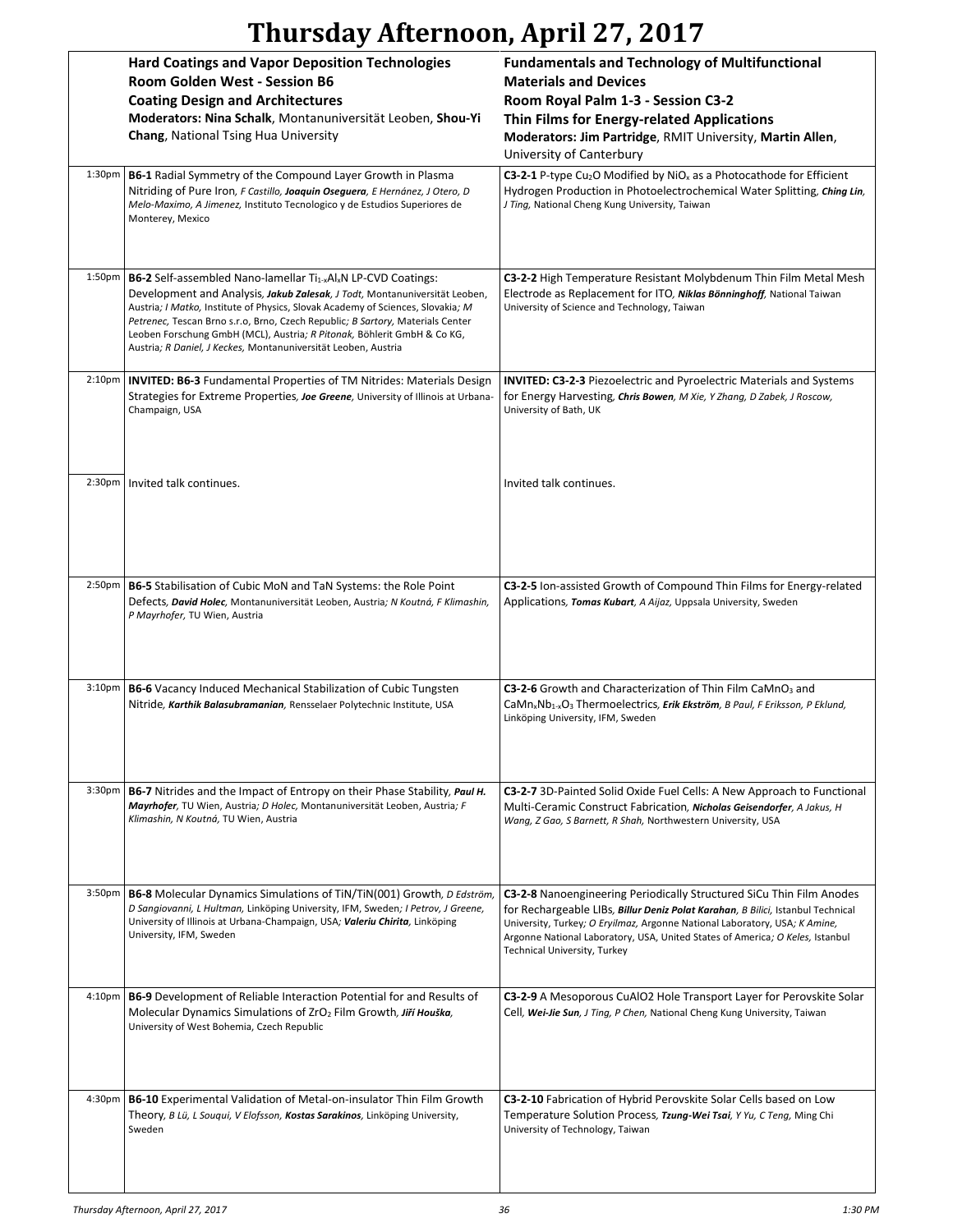# Thursday Afternoon, April 27, 2017

| | **Hard Coatings and Vapor Deposition Technologies Room Golden West - Session B6 Coating Design and Architectures Moderators: Nina Schalk**, Montanuniversität Leoben, **Shou-Yi Chang**, National Tsing Hua University | **Fundamentals and Technology of Multifunctional Materials and Devices Room Royal Palm 1-3 - Session C3-2 Thin Films for Energy-related Applications Moderators: Jim Partridge**, RMIT University, **Martin Allen**, University of Canterbury |
|---|---|---|
| 1:30pm | **B6-1** Radial Symmetry of the Compound Layer Growth in Plasma Nitriding of Pure Iron, *F Castillo, **Joaquin Oseguera**, E Hernánez, J Otero, D Melo-Maximo, A Jimenez,* Instituto Tecnologico y de Estudios Superiores de Monterey, Mexico | **C3-2-1** P-type $Cu_2O$ Modified by $NiO_x$ as a Photocathode for Efficient Hydrogen Production in Photoelectrochemical Water Splitting, ***Ching Lin**, J Ting,* National Cheng Kung University, Taiwan |
| 1:50pm | **B6-2** Self-assembled Nano-lamellar $Ti_{1-x}Al_xN$ LP-CVD Coatings: Development and Analysis, ***Jakub Zalesak**, J Todt,* Montanuniversität Leoben, Austria*; I Matko,* Institute of Physics, Slovak Academy of Sciences, Slovakia*; M Petrenec,* Tescan Brno s.r.o, Brno, Czech Republic*; B Sartory,* Materials Center Leoben Forschung GmbH (MCL), Austria*; R Pitonak,* Böhlerit GmbH & Co KG, Austria*; R Daniel, J Keckes,* Montanuniversität Leoben, Austria | **C3-2-2** High Temperature Resistant Molybdenum Thin Film Metal Mesh Electrode as Replacement for ITO, ***Niklas Bönninghoff**,* National Taiwan University of Science and Technology, Taiwan |
| 2:10pm | **INVITED: B6-3** Fundamental Properties of TM Nitrides: Materials Design Strategies for Extreme Properties, ***Joe Greene**,* University of Illinois at Urbana-Champaign, USA | **INVITED: C3-2-3** Piezoelectric and Pyroelectric Materials and Systems for Energy Harvesting, ***Chris Bowen**, M Xie, Y Zhang, D Zabek, J Roscow,* University of Bath, UK |
| 2:30pm | Invited talk continues. | Invited talk continues. |
| 2:50pm | **B6-5** Stabilisation of Cubic MoN and TaN Systems: the Role Point Defects, ***David Holec**,* Montanuniversität Leoben, Austria*; N Koutná, F Klimashin, P Mayrhofer,* TU Wien, Austria | **C3-2-5** Ion-assisted Growth of Compound Thin Films for Energy-related Applications, ***Tomas Kubart**, A Aijaz,* Uppsala University, Sweden |
| 3:10pm | **B6-6** Vacancy Induced Mechanical Stabilization of Cubic Tungsten Nitride, ***Karthik Balasubramanian**,* Rensselaer Polytechnic Institute, USA | **C3-2-6** Growth and Characterization of Thin Film $CaMnO_3$ and $CaMn_xNb_{1-x}O_3$ Thermoelectrics, ***Erik Ekström**, B Paul, F Eriksson, P Eklund,* Linköping University, IFM, Sweden |
| 3:30pm | **B6-7** Nitrides and the Impact of Entropy on their Phase Stability, ***Paul H. Mayrhofer**,* TU Wien, Austria*; D Holec,* Montanuniversität Leoben, Austria*; F Klimashin, N Koutná,* TU Wien, Austria | **C3-2-7** 3D-Painted Solid Oxide Fuel Cells: A New Approach to Functional Multi-Ceramic Construct Fabrication, ***Nicholas Geisendorfer**, A Jakus, H Wang, Z Gao, S Barnett, R Shah,* Northwestern University, USA |
| 3:50pm | **B6-8** Molecular Dynamics Simulations of TiN/TiN(001) Growth, *D Edström, D Sangiovanni, L Hultman,* Linköping University, IFM, Sweden*; I Petrov, J Greene,* University of Illinois at Urbana-Champaign, USA*; **Valeriu Chirita**,* Linköping University, IFM, Sweden | **C3-2-8** Nanoengineering Periodically Structured SiCu Thin Film Anodes for Rechargeable LIBs, ***Billur Deniz Polat Karahan**, B Bilici,* Istanbul Technical University, Turkey*; O Eryilmaz,* Argonne National Laboratory, USA*; K Amine,* Argonne National Laboratory, USA, United States of America*; O Keles,* Istanbul Technical University, Turkey |
| 4:10pm | **B6-9** Development of Reliable Interaction Potential for and Results of Molecular Dynamics Simulations of $ZrO_2$ Film Growth, ***Jiří Houška**,* University of West Bohemia, Czech Republic | **C3-2-9** A Mesoporous CuAlO2 Hole Transport Layer for Perovskite Solar Cell, ***Wei-Jie Sun**, J Ting, P Chen,* National Cheng Kung University, Taiwan |
| 4:30pm | **B6-10** Experimental Validation of Metal-on-insulator Thin Film Growth Theory, *B Lü, L Souqui, V Elofsson, **Kostas Sarakinos**,* Linköping University, Sweden | **C3-2-10** Fabrication of Hybrid Perovskite Solar Cells based on Low Temperature Solution Process, ***Tzung-Wei Tsai**, Y Yu, C Teng,* Ming Chi University of Technology, Taiwan |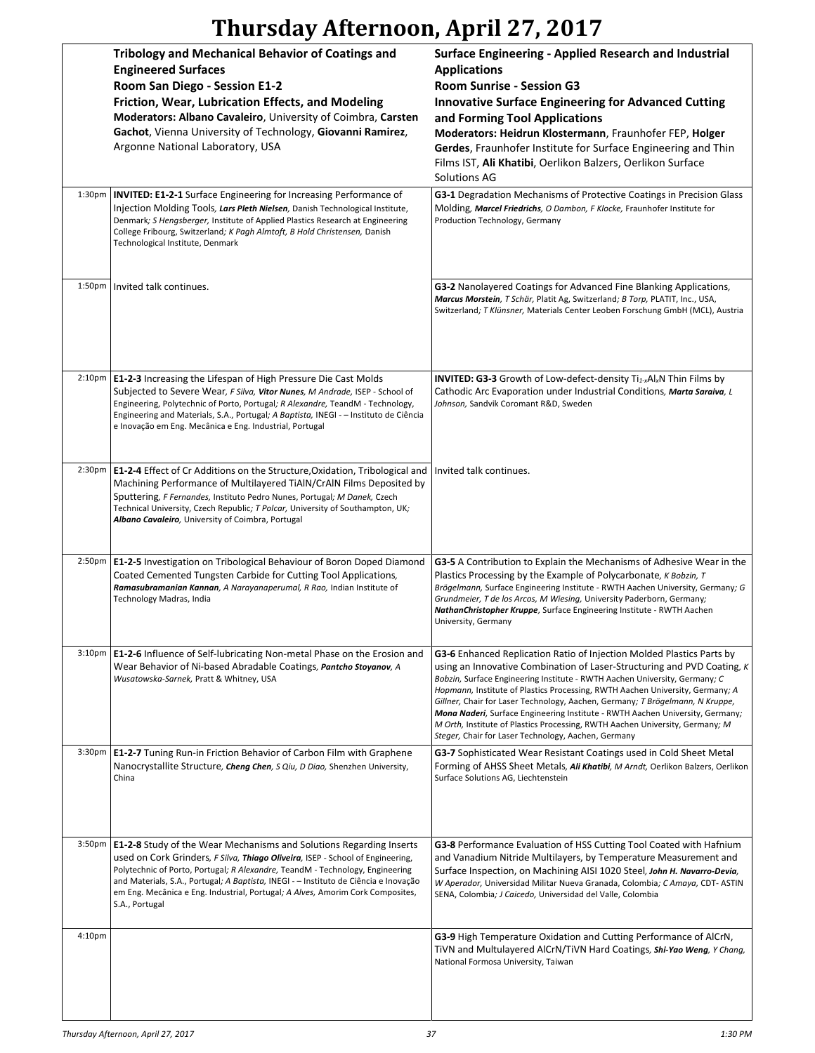# Thursday Afternoon, April 27, 2017

| | **Tribology and Mechanical Behavior of Coatings and Engineered Surfaces**<br>**Room San Diego - Session E1-2**<br>**Friction, Wear, Lubrication Effects, and Modeling**<br>**Moderators: Albano Cavaleiro**, University of Coimbra, **Carsten Gachot**, Vienna University of Technology, **Giovanni Ramirez**, Argonne National Laboratory, USA | **Surface Engineering - Applied Research and Industrial Applications**<br>**Room Sunrise - Session G3**<br>**Innovative Surface Engineering for Advanced Cutting and Forming Tool Applications**<br>**Moderators: Heidrun Klostermann**, Fraunhofer FEP, **Holger Gerdes**, Fraunhofer Institute for Surface Engineering and Thin Films IST, **Ali Khatibi**, Oerlikon Balzers, Oerlikon Surface Solutions AG |
|---|---|---|
| 1:30pm | **INVITED: E1-2-1** Surface Engineering for Increasing Performance of Injection Molding Tools, ***Lars Pleth Nielsen***, Danish Technological Institute, Denmark; *S Hengsberger*, Institute of Applied Plastics Research at Engineering College Fribourg, Switzerland; *K Pagh Almtoft, B Hold Christensen*, Danish Technological Institute, Denmark | **G3-1** Degradation Mechanisms of Protective Coatings in Precision Glass Molding, ***Marcel Friedrichs***, *O Dambon, F Klocke*, Fraunhofer Institute for Production Technology, Germany |
| 1:50pm | Invited talk continues. | **G3-2** Nanolayered Coatings for Advanced Fine Blanking Applications, ***Marcus Morstein***, *T Schär*, Platit Ag, Switzerland; *B Torp*, PLATIT, Inc., USA, Switzerland; *T Klünsner*, Materials Center Leoben Forschung GmbH (MCL), Austria |
| 2:10pm | **E1-2-3** Increasing the Lifespan of High Pressure Die Cast Molds Subjected to Severe Wear, *F Silva*, ***Vitor Nunes***, *M Andrade*, ISEP - School of Engineering, Polytechnic of Porto, Portugal; *R Alexandre*, TeandM - Technology, Engineering and Materials, S.A., Portugal; *A Baptista*, INEGI - – Instituto de Ciência e Inovação em Eng. Mecânica e Eng. Industrial, Portugal | **INVITED: G3-3** Growth of Low-defect-density $Ti_{1-x}Al_xN$ Thin Films by Cathodic Arc Evaporation under Industrial Conditions, ***Marta Saraiva***, *L Johnson*, Sandvik Coromant R&D, Sweden |
| 2:30pm | **E1-2-4** Effect of Cr Additions on the Structure,Oxidation, Tribological and Machining Performance of Multilayered TiAlN/CrAlN Films Deposited by Sputtering, *F Fernandes*, Instituto Pedro Nunes, Portugal; *M Danek*, Czech Technical University, Czech Republic; *T Polcar*, University of Southampton, UK; ***Albano Cavaleiro***, University of Coimbra, Portugal | Invited talk continues. |
| 2:50pm | **E1-2-5** Investigation on Tribological Behaviour of Boron Doped Diamond Coated Cemented Tungsten Carbide for Cutting Tool Applications, ***Ramasubramanian Kannan***, *A Narayanaperumal, R Rao*, Indian Institute of Technology Madras, India | **G3-5** A Contribution to Explain the Mechanisms of Adhesive Wear in the Plastics Processing by the Example of Polycarbonate, *K Bobzin, T Brögelmann*, Surface Engineering Institute - RWTH Aachen University, Germany; *G Grundmeier, T de los Arcos, M Wiesing*, University Paderborn, Germany; ***NathanChristopher Kruppe***, Surface Engineering Institute - RWTH Aachen University, Germany |
| 3:10pm | **E1-2-6** Influence of Self-lubricating Non-metal Phase on the Erosion and Wear Behavior of Ni-based Abradable Coatings, ***Pantcho Stoyanov***, *A Wusatowska-Sarnek*, Pratt & Whitney, USA | **G3-6** Enhanced Replication Ratio of Injection Molded Plastics Parts by using an Innovative Combination of Laser-Structuring and PVD Coating, *K Bobzin*, Surface Engineering Institute - RWTH Aachen University, Germany; *C Hopmann*, Institute of Plastics Processing, RWTH Aachen University, Germany; *A Gillner*, Chair for Laser Technology, Aachen, Germany; *T Brögelmann, N Kruppe*, ***Mona Naderi***, Surface Engineering Institute - RWTH Aachen University, Germany; *M Orth*, Institute of Plastics Processing, RWTH Aachen University, Germany; *M Steger*, Chair for Laser Technology, Aachen, Germany |
| 3:30pm | **E1-2-7** Tuning Run-in Friction Behavior of Carbon Film with Graphene Nanocrystallite Structure, ***Cheng Chen***, *S Qiu, D Diao*, Shenzhen University, China | **G3-7** Sophisticated Wear Resistant Coatings used in Cold Sheet Metal Forming of AHSS Sheet Metals, ***Ali Khatibi***, *M Arndt*, Oerlikon Balzers, Oerlikon Surface Solutions AG, Liechtenstein |
| 3:50pm | **E1-2-8** Study of the Wear Mechanisms and Solutions Regarding Inserts used on Cork Grinders, *F Silva*, ***Thiago Oliveira***, ISEP - School of Engineering, Polytechnic of Porto, Portugal; *R Alexandre*, TeandM - Technology, Engineering and Materials, S.A., Portugal; *A Baptista*, INEGI - – Instituto de Ciência e Inovação em Eng. Mecânica e Eng. Industrial, Portugal; *A Alves*, Amorim Cork Composites, S.A., Portugal | **G3-8** Performance Evaluation of HSS Cutting Tool Coated with Hafnium and Vanadium Nitride Multilayers, by Temperature Measurement and Surface Inspection, on Machining AISI 1020 Steel, ***John H. Navarro-Devia***, *W Aperador*, Universidad Militar Nueva Granada, Colombia; *C Amaya*, CDT- ASTIN SENA, Colombia; *J Caicedo*, Universidad del Valle, Colombia |
| 4:10pm | | **G3-9** High Temperature Oxidation and Cutting Performance of AlCrN, TiVN and Multulayered AlCrN/TiVN Hard Coatings, ***Shi-Yao Weng***, *Y Chang*, National Formosa University, Taiwan |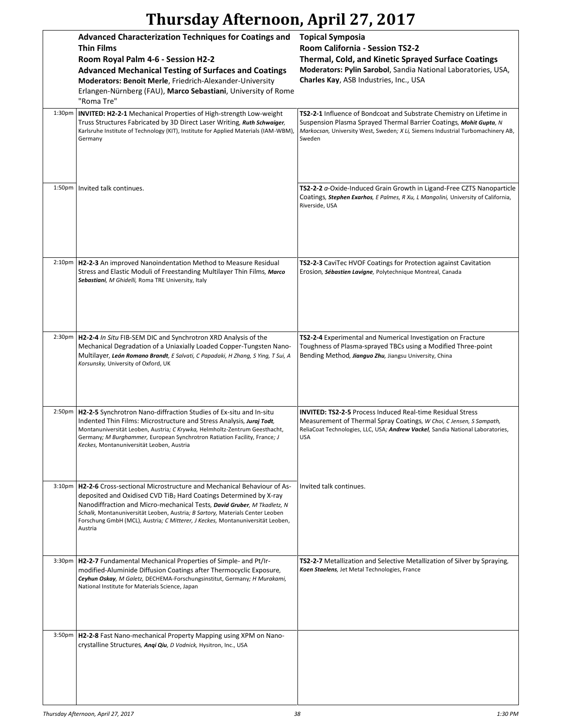# Thursday Afternoon, April 27, 2017

| | **Advanced Characterization Techniques for Coatings and Thin Films**<br>**Room Royal Palm 4-6 - Session H2-2**<br>**Advanced Mechanical Testing of Surfaces and Coatings**<br>**Moderators: Benoit Merle**, Friedrich-Alexander-University Erlangen-Nürnberg (FAU), **Marco Sebastiani**, University of Rome "Roma Tre" | **Topical Symposia**<br>**Room California - Session TS2-2**<br>**Thermal, Cold, and Kinetic Sprayed Surface Coatings**<br>**Moderators: Pylin Sarobol**, Sandia National Laboratories, USA, **Charles Kay**, ASB Industries, Inc., USA |
|---|---|---|
| 1:30pm | **INVITED: H2-2-1** Mechanical Properties of High-strength Low-weight Truss Structures Fabricated by 3D Direct Laser Writing, ***Ruth Schwaiger***, Karlsruhe Institute of Technology (KIT), Institute for Applied Materials (IAM-WBM), Germany | **TS2-2-1** Influence of Bondcoat and Substrate Chemistry on Lifetime in Suspension Plasma Sprayed Thermal Barrier Coatings, ***Mohit Gupta***, *N Markocsan,* University West, Sweden*; X Li,* Siemens Industrial Turbomachinery AB, Sweden |
| 1:50pm | Invited talk continues. | **TS2-2-2** *a*-Oxide-Induced Grain Growth in Ligand-Free CZTS Nanoparticle Coatings, ***Stephen Exarhos***, *E Palmes, R Xu, L Mangolini,* University of California, Riverside, USA |
| 2:10pm | **H2-2-3** An improved Nanoindentation Method to Measure Residual Stress and Elastic Moduli of Freestanding Multilayer Thin Films, ***Marco Sebastiani***, *M Ghidelli,* Roma TRE University, Italy | **TS2-2-3** CaviTec HVOF Coatings for Protection against Cavitation Erosion, ***Sébastien Lavigne***, Polytechnique Montreal, Canada |
| 2:30pm | **H2-2-4** *In Situ* FIB-SEM DIC and Synchrotron XRD Analysis of the Mechanical Degradation of a Uniaxially Loaded Copper-Tungsten Nano-Multilayer, ***León Romano Brandt***, *E Salvati, C Papadaki, H Zhang, S Ying, T Sui, A Korsunsky,* University of Oxford, UK | **TS2-2-4** Experimental and Numerical Investigation on Fracture Toughness of Plasma-sprayed TBCs using a Modified Three-point Bending Method, ***Jianguo Zhu***, Jiangsu University, China |
| 2:50pm | **H2-2-5** Synchrotron Nano-diffraction Studies of Ex-situ and In-situ Indented Thin Films: Microstructure and Stress Analysis, ***Juraj Todt***, Montanuniversität Leoben, Austria*; C Krywka,* Helmholtz-Zentrum Geesthacht, Germany*; M Burghammer,* European Synchrotron Ratiation Facility, France*; J Keckes,* Montanuniversität Leoben, Austria | **INVITED: TS2-2-5** Process Induced Real-time Residual Stress Measurement of Thermal Spray Coatings, *W Choi, C Jensen, S Sampath,* ReliaCoat Technologies, LLC, USA*;* ***Andrew Vackel***, Sandia National Laboratories, USA |
| 3:10pm | **H2-2-6** Cross-sectional Microstructure and Mechanical Behaviour of As-deposited and Oxidised CVD $TiB_2$ Hard Coatings Determined by X-ray Nanodiffraction and Micro-mechanical Tests, ***David Gruber***, *M Tkadletz, N Schalk,* Montanuniversität Leoben, Austria*; B Sartory,* Materials Center Leoben Forschung GmbH (MCL), Austria*; C Mitterer, J Keckes,* Montanuniversität Leoben, Austria | Invited talk continues. |
| 3:30pm | **H2-2-7** Fundamental Mechanical Properties of Simple- and Pt/Ir-modified-Aluminide Diffusion Coatings after Thermocyclic Exposure, ***Ceyhun Oskay***, *M Galetz,* DECHEMA-Forschungsinstitut, Germany*; H Murakami,* National Institute for Materials Science, Japan | **TS2-2-7** Metallization and Selective Metallization of Silver by Spraying, ***Koen Staelens***, Jet Metal Technologies, France |
| 3:50pm | **H2-2-8** Fast Nano-mechanical Property Mapping using XPM on Nano-crystalline Structures, ***Anqi Qiu***, *D Vodnick,* Hysitron, Inc., USA | |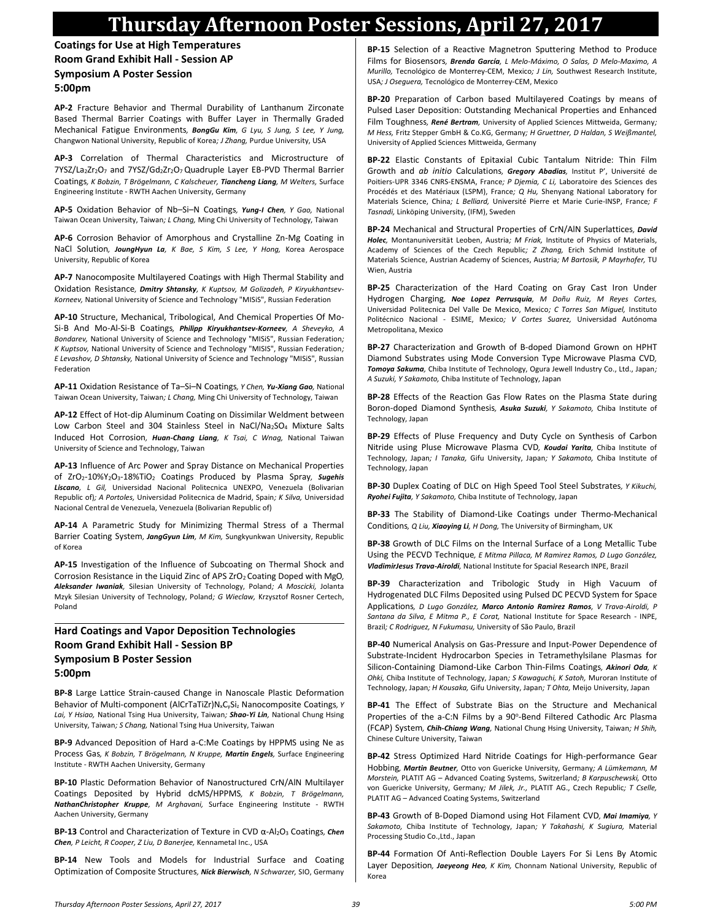# Thursday Afternoon Poster Sessions, April 27, 2017

## Coatings for Use at High Temperatures
### Room Grand Exhibit Hall - Session AP
### Symposium A Poster Session
### 5:00pm

**AP-2** Fracture Behavior and Thermal Durability of Lanthanum Zirconate Based Thermal Barrier Coatings with Buffer Layer in Thermally Graded Mechanical Fatigue Environments, ***BongGu Kim**, G Lyu, S Jung, S Lee, Y Jung,* Changwon National University, Republic of Korea*; J Zhang,* Purdue University, USA

**AP-3** Correlation of Thermal Characteristics and Microstructure of 7YSZ/$La_2Zr_2O_7$ and 7YSZ/$Gd_2Zr_2O_7$ Quadruple Layer EB-PVD Thermal Barrier Coatings, *K Bobzin, T Brögelmann, C Kalscheuer, **Tiancheng Liang**, M Welters,* Surface Engineering Institute - RWTH Aachen University, Germany

**AP-5** Oxidation Behavior of Nb–Si–N Coatings, ***Yung-I Chen**, Y Gao,* National Taiwan Ocean University, Taiwan*; L Chang,* Ming Chi University of Technology, Taiwan

**AP-6** Corrosion Behavior of Amorphous and Crystalline Zn-Mg Coating in NaCl Solution, ***JoungHyun La**, K Bae, S Kim, S Lee, Y Hong,* Korea Aerospace University, Republic of Korea

**AP-7** Nanocomposite Multilayered Coatings with High Thermal Stability and Oxidation Resistance, ***Dmitry Shtansky**, K Kuptsov, M Golizadeh, P Kiryukhantsev-Korneev,* National University of Science and Technology "MISiS", Russian Federation

**AP-10** Structure, Mechanical, Tribological, And Chemical Properties Of Mo-Si-B And Mo-Al-Si-B Coatings, ***Philipp Kiryukhantsev-Korneev**, A Sheveyko, A Bondarev,* National University of Science and Technology "MISiS", Russian Federation*; K Kuptsov,* National University of Science and Technology "MISIS", Russian Federation*; E Levashov, D Shtansky,* National University of Science and Technology "MISiS", Russian Federation

**AP-11** Oxidation Resistance of Ta–Si–N Coatings, *Y Chen, **Yu-Xiang Gao**,* National Taiwan Ocean University, Taiwan*; L Chang,* Ming Chi University of Technology, Taiwan

**AP-12** Effect of Hot-dip Aluminum Coating on Dissimilar Weldment between Low Carbon Steel and 304 Stainless Steel in NaCl/$Na_2SO_4$ Mixture Salts Induced Hot Corrosion, ***Huan-Chang Liang**, K Tsai, C Wnag,* National Taiwan University of Science and Technology, Taiwan

**AP-13** Influence of Arc Power and Spray Distance on Mechanical Properties of $ZrO_2$-10%$Y_2O_3$-18%$TiO_2$ Coatings Produced by Plasma Spray, ***Sugehis Liscano**, L Gil,* Universidad Nacional Politecnica UNEXPO, Venezuela (Bolivarian Republic of)*; A Portoles,* Universidad Politecnica de Madrid, Spain*; K Silva,* Universidad Nacional Central de Venezuela, Venezuela (Bolivarian Republic of)

**AP-14** A Parametric Study for Minimizing Thermal Stress of a Thermal Barrier Coating System, ***JangGyun Lim**, M Kim,* Sungkyunkwan University, Republic of Korea

**AP-15** Investigation of the Influence of Subcoating on Thermal Shock and Corrosion Resistance in the Liquid Zinc of APS $ZrO_2$ Coating Doped with MgO, ***Aleksander Iwaniak**,* Silesian University of Technology, Poland*; A Moscicki,* Jolanta Mzyk Silesian University of Technology, Poland*; G Wieclaw,* Krzysztof Rosner Certech, Poland

## Hard Coatings and Vapor Deposition Technologies
### Room Grand Exhibit Hall - Session BP
### Symposium B Poster Session
### 5:00pm

**BP-8** Large Lattice Strain-caused Change in Nanoscale Plastic Deformation Behavior of Multi-component (AlCrTaTiZr)$N_xC_ySi_z$ Nanocomposite Coatings, *Y Lai, Y Hsiao,* National Tsing Hua University, Taiwan*; **Shao-Yi Lin**,* National Chung Hsing University, Taiwan*; S Chang,* National Tsing Hua University, Taiwan

**BP-9** Advanced Deposition of Hard a-C:Me Coatings by HPPMS using Ne as Process Gas, *K Bobzin, T Brögelmann, N Kruppe, **Martin Engels**,* Surface Engineering Institute - RWTH Aachen University, Germany

**BP-10** Plastic Deformation Behavior of Nanostructured CrN/AlN Multilayer Coatings Deposited by Hybrid dcMS/HPPMS, *K Bobzin, T Brögelmann, **NathanChristopher Kruppe**, M Arghavani,* Surface Engineering Institute - RWTH Aachen University, Germany

**BP-13** Control and Characterization of Texture in CVD α-$Al_2O_3$ Coatings, ***Chen Chen**, P Leicht, R Cooper, Z Liu, D Banerjee,* Kennametal Inc., USA

**BP-14** New Tools and Models for Industrial Surface and Coating Optimization of Composite Structures, ***Nick Bierwisch**, N Schwarzer,* SIO, Germany

**BP-15** Selection of a Reactive Magnetron Sputtering Method to Produce Films for Biosensors, ***Brenda García**, L Melo-Máximo, O Salas, D Melo-Maximo, A Murillo,* Tecnológico de Monterrey-CEM, Mexico*; J Lin,* Southwest Research Institute, USA*; J Oseguera,* Tecnológico de Monterrey-CEM, Mexico

**BP-20** Preparation of Carbon based Multilayered Coatings by means of Pulsed Laser Deposition: Outstanding Mechanical Properties and Enhanced Film Toughness, ***René Bertram**,* University of Applied Sciences Mittweida, Germany*; M Hess,* Fritz Stepper GmbH & Co.KG, Germany*; H Gruettner, D Haldan, S Weißmantel,* University of Applied Sciences Mittweida, Germany

**BP-22** Elastic Constants of Epitaxial Cubic Tantalum Nitride: Thin Film Growth and *ab initio* Calculations, ***Gregory Abadias**,* Institut P', Université de Poitiers-UPR 3346 CNRS-ENSMA, France*; P Djemia, C Li,* Laboratoire des Sciences des Procédés et des Matériaux (LSPM), France*; Q Hu,* Shenyang National Laboratory for Materials Science, China*; L Belliard,* Université Pierre et Marie Curie-INSP, France*; F Tasnadi,* Linköping University, (IFM), Sweden

**BP-24** Mechanical and Structural Properties of CrN/AlN Superlattices, ***David Holec**,* Montanuniversität Leoben, Austria*; M Friak,* Institute of Physics of Materials, Academy of Sciences of the Czech Republic*; Z Zhang,* Erich Schmid Institute of Materials Science, Austrian Academy of Sciences, Austria*; M Bartosik, P Mayrhofer,* TU Wien, Austria

**BP-25** Characterization of the Hard Coating on Gray Cast Iron Under Hydrogen Charging, ***Noe Lopez Perrusquia**, M Doñu Ruiz, M Reyes Cortes,* Universidad Politecnica Del Valle De Mexico, Mexico*; C Torres San Miguel,* Instituto Politécnico Nacional - ESIME, Mexico*; V Cortes Suarez,* Universidad Autónoma Metropolitana, Mexico

**BP-27** Characterization and Growth of B-doped Diamond Grown on HPHT Diamond Substrates using Mode Conversion Type Microwave Plasma CVD, ***Tomoya Sakuma**,* Chiba Institute of Technology, Ogura Jewell Industry Co., Ltd., Japan*; A Suzuki, Y Sakamoto,* Chiba Institute of Technology, Japan

**BP-28** Effects of the Reaction Gas Flow Rates on the Plasma State during Boron-doped Diamond Synthesis, ***Asuka Suzuki**, Y Sakamoto,* Chiba Institute of Technology, Japan

**BP-29** Effects of Pluse Frequency and Duty Cycle on Synthesis of Carbon Nitride using Pluse Microwave Plasma CVD, ***Koudai Yarita**,* Chiba Institute of Technology, Japan*; I Tanaka,* Gifu University, Japan*; Y Sakamoto,* Chiba Institute of Technology, Japan

**BP-30** Duplex Coating of DLC on High Speed Tool Steel Substrates, *Y Kikuchi, **Ryohei Fujita**, Y Sakamoto,* Chiba Institute of Technology, Japan

**BP-33** The Stability of Diamond-Like Coatings under Thermo-Mechanical Conditions, *Q Liu, **Xiaoying Li**, H Dong,* The University of Birmingham, UK

**BP-38** Growth of DLC Films on the Internal Surface of a Long Metallic Tube Using the PECVD Technique, *E Mitma Pillaca, M Ramirez Ramos, D Lugo González, **VladimirJesus Trava-Airoldi**,* National Institute for Spacial Research INPE, Brazil

**BP-39** Characterization and Tribologic Study in High Vacuum of Hydrogenated DLC Films Deposited using Pulsed DC PECVD System for Space Applications, *D Lugo González, **Marco Antonio Ramirez Ramos**, V Trava-Airoldi, P Santana da Silva, E Mitma P., E Corat,* National Institute for Space Research - INPE, Brazil*; C Rodriguez, N Fukumasu,* University of São Paulo, Brazil

**BP-40** Numerical Analysis on Gas-Pressure and Input-Power Dependence of Substrate-Incident Hydrocarbon Species in Tetramethylsilane Plasmas for Silicon-Containing Diamond-Like Carbon Thin-Films Coatings, ***Akinori Oda**, K Ohki,* Chiba Institute of Technology, Japan*; S Kawaguchi, K Satoh,* Muroran Institute of Technology, Japan*; H Kousaka,* Gifu University, Japan*; T Ohta,* Meijo University, Japan

**BP-41** The Effect of Substrate Bias on the Structure and Mechanical Properties of the a-C:N Films by a 90°-Bend Filtered Cathodic Arc Plasma (FCAP) System, ***Chih-Chiang Wang**,* National Chung Hsing University, Taiwan*; H Shih,* Chinese Culture University, Taiwan

**BP-42** Stress Optimized Hard Nitride Coatings for High-performance Gear Hobbing, ***Martin Beutner**,* Otto von Guericke University, Germany*; A Lümkemann, M Morstein,* PLATIT AG – Advanced Coating Systems, Switzerland*; B Karpuschewski,* Otto von Guericke University, Germany*; M Jilek, Jr.,* PLATIT AG., Czech Republic*; T Cselle,* PLATIT AG – Advanced Coating Systems, Switzerland

**BP-43** Growth of B-Doped Diamond using Hot Filament CVD, ***Mai Imamiya**, Y Sakamoto,* Chiba Institute of Technology, Japan*; Y Takahashi, K Sugiura,* Material Processing Studio Co.,Ltd., Japan

**BP-44** Formation Of Anti-Reflection Double Layers For Si Lens By Atomic Layer Deposition, ***Jaeyeong Heo**, K Kim,* Chonnam National University, Republic of Korea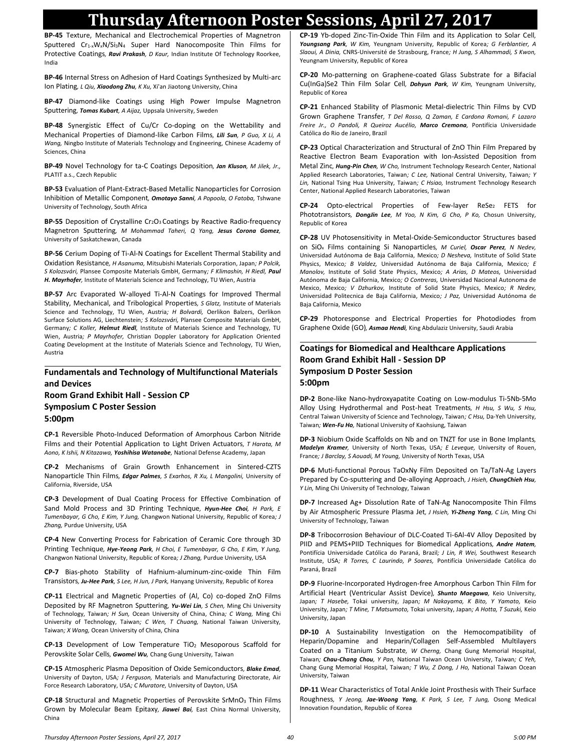# Thursday Afternoon Poster Sessions, April 27, 2017

**BP-45** Texture, Mechanical and Electrochemical Properties of Magnetron Sputtered $Cr_{1-x}W_xN/Si_3N_4$ Super Hard Nanocomposite Thin Films for Protective Coatings, ***Ravi Prakash***, *D Kaur,* Indian Institute Of Technology Roorkee, India

**BP-46** Internal Stress on Adhesion of Hard Coatings Synthesized by Multi-arc Ion Plating, *L Qiu,* ***Xiaodong Zhu***, *K Xu,* Xi'an Jiaotong University, China

**BP-47** Diamond-like Coatings using High Power Impulse Magnetron Sputtering, ***Tomas Kubart***, *A Aijaz,* Uppsala University, Sweden

**BP-48** Synergistic Effect of Cu/Cr Co-doping on the Wettability and Mechanical Properties of Diamond-like Carbon Films, ***Lili Sun***, *P Guo, X Li, A Wang,* Ningbo Institute of Materials Technology and Engineering, Chinese Academy of Sciences, China

**BP-49** Novel Technology for ta-C Coatings Deposition, ***Jan Kluson***, *M Jilek, Jr.,* PLATIT a.s., Czech Republic

**BP-53** Evaluation of Plant-Extract-Based Metallic Nanoparticles for Corrosion Inhibition of Metallic Component, ***Omotayo Sanni***, *A Popoola, O Fatoba,* Tshwane University of Technology, South Africa

**BP-55** Deposition of Crystalline $Cr_2O_3$ Coatings by Reactive Radio-frequency Magnetron Sputtering, *M Mohammad Taheri, Q Yang,* ***Jesus Corona Gomez***, University of Saskatchewan, Canada

**BP-56** Cerium Doping of Ti-Al-N Coatings for Excellent Thermal Stability and Oxidation Resistance, *H Asanuma,* Mitsubishi Materials Corporation, Japan*; P Polcik, S Kolozsvári,* Plansee Composite Materials GmbH, Germany*; F Klimashin, H Riedl,* ***Paul H. Mayrhofer***, Institute of Materials Science and Technology, TU Wien, Austria

**BP-57** Arc Evaporated W-alloyed Ti-Al-N Coatings for Improved Thermal Stability, Mechanical, and Tribological Properties, *S Glatz,* Institute of Materials Science and Technology, TU Wien, Austria*; H Bolvardi,* Oerlikon Balzers, Oerlikon Surface Solutions AG, Liechtenstein*; S Kolozsvári,* Plansee Composite Materials GmbH, Germany*; C Koller,* ***Helmut Riedl***, Institute of Materials Science and Technology, TU Wien, Austria*; P Mayrhofer,* Christian Doppler Laboratory for Application Oriented Coating Development at the Institute of Materials Science and Technology, TU Wien, Austria

## Fundamentals and Technology of Multifunctional Materials and Devices
## Room Grand Exhibit Hall - Session CP
## Symposium C Poster Session
## 5:00pm

**CP-1** Reversible Photo-Induced Deformation of Amorphous Carbon Nitride Films and their Potential Application to Light Driven Actuators, *T Harata, M Aono, K Ishii, N Kitazawa,* ***Yoshihisa Watanabe***, National Defense Academy, Japan

**CP-2** Mechanisms of Grain Growth Enhancement in Sintered-CZTS Nanoparticle Thin Films, ***Edgar Palmes***, *S Exarhos, R Xu, L Mangolini,* University of California, Riverside, USA

**CP-3** Development of Dual Coating Process for Effective Combination of Sand Mold Process and 3D Printing Technique, ***Hyun-Hee Choi***, *H Park, E Tumenbayar, G Cho, E Kim, Y Jung,* Changwon National University, Republic of Korea*; J Zhang,* Purdue University, USA

**CP-4** New Converting Process for Fabrication of Ceramic Core through 3D Printing Technique, ***Hye-Yeong Park***, *H Choi, E Tumenbayar, G Cho, E Kim, Y Jung,* Changwon National University, Republic of Korea*; J Zhang,* Purdue University, USA

**CP-7** Bias-photo Stability of Hafnium-aluminum-zinc-oxide Thin Film Transistors, ***Ju-Hee Park***, *S Lee, H Jun, J Park,* Hanyang University, Republic of Korea

**CP-11** Electrical and Magnetic Properties of (Al, Co) co-doped ZnO Films Deposited by RF Magnetron Sputtering, ***Yu-Wei Lin***, *S Chen,* Ming Chi University of Technology, Taiwan*; H Sun,* Ocean University of China, China*; C Wang,* Ming Chi University of Technology, Taiwan*; C Wen, T Chuang,* National Taiwan University, Taiwan*; X Wang,* Ocean University of China, China

**CP-13** Development of Low Temperature $TiO_2$ Mesoporous Scaffold for Perovskite Solar Cells, ***Gwomei Wu***, Chang Gung University, Taiwan

**CP-15** Atmospheric Plasma Deposition of Oxide Semiconductors, ***Blake Emad***, University of Dayton, USA*; J Ferguson,* Materials and Manufacturing Directorate, Air Force Research Laboratory, USA*; C Muratore,* University of Dayton, USA

**CP-18** Structural and Magnetic Properties of Perovskite $SrMnO_3$ Thin Films Grown by Molecular Beam Epitaxy, ***Jiawei Bai***, East China Normal University, China

**CP-19** Yb-doped Zinc-Tin-Oxide Thin Film and its Application to Solar Cell, ***Youngsang Park***, *W Kim,* Yeungnam University, Republic of Korea*; G Ferblantier, A Slaoui, A Dinia,* CNRS-Université de Strasbourg, France*; H Jung, S Alhammadi, S Kwon,* Yeungnam University, Republic of Korea

**CP-20** Mo-patterning on Graphene-coated Glass Substrate for a Bifacial $Cu(InGa)Se_2$ Thin Film Solar Cell, ***Dohyun Park***, *W Kim,* Yeungnam University, Republic of Korea

**CP-21** Enhanced Stability of Plasmonic Metal-dielectric Thin Films by CVD Grown Graphene Transfer, *T Del Rosso, Q Zaman, E Cardona Romani, F Lazaro Freire Jr., O Pandoli, R Queiroz Aucélio,* ***Marco Cremona***, Pontifícia Universidade Católica do Rio de Janeiro, Brazil

**CP-23** Optical Characterization and Structural of ZnO Thin Film Prepared by Reactive Electron Beam Evaporation with Ion-Assisted Deposition from Metal Zinc, ***Hung-Pin Chen***, *W Cho,* Instrument Technology Research Center, National Applied Research Laboratories, Taiwan*; C Lee,* National Central University, Taiwan*; Y Lin,* National Tsing Hua University, Taiwan*; C Hsiao,* Instrument Technology Research Center, National Applied Research Laboratories, Taiwan

**CP-24** Opto-electrical Properties of Few-layer $ReSe_2$ FETS for Phototransistors, ***DongJin Lee***, *M Yoo, N Kim, G Cho, P Ko,* Chosun University, Republic of Korea

**CP-28** UV Photosensitivity in Metal-Oxide-Semiconductor Structures based on $SiO_x$ Films containing Si Nanoparticles, *M Curiel,* ***Oscar Perez***, *N Nedev,* Universidad Autónoma de Baja California, Mexico*; D Nesheva,* Institute of Solid State Physics, Mexico*; B Valdez,* Universidad Autónoma de Baja California, Mexico*; E Manolov,* Institute of Solid State Physics, Mexico*; A Arias, D Mateos,* Universidad Autónoma de Baja California, Mexico*; O Contreras,* Universidad Nacional Autonoma de Mexico, Mexico*; V Dzhurkov,* Institute of Solid State Physics, Mexico*; R Nedev,* Universidad Politecnica de Baja California, Mexico*; J Paz,* Universidad Autónoma de Baja California, Mexico

**CP-29** Photoresponse and Electrical Properties for Photodiodes from Graphene Oxide (GO), ***Asmaa Hendi***, King Abdulaziz University, Saudi Arabia

## Coatings for Biomedical and Healthcare Applications
## Room Grand Exhibit Hall - Session DP
## Symposium D Poster Session
## 5:00pm

**DP-2** Bone-like Nano-hydroxyapatite Coating on Low-modulus Ti-5Nb-5Mo Alloy Using Hydrothermal and Post-heat Treatments, *H Hsu, S Wu, S Hsu,* Central Taiwan University of Science and Technology, Taiwan*; C Hsu,* Da-Yeh University, Taiwan*;* ***Wen-Fu Ho***, National University of Kaohsiung, Taiwan

**DP-3** Niobium Oxide Scaffolds on Nb and on TNZT for use in Bone Implants, ***Madelyn Kramer***, University of North Texas, USA*; E Leveque,* University of Rouen, France*; J Barclay, S Aouadi, M Young,* University of North Texas, USA

**DP-6** Muti-functional Porous TaOxNy Film Deposited on Ta/TaN-Ag Layers Prepared by Co-sputtering and De-alloying Approach, *J Hsieh,* ***ChungChieh Hsu***, *Y Lin,* Ming Chi University of Technology, Taiwan

**DP-7** Increased $Ag^+$ Dissolution Rate of TaN-Ag Nanocomposite Thin Films by Air Atmospheric Pressure Plasma Jet, *J Hsieh,* ***Yi-Zheng Yang***, *C Lin,* Ming Chi University of Technology, Taiwan

**DP-8** Tribocorrosion Behaviour of DLC-Coated Ti-6Al-4V Alloy Deposited by PIID and PEMS+PIID Techniques for Biomedical Applications, ***Andre Hatem***, Pontifícia Universidade Católica do Paraná, Brazil*; J Lin, R Wei,* Southwest Research Institute, USA*; R Torres, C Laurindo, P Soares,* Pontifícia Universidade Católica do Paraná, Brazil

**DP-9** Fluorine-Incorporated Hydrogen-free Amorphous Carbon Thin Film for Artificial Heart (Ventricular Assist Device), ***Shunto Maegawa***, Keio University, Japan*; T Hasebe,* Tokai university, Japan*; M Nakayama, K Bito, Y Yamato,* Keio University, Japan*; T Mine, T Matsumoto,* Tokai university, Japan*; A Hotta, T Suzuki,* Keio University, Japan

**DP-10** A Sustainability Investigation on the Hemocompatibility of Heparin/Dopamine and Heparin/Collagen Self-Assembled Multilayers Coated on a Titanium Substrate, *W Cherng,* Chang Gung Memorial Hospital, Taiwan*;* ***Chau-Chang Chou***, *Y Pan,* National Taiwan Ocean University, Taiwan*; C Yeh,* Chang Gung Memorial Hospital, Taiwan*; T Wu, Z Dong, J Ho,* National Taiwan Ocean University, Taiwan

**DP-11** Wear Characteristics of Total Ankle Joint Prosthesis with Their Surface Roughness, *Y Jeong,* ***Jae-Woong Yang***, *K Park, S Lee, T Jung,* Osong Medical Innovation Foundation, Republic of Korea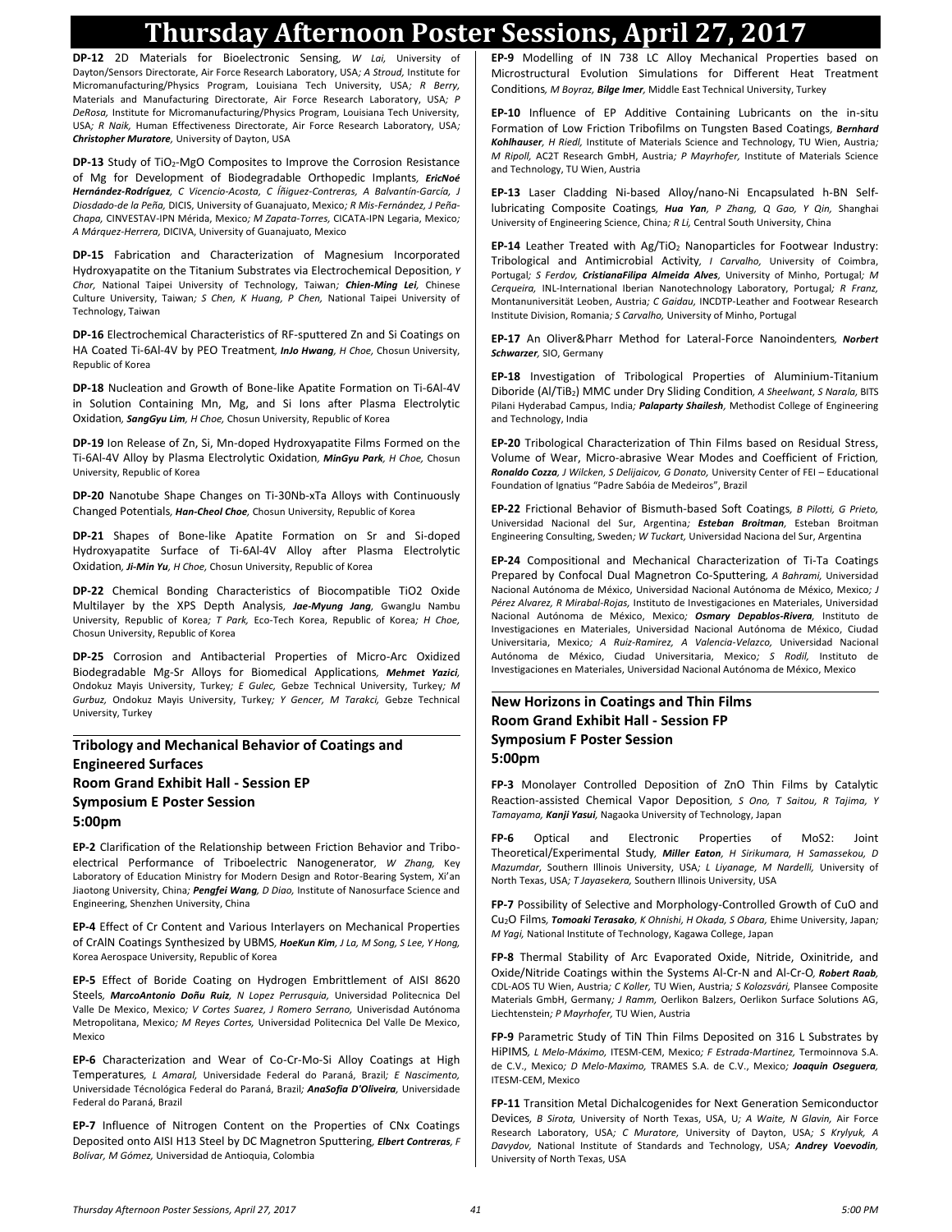# Thursday Afternoon Poster Sessions, April 27, 2017

**DP-12** 2D Materials for Bioelectronic Sensing*, W Lai,* University of Dayton/Sensors Directorate, Air Force Research Laboratory, USA*; A Stroud,* Institute for Micromanufacturing/Physics Program, Louisiana Tech University, USA*; R Berry,* Materials and Manufacturing Directorate, Air Force Research Laboratory, USA*; P DeRosa,* Institute for Micromanufacturing/Physics Program, Louisiana Tech University, USA*; R Naik,* Human Effectiveness Directorate, Air Force Research Laboratory, USA*; **Christopher Muratore**,* University of Dayton, USA

**DP-13** Study of $TiO_2$-MgO Composites to Improve the Corrosion Resistance of Mg for Development of Biodegradable Orthopedic Implants*, **EricNoé Hernández-Rodríguez**, C Vicencio-Acosta, C Íñiguez-Contreras, A Balvantín-García, J Diosdado-de la Peña,* DICIS, University of Guanajuato, Mexico*; R Mis-Fernández, J Peña-Chapa,* CINVESTAV-IPN Mérida, Mexico*; M Zapata-Torres,* CICATA-IPN Legaria, Mexico*; A Márquez-Herrera,* DICIVA, University of Guanajuato, Mexico

**DP-15** Fabrication and Characterization of Magnesium Incorporated Hydroxyapatite on the Titanium Substrates via Electrochemical Deposition*, Y Chor,* National Taipei University of Technology, Taiwan*; **Chien-Ming Lei**,* Chinese Culture University, Taiwan*; S Chen, K Huang, P Chen,* National Taipei University of Technology, Taiwan

**DP-16** Electrochemical Characteristics of RF-sputtered Zn and Si Coatings on HA Coated Ti-6Al-4V by PEO Treatment*, **InJo Hwang**, H Choe,* Chosun University, Republic of Korea

**DP-18** Nucleation and Growth of Bone-like Apatite Formation on Ti-6Al-4V in Solution Containing Mn, Mg, and Si Ions after Plasma Electrolytic Oxidation*, **SangGyu Lim**, H Choe,* Chosun University, Republic of Korea

**DP-19** Ion Release of Zn, Si, Mn-doped Hydroxyapatite Films Formed on the Ti-6Al-4V Alloy by Plasma Electrolytic Oxidation*, **MinGyu Park**, H Choe,* Chosun University, Republic of Korea

**DP-20** Nanotube Shape Changes on Ti-30Nb-xTa Alloys with Continuously Changed Potentials*, **Han-Cheol Choe**,* Chosun University, Republic of Korea

**DP-21** Shapes of Bone-like Apatite Formation on Sr and Si-doped Hydroxyapatite Surface of Ti-6Al-4V Alloy after Plasma Electrolytic Oxidation*, **Ji-Min Yu**, H Choe,* Chosun University, Republic of Korea

**DP-22** Chemical Bonding Characteristics of Biocompatible TiO2 Oxide Multilayer by the XPS Depth Analysis*, **Jae-Myung Jang**,* GwangJu Nambu University, Republic of Korea*; T Park,* Eco-Tech Korea, Republic of Korea*; H Choe,* Chosun University, Republic of Korea

**DP-25** Corrosion and Antibacterial Properties of Micro-Arc Oxidized Biodegradable Mg-Sr Alloys for Biomedical Applications*, **Mehmet Yazici**,* Ondokuz Mayis University, Turkey*; E Gulec,* Gebze Technical University, Turkey*; M Gurbuz,* Ondokuz Mayis University, Turkey*; Y Gencer, M Tarakci,* Gebze Technical University, Turkey

## Tribology and Mechanical Behavior of Coatings and Engineered Surfaces
## Room Grand Exhibit Hall - Session EP
## Symposium E Poster Session
## 5:00pm

**EP-2** Clarification of the Relationship between Friction Behavior and Tribo-electrical Performance of Triboelectric Nanogenerator*, W Zhang,* Key Laboratory of Education Ministry for Modern Design and Rotor-Bearing System, Xi'an Jiaotong University, China*; **Pengfei Wang**, D Diao,* Institute of Nanosurface Science and Engineering, Shenzhen University, China

**EP-4** Effect of Cr Content and Various Interlayers on Mechanical Properties of CrAlN Coatings Synthesized by UBMS*, **HoeKun Kim**, J La, M Song, S Lee, Y Hong,* Korea Aerospace University, Republic of Korea

**EP-5** Effect of Boride Coating on Hydrogen Embrittlement of AISI 8620 Steels*, **MarcoAntonio Doñu Ruiz**, N Lopez Perrusquia,* Universidad Politecnica Del Valle De Mexico, Mexico*; V Cortes Suarez, J Romero Serrano,* Univerisdad Autónoma Metropolitana, Mexico*; M Reyes Cortes,* Universidad Politecnica Del Valle De Mexico, Mexico

**EP-6** Characterization and Wear of Co-Cr-Mo-Si Alloy Coatings at High Temperatures*, L Amaral,* Universidade Federal do Paraná, Brazil*; E Nascimento,* Universidade Técnológica Federal do Paraná, Brazil*; **AnaSofia D'Oliveira**,* Universidade Federal do Paraná, Brazil

**EP-7** Influence of Nitrogen Content on the Properties of CNx Coatings Deposited onto AISI H13 Steel by DC Magnetron Sputtering*, **Elbert Contreras**, F Bolívar, M Gómez,* Universidad de Antioquia, Colombia

**EP-9** Modelling of IN 738 LC Alloy Mechanical Properties based on Microstructural Evolution Simulations for Different Heat Treatment Conditions*, M Boyraz, **Bilge Imer**,* Middle East Technical University, Turkey

**EP-10** Influence of EP Additive Containing Lubricants on the in-situ Formation of Low Friction Tribofilms on Tungsten Based Coatings*, **Bernhard Kohlhauser**, H Riedl,* Institute of Materials Science and Technology, TU Wien, Austria*; M Ripoll,* AC2T Research GmbH, Austria*; P Mayrhofer,* Institute of Materials Science and Technology, TU Wien, Austria

**EP-13** Laser Cladding Ni-based Alloy/nano-Ni Encapsulated h-BN Self-lubricating Composite Coatings*, **Hua Yan**, P Zhang, Q Gao, Y Qin,* Shanghai University of Engineering Science, China*; R Li,* Central South University, China

**EP-14** Leather Treated with Ag/$TiO_2$ Nanoparticles for Footwear Industry: Tribological and Antimicrobial Activity*, I Carvalho,* University of Coimbra, Portugal*; S Ferdov, **CristianaFilipa Almeida Alves**,* University of Minho, Portugal*; M Cerqueira,* INL-International Iberian Nanotechnology Laboratory, Portugal*; R Franz,* Montanuniversität Leoben, Austria*; C Gaidau,* INCDTP-Leather and Footwear Research Institute Division, Romania*; S Carvalho,* University of Minho, Portugal

**EP-17** An Oliver&Pharr Method for Lateral-Force Nanoindenters*, **Norbert Schwarzer**,* SIO, Germany

**EP-18** Investigation of Tribological Properties of Aluminium-Titanium Diboride (Al/$TiB_2$) MMC under Dry Sliding Condition*, A Sheelwant, S Narala,* BITS Pilani Hyderabad Campus, India*; **Palaparty Shailesh**,* Methodist College of Engineering and Technology, India

**EP-20** Tribological Characterization of Thin Films based on Residual Stress, Volume of Wear, Micro-abrasive Wear Modes and Coefficient of Friction*, **Ronaldo Cozza**, J Wilcken, S Delijaicov, G Donato,* University Center of FEI – Educational Foundation of Ignatius "Padre Sabóia de Medeiros", Brazil

**EP-22** Frictional Behavior of Bismuth-based Soft Coatings*, B Pilotti, G Prieto,* Universidad Nacional del Sur, Argentina*; **Esteban Broitman**,* Esteban Broitman Engineering Consulting, Sweden*; W Tuckart,* Universidad Naciona del Sur, Argentina

**EP-24** Compositional and Mechanical Characterization of Ti-Ta Coatings Prepared by Confocal Dual Magnetron Co-Sputtering*, A Bahrami,* Universidad Nacional Autónoma de México, Universidad Nacional Autónoma de México, Mexico*; J Pérez Alvarez, R Mirabal-Rojas,* Instituto de Investigaciones en Materiales, Universidad Nacional Autónoma de México, Mexico*; **Osmary Depablos-Rivera**,* Instituto de Investigaciones en Materiales, Universidad Nacional Autónoma de México, Ciudad Universitaria, Mexico*; A Ruiz-Ramirez, A Valencia-Velazco,* Universidad Nacional Autónoma de México, Ciudad Universitaria, Mexico*; S Rodil,* Instituto de Investigaciones en Materiales, Universidad Nacional Autónoma de México, Mexico

## New Horizons in Coatings and Thin Films
## Room Grand Exhibit Hall - Session FP
## Symposium F Poster Session
## 5:00pm

**FP-3** Monolayer Controlled Deposition of ZnO Thin Films by Catalytic Reaction-assisted Chemical Vapor Deposition*, S Ono, T Saitou, R Tajima, Y Tamayama, **Kanji Yasui**,* Nagaoka University of Technology, Japan

**FP-6** Optical and Electronic Properties of MoS2: Joint Theoretical/Experimental Study*, **Miller Eaton**, H Sirikumara, H Samassekou, D Mazumdar,* Southern Illinois University, USA*; L Liyanage, M Nardelli,* University of North Texas, USA*; T Jayasekera,* Southern Illinois University, USA

**FP-7** Possibility of Selective and Morphology-Controlled Growth of CuO and $Cu_2O$ Films*, **Tomoaki Terasako**, K Ohnishi, H Okada, S Obara,* Ehime University, Japan*; M Yagi,* National Institute of Technology, Kagawa College, Japan

**FP-8** Thermal Stability of Arc Evaporated Oxide, Nitride, Oxinitride, and Oxide/Nitride Coatings within the Systems Al-Cr-N and Al-Cr-O*, **Robert Raab**,* CDL-AOS TU Wien, Austria*; C Koller,* TU Wien, Austria*; S Kolozsvári,* Plansee Composite Materials GmbH, Germany*; J Ramm,* Oerlikon Balzers, Oerlikon Surface Solutions AG, Liechtenstein*; P Mayrhofer,* TU Wien, Austria

**FP-9** Parametric Study of TiN Thin Films Deposited on 316 L Substrates by HiPIMS*, L Melo-Máximo,* ITESM-CEM, Mexico*; F Estrada-Martinez,* Termoinnova S.A. de C.V., Mexico*; D Melo-Maximo,* TRAMES S.A. de C.V., Mexico*; **Joaquin Oseguera**,* ITESM-CEM, Mexico

**FP-11** Transition Metal Dichalcogenides for Next Generation Semiconductor Devices*, B Sirota,* University of North Texas, USA, U*; A Waite, N Glavin,* Air Force Research Laboratory, USA*; C Muratore,* University of Dayton, USA*; S Krylyuk, A Davydov,* National Institute of Standards and Technology, USA*; **Andrey Voevodin**,* University of North Texas, USA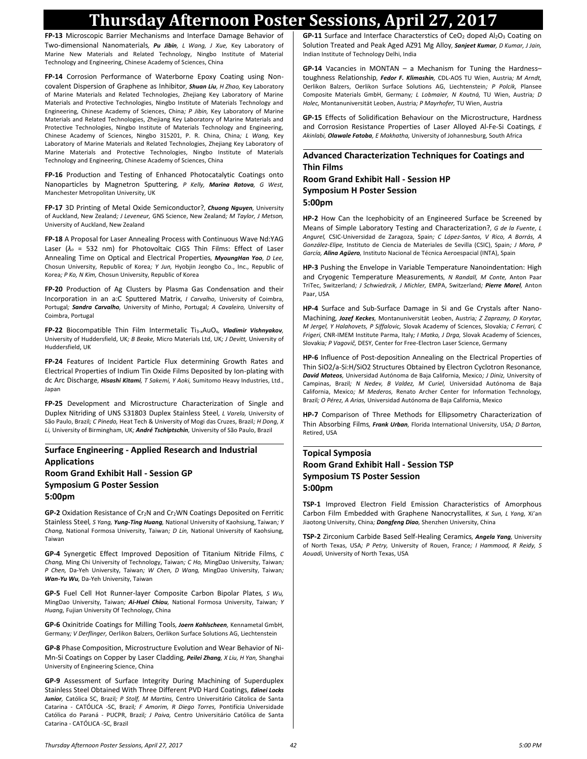# Thursday Afternoon Poster Sessions, April 27, 2017

**FP-13** Microscopic Barrier Mechanisms and Interface Damage Behavior of Two-dimensional Nanomaterials*, **Pu Jibin**, L Wang, J Xue,* Key Laboratory of Marine New Materials and Related Technology, Ningbo Institute of Material Technology and Engineering, Chinese Academy of Sciences, China

**FP-14** Corrosion Performance of Waterborne Epoxy Coating using Non-covalent Dispersion of Graphene as Inhibitor*, **Shuan Liu**, H Zhao,* Key Laboratory of Marine Materials and Related Technologies, Zhejiang Key Laboratory of Marine Materials and Protective Technologies, Ningbo Institute of Materials Technology and Engineering, Chinese Academy of Sciences, China*; P Jibin,* Key Laboratory of Marine Materials and Related Technologies, Zhejiang Key Laboratory of Marine Materials and Protective Technologies, Ningbo Institute of Materials Technology and Engineering, Chinese Academy of Sciences, Ningbo 315201, P. R. China, China*; L Wang,* Key Laboratory of Marine Materials and Related Technologies, Zhejiang Key Laboratory of Marine Materials and Protective Technologies, Ningbo Institute of Materials Technology and Engineering, Chinese Academy of Sciences, China

**FP-16** Production and Testing of Enhanced Photocatalytic Coatings onto Nanoparticles by Magnetron Sputtering*, P Kelly, **Marina Ratova**, G West,* Manchester Metropolitan University, UK

**FP-17** 3D Printing of Metal Oxide Semiconductor?*, **Chuong Nguyen**,* University of Auckland, New Zealand*; J Leveneur,* GNS Science, New Zealand*; M Taylor, J Metson,* University of Auckland, New Zealand

**FP-18** A Proposal for Laser Annealing Process with Continuous Wave Nd:YAG Laser ($\lambda_o$ = 532 nm) for Photovoltaic CIGS Thin Films: Effect of Laser Annealing Time on Optical and Electrical Properties*, **MyoungHan Yoo**, D Lee,* Chosun University, Republic of Korea*; Y Jun,* Hyobjin Jeongbo Co., Inc., Republic of Korea*; P Ko, N Kim,* Chosun University, Republic of Korea

**FP-20** Production of Ag Clusters by Plasma Gas Condensation and their Incorporation in an a:C Sputtered Matrix*, I Carvalho,* University of Coimbra, Portugal*; **Sandra Carvalho**,* University of Minho, Portugal*; A Cavaleiro,* University of Coimbra, Portugal

**FP-22** Biocompatible Thin Film Intermetalic $Ti_{3-x}AuO_x$*, **Vladimir Vishnyakov**,* University of Huddersfield, UK*; B Beake,* Micro Materials Ltd, UK*; J Devitt,* University of Huddersfield, UK

**FP-24** Features of Incident Particle Flux determining Growth Rates and Electrical Properties of Indium Tin Oxide Films Deposited by Ion-plating with dc Arc Discharge*, **Hisashi Kitami**, T Sakemi, Y Aoki,* Sumitomo Heavy Industries, Ltd., Japan

**FP-25** Development and Microstructure Characterization of Single and Duplex Nitriding of UNS S31803 Duplex Stainless Steel*, L Varela,* University of São Paulo, Brazil*; C Pinedo,* Heat Tech & University of Mogi das Cruzes, Brazil*; H Dong, X Li,* University of Birmingham, UK*; **André Tschiptschin**,* University of São Paulo, Brazil

## Surface Engineering - Applied Research and Industrial Applications
### Room Grand Exhibit Hall - Session GP
### Symposium G Poster Session
### 5:00pm

**GP-2** Oxidation Resistance of $Cr_2N$ and $Cr_2WN$ Coatings Deposited on Ferritic Stainless Steel*, S Yang, **Yung-Ting Huang**,* National University of Kaohsiung, Taiwan*; Y Chang,* National Formosa University, Taiwan*; D Lin,* National University of Kaohsiung, Taiwan

**GP-4** Synergetic Effect Improved Deposition of Titanium Nitride Films*, C Chang,* Ming Chi University of Technology, Taiwan*; C Ho,* MingDao University, Taiwan*; P Chen,* Da-Yeh University, Taiwan*; W Chen, D Wang,* MingDao University, Taiwan*; **Wan-Yu Wu**,* Da-Yeh University, Taiwan

**GP-5** Fuel Cell Hot Runner-layer Composite Carbon Bipolar Plates*, S Wu,* MingDao University, Taiwan*; **Ai-Huei Chiou**,* National Formosa University, Taiwan*; Y Huang,* Fujian University Of Technology, China

**GP-6** Oxinitride Coatings for Milling Tools*, **Joern Kohlscheen**,* Kennametal GmbH, Germany*; V Derflinger,* Oerlikon Balzers, Oerlikon Surface Solutions AG, Liechtenstein

**GP-8** Phase Composition, Microstructure Evolution and Wear Behavior of Ni-Mn-Si Coatings on Copper by Laser Cladding*, **Peilei Zhang**, X Liu, H Yan,* Shanghai University of Engineering Science, China

**GP-9** Assessment of Surface Integrity During Machining of Superduplex Stainless Steel Obtained With Three Different PVD Hard Coatings*, **Edinei Locks Junior**,* Católica SC, Brazil*; P Stolf, M Martins,* Centro Universitário Cátolica de Santa Catarina - CATÓLICA -SC, Brazil*; F Amorim, R Diego Torres,* Pontifícia Universidade Católica do Paraná - PUCPR, Brazil*; J Paiva,* Centro Universitário Católica de Santa Catarina - CATÓLICA -SC, Brazil

**GP-11** Surface and Interface Characterstics of $CeO_2$ doped $Al_2O_3$ Coating on Solution Treated and Peak Aged AZ91 Mg Alloy*, **Sanjeet Kumar**, D Kumar, J Jain,* Indian Institute of Technology Delhi, India

**GP-14** Vacancies in MONTAN – a Mechanism for Tuning the Hardness–toughness Relationship*, **Fedor F. Klimashin**,* CDL-AOS TU Wien, Austria*; M Arndt,* Oerlikon Balzers, Oerlikon Surface Solutions AG, Liechtenstein*; P Polcik,* Plansee Composite Materials GmbH, Germany*; L Lobmaier, N Koutná,* TU Wien, Austria*; D Holec,* Montanuniversität Leoben, Austria*; P Mayrhofer,* TU Wien, Austria

**GP-15** Effects of Solidification Behaviour on the Microstructure, Hardness and Corrosion Resistance Properties of Laser Alloyed Al-Fe-Si Coatings*, E Akinlabi, **Olawale Fatoba**, E Makhatha,* University of Johannesburg, South Africa

## Advanced Characterization Techniques for Coatings and Thin Films
### Room Grand Exhibit Hall - Session HP
### Symposium H Poster Session
### 5:00pm

**HP-2** How Can the Icephobicity of an Engineered Surface be Screened by Means of Simple Laboratory Testing and Characterization?*, G de la Fuente, L Angurel,* CSIC-Universidad de Zaragoza, Spain*; C López-Santos, V Rico, A Borrás, A González-Elipe,* Instituto de Ciencia de Materiales de Sevilla (CSIC), Spain*; J Mora, P García, **Alina Agüero**,* Instituto Nacional de Técnica Aeroespacial (INTA), Spain

**HP-3** Pushing the Envelope in Variable Temperature Nanoindentation: High and Cryogenic Temperature Measurements*, N Randall, M Conte,* Anton Paar TriTec, Switzerland*; J Schwiedrzik, J Michler,* EMPA, Switzerland*; **Pierre Morel**,* Anton Paar, USA

**HP-4** Surface and Sub-Surface Damage in Si and Ge Crystals after Nano-Machining*, **Jozef Keckes**,* Montanuniversität Leoben, Austria*; Z Zaprazny, D Korytar, M Jergel, Y Halahovets, P Siffalovic,* Slovak Academy of Sciences, Slovakia*; C Ferrari, C Frigeri,* CNR-IMEM Institute Parma, Italy*; I Matko, J Drga,* Slovak Academy of Sciences, Slovakia*; P Vagovič,* DESY, Center for Free-Electron Laser Science, Germany

**HP-6** Influence of Post-deposition Annealing on the Electrical Properties of Thin SiO2/a-Si:H/SiO2 Structures Obtained by Electron Cyclotron Resonance*, **David Mateos**,* Universidad Autónoma de Baja California, Mexico*; J Diniz,* University of Campinas, Brazil*; N Nedev, B Valdez, M Curiel,* Universidad Autónoma de Baja California, Mexico*; M Mederos,* Renato Archer Center for Information Technology, Brazil*; O Pérez, A Arias,* Universidad Autónoma de Baja California, Mexico

**HP-7** Comparison of Three Methods for Ellipsometry Characterization of Thin Absorbing Films*, **Frank Urban**,* Florida International University, USA*; D Barton,* Retired, USA

## Topical Symposia
### Room Grand Exhibit Hall - Session TSP
### Symposium TS Poster Session
### 5:00pm

**TSP-1** Improved Electron Field Emission Characteristics of Amorphous Carbon Film Embedded with Graphene Nanocrystallites*, K Sun, L Yang,* Xi'an Jiaotong University, China*; **Dongfeng Diao**,* Shenzhen University, China

**TSP-2** Zirconium Carbide Based Self-Healing Ceramics*, **Angela Yang**,* University of North Texas, USA*; P Petry,* University of Rouen, France*; I Hammood, R Reidy, S Aouadi,* University of North Texas, USA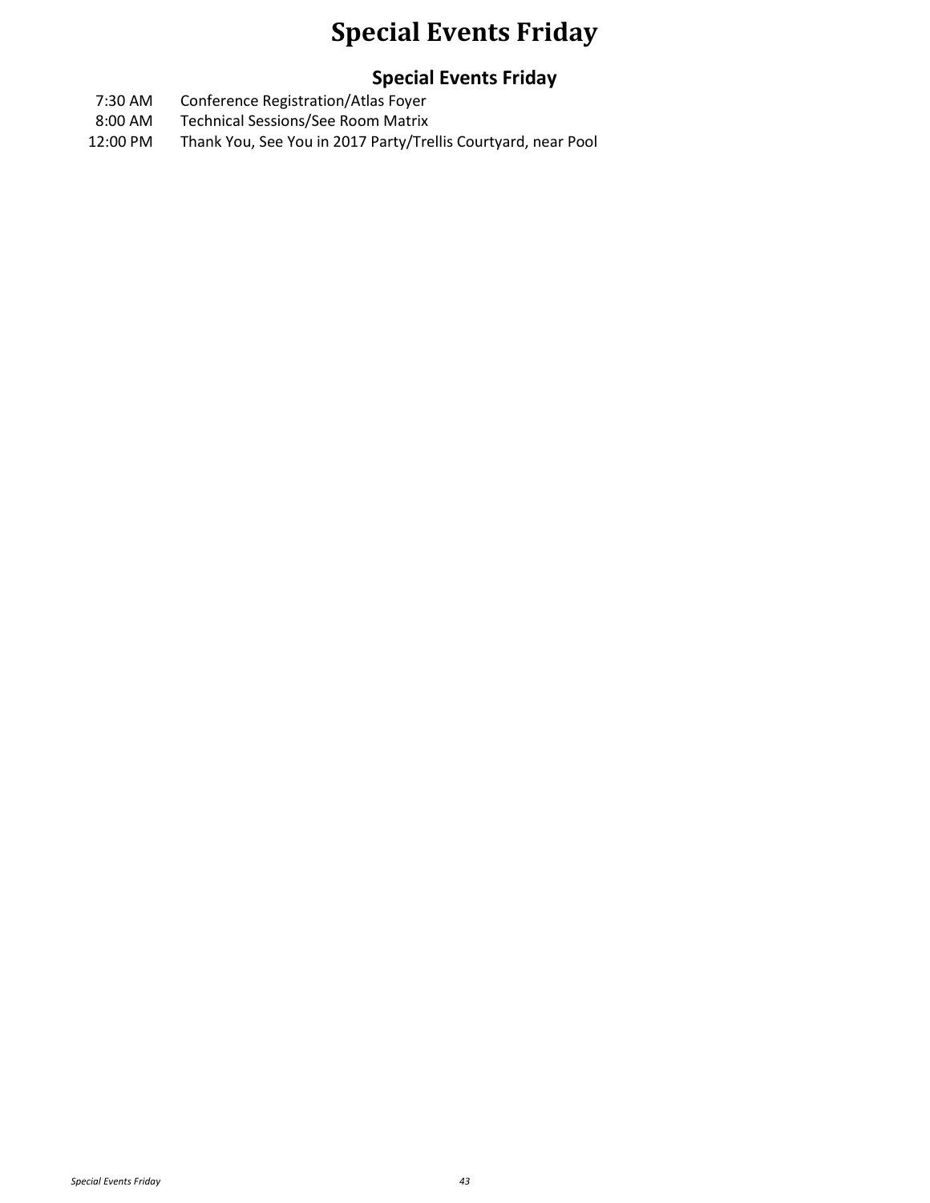# Special Events Friday

## Special Events Friday

| | |
|---|---|
| 7:30 AM | Conference Registration/Atlas Foyer |
| 8:00 AM | Technical Sessions/See Room Matrix |
| 12:00 PM | Thank You, See You in 2017 Party/Trellis Courtyard, near Pool |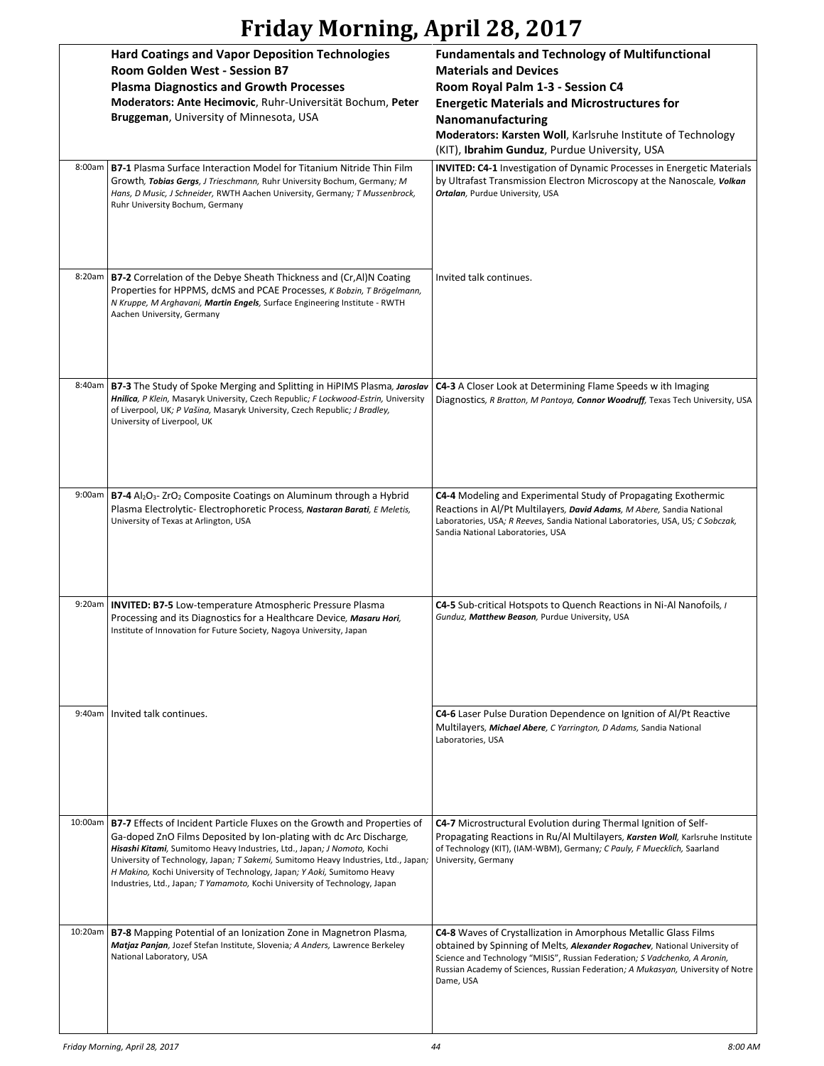# Friday Morning, April 28, 2017

| | **Hard Coatings and Vapor Deposition Technologies**<br>**Room Golden West - Session B7**<br>**Plasma Diagnostics and Growth Processes**<br>**Moderators: Ante Hecimovic**, Ruhr-Universität Bochum, **Peter Bruggeman**, University of Minnesota, USA | **Fundamentals and Technology of Multifunctional Materials and Devices**<br>**Room Royal Palm 1-3 - Session C4**<br>**Energetic Materials and Microstructures for Nanomanufacturing**<br>**Moderators: Karsten Woll**, Karlsruhe Institute of Technology (KIT), **Ibrahim Gunduz**, Purdue University, USA |
|---|---|---|
| 8:00am | **B7-1** Plasma Surface Interaction Model for Titanium Nitride Thin Film Growth, ***Tobias Gergs***, *J Trieschmann*, Ruhr University Bochum, Germany; *M Hans, D Music, J Schneider*, RWTH Aachen University, Germany; *T Mussenbrock*, Ruhr University Bochum, Germany | **INVITED: C4-1** Investigation of Dynamic Processes in Energetic Materials by Ultrafast Transmission Electron Microscopy at the Nanoscale, ***Volkan Ortalan***, Purdue University, USA |
| 8:20am | **B7-2** Correlation of the Debye Sheath Thickness and (Cr,Al)N Coating Properties for HPPMS, dcMS and PCAE Processes, *K Bobzin, T Brögelmann, N Kruppe, M Arghavani*, ***Martin Engels***, Surface Engineering Institute - RWTH Aachen University, Germany | Invited talk continues. |
| 8:40am | **B7-3** The Study of Spoke Merging and Splitting in HiPIMS Plasma, ***Jaroslav Hnilica***, *P Klein*, Masaryk University, Czech Republic; *F Lockwood-Estrin*, University of Liverpool, UK; *P Vašina*, Masaryk University, Czech Republic; *J Bradley*, University of Liverpool, UK | **C4-3** A Closer Look at Determining Flame Speeds w ith Imaging Diagnostics, *R Bratton, M Pantoya*, ***Connor Woodruff***, Texas Tech University, USA |
| 9:00am | **B7-4** $Al_2O_3$- $ZrO_2$ Composite Coatings on Aluminum through a Hybrid Plasma Electrolytic- Electrophoretic Process, ***Nastaran Barati***, *E Meletis*, University of Texas at Arlington, USA | **C4-4** Modeling and Experimental Study of Propagating Exothermic Reactions in Al/Pt Multilayers, ***David Adams***, *M Abere*, Sandia National Laboratories, USA; *R Reeves*, Sandia National Laboratories, USA, US; *C Sobczak*, Sandia National Laboratories, USA |
| 9:20am | **INVITED: B7-5** Low-temperature Atmospheric Pressure Plasma Processing and its Diagnostics for a Healthcare Device, ***Masaru Hori***, Institute of Innovation for Future Society, Nagoya University, Japan | **C4-5** Sub-critical Hotspots to Quench Reactions in Ni-Al Nanofoils, *I Gunduz*, ***Matthew Beason***, Purdue University, USA |
| 9:40am | Invited talk continues. | **C4-6** Laser Pulse Duration Dependence on Ignition of Al/Pt Reactive Multilayers, ***Michael Abere***, *C Yarrington, D Adams*, Sandia National Laboratories, USA |
| 10:00am | **B7-7** Effects of Incident Particle Fluxes on the Growth and Properties of Ga-doped ZnO Films Deposited by Ion-plating with dc Arc Discharge, ***Hisashi Kitami***, Sumitomo Heavy Industries, Ltd., Japan; *J Nomoto*, Kochi University of Technology, Japan; *T Sakemi*, Sumitomo Heavy Industries, Ltd., Japan; *H Makino*, Kochi University of Technology, Japan; *Y Aoki*, Sumitomo Heavy Industries, Ltd., Japan; *T Yamamoto*, Kochi University of Technology, Japan | **C4-7** Microstructural Evolution during Thermal Ignition of Self-Propagating Reactions in Ru/Al Multilayers, ***Karsten Woll***, Karlsruhe Institute of Technology (KIT), (IAM-WBM), Germany; *C Pauly, F Muecklich*, Saarland University, Germany |
| 10:20am | **B7-8** Mapping Potential of an Ionization Zone in Magnetron Plasma, ***Matjaz Panjan***, Jozef Stefan Institute, Slovenia; *A Anders*, Lawrence Berkeley National Laboratory, USA | **C4-8** Waves of Crystallization in Amorphous Metallic Glass Films obtained by Spinning of Melts, ***Alexander Rogachev***, National University of Science and Technology "MISIS", Russian Federation; *S Vadchenko, A Aronin*, Russian Academy of Sciences, Russian Federation; *A Mukasyan*, University of Notre Dame, USA |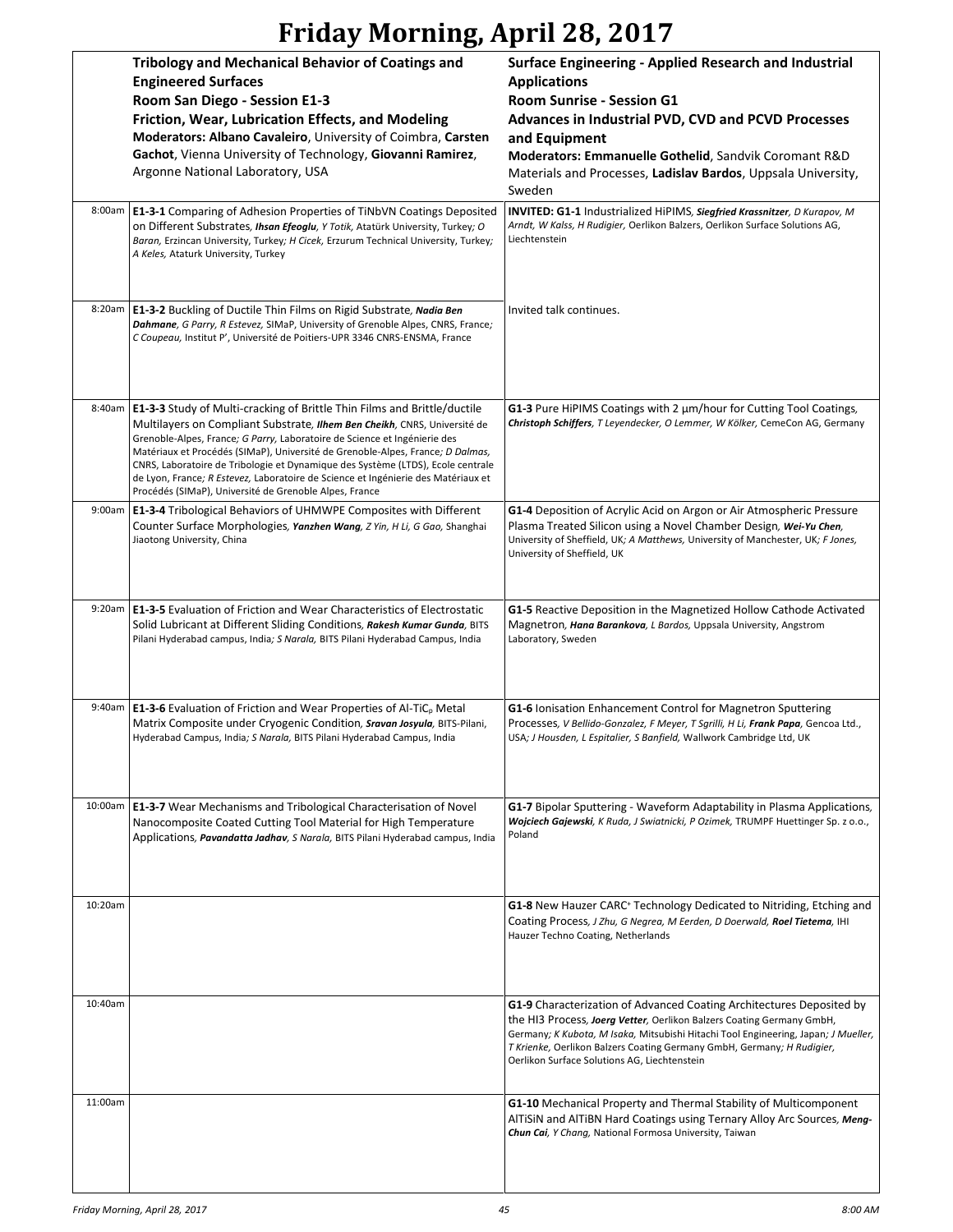# Friday Morning, April 28, 2017

| | Tribology and Mechanical Behavior of Coatings and Engineered Surfaces<br>Room San Diego - Session E1-3<br>Friction, Wear, Lubrication Effects, and Modeling<br>Moderators: **Albano Cavaleiro**, University of Coimbra, **Carsten Gachot**, Vienna University of Technology, **Giovanni Ramirez**, Argonne National Laboratory, USA | Surface Engineering - Applied Research and Industrial Applications<br>Room Sunrise - Session G1<br>Advances in Industrial PVD, CVD and PCVD Processes and Equipment<br>Moderators: **Emmanuelle Gothelid**, Sandvik Coromant R&D Materials and Processes, **Ladislav Bardos**, Uppsala University, Sweden |
|---|---|---|
| 8:00am | **E1-3-1** Comparing of Adhesion Properties of TiNbVN Coatings Deposited on Different Substrates, ***Ihsan Efeoglu***, *Y Totik,* Atatürk University, Turkey*; O Baran,* Erzincan University, Turkey*; H Cicek,* Erzurum Technical University, Turkey*; A Keles,* Ataturk University, Turkey | **INVITED: G1-1** Industrialized HiPIMS, ***Siegfried Krassnitzer***, *D Kurapov, M Arndt, W Kalss, H Rudigier,* Oerlikon Balzers, Oerlikon Surface Solutions AG, Liechtenstein |
| 8:20am | **E1-3-2** Buckling of Ductile Thin Films on Rigid Substrate, ***Nadia Ben Dahmane***, *G Parry, R Estevez,* SIMaP, University of Grenoble Alpes, CNRS, France*; C Coupeau,* Institut P', Université de Poitiers-UPR 3346 CNRS-ENSMA, France | Invited talk continues. |
| 8:40am | **E1-3-3** Study of Multi-cracking of Brittle Thin Films and Brittle/ductile Multilayers on Compliant Substrate, ***Ilhem Ben Cheikh***, CNRS, Université de Grenoble-Alpes, France*; G Parry,* Laboratoire de Science et Ingénierie des Matériaux et Procédés (SIMaP), Université de Grenoble-Alpes, France*; D Dalmas,* CNRS, Laboratoire de Tribologie et Dynamique des Système (LTDS), Ecole centrale de Lyon, France*; R Estevez,* Laboratoire de Science et Ingénierie des Matériaux et Procédés (SIMaP), Université de Grenoble Alpes, France | **G1-3** Pure HiPIMS Coatings with 2 µm/hour for Cutting Tool Coatings, ***Christoph Schiffers***, *T Leyendecker, O Lemmer, W Kölker,* CemeCon AG, Germany |
| 9:00am | **E1-3-4** Tribological Behaviors of UHMWPE Composites with Different Counter Surface Morphologies, ***Yanzhen Wang***, *Z Yin, H Li, G Gao,* Shanghai Jiaotong University, China | **G1-4** Deposition of Acrylic Acid on Argon or Air Atmospheric Pressure Plasma Treated Silicon using a Novel Chamber Design, ***Wei-Yu Chen***, University of Sheffield, UK*; A Matthews,* University of Manchester, UK*; F Jones,* University of Sheffield, UK |
| 9:20am | **E1-3-5** Evaluation of Friction and Wear Characteristics of Electrostatic Solid Lubricant at Different Sliding Conditions, ***Rakesh Kumar Gunda***, BITS Pilani Hyderabad campus, India*; S Narala,* BITS Pilani Hyderabad Campus, India | **G1-5** Reactive Deposition in the Magnetized Hollow Cathode Activated Magnetron, ***Hana Barankova***, *L Bardos,* Uppsala University, Angstrom Laboratory, Sweden |
| 9:40am | **E1-3-6** Evaluation of Friction and Wear Properties of Al-$TiC_p$ Metal Matrix Composite under Cryogenic Condition, ***Sravan Josyula***, BITS-Pilani, Hyderabad Campus, India*; S Narala,* BITS Pilani Hyderabad Campus, India | **G1-6** Ionisation Enhancement Control for Magnetron Sputtering Processes, *V Bellido-Gonzalez, F Meyer, T Sgrilli, H Li,* ***Frank Papa***, Gencoa Ltd., USA*; J Housden, L Espitalier, S Banfield,* Wallwork Cambridge Ltd, UK |
| 10:00am | **E1-3-7** Wear Mechanisms and Tribological Characterisation of Novel Nanocomposite Coated Cutting Tool Material for High Temperature Applications, ***Pavandatta Jadhav***, *S Narala,* BITS Pilani Hyderabad campus, India | **G1-7** Bipolar Sputtering - Waveform Adaptability in Plasma Applications, ***Wojciech Gajewski***, *K Ruda, J Swiatnicki, P Ozimek,* TRUMPF Huettinger Sp. z o.o., Poland |
| 10:20am | | **G1-8** New Hauzer CARC[+] Technology Dedicated to Nitriding, Etching and Coating Process, *J Zhu, G Negrea, M Eerden, D Doerwald,* ***Roel Tietema***, IHI Hauzer Techno Coating, Netherlands |
| 10:40am | | **G1-9** Characterization of Advanced Coating Architectures Deposited by the HI3 Process, ***Joerg Vetter***, Oerlikon Balzers Coating Germany GmbH, Germany*; K Kubota, M Isaka,* Mitsubishi Hitachi Tool Engineering, Japan*; J Mueller, T Krienke,* Oerlikon Balzers Coating Germany GmbH, Germany*; H Rudigier,* Oerlikon Surface Solutions AG, Liechtenstein |
| 11:00am | | **G1-10** Mechanical Property and Thermal Stability of Multicomponent AlTiSiN and AlTiBN Hard Coatings using Ternary Alloy Arc Sources, ***Meng-Chun Cai***, *Y Chang,* National Formosa University, Taiwan |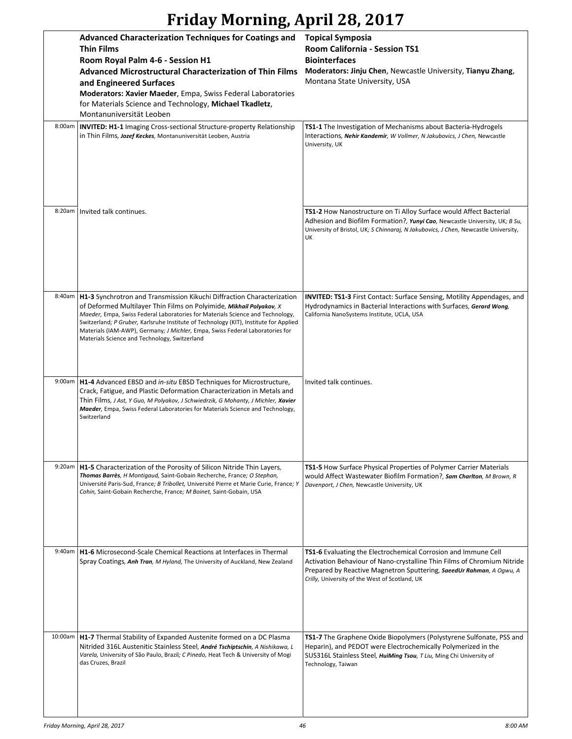# Friday Morning, April 28, 2017

| | **Advanced Characterization Techniques for Coatings and Thin Films**<br>**Room Royal Palm 4-6 - Session H1**<br>**Advanced Microstructural Characterization of Thin Films and Engineered Surfaces**<br>**Moderators: Xavier Maeder**, Empa, Swiss Federal Laboratories for Materials Science and Technology, **Michael Tkadletz**, Montanuniversität Leoben | **Topical Symposia**<br>**Room California - Session TS1**<br>**Biointerfaces**<br>**Moderators: Jinju Chen**, Newcastle University, **Tianyu Zhang**, Montana State University, USA |
|---|---|---|
| 8:00am | **INVITED: H1-1** Imaging Cross-sectional Structure-property Relationship in Thin Films, ***Jozef Keckes***, Montanuniversität Leoben, Austria | **TS1-1** The Investigation of Mechanisms about Bacteria-Hydrogels Interactions, ***Nehir Kandemir***, *W Vollmer, N Jakubovics, J Chen,* Newcastle University, UK |
| 8:20am | Invited talk continues. | **TS1-2** How Nanostructure on Ti Alloy Surface would Affect Bacterial Adhesion and Biofilm Formation?, ***Yunyi Cao***, Newcastle University, UK; *B Su,* University of Bristol, UK; *S Chinnaraj, N Jakubovics, J Chen,* Newcastle University, UK |
| 8:40am | **H1-3** Synchrotron and Transmission Kikuchi Diffraction Characterization of Deformed Multilayer Thin Films on Polyimide, ***Mikhail Polyakov***, *X Maeder,* Empa, Swiss Federal Laboratories for Materials Science and Technology, Switzerland; *P Gruber,* Karlsruhe Institute of Technology (KIT), Institute for Applied Materials (IAM-AWP), Germany; *J Michler,* Empa, Swiss Federal Laboratories for Materials Science and Technology, Switzerland | **INVITED: TS1-3** First Contact: Surface Sensing, Motility Appendages, and Hydrodynamics in Bacterial Interactions with Surfaces, ***Gerard Wong***, California NanoSystems Institute, UCLA, USA |
| 9:00am | **H1-4** Advanced EBSD and *in-situ* EBSD Techniques for Microstructure, Crack, Fatigue, and Plastic Deformation Characterization in Metals and Thin Films, *J Ast, Y Guo, M Polyakov, J Schwiedrzik, G Mohanty, J Michler,* ***Xavier Maeder***, Empa, Swiss Federal Laboratories for Materials Science and Technology, Switzerland | Invited talk continues. |
| 9:20am | **H1-5** Characterization of the Porosity of Silicon Nitride Thin Layers, ***Thomas Barrès***, *H Montigaud,* Saint-Gobain Recherche, France; *O Stephan,* Université Paris-Sud, France; *B Tribollet,* Université Pierre et Marie Curie, France; *Y Cohin,* Saint-Gobain Recherche, France; *M Boinet,* Saint-Gobain, USA | **TS1-5** How Surface Physical Properties of Polymer Carrier Materials would Affect Wastewater Biofilm Formation?, ***Sam Charlton***, *M Brown, R Davenport, J Chen,* Newcastle University, UK |
| 9:40am | **H1-6** Microsecond-Scale Chemical Reactions at Interfaces in Thermal Spray Coatings, ***Anh Tran***, *M Hyland,* The University of Auckland, New Zealand | **TS1-6** Evaluating the Electrochemical Corrosion and Immune Cell Activation Behaviour of Nano-crystalline Thin Films of Chromium Nitride Prepared by Reactive Magnetron Sputtering, ***SaeedUr Rahman***, *A Ogwu, A Crilly,* University of the West of Scotland, UK |
| 10:00am | **H1-7** Thermal Stability of Expanded Austenite formed on a DC Plasma Nitrided 316L Austenitic Stainless Steel, ***André Tschiptschin***, *A Nishikawa, L Varela,* University of São Paulo, Brazil; *C Pinedo,* Heat Tech & University of Mogi das Cruzes, Brazil | **TS1-7** The Graphene Oxide Biopolymers (Polystyrene Sulfonate, PSS and Heparin), and PEDOT were Electrochemically Polymerized in the SUS316L Stainless Steel, ***HuiMing Tsou***, *T Liu,* Ming Chi University of Technology, Taiwan |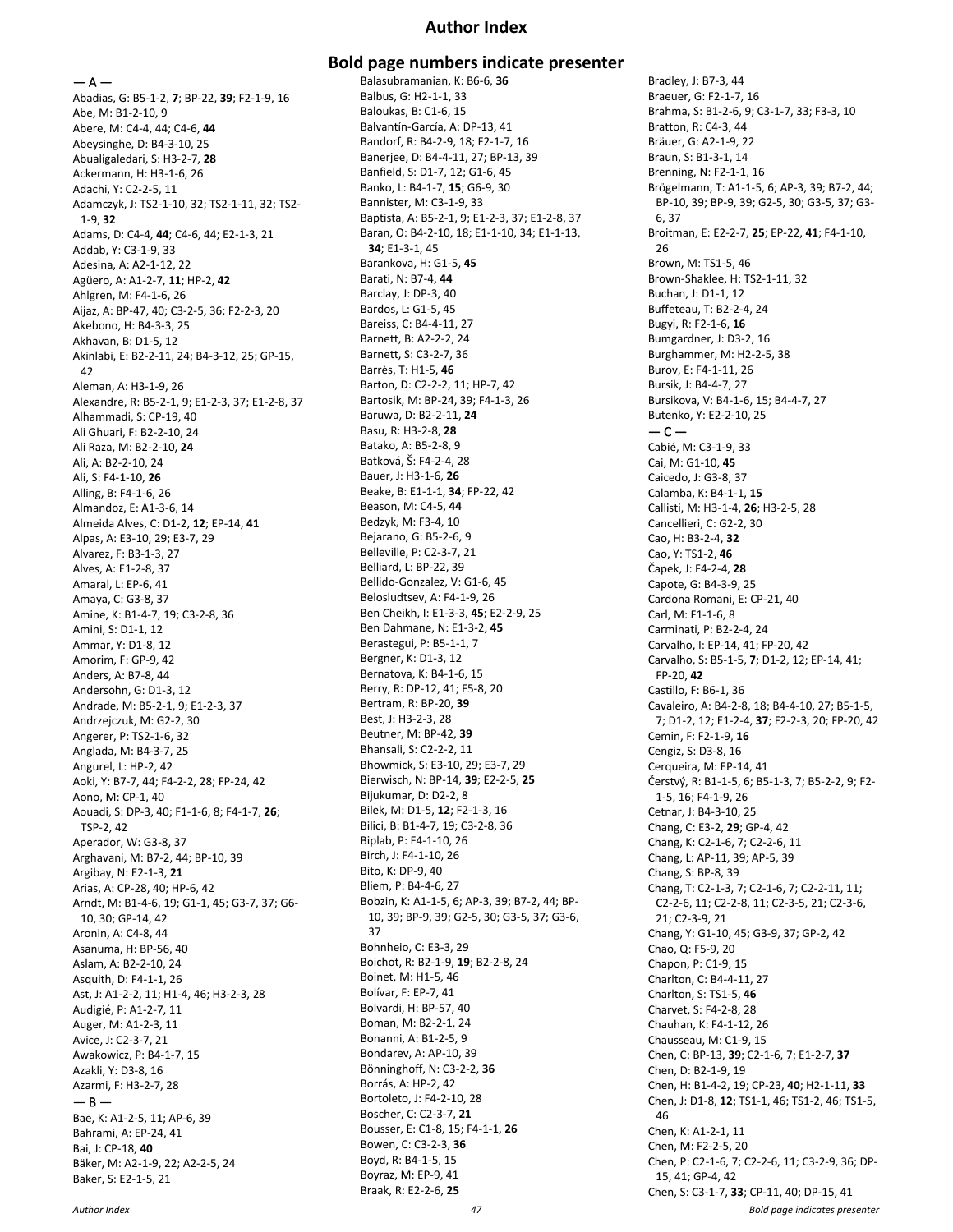# Author Index

## Bold page numbers indicate presenter

— A —

Abadias, G: B5-1-2, **7**; BP-22, **39**; F2-1-9, 16
Abe, M: B1-2-10, 9
Abere, M: C4-4, 44; C4-6, **44**
Abeysinghe, D: B4-3-10, 25
Abualigaledari, S: H3-2-7, **28**
Ackermann, H: H3-1-6, 26
Adachi, Y: C2-2-5, 11
Adamczyk, J: TS2-1-10, 32; TS2-1-11, 32; TS2-1-9, **32**
Adams, D: C4-4, **44**; C4-6, 44; E2-1-3, 21
Addab, Y: C3-1-9, 33
Adesina, A: A2-1-12, 22
Agüero, A: A1-2-7, **11**; HP-2, **42**
Ahlgren, M: F4-1-6, 26
Aijaz, A: BP-47, 40; C3-2-5, 36; F2-2-3, 20
Akebono, H: B4-3-3, 25
Akhavan, B: D1-5, 12
Akinlabi, E: B2-2-11, 24; B4-3-12, 25; GP-15, 42
Aleman, A: H3-1-9, 26
Alexandre, R: B5-2-1, 9; E1-2-3, 37; E1-2-8, 37
Alhammadi, S: CP-19, 40
Ali Ghuari, F: B2-2-10, 24
Ali Raza, M: B2-2-10, **24**
Ali, A: B2-2-10, 24
Ali, S: F4-1-10, **26**
Alling, B: F4-1-6, 26
Almandoz, E: A1-3-6, 14
Almeida Alves, C: D1-2, **12**; EP-14, **41**
Alpas, A: E3-10, 29; E3-7, 29
Alvarez, F: B3-1-3, 27
Alves, A: E1-2-8, 37
Amaral, L: EP-6, 41
Amaya, C: G3-8, 37
Amine, K: B1-4-7, 19; C3-2-8, 36
Amini, S: D1-1, 12
Ammar, Y: D1-8, 12
Amorim, F: GP-9, 42
Anders, A: B7-8, 44
Andersohn, G: D1-3, 12
Andrade, M: B5-2-1, 9; E1-2-3, 37
Andrzejczuk, M: G2-2, 30
Angerer, P: TS2-1-6, 32
Anglada, M: B4-3-7, 25
Angurel, L: HP-2, 42
Aoki, Y: B7-7, 44; F4-2-2, 28; FP-24, 42
Aono, M: CP-1, 40
Aouadi, S: DP-3, 40; F1-1-6, 8; F4-1-7, **26**; TSP-2, 42
Aperador, W: G3-8, 37
Arghavani, M: B7-2, 44; BP-10, 39
Argibay, N: E2-1-3, **21**
Arias, A: CP-28, 40; HP-6, 42
Arndt, M: B1-4-6, 19; G1-1, 45; G3-7, 37; G6-10, 30; GP-14, 42
Aronin, A: C4-8, 44
Asanuma, H: BP-56, 40
Aslam, A: B2-2-10, 24
Asquith, D: F4-1-1, 26
Ast, J: A1-2-2, 11; H1-4, 46; H3-2-3, 28
Audigié, P: A1-2-7, 11
Auger, M: A1-2-3, 11
Avice, J: C2-3-7, 21
Awakowicz, P: B4-1-7, 15
Azakli, Y: D3-8, 16
Azarmi, F: H3-2-7, 28

— B —

Bae, K: A1-2-5, 11; AP-6, 39
Bahrami, A: EP-24, 41
Bai, J: CP-18, **40**
Bäker, M: A2-1-9, 22; A2-2-5, 24
Baker, S: E2-1-5, 21
Balasubramanian, K: B6-6, **36**
Balbus, G: H2-1-1, 33
Baloukas, B: C1-6, 15
Balvantín-García, A: DP-13, 41
Bandorf, R: B4-2-9, 18; F2-1-7, 16
Banerjee, D: B4-4-11, 27; BP-13, 39
Banfield, S: D1-7, 12; G1-6, 45
Banko, L: B4-1-7, **15**; G6-9, 30
Bannister, M: C3-1-9, 33
Baptista, A: B5-2-1, 9; E1-2-3, 37; E1-2-8, 37
Baran, O: B4-2-10, 18; E1-1-10, 34; E1-1-13, **34**; E1-3-1, 45
Barankova, H: G1-5, **45**
Barati, N: B7-4, **44**
Barclay, J: DP-3, 40
Bardos, L: G1-5, 45
Bareiss, C: B4-4-11, 27
Barnett, B: A2-2-2, 24
Barnett, S: C3-2-7, 36
Barrès, T: H1-5, **46**
Barton, D: C2-2-2, 11; HP-7, 42
Bartosik, M: BP-24, 39; F4-1-3, 26
Baruwa, D: B2-2-11, **24**
Basu, R: H3-2-8, **28**
Batako, A: B5-2-8, 9
Batková, Š: F4-2-4, 28
Bauer, J: H3-1-6, **26**
Beake, B: E1-1-1, **34**; FP-22, 42
Beason, M: C4-5, **44**
Bedzyk, M: F3-4, 10
Bejarano, G: B5-2-6, 9
Belleville, P: C2-3-7, 21
Belliard, L: BP-22, 39
Bellido-Gonzalez, V: G1-6, 45
Belosludtsev, A: F4-1-9, 26
Ben Cheikh, I: E1-3-3, **45**; E2-2-9, 25
Ben Dahmane, N: E1-3-2, **45**
Berastegui, P: B5-1-1, 7
Bergner, K: D1-3, 12
Bernatova, K: B4-1-6, 15
Berry, R: DP-12, 41; F5-8, 20
Bertram, R: BP-20, **39**
Best, J: H3-2-3, 28
Beutner, M: BP-42, **39**
Bhansali, S: C2-2-2, 11
Bhowmick, S: E3-10, 29; E3-7, 29
Bierwisch, N: BP-14, **39**; E2-2-5, **25**
Bijukumar, D: D2-2, 8
Bilek, M: D1-5, **12**; F2-1-3, 16
Bilici, B: B1-4-7, 19; C3-2-8, 36
Biplab, P: F4-1-10, 26
Birch, J: F4-1-10, 26
Bito, K: DP-9, 40
Bliem, P: B4-4-6, 27
Bobzin, K: A1-1-5, 6; AP-3, 39; B7-2, 44; BP-10, 39; BP-9, 39; G2-5, 30; G3-5, 37; G3-6, 37
Bohnheio, C: E3-3, 29
Boichot, R: B2-1-9, **19**; B2-2-8, 24
Boinet, M: H1-5, 46
Bolívar, F: EP-7, 41
Bolvardi, H: BP-57, 40
Boman, M: B2-2-1, 24
Bonanni, A: B1-2-5, 9
Bondarev, A: AP-10, 39
Bönninghoff, N: C3-2-2, **36**
Borrás, A: HP-2, 42
Bortoleto, J: F4-2-10, 28
Boscher, C: C2-3-7, **21**
Bousser, E: C1-8, 15; F4-1-1, **26**
Bowen, C: C3-2-3, **36**
Boyd, R: B4-1-5, 15
Boyraz, M: EP-9, 41
Braak, R: E2-2-6, **25**
Bradley, J: B7-3, 44
Braeuer, G: F2-1-7, 16
Brahma, S: B1-2-6, 9; C3-1-7, 33; F3-3, 10
Bratton, R: C4-3, 44
Bräuer, G: A2-1-9, 22
Braun, S: B1-3-1, 14
Brenning, N: F2-1-1, 16
Brögelmann, T: A1-1-5, 6; AP-3, 39; B7-2, 44; BP-10, 39; BP-9, 39; G2-5, 30; G3-5, 37; G3-6, 37
Broitman, E: E2-2-7, **25**; EP-22, **41**; F4-1-10, 26
Brown, M: TS1-5, 46
Brown-Shaklee, H: TS2-1-11, 32
Buchan, J: D1-1, 12
Buffeteau, T: B2-2-4, 24
Bugyi, R: F2-1-6, **16**
Bumgardner, J: D3-2, 16
Burghammer, M: H2-2-5, 38
Burov, E: F4-1-11, 26
Bursik, J: B4-4-7, 27
Bursikova, V: B4-1-6, 15; B4-4-7, 27
Butenko, Y: E2-2-10, 25

— C —

Cabié, M: C3-1-9, 33
Cai, M: G1-10, **45**
Caicedo, J: G3-8, 37
Calamba, K: B4-1-1, **15**
Callisti, M: H3-1-4, **26**; H3-2-5, 28
Cancellieri, C: G2-2, 30
Cao, H: B3-2-4, **32**
Cao, Y: TS1-2, **46**
Čapek, J: F4-2-4, **28**
Capote, G: B4-3-9, 25
Cardona Romani, E: CP-21, 40
Carl, M: F1-1-6, 8
Carminati, P: B2-2-4, 24
Carvalho, I: EP-14, 41; FP-20, 42
Carvalho, S: B5-1-5, **7**; D1-2, 12; EP-14, 41; FP-20, **42**
Castillo, F: B6-1, 36
Cavaleiro, A: B4-2-8, 18; B4-4-10, 27; B5-1-5, 7; D1-2, 12; E1-2-4, **37**; F2-2-3, 20; FP-20, 42
Cemin, F: F2-1-9, **16**
Cengiz, S: D3-8, 16
Cerqueira, M: EP-14, 41
Čerstvý, R: B1-1-5, 6; B5-1-3, 7; B5-2-2, 9; F2-1-5, 16; F4-1-9, 26
Cetnar, J: B4-3-10, 25
Chang, C: E3-2, **29**; GP-4, 42
Chang, K: C2-1-6, 7; C2-2-6, 11
Chang, L: AP-11, 39; AP-5, 39
Chang, S: BP-8, 39
Chang, T: C2-1-3, 7; C2-1-6, 7; C2-2-11, 11; C2-2-6, 11; C2-2-8, 11; C2-3-5, 21; C2-3-6, 21; C2-3-9, 21
Chang, Y: G1-10, 45; G3-9, 37; GP-2, 42
Chao, Q: F5-9, 20
Chapon, P: C1-9, 15
Charlton, C: B4-4-11, 27
Charlton, S: TS1-5, **46**
Charvet, S: F4-2-8, 28
Chauhan, K: F4-1-12, 26
Chausseau, M: C1-9, 15
Chen, C: BP-13, **39**; C2-1-6, 7; E1-2-7, **37**
Chen, D: B2-1-9, 19
Chen, H: B1-4-2, 19; CP-23, **40**; H2-1-11, **33**
Chen, J: D1-8, **12**; TS1-1, 46; TS1-2, 46; TS1-5, 46
Chen, K: A1-2-1, 11
Chen, M: F2-2-5, 20
Chen, P: C2-1-6, 7; C2-2-6, 11; C3-2-9, 36; DP-15, 41; GP-4, 42
Chen, S: C3-1-7, **33**; CP-11, 40; DP-15, 41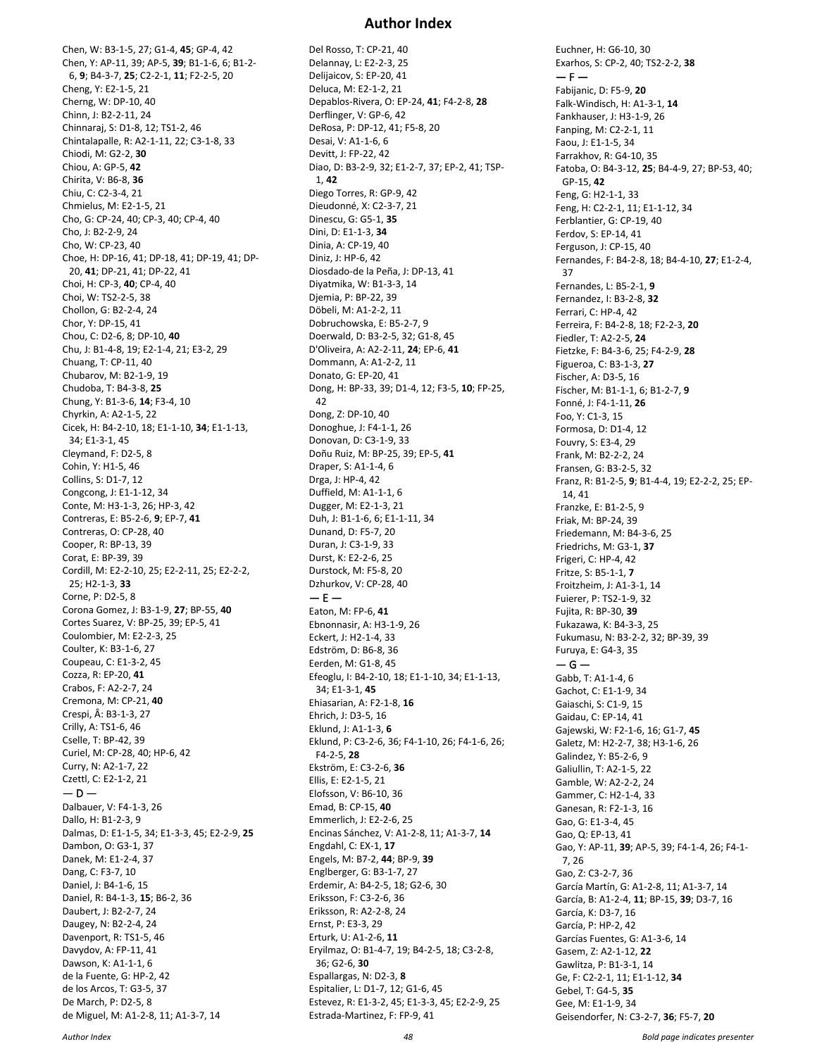# Author Index

Chen, W: B3-1-5, 27; G1-4, **45**; GP-4, 42
Chen, Y: AP-11, 39; AP-5, **39**; B1-1-6, 6; B1-2-6, **9**; B4-3-7, **25**; C2-2-1, **11**; F2-2-5, 20
Cheng, Y: E2-1-5, 21
Cherng, W: DP-10, 40
Chinn, J: B2-2-11, 24
Chinnaraj, S: D1-8, 12; TS1-2, 46
Chintalapelle, R: A2-1-11, 22; C3-1-8, 33
Chiodi, M: G2-2, **30**
Chiou, A: GP-5, **42**
Chirita, V: B6-8, **36**
Chiu, C: C2-3-4, 21
Chmielus, M: E2-1-5, 21
Cho, G: CP-24, 40; CP-3, 40; CP-4, 40
Cho, J: B2-2-9, 24
Cho, W: CP-23, 40
Choe, H: DP-16, 41; DP-18, 41; DP-19, 41; DP-20, **41**; DP-21, 41; DP-22, 41
Choi, H: CP-3, **40**; CP-4, 40
Choi, W: TS2-2-5, 38
Chollon, G: B2-2-4, 24
Chor, Y: DP-15, 41
Chou, C: D2-6, 8; DP-10, **40**
Chu, J: B1-4-8, 19; E2-1-4, 21; E3-2, 29
Chuang, T: CP-11, 40
Chubarov, M: B2-1-9, 19
Chudoba, T: B4-3-8, **25**
Chung, Y: B1-3-6, **14**; F3-4, 10
Chyrkin, A: A2-1-5, 22
Cicek, H: B4-2-10, 18; E1-1-10, **34**; E1-1-13, 34; E1-3-1, 45
Cleymand, F: D2-5, 8
Cohin, Y: H1-5, 46
Collins, S: D1-7, 12
Congcong, J: E1-1-12, 34
Conte, M: H3-1-3, 26; HP-3, 42
Contreras, E: B5-2-6, **9**; EP-7, **41**
Contreras, O: CP-28, 40
Cooper, R: BP-13, 39
Corat, E: BP-39, 39
Cordill, M: E2-2-10, 25; E2-2-11, 25; E2-2-2, 25; H2-1-3, **33**
Corne, P: D2-5, 8
Corona Gomez, J: B3-1-9, **27**; BP-55, **40**
Cortes Suarez, V: BP-25, 39; EP-5, 41
Coulombier, M: E2-2-3, 25
Coulter, K: B3-1-6, 27
Coupeau, C: E1-3-2, 45
Cozza, R: EP-20, **41**
Crabos, F: A2-2-7, 24
Cremona, M: CP-21, **40**
Crespi, Â: B3-1-3, 27
Crilly, A: TS1-6, 46
Cselle, T: BP-42, 39
Curiel, M: CP-28, 40; HP-6, 42
Curry, N: A2-1-7, 22
Czettl, C: E2-1-2, 21

— D —

Dalbauer, V: F4-1-3, 26
Dallo, H: B1-2-3, 9
Dalmas, D: E1-1-5, 34; E1-3-3, 45; E2-2-9, **25**
Dambon, O: G3-1, 37
Danek, M: E1-2-4, 37
Dang, C: F3-7, 10
Daniel, J: B4-1-6, 15
Daniel, R: B4-1-3, **15**; B6-2, 36
Daubert, J: B2-2-7, 24
Daugey, N: B2-2-4, 24
Davenport, R: TS1-5, 46
Davydov, A: FP-11, 41
Dawson, K: A1-1-1, 6
de la Fuente, G: HP-2, 42
de los Arcos, T: G3-5, 37
De March, P: D2-5, 8
de Miguel, M: A1-2-8, 11; A1-3-7, 14
Del Rosso, T: CP-21, 40
Delannay, L: E2-2-3, 25
Delijaicov, S: EP-20, 41
Deluca, M: E2-1-2, 21
Depablos-Rivera, O: EP-24, **41**; F4-2-8, **28**
Derflinger, V: GP-6, 42
DeRosa, P: DP-12, 41; F5-8, 20
Desai, V: A1-1-6, 6
Devitt, J: FP-22, 42
Diao, D: B3-2-9, 32; E1-2-7, 37; EP-2, 41; TSP-1, **42**
Diego Torres, R: GP-9, 42
Dieudonné, X: C2-3-7, 21
Dinescu, G: G5-1, **35**
Dini, D: E1-1-3, **34**
Dinia, A: CP-19, 40
Diniz, J: HP-6, 42
Diosdado-de la Peña, J: DP-13, 41
Diyatmika, W: B1-3-3, 14
Djemia, P: BP-22, 39
Döbeli, M: A1-2-2, 11
Dobruchowska, E: B5-2-7, 9
Doerwald, D: B3-2-5, 32; G1-8, 45
D'Oliveira, A: A2-2-11, **24**; EP-6, **41**
Dommann, A: A1-2-2, 11
Donato, G: EP-20, 41
Dong, H: BP-33, 39; D1-4, 12; F3-5, **10**; FP-25, 42
Dong, Z: DP-10, 40
Donoghue, J: F4-1-1, 26
Donovan, D: C3-1-9, 33
Doñu Ruiz, M: BP-25, 39; EP-5, **41**
Draper, S: A1-1-4, 6
Drga, J: HP-4, 42
Duffield, M: A1-1-1, 6
Dugger, M: E2-1-3, 21
Duh, J: B1-1-6, 6; E1-1-11, 34
Dunand, D: F5-7, 20
Duran, J: C3-1-9, 33
Durst, K: E2-2-6, 25
Durstock, M: F5-8, 20
Dzhurkov, V: CP-28, 40

— E —

Eaton, M: FP-6, **41**
Ebnonnasir, A: H3-1-9, 26
Eckert, J: H2-1-4, 33
Edström, D: B6-8, 36
Eerden, M: G1-8, 45
Efeoglu, I: B4-2-10, 18; E1-1-10, 34; E1-1-13, 34; E1-3-1, **45**
Ehiasarian, A: F2-1-8, **16**
Ehrich, J: D3-5, 16
Eklund, J: A1-1-3, **6**
Eklund, P: C3-2-6, 36; F4-1-10, 26; F4-1-6, 26; F4-2-5, **28**
Ekström, E: C3-2-6, **36**
Ellis, E: E2-1-5, 21
Elofsson, V: B6-10, 36
Emad, B: CP-15, **40**
Emmerlich, J: E2-2-6, 25
Encinas Sánchez, V: A1-2-8, 11; A1-3-7, **14**
Engdahl, C: EX-1, **17**
Engels, M: B7-2, **44**; BP-9, **39**
Englberger, G: B3-1-7, 27
Erdemir, A: B4-2-5, 18; G2-6, 30
Eriksson, F: C3-2-6, 36
Eriksson, R: A2-2-8, 24
Ernst, P: E3-3, 29
Erturk, U: A1-2-6, **11**
Eryilmaz, O: B1-4-7, 19; B4-2-5, 18; C3-2-8, 36; G2-6, **30**
Espallargas, N: D2-3, **8**
Espitalier, L: D1-7, 12; G1-6, 45
Estevez, R: E1-3-2, 45; E1-3-3, 45; E2-2-9, 25
Estrada-Martinez, F: FP-9, 41
Euchner, H: G6-10, 30
Exarhos, S: CP-2, 40; TS2-2-2, **38**

— F —

Fabijanic, D: F5-9, **20**
Falk-Windisch, H: A1-3-1, **14**
Fankhauser, J: H3-1-9, 26
Fanping, M: C2-2-1, 11
Faou, J: E1-1-5, 34
Farrakhov, R: G4-10, 35
Fatoba, O: B4-3-12, **25**; B4-4-9, 27; BP-53, 40; GP-15, **42**
Feng, G: H2-1-1, 33
Feng, H: C2-2-1, 11; E1-1-12, 34
Ferblantier, G: CP-19, 40
Ferdov, S: EP-14, 41
Ferguson, J: CP-15, 40
Fernandes, F: B4-2-8, 18; B4-4-10, **27**; E1-2-4, 37
Fernandes, L: B5-2-1, **9**
Fernandez, I: B3-2-8, **32**
Ferrari, C: HP-4, 42
Ferreira, F: B4-2-8, 18; F2-2-3, **20**
Fiedler, T: A2-2-5, **24**
Fietzke, F: B4-3-6, 25; F4-2-9, **28**
Figueroa, C: B3-1-3, **27**
Fischer, A: D3-5, 16
Fischer, M: B1-1-1, 6; B1-2-7, **9**
Fonné, J: F4-1-11, **26**
Foo, Y: C1-3, 15
Formosa, D: D1-4, 12
Fouvry, S: E3-4, 29
Frank, M: B2-2-2, 24
Fransen, G: B3-2-5, 32
Franz, R: B1-2-5, **9**; B1-4-4, 19; E2-2-2, 25; EP-14, 41
Franzke, E: B1-2-5, 9
Friak, M: BP-24, 39
Friedemann, M: B4-3-6, 25
Friedrichs, M: G3-1, **37**
Frigeri, C: HP-4, 42
Fritze, S: B5-1-1, **7**
Froitzheim, J: A1-3-1, 14
Fuierer, P: TS2-1-9, 32
Fujita, R: BP-30, **39**
Fukazawa, K: B4-3-3, 25
Fukumasu, N: B3-2-2, 32; BP-39, 39
Furuya, E: G4-3, 35

— G —

Gabb, T: A1-1-4, 6
Gachot, C: E1-1-9, 34
Gaiaschi, S: C1-9, 15
Gaidau, C: EP-14, 41
Gajewski, W: F2-1-6, 16; G1-7, **45**
Galetz, M: H2-2-7, 38; H3-1-6, 26
Galindez, Y: B5-2-6, 9
Galiullin, T: A2-1-5, 22
Gamble, W: A2-2-2, 24
Gammer, C: H2-1-4, 33
Ganesan, R: F2-1-3, 16
Gao, G: E1-3-4, 45
Gao, Q: EP-13, 41
Gao, Y: AP-11, **39**; AP-5, 39; F4-1-4, 26; F4-1-7, 26
Gao, Z: C3-2-7, 36
García Martín, G: A1-2-8, 11; A1-3-7, 14
García, B: A1-2-4, **11**; BP-15, **39**; D3-7, 16
García, K: D3-7, 16
García, P: HP-2, 42
Garcías Fuentes, G: A1-3-6, 14
Gasem, Z: A2-1-12, **22**
Gawlitza, P: B1-3-1, 14
Ge, F: C2-2-1, 11; E1-1-12, **34**
Gebel, T: G4-5, **35**
Gee, M: E1-1-9, 34
Geisendorfer, N: C3-2-7, **36**; F5-7, **20**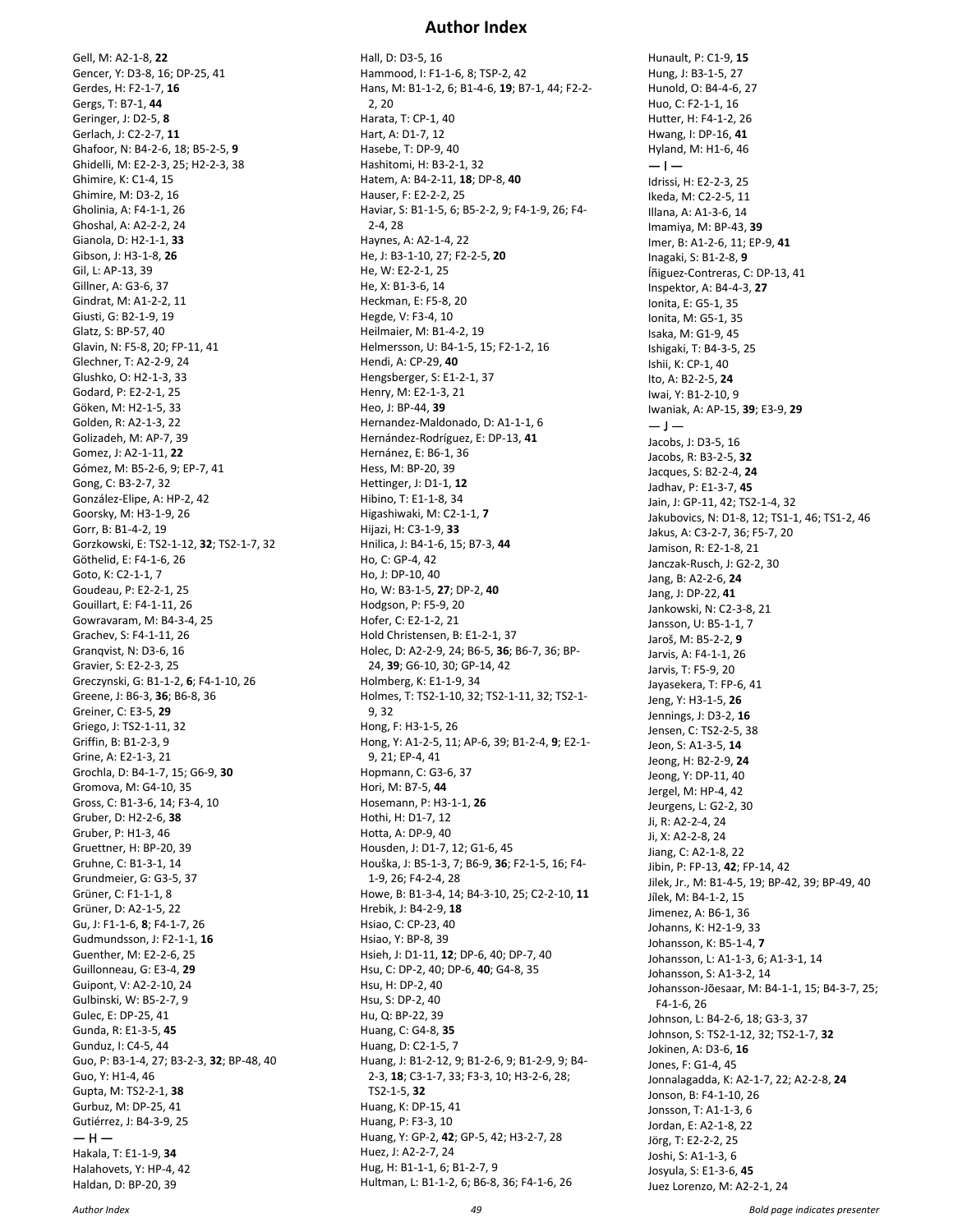# Author Index

Gell, M: A2-1-8, **22**
Gencer, Y: D3-8, 16; DP-25, 41
Gerdes, H: F2-1-7, **16**
Gergs, T: B7-1, **44**
Geringer, J: D2-5, **8**
Gerlach, J: C2-2-7, **11**
Ghafoor, N: B4-2-6, 18; B5-2-5, **9**
Ghidelli, M: E2-2-3, 25; H2-2-3, 38
Ghimire, K: C1-4, 15
Ghimire, M: D3-2, 16
Gholinia, A: F4-1-1, 26
Ghoshal, A: A2-2-2, 24
Gianola, D: H2-1-1, **33**
Gibson, J: H3-1-8, **26**
Gil, L: AP-13, 39
Gillner, A: G3-6, 37
Gindrat, M: A1-2-2, 11
Giusti, G: B2-1-9, 19
Glatz, S: BP-57, 40
Glavin, N: F5-8, 20; FP-11, 41
Glechner, T: A2-2-9, 24
Glushko, O: H2-1-3, 33
Godard, P: E2-2-1, 25
Göken, M: H2-1-5, 33
Golden, R: A2-1-3, 22
Golizadeh, M: AP-7, 39
Gomez, J: A2-1-11, **22**
Gómez, M: B5-2-6, 9; EP-7, 41
Gong, C: B3-2-7, 32
González-Elipe, A: HP-2, 42
Goorsky, M: H3-1-9, 26
Gorr, B: B1-4-2, 19
Gorzkowski, E: TS2-1-12, **32**; TS2-1-7, 32
Göthelid, E: F4-1-6, 26
Goto, K: C2-1-1, 7
Goudeau, P: E2-2-1, 25
Gouillart, E: F4-1-11, 26
Gowravaram, M: B4-3-4, 25
Grachev, S: F4-1-11, 26
Granqvist, N: D3-6, 16
Gravier, S: E2-2-3, 25
Greczynski, G: B1-1-2, **6**; F4-1-10, 26
Greene, J: B6-3, **36**; B6-8, 36
Greiner, C: E3-5, **29**
Griego, J: TS2-1-11, 32
Griffin, B: B1-2-3, 9
Grine, A: E2-1-3, 21
Grochla, D: B4-1-7, 15; G6-9, **30**
Gromova, M: G4-10, 35
Gross, C: B1-3-6, 14; F3-4, 10
Gruber, D: H2-2-6, **38**
Gruber, P: H1-3, 46
Gruettner, H: BP-20, 39
Gruhne, C: B1-3-1, 14
Grundmeier, G: G3-5, 37
Grüner, C: F1-1-1, 8
Grüner, D: A2-1-5, 22
Gu, J: F1-1-6, **8**; F4-1-7, 26
Gudmundsson, J: F2-1-1, **16**
Guenther, M: E2-2-6, 25
Guillonneau, G: E3-4, **29**
Guipont, V: A2-2-10, 24
Gulbinski, W: B5-2-7, 9
Gulec, E: DP-25, 41
Gunda, R: E1-3-5, **45**
Gunduz, I: C4-5, 44
Guo, P: B3-1-4, 27; B3-2-3, **32**; BP-48, 40
Guo, Y: H1-4, 46
Gupta, M: TS2-2-1, **38**
Gurbuz, M: DP-25, 41
Gutiérrez, J: B4-3-9, 25

**— H —**

Hakala, T: E1-1-9, **34**
Halahovets, Y: HP-4, 42
Haldan, D: BP-20, 39
Hall, D: D3-5, 16
Hammood, I: F1-1-6, 8; TSP-2, 42
Hans, M: B1-1-2, 6; B1-4-6, **19**; B7-1, 44; F2-2-2, 20
Harata, T: CP-1, 40
Hart, A: D1-7, 12
Hasebe, T: DP-9, 40
Hashitomi, H: B3-2-1, 32
Hatem, A: B4-2-11, **18**; DP-8, **40**
Hauser, F: E2-2-2, 25
Haviar, S: B1-1-5, 6; B5-2-2, 9; F4-1-9, 26; F4-2-4, 28
Haynes, A: A2-1-4, 22
He, J: B3-1-10, 27; F2-2-5, **20**
He, W: E2-2-1, 25
He, X: B1-3-6, 14
Heckman, E: F5-8, 20
Hegde, V: F3-4, 10
Heilmaier, M: B1-4-2, 19
Helmersson, U: B4-1-5, 15; F2-1-2, 16
Hendi, A: CP-29, **40**
Hengsberger, S: E1-2-1, 37
Henry, M: E2-1-3, 21
Heo, J: BP-44, **39**
Hernandez-Maldonado, D: A1-1-1, 6
Hernández-Rodríguez, E: DP-13, **41**
Hernánez, E: B6-1, 36
Hess, M: BP-20, 39
Hettinger, J: D1-1, **12**
Hibino, T: E1-1-8, 34
Higashiwaki, M: C2-1-1, **7**
Hijazi, H: C3-1-9, **33**
Hnilica, J: B4-1-6, 15; B7-3, **44**
Ho, C: GP-4, 42
Ho, J: DP-10, 40
Ho, W: B3-1-5, **27**; DP-2, **40**
Hodgson, P: F5-9, 20
Hofer, C: E2-1-2, 21
Hold Christensen, B: E1-2-1, 37
Holec, D: A2-2-9, 24; B6-5, **36**; B6-7, 36; BP-24, **39**; G6-10, 30; GP-14, 42
Holmberg, K: E1-1-9, 34
Holmes, T: TS2-1-10, 32; TS2-1-11, 32; TS2-1-9, 32
Hong, F: H3-1-5, 26
Hong, Y: A1-2-5, 11; AP-6, 39; B1-2-4, **9**; E2-1-9, 21; EP-4, 41
Hopmann, C: G3-6, 37
Hori, M: B7-5, **44**
Hosemann, P: H3-1-1, **26**
Hothi, H: D1-7, 12
Hotta, A: DP-9, 40
Housden, J: D1-7, 12; G1-6, 45
Houška, J: B5-1-3, 7; B6-9, **36**; F2-1-5, 16; F4-1-9, 26; F4-2-4, 28
Howe, B: B1-3-4, 14; B4-3-10, 25; C2-2-10, **11**
Hrebik, J: B4-2-9, **18**
Hsiao, C: CP-23, 40
Hsiao, Y: BP-8, 39
Hsieh, J: D1-11, **12**; DP-6, 40; DP-7, 40
Hsu, C: DP-2, 40; DP-6, **40**; G4-8, 35
Hsu, H: DP-2, 40
Hsu, S: DP-2, 40
Hu, Q: BP-22, 39
Huang, C: G4-8, **35**
Huang, D: C2-1-5, 7
Huang, J: B1-2-12, 9; B1-2-6, 9; B1-2-9, 9; B4-2-3, **18**; C3-1-7, 33; F3-3, 10; H3-2-6, 28; TS2-1-5, **32**
Huang, K: DP-15, 41
Huang, P: F3-3, 10
Huang, Y: GP-2, **42**; GP-5, 42; H3-2-7, 28
Huez, J: A2-2-7, 24
Hug, H: B1-1-1, 6; B1-2-7, 9
Hultman, L: B1-1-2, 6; B6-8, 36; F4-1-6, 26
Hunault, P: C1-9, **15**
Hung, J: B3-1-5, 27
Hunold, O: B4-4-6, 27
Huo, C: F2-1-1, 16
Hutter, H: F4-1-2, 26
Hwang, I: DP-16, **41**
Hyland, M: H1-6, 46

**— I —**

Idrissi, H: E2-2-3, 25
Ikeda, M: C2-2-5, 11
Illana, A: A1-3-6, 14
Imamiya, M: BP-43, **39**
Imer, B: A1-2-6, 11; EP-9, **41**
Inagaki, S: B1-2-8, **9**
Íñiguez-Contreras, C: DP-13, 41
Inspektor, A: B4-4-3, **27**
Ionita, E: G5-1, 35
Ionita, M: G5-1, 35
Isaka, M: G1-9, 45
Ishigaki, T: B4-3-5, 25
Ishii, K: CP-1, 40
Ito, A: B2-2-5, **24**
Iwai, Y: B1-2-10, 9
Iwaniak, A: AP-15, **39**; E3-9, **29**

**— J —**

Jacobs, J: D3-5, 16
Jacobs, R: B3-2-5, **32**
Jacques, S: B2-2-4, **24**
Jadhav, P: E1-3-7, **45**
Jain, J: GP-11, 42; TS2-1-4, 32
Jakubovics, N: D1-8, 12; TS1-1, 46; TS1-2, 46
Jakus, A: C3-2-7, 36; F5-7, 20
Jamison, R: E2-1-8, 21
Janczak-Rusch, J: G2-2, 30
Jang, B: A2-2-6, **24**
Jang, J: DP-22, **41**
Jankowski, N: C2-3-8, 21
Jansson, U: B5-1-1, 7
Jaroš, M: B5-2-2, **9**
Jarvis, A: F4-1-1, 26
Jarvis, T: F5-9, 20
Jayasekera, T: FP-6, 41
Jeng, Y: H3-1-5, **26**
Jennings, J: D3-2, **16**
Jensen, C: TS2-2-5, 38
Jeon, S: A1-3-5, **14**
Jeong, H: B2-2-9, **24**
Jeong, Y: DP-11, 40
Jergel, M: HP-4, 42
Jeurgens, L: G2-2, 30
Ji, R: A2-2-4, 24
Ji, X: A2-2-8, 24
Jiang, C: A2-1-8, 22
Jibin, P: FP-13, **42**; FP-14, 42
Jilek, Jr., M: B1-4-5, 19; BP-42, 39; BP-49, 40
Jílek, M: B4-1-2, 15
Jimenez, A: B6-1, 36
Johanns, K: H2-1-9, 33
Johansson, K: B5-1-4, **7**
Johansson, L: A1-1-3, 6; A1-3-1, 14
Johansson, S: A1-3-2, 14
Johansson-Jõesaar, M: B4-1-1, 15; B4-3-7, 25; F4-1-6, 26
Johnson, L: B4-2-6, 18; G3-3, 37
Johnson, S: TS2-1-12, 32; TS2-1-7, **32**
Jokinen, A: D3-6, **16**
Jones, F: G1-4, 45
Jonnalagadda, K: A2-1-7, 22; A2-2-8, **24**
Jonson, B: F4-1-10, 26
Jonsson, T: A1-1-3, 6
Jordan, E: A2-1-8, 22
Jörg, T: E2-2-2, 25
Joshi, S: A1-1-3, 6
Josyula, S: E1-3-6, **45**
Juez Lorenzo, M: A2-2-1, 24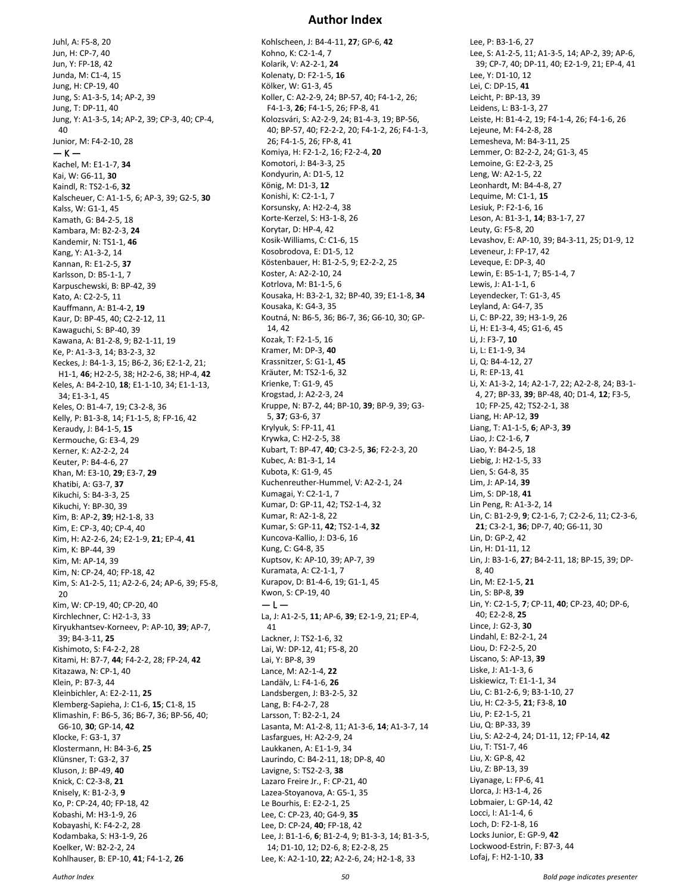# Author Index

Juhl, A: F5-8, 20
Jun, H: CP-7, 40
Jun, Y: FP-18, 42
Junda, M: C1-4, 15
Jung, H: CP-19, 40
Jung, S: A1-3-5, 14; AP-2, 39
Jung, T: DP-11, 40
Jung, Y: A1-3-5, 14; AP-2, 39; CP-3, 40; CP-4, 40
Junior, M: F4-2-10, 28

— K —

Kachel, M: E1-1-7, **34**
Kai, W: G6-11, **30**
Kaindl, R: TS2-1-6, **32**
Kalscheuer, C: A1-1-5, 6; AP-3, 39; G2-5, **30**
Kalss, W: G1-1, 45
Kamath, G: B4-2-5, 18
Kambara, M: B2-2-3, **24**
Kandemir, N: TS1-1, **46**
Kang, Y: A1-3-2, 14
Kannan, R: E1-2-5, **37**
Karlsson, D: B5-1-1, 7
Karpuschewski, B: BP-42, 39
Kato, A: C2-2-5, 11
Kauffmann, A: B1-4-2, **19**
Kaur, D: BP-45, 40; C2-2-12, 11
Kawaguchi, S: BP-40, 39
Kawana, A: B1-2-8, 9; B2-1-11, 19
Ke, P: A1-3-3, 14; B3-2-3, 32
Keckes, J: B4-1-3, 15; B6-2, 36; E2-1-2, 21; H1-1, **46**; H2-2-5, 38; H2-2-6, 38; HP-4, **42**
Keles, A: B4-2-10, **18**; E1-1-10, 34; E1-1-13, 34; E1-3-1, 45
Keles, O: B1-4-7, 19; C3-2-8, 36
Kelly, P: B1-3-8, 14; F1-1-5, 8; FP-16, 42
Keraudy, J: B4-1-5, **15**
Kermouche, G: E3-4, 29
Kerner, K: A2-2-2, 24
Keuter, P: B4-4-6, 27
Khan, M: E3-10, **29**; E3-7, **29**
Khatibi, A: G3-7, **37**
Kikuchi, S: B4-3-3, 25
Kikuchi, Y: BP-30, 39
Kim, B: AP-2, **39**; H2-1-8, 33
Kim, E: CP-3, 40; CP-4, 40
Kim, H: A2-2-6, 24; E2-1-9, **21**; EP-4, **41**
Kim, K: BP-44, 39
Kim, M: AP-14, 39
Kim, N: CP-24, 40; FP-18, 42
Kim, S: A1-2-5, 11; A2-2-6, 24; AP-6, 39; F5-8, 20
Kim, W: CP-19, 40; CP-20, 40
Kirchlechner, C: H2-1-3, 33
Kiryukhantsev-Korneev, P: AP-10, **39**; AP-7, 39; B4-3-11, **25**
Kishimoto, S: F4-2-2, 28
Kitami, H: B7-7, **44**; F4-2-2, 28; FP-24, **42**
Kitazawa, N: CP-1, 40
Klein, P: B7-3, 44
Kleinbichler, A: E2-2-11, **25**
Klemberg-Sapieha, J: C1-6, **15**; C1-8, 15
Klimashin, F: B6-5, 36; B6-7, 36; BP-56, 40; G6-10, **30**; GP-14, **42**
Klocke, F: G3-1, 37
Klostermann, H: B4-3-6, **25**
Klünsner, T: G3-2, 37
Kluson, J: BP-49, **40**
Knick, C: C2-3-8, **21**
Knisely, K: B1-2-3, **9**
Ko, P: CP-24, 40; FP-18, 42
Kobashi, M: H3-1-9, 26
Kobayashi, K: F4-2-2, 28
Kodambaka, S: H3-1-9, 26
Koelker, W: B2-2-2, 24
Kohlhauser, B: EP-10, **41**; F4-1-2, **26**
Kohlscheen, J: B4-4-11, **27**; GP-6, **42**
Kohno, K: C2-1-4, 7
Kolarik, V: A2-2-1, **24**
Kolenaty, D: F2-1-5, **16**
Kölker, W: G1-3, 45
Koller, C: A2-2-9, 24; BP-57, 40; F4-1-2, 26; F4-1-3, **26**; F4-1-5, 26; FP-8, 41
Kolozsvári, S: A2-2-9, 24; B1-4-3, 19; BP-56, 40; BP-57, 40; F2-2-2, 20; F4-1-2, 26; F4-1-3, 26; F4-1-5, 26; FP-8, 41
Komiya, H: F2-1-2, 16; F2-2-4, **20**
Komotori, J: B4-3-3, 25
Kondyurin, A: D1-5, 12
König, M: D1-3, **12**
Konishi, K: C2-1-1, 7
Korsunsky, A: H2-2-4, 38
Korte-Kerzel, S: H3-1-8, 26
Korytar, D: HP-4, 42
Kosik-Williams, C: C1-6, 15
Kosobrodova, E: D1-5, 12
Köstenbauer, H: B1-2-5, 9; E2-2-2, 25
Koster, A: A2-2-10, 24
Kotrlova, M: B1-1-5, 6
Kousaka, H: B3-2-1, 32; BP-40, 39; E1-1-8, **34**
Kousaka, K: G4-3, 35
Koutná, N: B6-5, 36; B6-7, 36; G6-10, 30; GP-14, 42
Kozak, T: F2-1-5, 16
Kramer, M: DP-3, **40**
Krassnitzer, S: G1-1, **45**
Kräuter, M: TS2-1-6, 32
Krienke, T: G1-9, 45
Krogstad, J: A2-2-3, 24
Kruppe, N: B7-2, 44; BP-10, **39**; BP-9, 39; G3-5, **37**; G3-6, 37
Krylyuk, S: FP-11, 41
Krywka, C: H2-2-5, 38
Kubart, T: BP-47, **40**; C3-2-5, **36**; F2-2-3, 20
Kubec, A: B1-3-1, 14
Kubota, K: G1-9, 45
Kuchenreuther-Hummel, V: A2-2-1, 24
Kumagai, Y: C2-1-1, 7
Kumar, D: GP-11, 42; TS2-1-4, 32
Kumar, R: A2-1-8, 22
Kumar, S: GP-11, **42**; TS2-1-4, **32**
Kuncova-Kallio, J: D3-6, 16
Kung, C: G4-8, 35
Kuptsov, K: AP-10, 39; AP-7, 39
Kuramata, A: C2-1-1, 7
Kurapov, D: B1-4-6, 19; G1-1, 45
Kwon, S: CP-19, 40

— L —

La, J: A1-2-5, **11**; AP-6, **39**; E2-1-9, 21; EP-4, 41
Lackner, J: TS2-1-6, 32
Lai, W: DP-12, 41; F5-8, 20
Lai, Y: BP-8, 39
Lance, M: A2-1-4, **22**
Landälv, L: F4-1-6, **26**
Landsbergen, J: B3-2-5, 32
Lang, B: F4-2-7, 28
Larsson, T: B2-2-1, 24
Lasanta, M: A1-2-8, 11; A1-3-6, **14**; A1-3-7, 14
Lasfargues, H: A2-2-9, 24
Laukkanen, A: E1-1-9, 34
Laurindo, C: B4-2-11, 18; DP-8, 40
Lavigne, S: TS2-2-3, **38**
Lazaro Freire Jr., F: CP-21, 40
Lazea-Stoyanova, A: G5-1, 35
Le Bourhis, E: E2-2-1, 25
Lee, C: CP-23, 40; G4-9, **35**
Lee, D: CP-24, **40**; FP-18, 42
Lee, J: B1-1-6, **6**; B1-2-4, 9; B1-3-3, 14; B1-3-5, 14; D1-10, 12; D2-6, 8; E2-2-8, 25
Lee, K: A2-1-10, **22**; A2-2-6, 24; H2-1-8, 33
Lee, P: B3-1-6, 27
Lee, S: A1-2-5, 11; A1-3-5, 14; AP-2, 39; AP-6, 39; CP-7, 40; DP-11, 40; E2-1-9, 21; EP-4, 41
Lee, Y: D1-10, 12
Lei, C: DP-15, **41**
Leicht, P: BP-13, 39
Leidens, L: B3-1-3, 27
Leiste, H: B1-4-2, 19; F4-1-4, 26; F4-1-6, 26
Lejeune, M: F4-2-8, 28
Lemesheva, M: B4-3-11, 25
Lemmer, O: B2-2-2, 24; G1-3, 45
Lemoine, G: E2-2-3, 25
Leng, W: A2-1-5, 22
Leonhardt, M: B4-4-8, 27
Lequime, M: C1-1, **15**
Lesiuk, P: F2-1-6, 16
Leson, A: B1-3-1, **14**; B3-1-7, 27
Leuty, G: F5-8, 20
Levashov, E: AP-10, 39; B4-3-11, 25; D1-9, 12
Leveneur, J: FP-17, 42
Leveque, E: DP-3, 40
Lewin, E: B5-1-1, 7; B5-1-4, 7
Lewis, J: A1-1-1, 6
Leyendecker, T: G1-3, 45
Leyland, A: G4-7, 35
Li, C: BP-22, 39; H3-1-9, 26
Li, H: E1-3-4, 45; G1-6, 45
Li, J: F3-7, **10**
Li, L: E1-1-9, 34
Li, Q: B4-4-12, 27
Li, R: EP-13, 41
Li, X: A1-3-2, 14; A2-1-7, 22; A2-2-8, 24; B3-1-4, 27; BP-33, **39**; BP-48, 40; D1-4, **12**; F3-5, 10; FP-25, 42; TS2-2-1, 38
Liang, H: AP-12, **39**
Liang, T: A1-1-5, **6**; AP-3, **39**
Liao, J: C2-1-6, **7**
Liao, Y: B4-2-5, 18
Liebig, J: H2-1-5, 33
Lien, S: G4-8, 35
Lim, J: AP-14, **39**
Lim, S: DP-18, **41**
Lin Peng, R: A1-3-2, 14
Lin, C: B1-2-9, **9**; C2-1-6, 7; C2-2-6, 11; C2-3-6, **21**; C3-2-1, **36**; DP-7, 40; G6-11, 30
Lin, D: GP-2, 42
Lin, H: D1-11, 12
Lin, J: B3-1-6, **27**; B4-2-11, 18; BP-15, 39; DP-8, 40
Lin, M: E2-1-5, **21**
Lin, S: BP-8, **39**
Lin, Y: C2-1-5, **7**; CP-11, **40**; CP-23, 40; DP-6, 40; E2-2-8, **25**
Lince, J: G2-3, **30**
Lindahl, E: B2-2-1, 24
Liou, D: F2-2-5, 20
Liscano, S: AP-13, **39**
Liske, J: A1-1-3, 6
Liskiewicz, T: E1-1-1, 34
Liu, C: B1-2-6, 9; B3-1-10, 27
Liu, H: C2-3-5, **21**; F3-8, **10**
Liu, P: E2-1-5, 21
Liu, Q: BP-33, 39
Liu, S: A2-2-4, 24; D1-11, 12; FP-14, **42**
Liu, T: TS1-7, 46
Liu, X: GP-8, 42
Liu, Z: BP-13, 39
Liyanage, L: FP-6, 41
Llorca, J: H3-1-4, 26
Lobmaier, L: GP-14, 42
Locci, I: A1-1-4, 6
Loch, D: F2-1-8, 16
Locks Junior, E: GP-9, **42**
Lockwood-Estrin, F: B7-3, 44
Lofaj, F: H2-1-10, **33**

*Bold page indicates presenter*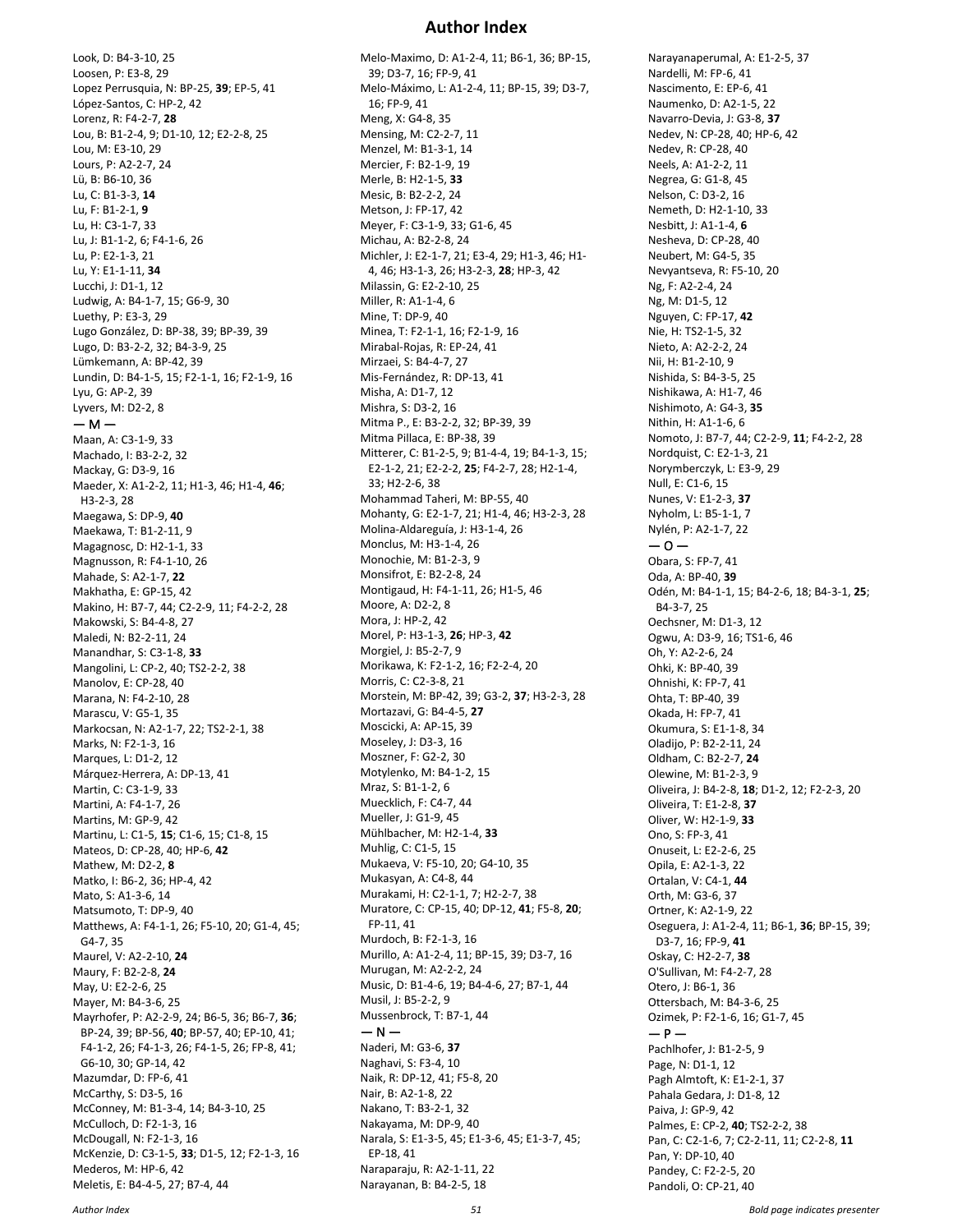# Author Index

Look, D: B4-3-10, 25
Loosen, P: E3-8, 29
Lopez Perrusquia, N: BP-25, **39**; EP-5, 41
López-Santos, C: HP-2, 42
Lorenz, R: F4-2-7, **28**
Lou, B: B1-2-4, 9; D1-10, 12; E2-2-8, 25
Lou, M: E3-10, 29
Lours, P: A2-2-7, 24
Lü, B: B6-10, 36
Lu, C: B1-3-3, **14**
Lu, F: B1-2-1, **9**
Lu, H: C3-1-7, 33
Lu, J: B1-1-2, 6; F4-1-6, 26
Lu, P: E2-1-3, 21
Lu, Y: E1-1-11, **34**
Lucchi, J: D1-1, 12
Ludwig, A: B4-1-7, 15; G6-9, 30
Luethy, P: E3-3, 29
Lugo González, D: BP-38, 39; BP-39, 39
Lugo, D: B3-2-2, 32; B4-3-9, 25
Lümkemann, A: BP-42, 39
Lundin, D: B4-1-5, 15; F2-1-1, 16; F2-1-9, 16
Lyu, G: AP-2, 39
Lyvers, M: D2-2, 8

— M —

Maan, A: C3-1-9, 33
Machado, I: B3-2-2, 32
Mackay, G: D3-9, 16
Maeder, X: A1-2-2, 11; H1-3, 46; H1-4, **46**; H3-2-3, 28
Maegawa, S: DP-9, **40**
Maekawa, T: B1-2-11, 9
Magagnosc, D: H2-1-1, 33
Magnusson, R: F4-1-10, 26
Mahade, S: A2-1-7, **22**
Makhatha, E: GP-15, 42
Makino, H: B7-4, 44; C2-2-9, 11; F4-2-2, 28
Makowski, S: B4-4-8, 27
Maledi, N: B2-2-11, 24
Manandhar, S: C3-1-8, **33**
Mangolini, L: CP-2, 40; TS2-2-2, 38
Manolov, E: CP-28, 40
Marana, N: F4-2-10, 28
Marascu, V: G5-1, 35
Markocsan, N: A2-1-7, 22; TS2-2-1, 38
Marks, N: F2-1-3, 16
Marques, L: D1-2, 12
Márquez-Herrera, A: DP-13, 41
Martin, C: C3-1-9, 33
Martini, A: F4-1-7, 26
Martins, M: GP-9, 42
Martinu, L: C1-5, **15**; C1-6, 15; C1-8, 15
Mateos, D: CP-28, 40; HP-6, **42**
Mathew, M: D2-2, **8**
Matko, I: B6-2, 36; HP-4, 42
Mato, S: A1-3-6, 14
Matsumoto, T: DP-9, 40
Matthews, A: F4-1-1, 26; F5-10, 20; G1-4, 45; G4-7, 35
Maurel, V: A2-2-10, **24**
Maury, F: B2-2-8, **24**
May, U: E2-2-6, 25
Mayer, M: B4-3-6, 25
Mayrhofer, P: A2-2-9, 24; B6-5, 36; B6-7, **36**; BP-24, 39; BP-56, **40**; BP-57, 40; EP-10, 41; F4-1-2, 26; F4-1-3, 26; F4-1-5, 26; FP-8, 41; G6-10, 30; GP-14, 42
Mazumdar, D: FP-6, 41
McCarthy, S: D3-5, 16
McConney, M: B1-3-4, 14; B4-3-10, 25
McCulloch, D: F2-1-3, 16
McDougall, N: F2-1-3, 16
McKenzie, D: C3-1-5, **33**; D1-5, 12; F2-1-3, 16
Mederos, M: HP-6, 42
Meletis, E: B4-4-5, 27; B7-4, 44
Melo-Maximo, D: A1-2-4, 11; B6-1, 36; BP-15, 39; D3-7, 16; FP-9, 41
Melo-Máximo, L: A1-2-4, 11; BP-15, 39; D3-7, 16; FP-9, 41
Meng, X: G4-8, 35
Mensing, M: C2-2-7, 11
Menzel, M: B1-3-1, 14
Mercier, F: B2-1-9, 19
Merle, B: H2-1-5, **33**
Mesic, B: B2-2-2, 24
Metson, J: FP-17, 42
Meyer, F: C3-1-9, 33; G1-6, 45
Michau, A: B2-2-8, 24
Michler, J: E2-1-7, 21; E3-4, 29; H1-3, 46; H1-4, 46; H3-1-3, 26; H3-2-3, **28**; HP-3, 42
Milassin, G: E2-2-10, 25
Miller, R: A1-1-4, 6
Mine, T: DP-9, 40
Minea, T: F2-1-1, 16; F2-1-9, 16
Mirabal-Rojas, R: EP-24, 41
Mirzaei, S: B4-4-7, 27
Mis-Fernández, R: DP-13, 41
Misha, A: D1-7, 12
Mishra, S: D3-2, 16
Mitma P., E: B3-2-2, 32; BP-39, 39
Mitma Pillaca, E: BP-38, 39
Mitterer, C: B1-2-5, 9; B1-4-4, 19; B4-1-3, 15; E2-1-2, 21; E2-2-2, **25**; F4-2-7, 28; H2-1-4, 33; H2-2-6, 38
Mohammad Taheri, M: BP-55, 40
Mohanty, G: E2-1-7, 21; H1-4, 46; H3-2-3, 28
Molina-Aldareguía, J: H3-1-4, 26
Monclus, M: H3-1-4, 26
Monochie, M: B1-2-3, 9
Monsifrot, E: B2-2-8, 24
Montigaud, H: F4-1-11, 26; H1-5, 46
Moore, A: D2-2, 8
Mora, J: HP-2, 42
Morel, P: H3-1-3, **26**; HP-3, **42**
Morgiel, J: B5-2-7, 9
Morikawa, K: F2-1-2, 16; F2-2-4, 20
Morris, C: C2-3-8, 21
Morstein, M: BP-42, 39; G3-2, **37**; H3-2-3, 28
Mortazavi, G: B4-4-5, **27**
Moscicki, A: AP-15, 39
Moseley, J: D3-3, 16
Moszner, F: G2-2, 30
Motylenko, M: B4-1-2, 15
Mraz, S: B1-1-2, 6
Muecklich, F: C4-7, 44
Mueller, J: G1-9, 45
Mühlbacher, M: H2-1-4, **33**
Muhlig, C: C1-5, 15
Mukaeva, V: F5-10, 20; G4-10, 35
Mukasyan, A: C4-8, 44
Murakami, H: C2-1-1, 7; H2-2-7, 38
Muratore, C: CP-15, 40; DP-12, **41**; F5-8, **20**; FP-11, 41
Murdoch, B: F2-1-3, 16
Murillo, A: A1-2-4, 11; BP-15, 39; D3-7, 16
Murugan, M: A2-2-2, 24
Music, D: B1-4-6, 19; B4-4-6, 27; B7-1, 44
Musil, J: B5-2-2, 9
Mussenbrock, T: B7-1, 44

— N —

Naderi, M: G3-6, **37**
Naghavi, S: F3-4, 10
Naik, R: DP-12, 41; F5-8, 20
Nair, B: A2-1-8, 22
Nakano, T: B3-2-1, 32
Nakayama, M: DP-9, 40
Narala, S: E1-3-5, 45; E1-3-6, 45; E1-3-7, 45; EP-18, 41
Naraparaju, R: A2-1-11, 22
Narayanan, B: B4-2-5, 18
Narayanaperumal, A: E1-2-5, 37
Nardelli, M: FP-6, 41
Nascimento, E: EP-6, 41
Naumenko, D: A2-1-5, 22
Navarro-Devia, J: G3-8, **37**
Nedev, N: CP-28, 40; HP-6, 42
Nedev, R: CP-28, 40
Neels, A: A1-2-2, 11
Negrea, G: G1-8, 45
Nelson, C: D3-2, 16
Nemeth, D: H2-1-10, 33
Nesbitt, J: A1-1-4, **6**
Nesheva, D: CP-28, 40
Neubert, M: G4-5, 35
Nevyantseva, R: F5-10, 20
Ng, F: A2-2-4, 24
Ng, M: D1-5, 12
Nguyen, C: FP-17, **42**
Nie, H: TS2-1-5, 32
Nieto, A: A2-2-2, 24
Nii, H: B1-2-10, 9
Nishida, S: B4-3-5, 25
Nishikawa, A: H1-7, 46
Nishimoto, A: G4-3, **35**
Nithin, H: A1-1-6, 6
Nomoto, J: B7-7, 44; C2-2-9, **11**; F4-2-2, 28
Nordquist, C: E2-1-3, 21
Norymberczyk, L: E3-9, 29
Null, E: C1-6, 15
Nunes, V: E1-2-3, **37**
Nyholm, L: B5-1-1, 7
Nylén, P: A2-1-7, 22

— O —

Obara, S: FP-7, 41
Oda, A: BP-40, **39**
Odén, M: B4-1-1, 15; B4-2-6, 18; B4-3-1, **25**; B4-3-7, 25
Oechsner, M: D1-3, 12
Ogwu, A: D3-9, 16; TS1-6, 46
Oh, Y: A2-2-6, 24
Ohki, K: BP-40, 39
Ohnishi, K: FP-7, 41
Ohta, T: BP-40, 39
Okada, H: FP-7, 41
Okumura, S: E1-1-8, 34
Oladijo, P: B2-2-11, 24
Oldham, C: B2-2-7, **24**
Olewine, M: B1-2-3, 9
Oliveira, J: B4-2-8, **18**; D1-2, 12; F2-2-3, 20
Oliveira, T: E1-2-8, **37**
Oliver, W: H2-1-9, **33**
Ono, S: FP-3, 41
Onuseit, L: E2-2-6, 25
Opila, E: A2-1-3, 22
Ortalan, V: C4-1, **44**
Orth, M: G3-6, 37
Ortner, K: A2-1-9, 22
Oseguera, J: A1-2-4, 11; B6-1, **36**; BP-15, 39; D3-7, 16; FP-9, **41**
Oskay, C: H2-2-7, **38**
O'Sullivan, M: F4-2-7, 28
Otero, J: B6-1, 36
Ottersbach, M: B4-3-6, 25
Ozimek, P: F2-1-6, 16; G1-7, 45

— P —

Pachlhofer, J: B1-2-5, 9
Page, N: D1-1, 12
Pagh Almtoft, K: E1-2-1, 37
Pahala Gedara, J: D1-8, 12
Paiva, J: GP-9, 42
Palmes, E: CP-2, **40**; TS2-2-2, 38
Pan, C: C2-1-6, 7; C2-2-11, 11; C2-2-8, **11**
Pan, Y: DP-10, 40
Pandey, C: F2-2-5, 20
Pandoli, O: CP-21, 40

*Bold page indicates presenter*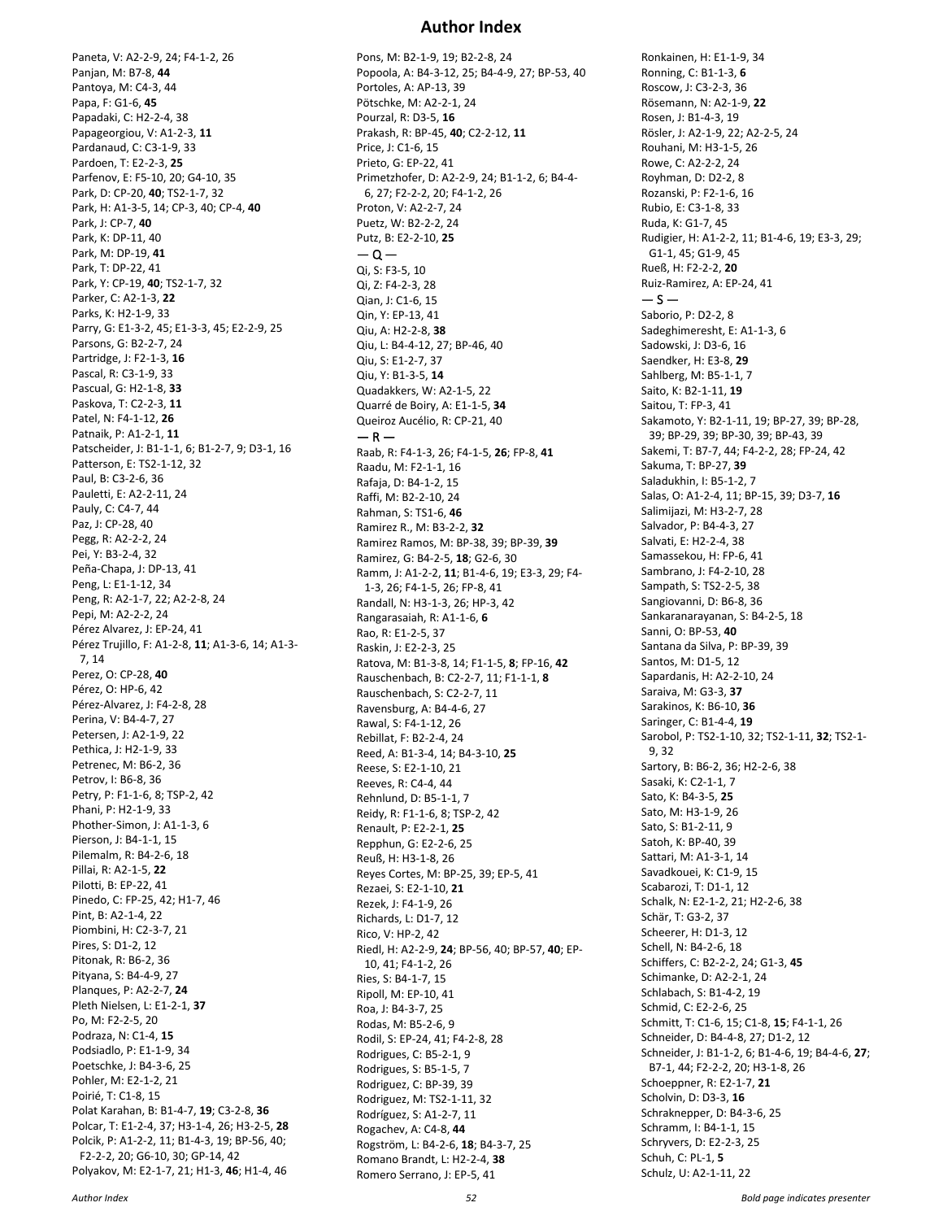# Author Index

Paneta, V: A2-2-9, 24; F4-1-2, 26
Panjan, M: B7-8, **44**
Pantoya, M: C4-3, 44
Papa, F: G1-6, **45**
Papadaki, C: H2-2-4, 38
Papageorgiou, V: A1-2-3, **11**
Pardanaud, C: C3-1-9, 33
Pardoen, T: E2-2-3, **25**
Parfenov, E: F5-10, 20; G4-10, 35
Park, D: CP-20, **40**; TS2-1-7, 32
Park, H: A1-3-5, 14; CP-3, 40; CP-4, **40**
Park, J: CP-7, **40**
Park, K: DP-11, 40
Park, M: DP-19, **41**
Park, T: DP-22, 41
Park, Y: CP-19, **40**; TS2-1-7, 32
Parker, C: A2-1-3, **22**
Parks, K: H2-1-9, 33
Parry, G: E1-3-2, 45; E1-3-3, 45; E2-2-9, 25
Parsons, G: B2-2-7, 24
Partridge, J: F2-1-3, **16**
Pascal, R: C3-1-9, 33
Pascual, G: H2-1-8, **33**
Paskova, T: C2-2-3, **11**
Patel, N: F4-1-12, **26**
Patnaik, P: A1-2-1, **11**
Patscheider, J: B1-1-1, 6; B1-2-7, 9; D3-1, 16
Patterson, E: TS2-1-12, 32
Paul, B: C3-2-6, 36
Pauletti, E: A2-2-11, 24
Pauly, C: C4-7, 44
Paz, J: CP-28, 40
Pegg, R: A2-2-2, 24
Pei, Y: B3-2-4, 32
Peña-Chapa, J: DP-13, 41
Peng, L: E1-1-12, 34
Peng, R: A2-1-7, 22; A2-2-8, 24
Pepi, M: A2-2-2, 24
Pérez Alvarez, J: EP-24, 41
Pérez Trujillo, F: A1-2-8, **11**; A1-3-6, 14; A1-3-7, 14
Perez, O: CP-28, **40**
Pérez, O: HP-6, 42
Pérez-Alvarez, J: F4-2-8, 28
Perina, V: B4-4-7, 27
Petersen, J: A2-1-9, 22
Pethica, J: H2-1-9, 33
Petrenec, M: B6-2, 36
Petrov, I: B6-8, 36
Petry, P: F1-1-6, 8; TSP-2, 42
Phani, P: H2-1-9, 33
Phother-Simon, J: A1-1-3, 6
Pierson, J: B4-1-1, 15
Pilemalm, R: B4-2-6, 18
Pillai, R: A2-1-5, **22**
Pilotti, B: EP-22, 41
Pinedo, C: FP-25, 42; H1-7, 46
Pint, B: A2-1-4, 22
Piombini, H: C2-3-7, 21
Pires, S: D1-2, 12
Pitonak, R: B6-2, 36
Pityana, S: B4-4-9, 27
Planques, P: A2-2-7, **24**
Pleth Nielsen, L: E1-2-1, **37**
Po, M: F2-2-5, 20
Podraza, N: C1-4, **15**
Podsiadlo, P: E1-1-9, 34
Poetschke, J: B4-3-6, 25
Pohler, M: E2-1-2, 21
Poirié, T: C1-8, 15
Polat Karahan, B: B1-4-7, **19**; C3-2-8, **36**
Polcar, T: E1-2-4, 37; H3-1-4, 26; H3-2-5, **28**
Polcik, P: A1-2-2, 11; B1-4-3, 19; BP-56, 40; F2-2-2, 20; G6-10, 30; GP-14, 42
Polyakov, M: E2-1-7, 21; H1-3, **46**; H1-4, 46
Pons, M: B2-1-9, 19; B2-2-8, 24
Popoola, A: B4-3-12, 25; B4-4-9, 27; BP-53, 40
Portoles, A: AP-13, 39
Pötschke, M: A2-2-1, 24
Pourzal, R: D3-5, **16**
Prakash, R: BP-45, **40**; C2-2-12, **11**
Price, J: C1-6, 15
Prieto, G: EP-22, 41
Primetzhofer, D: A2-2-9, 24; B1-1-2, 6; B4-4-6, 27; F2-2-2, 20; F4-1-2, 26
Proton, V: A2-2-7, 24
Puetz, W: B2-2-2, 24
Putz, B: E2-2-10, **25**

— Q —

Qi, S: F3-5, 10
Qi, Z: F4-2-3, 28
Qian, J: C1-6, 15
Qin, Y: EP-13, 41
Qiu, A: H2-2-8, **38**
Qiu, L: B4-4-12, 27; BP-46, 40
Qiu, S: E1-2-7, 37
Qiu, Y: B1-3-5, **14**
Quadakkers, W: A2-1-5, 22
Quarré de Boiry, A: E1-1-5, **34**
Queiroz Aucélio, R: CP-21, 40

— R —

Raab, R: F4-1-3, 26; F4-1-5, **26**; FP-8, **41**
Raadu, M: F2-1-1, 16
Rafaja, D: B4-1-2, 15
Raffi, M: B2-2-10, 24
Rahman, S: TS1-6, **46**
Ramirez R., M: B3-2-2, **32**
Ramirez Ramos, M: BP-38, 39; BP-39, **39**
Ramirez, G: B4-2-5, **18**; G2-6, 30
Ramm, J: A1-2-2, **11**; B1-4-6, 19; E3-3, 29; F4-1-3, 26; F4-1-5, 26; FP-8, 41
Randall, N: H3-1-3, 26; HP-3, 42
Rangarasaiah, R: A1-1-6, **6**
Rao, R: E1-2-5, 37
Raskin, J: E2-2-3, 25
Ratova, M: B1-3-8, 14; F1-1-5, **8**; FP-16, **42**
Rauschenbach, B: C2-2-7, 11; F1-1-1, **8**
Rauschenbach, S: C2-2-7, 11
Ravensburg, A: B4-4-6, 27
Rawal, S: F4-1-12, 26
Rebillat, F: B2-2-4, 24
Reed, A: B1-3-4, 14; B4-3-10, **25**
Reese, S: E2-1-10, 21
Reeves, R: C4-4, 44
Rehnlund, D: B5-1-1, 7
Reidy, R: F1-1-6, 8; TSP-2, 42
Renault, P: E2-2-1, **25**
Repphun, G: E2-2-6, 25
Reuß, H: H3-1-8, 26
Reyes Cortes, M: BP-25, 39; EP-5, 41
Rezaei, S: E2-1-10, **21**
Rezek, J: F4-1-9, 26
Richards, L: D1-7, 12
Rico, V: HP-2, 42
Riedl, H: A2-2-9, **24**; BP-56, 40; BP-57, **40**; EP-10, 41; F4-1-2, 26
Ries, S: B4-1-7, 15
Ripoll, M: EP-10, 41
Roa, J: B4-3-7, 25
Rodas, M: B5-2-6, 9
Rodil, S: EP-24, 41; F4-2-8, 28
Rodrigues, C: B5-2-1, 9
Rodrigues, S: B5-1-5, 7
Rodriguez, C: BP-39, 39
Rodriguez, M: TS2-1-11, 32
Rodríguez, S: A1-2-7, 11
Rogachev, A: C4-8, **44**
Rogström, L: B4-2-6, **18**; B4-3-7, 25
Romano Brandt, L: H2-2-4, **38**
Romero Serrano, J: EP-5, 41
Ronkainen, H: E1-1-9, 34
Ronning, C: B1-1-3, **6**
Roscow, J: C3-2-3, 36
Rösemann, N: A2-1-9, **22**
Rosen, J: B1-4-3, 19
Rösler, J: A2-1-9, 22; A2-2-5, 24
Rouhani, M: H3-1-5, 26
Rowe, C: A2-2-2, 24
Royhman, D: D2-2, 8
Rozanski, P: F2-1-6, 16
Rubio, E: C3-1-8, 33
Ruda, K: G1-7, 45
Rudigier, H: A1-2-2, 11; B1-4-6, 19; E3-3, 29; G1-1, 45; G1-9, 45
Rueß, H: F2-2-2, **20**
Ruiz-Ramirez, A: EP-24, 41

— S —

Saborio, P: D2-2, 8
Sadeghimeresht, E: A1-1-3, 6
Sadowski, J: D3-6, 16
Saendker, H: E3-8, **29**
Sahlberg, M: B5-1-1, 7
Saito, K: B2-1-11, **19**
Saitou, T: FP-3, 41
Sakamoto, Y: B2-1-11, 19; BP-27, 39; BP-28, 39; BP-29, 39; BP-30, 39; BP-43, 39
Sakemi, T: B7-7, 44; F4-2-2, 28; FP-24, 42
Sakuma, T: BP-27, **39**
Saladukhin, I: B5-1-2, 7
Salas, O: A1-2-4, 11; BP-15, 39; D3-7, **16**
Salimijazi, M: H3-2-7, 28
Salvador, P: B4-4-3, 27
Salvati, E: H2-2-4, 38
Samassekou, H: FP-6, 41
Sambrano, J: F4-2-10, 28
Sampath, S: TS2-2-5, 38
Sangiovanni, D: B6-8, 36
Sankaranarayanan, S: B4-2-5, 18
Sanni, O: BP-53, **40**
Santana da Silva, P: BP-39, 39
Santos, M: D1-5, 12
Sapardanis, H: A2-2-10, 24
Saraiva, M: G3-3, **37**
Sarakinos, K: B6-10, **36**
Saringer, C: B1-4-4, **19**
Sarobol, P: TS2-1-10, 32; TS2-1-11, **32**; TS2-1-9, 32
Sartory, B: B6-2, 36; H2-2-6, 38
Sasaki, K: C2-1-1, 7
Sato, K: B4-3-5, **25**
Sato, M: H3-1-9, 26
Sato, S: B1-2-11, 9
Satoh, K: BP-40, 39
Sattari, M: A1-3-1, 14
Savadkouei, K: C1-9, 15
Scabarozi, T: D1-1, 12
Schalk, N: E2-1-2, 21; H2-2-6, 38
Schär, T: G3-2, 37
Scheerer, H: D1-3, 12
Schell, N: B4-2-6, 18
Schiffers, C: B2-2-2, 24; G1-3, **45**
Schimanke, D: A2-2-1, 24
Schlabach, S: B1-4-2, 19
Schmid, C: E2-2-6, 25
Schmitt, T: C1-6, 15; C1-8, **15**; F4-1-1, 26
Schneider, D: B4-4-8, 27; D1-2, 12
Schneider, J: B1-1-2, 6; B1-4-6, 19; B4-4-6, **27**; B7-1, 44; F2-2-2, 20; H3-1-8, 26
Schoeppner, R: E2-1-7, **21**
Scholvin, D: D3-3, **16**
Schraknepper, D: B4-3-6, 25
Schramm, I: B4-1-1, 15
Schryvers, D: E2-2-3, 25
Schuh, C: PL-1, **5**
Schulz, U: A2-1-11, 22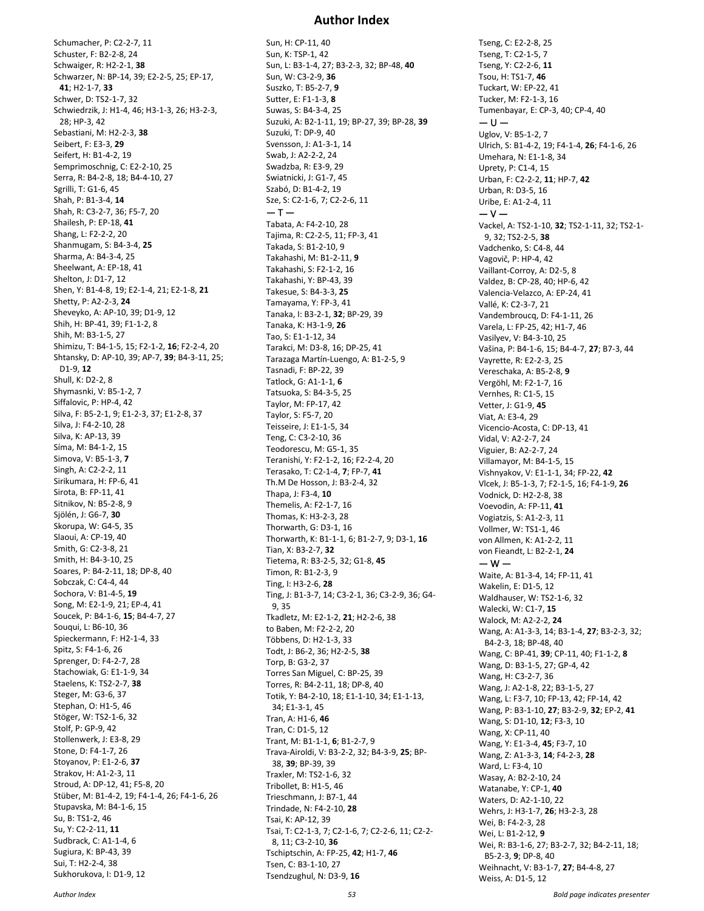# Author Index

Schumacher, P: C2-2-7, 11
Schuster, F: B2-2-8, 24
Schwaiger, R: H2-2-1, **38**
Schwarzer, N: BP-14, 39; E2-2-5, 25; EP-17, **41**; H2-1-7, **33**
Schwer, D: TS2-1-7, 32
Schwiedrzik, J: H1-4, 46; H3-1-3, 26; H3-2-3, 28; HP-3, 42
Sebastiani, M: H2-2-3, **38**
Seibert, F: E3-3, **29**
Seifert, H: B1-4-2, 19
Semprimoschnig, C: E2-2-10, 25
Serra, R: B4-2-8, 18; B4-4-10, 27
Sgrilli, T: G1-6, 45
Shah, P: B1-3-4, **14**
Shah, R: C3-2-7, 36; F5-7, 20
Shailesh, P: EP-18, **41**
Shang, L: F2-2-2, 20
Shanmugam, S: B4-3-4, **25**
Sharma, A: B4-3-4, 25
Sheelwant, A: EP-18, 41
Shelton, J: D1-7, 12
Shen, Y: B1-4-8, 19; E2-1-4, 21; E2-1-8, **21**
Shetty, P: A2-2-3, **24**
Sheveyko, A: AP-10, 39; D1-9, 12
Shih, H: BP-41, 39; F1-1-2, 8
Shih, M: B3-1-5, 27
Shimizu, T: B4-1-5, 15; F2-1-2, **16**; F2-2-4, 20
Shtansky, D: AP-10, 39; AP-7, **39**; B4-3-11, 25; D1-9, **12**
Shull, K: D2-2, 8
Shymasnki, V: B5-1-2, 7
Siffalovic, P: HP-4, 42
Silva, F: B5-2-1, 9; E1-2-3, 37; E1-2-8, 37
Silva, J: F4-2-10, 28
Silva, K: AP-13, 39
Síma, M: B4-1-2, 15
Simova, V: B5-1-3, **7**
Singh, A: C2-2-2, 11
Sirikumara, H: FP-6, 41
Sirota, B: FP-11, 41
Sitnikov, N: B5-2-8, 9
Sjölén, J: G6-7, **30**
Skorupa, W: G4-5, 35
Slaoui, A: CP-19, 40
Smith, G: C2-3-8, 21
Smith, H: B4-3-10, 25
Soares, P: B4-2-11, 18; DP-8, 40
Sobczak, C: C4-4, 44
Sochora, V: B1-4-5, **19**
Song, M: E2-1-9, 21; EP-4, 41
Soucek, P: B4-1-6, **15**; B4-4-7, 27
Souqui, L: B6-10, 36
Spieckermann, F: H2-1-4, 33
Spitz, S: F4-1-6, 26
Sprenger, D: F4-2-7, 28
Stachowiak, G: E1-1-9, 34
Staelens, K: TS2-2-7, **38**
Steger, M: G3-6, 37
Stephan, O: H1-5, 46
Stöger, W: TS2-1-6, 32
Stolf, P: GP-9, 42
Stollenwerk, J: E3-8, 29
Stone, D: F4-1-7, 26
Stoyanov, P: E1-2-6, **37**
Strakov, H: A1-2-3, 11
Stroud, A: DP-12, 41; F5-8, 20
Stüber, M: B1-4-2, 19; F4-1-4, 26; F4-1-6, 26
Stupavska, M: B4-1-6, 15
Su, B: TS1-2, 46
Su, Y: C2-2-11, **11**
Sudbrack, C: A1-1-4, 6
Sugiura, K: BP-43, 39
Sui, T: H2-2-4, 38
Sukhorukova, I: D1-9, 12
Sun, H: CP-11, 40
Sun, K: TSP-1, 42
Sun, L: B3-1-4, 27; B3-2-3, 32; BP-48, **40**
Sun, W: C3-2-9, **36**
Suszko, T: B5-2-7, **9**
Sutter, E: F1-1-3, **8**
Suwas, S: B4-3-4, 25
Suzuki, A: B2-1-11, 19; BP-27, 39; BP-28, **39**
Suzuki, T: DP-9, 40
Svensson, J: A1-3-1, 14
Swab, J: A2-2-2, 24
Swadzba, R: E3-9, 29
Swiatnicki, J: G1-7, 45
Szabó, D: B1-4-2, 19
Sze, S: C2-1-6, 7; C2-2-6, 11

— T —

Tabata, A: F4-2-10, 28
Tajima, R: C2-2-5, 11; FP-3, 41
Takada, S: B1-2-10, 9
Takahashi, M: B1-2-11, **9**
Takahashi, S: F2-1-2, 16
Takahashi, Y: BP-43, 39
Takesue, S: B4-3-3, **25**
Tamayama, Y: FP-3, 41
Tanaka, I: B3-2-1, **32**; BP-29, 39
Tanaka, K: H3-1-9, **26**
Tao, S: E1-1-12, 34
Tarakci, M: D3-8, 16; DP-25, 41
Tarazaga Martín-Luengo, A: B1-2-5, 9
Tasnadi, F: BP-22, 39
Tatlock, G: A1-1-1, **6**
Tatsuoka, S: B4-3-5, 25
Taylor, M: FP-17, 42
Taylor, S: F5-7, 20
Teisseire, J: E1-1-5, 34
Teng, C: C3-2-10, 36
Teodorescu, M: G5-1, 35
Teranishi, Y: F2-1-2, 16; F2-2-4, 20
Terasako, T: C2-1-4, **7**; FP-7, **41**
Th.M De Hosson, J: B3-2-4, 32
Thapa, J: F3-4, **10**
Themelis, A: F2-1-7, 16
Thomas, K: H3-2-3, 28
Thorwarth, G: D3-1, 16
Thorwarth, K: B1-1-1, 6; B1-2-7, 9; D3-1, **16**
Tian, X: B3-2-7, **32**
Tietema, R: B3-2-5, 32; G1-8, **45**
Timon, R: B1-2-3, 9
Ting, I: H3-2-6, **28**
Ting, J: B1-3-7, 14; C3-2-1, 36; C3-2-9, 36; G4-9, 35
Tkadletz, M: E2-1-2, **21**; H2-2-6, 38
to Baben, M: F2-2-2, 20
Többens, D: H2-1-3, 33
Todt, J: B6-2, 36; H2-2-5, **38**
Torp, B: G3-2, 37
Torres San Miguel, C: BP-25, 39
Torres, R: B4-2-11, 18; DP-8, 40
Totik, Y: B4-2-10, 18; E1-1-10, 34; E1-1-13, 34; E1-3-1, 45
Tran, A: H1-6, **46**
Tran, C: D1-5, 12
Trant, M: B1-1-1, **6**; B1-2-7, 9
Trava-Airoldi, V: B3-2-2, 32; B4-3-9, **25**; BP-38, **39**; BP-39, 39
Traxler, M: TS2-1-6, 32
Tribollet, B: H1-5, 46
Trieschmann, J: B7-1, 44
Trindade, N: F4-2-10, **28**
Tsai, K: AP-12, 39
Tsai, T: C2-1-3, 7; C2-1-6, 7; C2-2-6, 11; C2-2-8, 11; C3-2-10, **36**
Tschiptschin, A: FP-25, **42**; H1-7, **46**
Tsen, C: B3-1-10, 27
Tsendzughul, N: D3-9, **16**
Tseng, C: E2-2-8, 25
Tseng, T: C2-1-5, 7
Tseng, Y: C2-2-6, **11**
Tsou, H: TS1-7, **46**
Tuckart, W: EP-22, 41
Tucker, M: F2-1-3, 16
Tumenbayar, E: CP-3, 40; CP-4, 40

— U —

Uglov, V: B5-1-2, 7
Ulrich, S: B1-4-2, 19; F4-1-4, **26**; F4-1-6, 26
Umehara, N: E1-1-8, 34
Uprety, P: C1-4, 15
Urban, F: C2-2-2, **11**; HP-7, **42**
Urban, R: D3-5, 16
Uribe, E: A1-2-4, 11

— V —

Vackel, A: TS2-1-10, **32**; TS2-1-11, 32; TS2-1-9, 32; TS2-2-5, **38**
Vadchenko, S: C4-8, 44
Vagovič, P: HP-4, 42
Vaillant-Corroy, A: D2-5, 8
Valdez, B: CP-28, 40; HP-6, 42
Valencia-Velazco, A: EP-24, 41
Vallé, K: C2-3-7, 21
Vandembroucq, D: F4-1-11, 26
Varela, L: FP-25, 42; H1-7, 46
Vasilyev, V: B4-3-10, 25
Vašina, P: B4-1-6, 15; B4-4-7, **27**; B7-3, 44
Vayrette, R: E2-2-3, 25
Vereschaka, A: B5-2-8, **9**
Vergöhl, M: F2-1-7, 16
Vernhes, R: C1-5, 15
Vetter, J: G1-9, **45**
Viat, A: E3-4, 29
Vicencio-Acosta, C: DP-13, 41
Vidal, V: A2-2-7, 24
Viguier, B: A2-2-7, 24
Villamayor, M: B4-1-5, 15
Vishnyakov, V: E1-1-1, 34; FP-22, **42**
Vlcek, J: B5-1-3, 7; F2-1-5, 16; F4-1-9, **26**
Vodnick, D: H2-2-8, 38
Voevodin, A: FP-11, **41**
Vogiatzis, S: A1-2-3, 11
Vollmer, W: TS1-1, 46
von Allmen, K: A1-2-2, 11
von Fieandt, L: B2-2-1, **24**

— W —

Waite, A: B1-3-4, 14; FP-11, 41
Wakelin, E: D1-5, 12
Waldhauser, W: TS2-1-6, 32
Walecki, W: C1-7, **15**
Walock, M: A2-2-2, **24**
Wang, A: A1-3-3, 14; B3-1-4, **27**; B3-2-3, 32; B4-2-3, 18; BP-48, 40
Wang, C: BP-41, **39**; CP-11, 40; F1-1-2, **8**
Wang, D: B3-1-5, 27; GP-4, 42
Wang, H: C3-2-7, 36
Wang, J: A2-1-8, 22; B3-1-5, 27
Wang, L: F3-7, 10; FP-13, 42; FP-14, 42
Wang, P: B3-1-10, **27**; B3-2-9, **32**; EP-2, **41**
Wang, S: D1-10, **12**; F3-3, 10
Wang, X: CP-11, 40
Wang, Y: E1-3-4, **45**; F3-7, 10
Wang, Z: A1-3-3, **14**; F4-2-3, **28**
Ward, L: F3-4, 10
Wasay, A: B2-2-10, 24
Watanabe, Y: CP-1, **40**
Waters, D: A2-1-10, 22
Wehrs, J: H3-1-7, **26**; H3-2-3, 28
Wei, B: F4-2-3, 28
Wei, L: B1-2-12, **9**
Wei, R: B3-1-6, 27; B3-2-7, 32; B4-2-11, 18; B5-2-3, **9**; DP-8, 40
Weihnacht, V: B3-1-7, **27**; B4-4-8, 27
Weiss, A: D1-5, 12

*Bold page indicates presenter*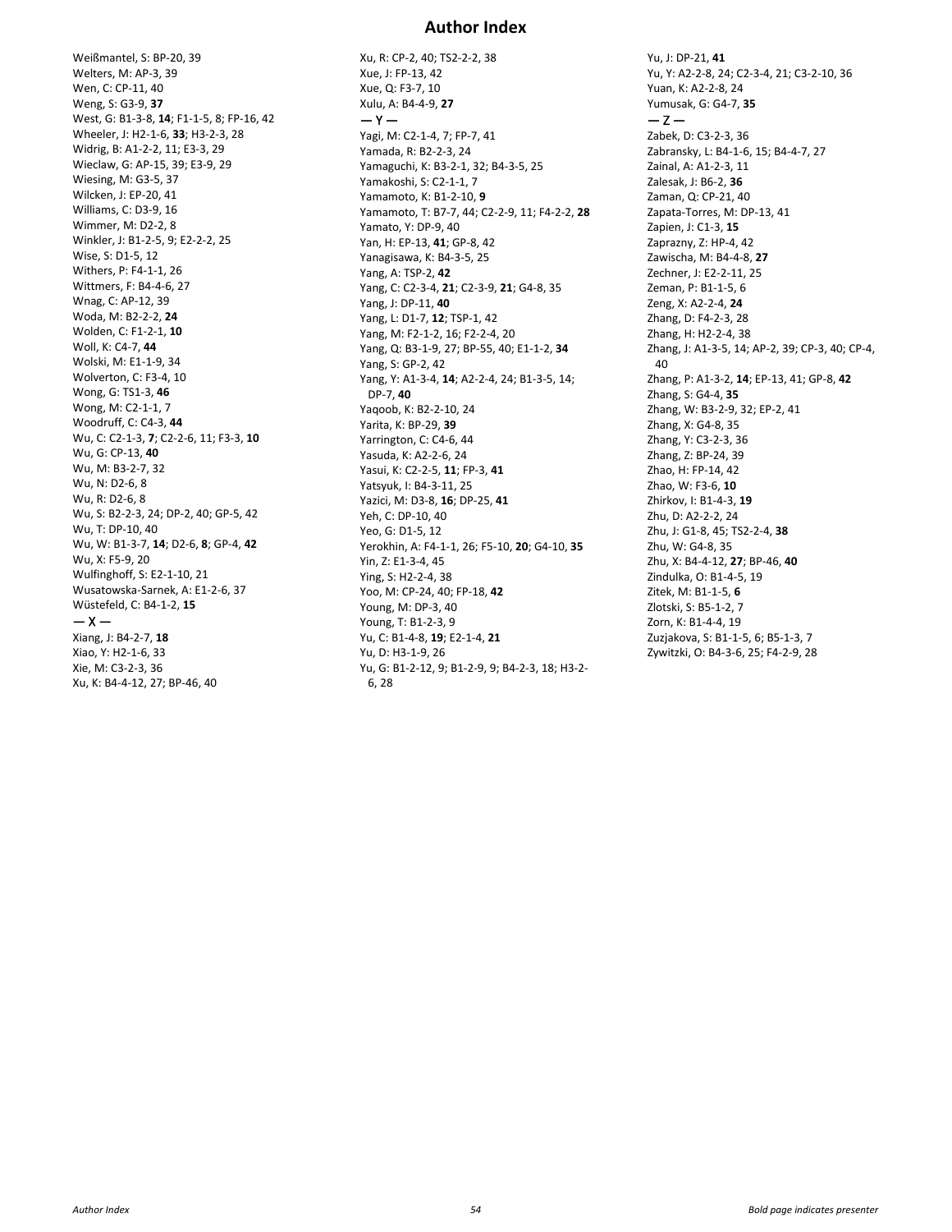# Author Index

Weißmantel, S: BP-20, 39
Welters, M: AP-3, 39
Wen, C: CP-11, 40
Weng, S: G3-9, **37**
West, G: B1-3-8, **14**; F1-1-5, 8; FP-16, 42
Wheeler, J: H2-1-6, **33**; H3-2-3, 28
Widrig, B: A1-2-2, 11; E3-3, 29
Wieclaw, G: AP-15, 39; E3-9, 29
Wiesing, M: G3-5, 37
Wilcken, J: EP-20, 41
Williams, C: D3-9, 16
Wimmer, M: D2-2, 8
Winkler, J: B1-2-5, 9; E2-2-2, 25
Wise, S: D1-5, 12
Withers, P: F4-1-1, 26
Wittmers, F: B4-4-6, 27
Wnag, C: AP-12, 39
Woda, M: B2-2-2, **24**
Wolden, C: F1-2-1, **10**
Woll, K: C4-7, **44**
Wolski, M: E1-1-9, 34
Wolverton, C: F3-4, 10
Wong, G: TS1-3, **46**
Wong, M: C2-1-1, 7
Woodruff, C: C4-3, **44**
Wu, C: C2-1-3, **7**; C2-2-6, 11; F3-3, **10**
Wu, G: CP-13, **40**
Wu, M: B3-2-7, 32
Wu, N: D2-6, 8
Wu, R: D2-6, 8
Wu, S: B2-2-3, 24; DP-2, 40; GP-5, 42
Wu, T: DP-10, 40
Wu, W: B1-3-7, **14**; D2-6, **8**; GP-4, **42**
Wu, X: F5-9, 20
Wulfinghoff, S: E2-1-10, 21
Wusatowska-Sarnek, A: E1-2-6, 37
Wüstefeld, C: B4-1-2, **15**

— X —

Xiang, J: B4-2-7, **18**
Xiao, Y: H2-1-6, 33
Xie, M: C3-2-3, 36
Xu, K: B4-4-12, 27; BP-46, 40
Xu, R: CP-2, 40; TS2-2-2, 38
Xue, J: FP-13, 42
Xue, Q: F3-7, 10
Xulu, A: B4-4-9, **27**

— Y —

Yagi, M: C2-1-4, 7; FP-7, 41
Yamada, R: B2-2-3, 24
Yamaguchi, K: B3-2-1, 32; B4-3-5, 25
Yamakoshi, S: C2-1-1, 7
Yamamoto, K: B1-2-10, **9**
Yamamoto, T: B7-7, 44; C2-2-9, 11; F4-2-2, **28**
Yamato, Y: DP-9, 40
Yan, H: EP-13, **41**; GP-8, 42
Yanagisawa, K: B4-3-5, 25
Yang, A: TSP-2, **42**
Yang, C: C2-3-4, **21**; C2-3-9, **21**; G4-8, 35
Yang, J: DP-11, **40**
Yang, L: D1-7, **12**; TSP-1, 42
Yang, M: F2-1-2, 16; F2-2-4, 20
Yang, Q: B3-1-9, 27; BP-55, 40; E1-1-2, **34**
Yang, S: GP-2, 42
Yang, Y: A1-3-4, **14**; A2-2-4, 24; B1-3-5, 14; DP-7, **40**
Yaqoob, K: B2-2-10, 24
Yarita, K: BP-29, **39**
Yarrington, C: C4-6, 44
Yasuda, K: A2-2-6, 24
Yasui, K: C2-2-5, **11**; FP-3, **41**
Yatsyuk, I: B4-3-11, 25
Yazici, M: D3-8, **16**; DP-25, **41**
Yeh, C: DP-10, 40
Yeo, G: D1-5, 12
Yerokhin, A: F4-1-1, 26; F5-10, **20**; G4-10, **35**
Yin, Z: E1-3-4, 45
Ying, S: H2-2-4, 38
Yoo, M: CP-24, 40; FP-18, **42**
Young, M: DP-3, 40
Young, T: B1-2-3, 9
Yu, C: B1-4-8, **19**; E2-1-4, **21**
Yu, D: H3-1-9, 26
Yu, G: B1-2-12, 9; B1-2-9, 9; B4-2-3, 18; H3-2-6, 28
Yu, J: DP-21, **41**
Yu, Y: A2-2-8, 24; C2-3-4, 21; C3-2-10, 36
Yuan, K: A2-2-8, 24
Yumusak, G: G4-7, **35**

— Z —

Zabek, D: C3-2-3, 36
Zabransky, L: B4-1-6, 15; B4-4-7, 27
Zainal, A: A1-2-3, 11
Zalesak, J: B6-2, **36**
Zaman, Q: CP-21, 40
Zapata-Torres, M: DP-13, 41
Zapien, J: C1-3, **15**
Zaprazny, Z: HP-4, 42
Zawischa, M: B4-4-8, **27**
Zechner, J: E2-2-11, 25
Zeman, P: B1-1-5, 6
Zeng, X: A2-2-4, **24**
Zhang, D: F4-2-3, 28
Zhang, H: H2-2-4, 38
Zhang, J: A1-3-5, 14; AP-2, 39; CP-3, 40; CP-4, 40
Zhang, P: A1-3-2, **14**; EP-13, 41; GP-8, **42**
Zhang, S: G4-4, **35**
Zhang, W: B3-2-9, 32; EP-2, 41
Zhang, X: G4-8, 35
Zhang, Y: C3-2-3, 36
Zhang, Z: BP-24, 39
Zhao, H: FP-14, 42
Zhao, W: F3-6, **10**
Zhirkov, I: B1-4-3, **19**
Zhu, D: A2-2-2, 24
Zhu, J: G1-8, 45; TS2-2-4, **38**
Zhu, W: G4-8, 35
Zhu, X: B4-4-12, **27**; BP-46, **40**
Zindulka, O: B1-4-5, 19
Zitek, M: B1-1-5, **6**
Zlotski, S: B5-1-2, 7
Zorn, K: B1-4-4, 19
Zuzjakova, S: B1-1-5, 6; B5-1-3, 7
Zywitzki, O: B4-3-6, 25; F4-2-9, 28

Bold page indicates presenter